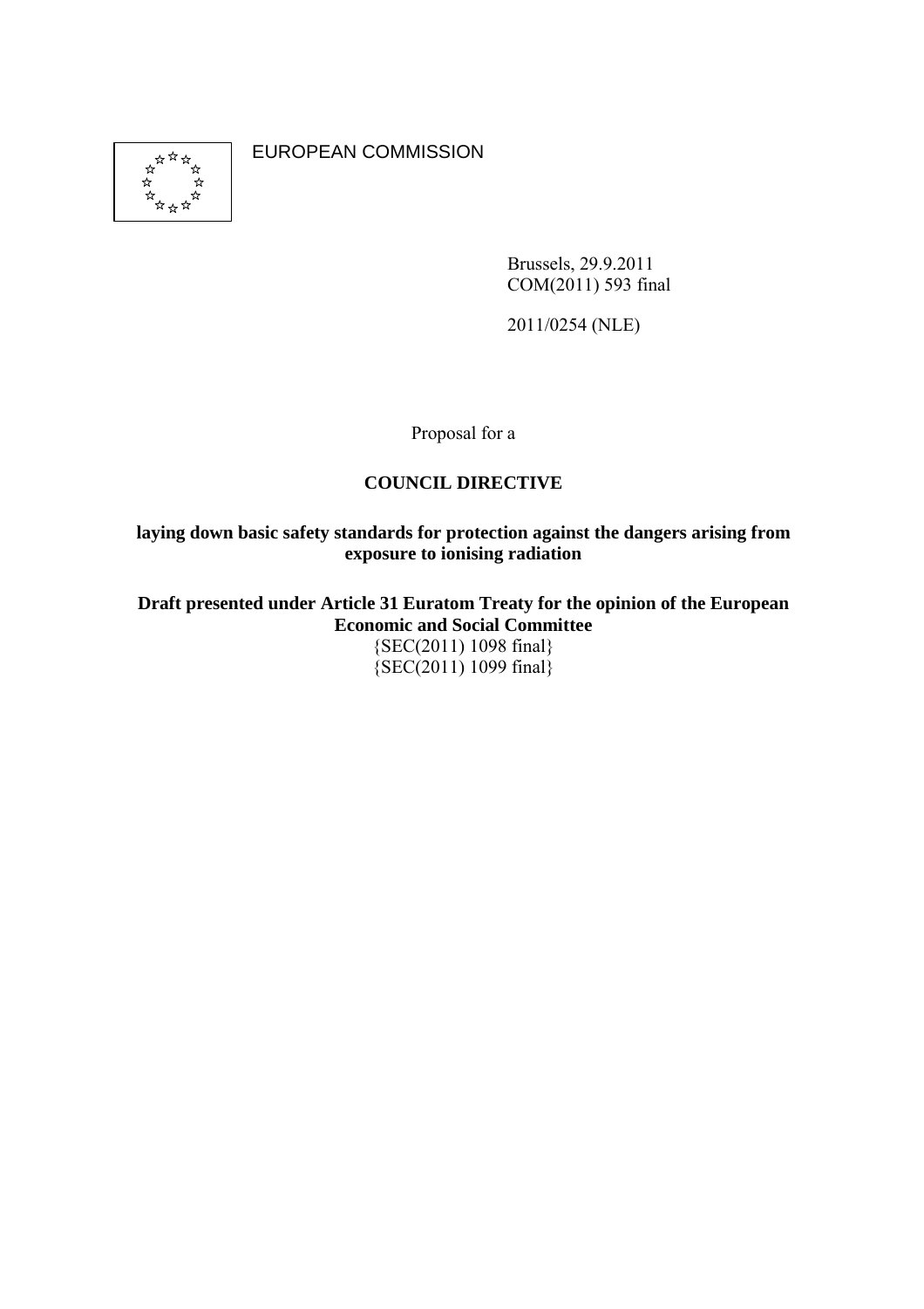EUROPEAN COMMISSION

Brussels, 29.9.2011
COM(2011) 593 final

2011/0254 (NLE)

Proposal for a

**COUNCIL DIRECTIVE**

**laying down basic safety standards for protection against the dangers arising from exposure to ionising radiation**

**Draft presented under Article 31 Euratom Treaty for the opinion of the European Economic and Social Committee**

{SEC(2011) 1098 final}
{SEC(2011) 1099 final}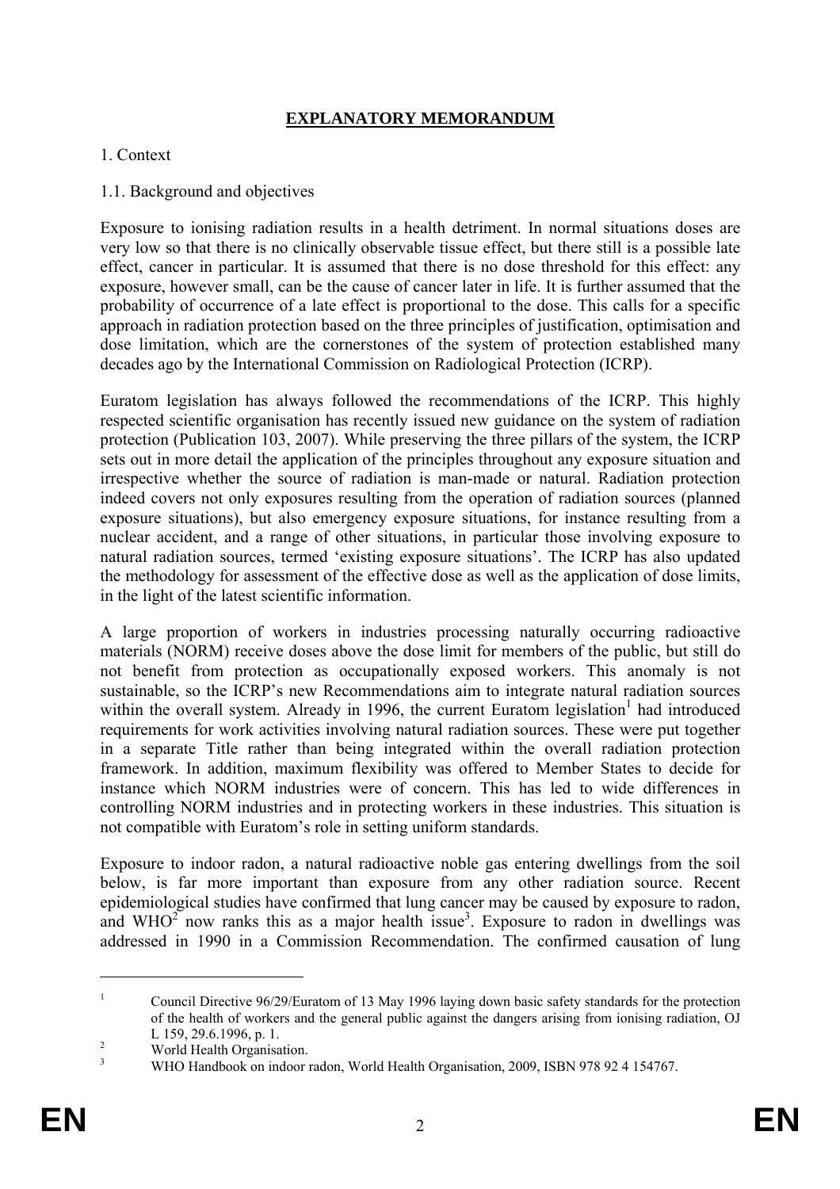# EXPLANATORY MEMORANDUM

1. Context

1.1. Background and objectives

Exposure to ionising radiation results in a health detriment. In normal situations doses are very low so that there is no clinically observable tissue effect, but there still is a possible late effect, cancer in particular. It is assumed that there is no dose threshold for this effect: any exposure, however small, can be the cause of cancer later in life. It is further assumed that the probability of occurrence of a late effect is proportional to the dose. This calls for a specific approach in radiation protection based on the three principles of justification, optimisation and dose limitation, which are the cornerstones of the system of protection established many decades ago by the International Commission on Radiological Protection (ICRP).

Euratom legislation has always followed the recommendations of the ICRP. This highly respected scientific organisation has recently issued new guidance on the system of radiation protection (Publication 103, 2007). While preserving the three pillars of the system, the ICRP sets out in more detail the application of the principles throughout any exposure situation and irrespective whether the source of radiation is man-made or natural. Radiation protection indeed covers not only exposures resulting from the operation of radiation sources (planned exposure situations), but also emergency exposure situations, for instance resulting from a nuclear accident, and a range of other situations, in particular those involving exposure to natural radiation sources, termed 'existing exposure situations'. The ICRP has also updated the methodology for assessment of the effective dose as well as the application of dose limits, in the light of the latest scientific information.

A large proportion of workers in industries processing naturally occurring radioactive materials (NORM) receive doses above the dose limit for members of the public, but still do not benefit from protection as occupationally exposed workers. This anomaly is not sustainable, so the ICRP's new Recommendations aim to integrate natural radiation sources within the overall system. Already in 1996, the current Euratom legislation[1] had introduced requirements for work activities involving natural radiation sources. These were put together in a separate Title rather than being integrated within the overall radiation protection framework. In addition, maximum flexibility was offered to Member States to decide for instance which NORM industries were of concern. This has led to wide differences in controlling NORM industries and in protecting workers in these industries. This situation is not compatible with Euratom's role in setting uniform standards.

Exposure to indoor radon, a natural radioactive noble gas entering dwellings from the soil below, is far more important than exposure from any other radiation source. Recent epidemiological studies have confirmed that lung cancer may be caused by exposure to radon, and WHO[2] now ranks this as a major health issue[3]. Exposure to radon in dwellings was addressed in 1990 in a Commission Recommendation. The confirmed causation of lung

---

[1] Council Directive 96/29/Euratom of 13 May 1996 laying down basic safety standards for the protection of the health of workers and the general public against the dangers arising from ionising radiation, OJ L 159, 29.6.1996, p. 1.

[2] World Health Organisation.

[3] WHO Handbook on indoor radon, World Health Organisation, 2009, ISBN 978 92 4 154767.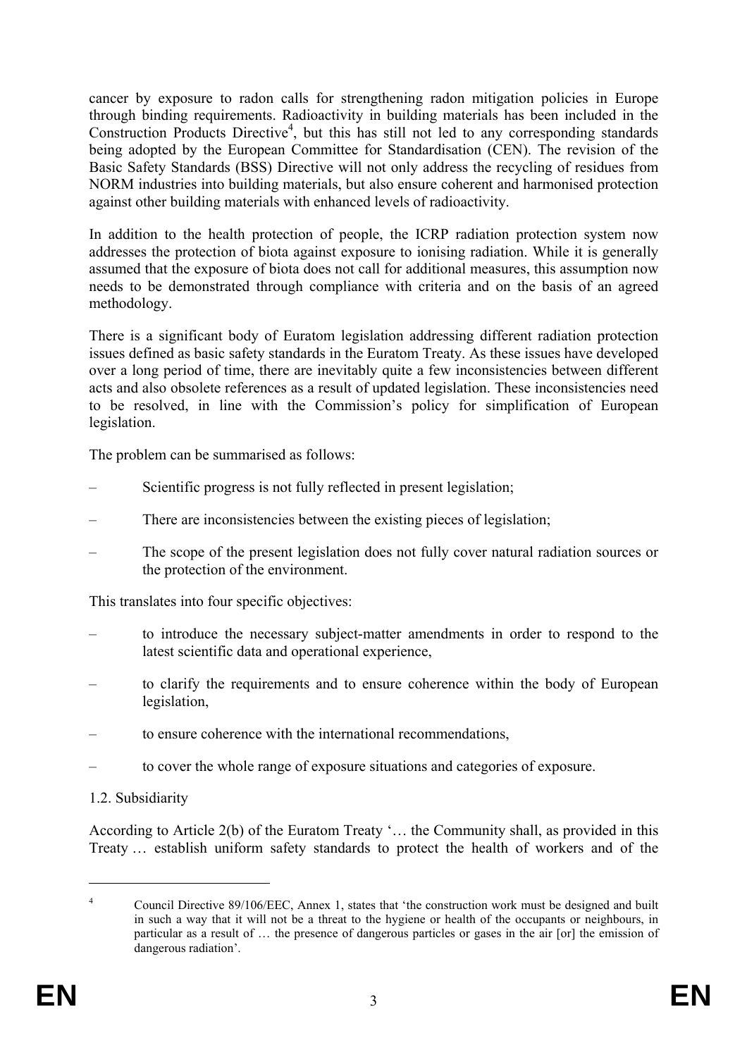cancer by exposure to radon calls for strengthening radon mitigation policies in Europe through binding requirements. Radioactivity in building materials has been included in the Construction Products Directive[4], but this has still not led to any corresponding standards being adopted by the European Committee for Standardisation (CEN). The revision of the Basic Safety Standards (BSS) Directive will not only address the recycling of residues from NORM industries into building materials, but also ensure coherent and harmonised protection against other building materials with enhanced levels of radioactivity.

In addition to the health protection of people, the ICRP radiation protection system now addresses the protection of biota against exposure to ionising radiation. While it is generally assumed that the exposure of biota does not call for additional measures, this assumption now needs to be demonstrated through compliance with criteria and on the basis of an agreed methodology.

There is a significant body of Euratom legislation addressing different radiation protection issues defined as basic safety standards in the Euratom Treaty. As these issues have developed over a long period of time, there are inevitably quite a few inconsistencies between different acts and also obsolete references as a result of updated legislation. These inconsistencies need to be resolved, in line with the Commission's policy for simplification of European legislation.

The problem can be summarised as follows:

– Scientific progress is not fully reflected in present legislation;

– There are inconsistencies between the existing pieces of legislation;

– The scope of the present legislation does not fully cover natural radiation sources or the protection of the environment.

This translates into four specific objectives:

– to introduce the necessary subject-matter amendments in order to respond to the latest scientific data and operational experience,

– to clarify the requirements and to ensure coherence within the body of European legislation,

– to ensure coherence with the international recommendations,

– to cover the whole range of exposure situations and categories of exposure.

1.2. Subsidiarity

According to Article 2(b) of the Euratom Treaty '… the Community shall, as provided in this Treaty … establish uniform safety standards to protect the health of workers and of the

[4] Council Directive 89/106/EEC, Annex 1, states that 'the construction work must be designed and built in such a way that it will not be a threat to the hygiene or health of the occupants or neighbours, in particular as a result of … the presence of dangerous particles or gases in the air [or] the emission of dangerous radiation'.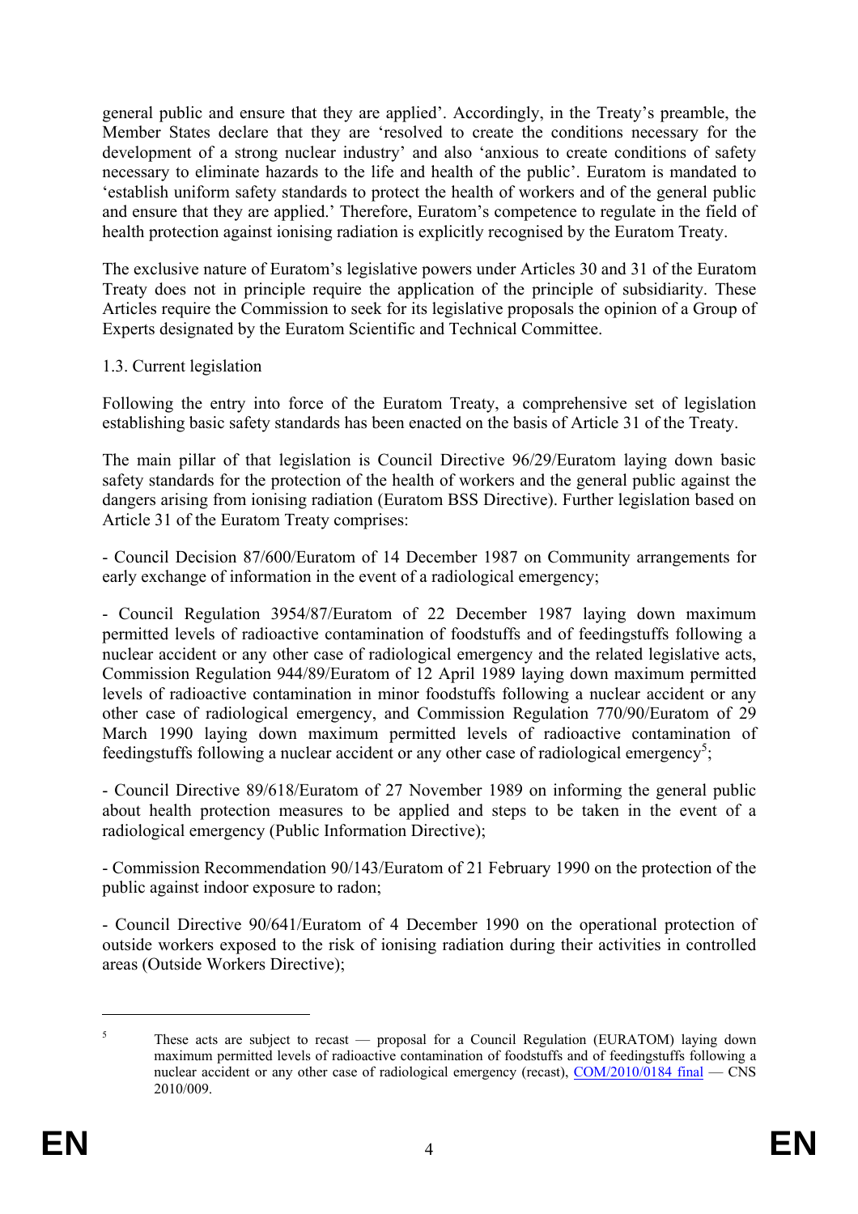general public and ensure that they are applied'. Accordingly, in the Treaty's preamble, the Member States declare that they are 'resolved to create the conditions necessary for the development of a strong nuclear industry' and also 'anxious to create conditions of safety necessary to eliminate hazards to the life and health of the public'. Euratom is mandated to 'establish uniform safety standards to protect the health of workers and of the general public and ensure that they are applied.' Therefore, Euratom's competence to regulate in the field of health protection against ionising radiation is explicitly recognised by the Euratom Treaty.

The exclusive nature of Euratom's legislative powers under Articles 30 and 31 of the Euratom Treaty does not in principle require the application of the principle of subsidiarity. These Articles require the Commission to seek for its legislative proposals the opinion of a Group of Experts designated by the Euratom Scientific and Technical Committee.

### 1.3. Current legislation

Following the entry into force of the Euratom Treaty, a comprehensive set of legislation establishing basic safety standards has been enacted on the basis of Article 31 of the Treaty.

The main pillar of that legislation is Council Directive 96/29/Euratom laying down basic safety standards for the protection of the health of workers and the general public against the dangers arising from ionising radiation (Euratom BSS Directive). Further legislation based on Article 31 of the Euratom Treaty comprises:

- Council Decision 87/600/Euratom of 14 December 1987 on Community arrangements for early exchange of information in the event of a radiological emergency;

- Council Regulation 3954/87/Euratom of 22 December 1987 laying down maximum permitted levels of radioactive contamination of foodstuffs and of feedingstuffs following a nuclear accident or any other case of radiological emergency and the related legislative acts, Commission Regulation 944/89/Euratom of 12 April 1989 laying down maximum permitted levels of radioactive contamination in minor foodstuffs following a nuclear accident or any other case of radiological emergency, and Commission Regulation 770/90/Euratom of 29 March 1990 laying down maximum permitted levels of radioactive contamination of feedingstuffs following a nuclear accident or any other case of radiological emergency[5];

- Council Directive 89/618/Euratom of 27 November 1989 on informing the general public about health protection measures to be applied and steps to be taken in the event of a radiological emergency (Public Information Directive);

- Commission Recommendation 90/143/Euratom of 21 February 1990 on the protection of the public against indoor exposure to radon;

- Council Directive 90/641/Euratom of 4 December 1990 on the operational protection of outside workers exposed to the risk of ionising radiation during their activities in controlled areas (Outside Workers Directive);

---

[5] These acts are subject to recast — proposal for a Council Regulation (EURATOM) laying down maximum permitted levels of radioactive contamination of foodstuffs and of feedingstuffs following a nuclear accident or any other case of radiological emergency (recast), COM/2010/0184 final — CNS 2010/009.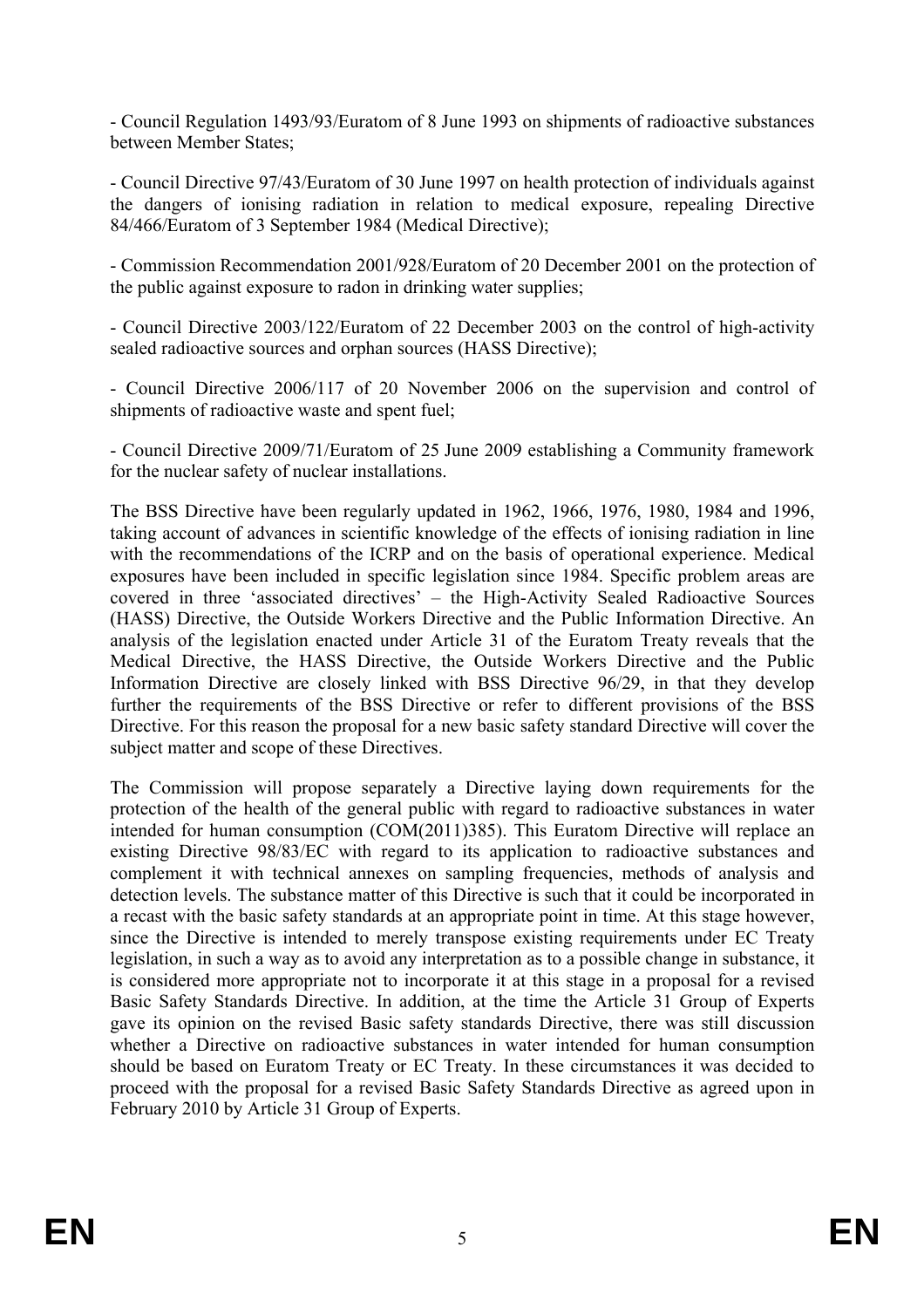- Council Regulation 1493/93/Euratom of 8 June 1993 on shipments of radioactive substances between Member States;

- Council Directive 97/43/Euratom of 30 June 1997 on health protection of individuals against the dangers of ionising radiation in relation to medical exposure, repealing Directive 84/466/Euratom of 3 September 1984 (Medical Directive);

- Commission Recommendation 2001/928/Euratom of 20 December 2001 on the protection of the public against exposure to radon in drinking water supplies;

- Council Directive 2003/122/Euratom of 22 December 2003 on the control of high-activity sealed radioactive sources and orphan sources (HASS Directive);

- Council Directive 2006/117 of 20 November 2006 on the supervision and control of shipments of radioactive waste and spent fuel;

- Council Directive 2009/71/Euratom of 25 June 2009 establishing a Community framework for the nuclear safety of nuclear installations.

The BSS Directive have been regularly updated in 1962, 1966, 1976, 1980, 1984 and 1996, taking account of advances in scientific knowledge of the effects of ionising radiation in line with the recommendations of the ICRP and on the basis of operational experience. Medical exposures have been included in specific legislation since 1984. Specific problem areas are covered in three 'associated directives' – the High-Activity Sealed Radioactive Sources (HASS) Directive, the Outside Workers Directive and the Public Information Directive. An analysis of the legislation enacted under Article 31 of the Euratom Treaty reveals that the Medical Directive, the HASS Directive, the Outside Workers Directive and the Public Information Directive are closely linked with BSS Directive 96/29, in that they develop further the requirements of the BSS Directive or refer to different provisions of the BSS Directive. For this reason the proposal for a new basic safety standard Directive will cover the subject matter and scope of these Directives.

The Commission will propose separately a Directive laying down requirements for the protection of the health of the general public with regard to radioactive substances in water intended for human consumption (COM(2011)385). This Euratom Directive will replace an existing Directive 98/83/EC with regard to its application to radioactive substances and complement it with technical annexes on sampling frequencies, methods of analysis and detection levels. The substance matter of this Directive is such that it could be incorporated in a recast with the basic safety standards at an appropriate point in time. At this stage however, since the Directive is intended to merely transpose existing requirements under EC Treaty legislation, in such a way as to avoid any interpretation as to a possible change in substance, it is considered more appropriate not to incorporate it at this stage in a proposal for a revised Basic Safety Standards Directive. In addition, at the time the Article 31 Group of Experts gave its opinion on the revised Basic safety standards Directive, there was still discussion whether a Directive on radioactive substances in water intended for human consumption should be based on Euratom Treaty or EC Treaty. In these circumstances it was decided to proceed with the proposal for a revised Basic Safety Standards Directive as agreed upon in February 2010 by Article 31 Group of Experts.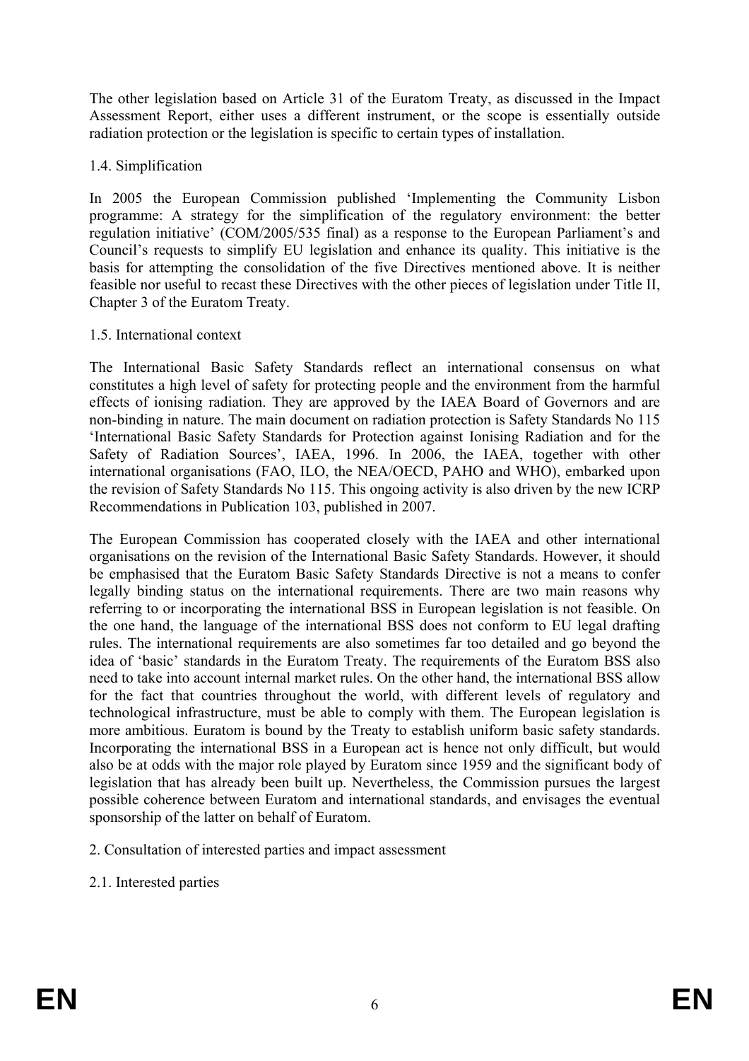The other legislation based on Article 31 of the Euratom Treaty, as discussed in the Impact Assessment Report, either uses a different instrument, or the scope is essentially outside radiation protection or the legislation is specific to certain types of installation.

### 1.4. Simplification

In 2005 the European Commission published 'Implementing the Community Lisbon programme: A strategy for the simplification of the regulatory environment: the better regulation initiative' (COM/2005/535 final) as a response to the European Parliament's and Council's requests to simplify EU legislation and enhance its quality. This initiative is the basis for attempting the consolidation of the five Directives mentioned above. It is neither feasible nor useful to recast these Directives with the other pieces of legislation under Title II, Chapter 3 of the Euratom Treaty.

### 1.5. International context

The International Basic Safety Standards reflect an international consensus on what constitutes a high level of safety for protecting people and the environment from the harmful effects of ionising radiation. They are approved by the IAEA Board of Governors and are non-binding in nature. The main document on radiation protection is Safety Standards No 115 'International Basic Safety Standards for Protection against Ionising Radiation and for the Safety of Radiation Sources', IAEA, 1996. In 2006, the IAEA, together with other international organisations (FAO, ILO, the NEA/OECD, PAHO and WHO), embarked upon the revision of Safety Standards No 115. This ongoing activity is also driven by the new ICRP Recommendations in Publication 103, published in 2007.

The European Commission has cooperated closely with the IAEA and other international organisations on the revision of the International Basic Safety Standards. However, it should be emphasised that the Euratom Basic Safety Standards Directive is not a means to confer legally binding status on the international requirements. There are two main reasons why referring to or incorporating the international BSS in European legislation is not feasible. On the one hand, the language of the international BSS does not conform to EU legal drafting rules. The international requirements are also sometimes far too detailed and go beyond the idea of 'basic' standards in the Euratom Treaty. The requirements of the Euratom BSS also need to take into account internal market rules. On the other hand, the international BSS allow for the fact that countries throughout the world, with different levels of regulatory and technological infrastructure, must be able to comply with them. The European legislation is more ambitious. Euratom is bound by the Treaty to establish uniform basic safety standards. Incorporating the international BSS in a European act is hence not only difficult, but would also be at odds with the major role played by Euratom since 1959 and the significant body of legislation that has already been built up. Nevertheless, the Commission pursues the largest possible coherence between Euratom and international standards, and envisages the eventual sponsorship of the latter on behalf of Euratom.

## 2. Consultation of interested parties and impact assessment

### 2.1. Interested parties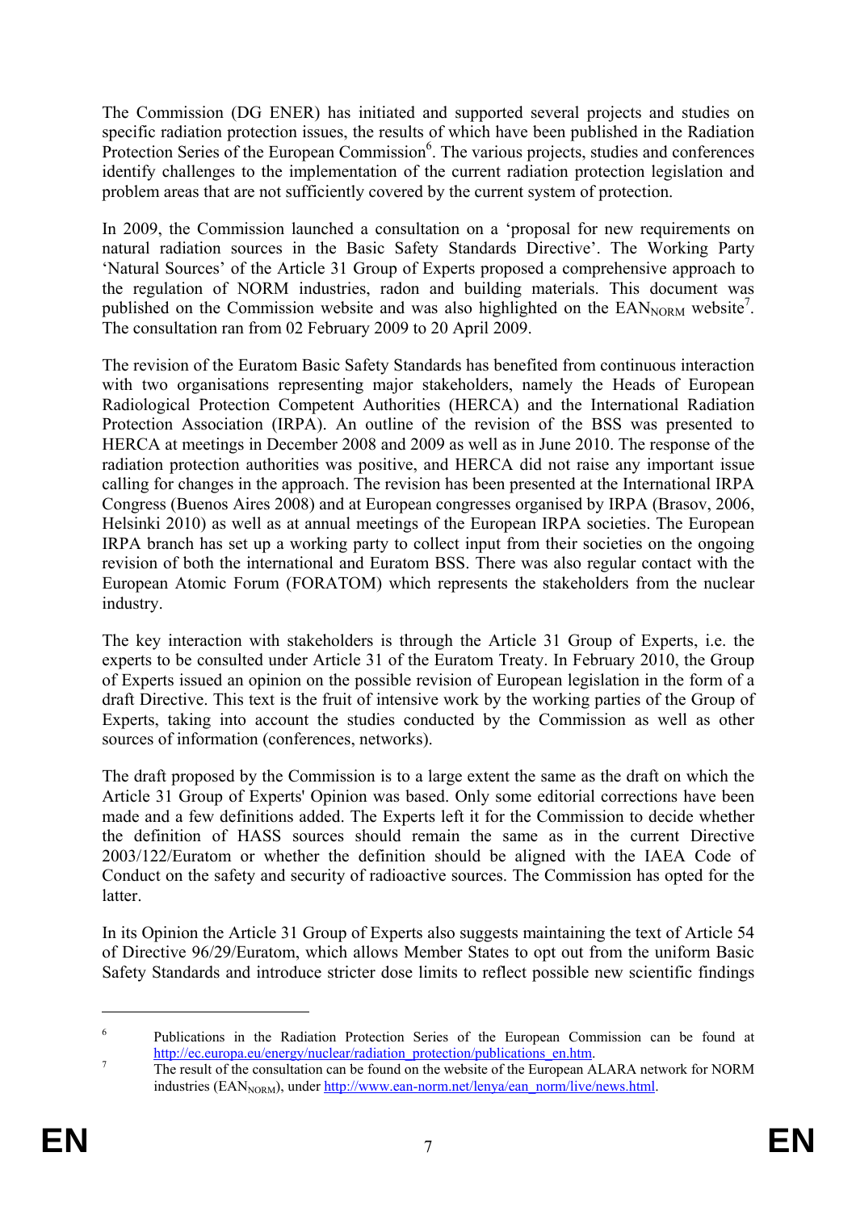The Commission (DG ENER) has initiated and supported several projects and studies on specific radiation protection issues, the results of which have been published in the Radiation Protection Series of the European Commission[6]. The various projects, studies and conferences identify challenges to the implementation of the current radiation protection legislation and problem areas that are not sufficiently covered by the current system of protection.

In 2009, the Commission launched a consultation on a 'proposal for new requirements on natural radiation sources in the Basic Safety Standards Directive'. The Working Party 'Natural Sources' of the Article 31 Group of Experts proposed a comprehensive approach to the regulation of NORM industries, radon and building materials. This document was published on the Commission website and was also highlighted on the $EAN_{NORM}$ website[7]. The consultation ran from 02 February 2009 to 20 April 2009.

The revision of the Euratom Basic Safety Standards has benefited from continuous interaction with two organisations representing major stakeholders, namely the Heads of European Radiological Protection Competent Authorities (HERCA) and the International Radiation Protection Association (IRPA). An outline of the revision of the BSS was presented to HERCA at meetings in December 2008 and 2009 as well as in June 2010. The response of the radiation protection authorities was positive, and HERCA did not raise any important issue calling for changes in the approach. The revision has been presented at the International IRPA Congress (Buenos Aires 2008) and at European congresses organised by IRPA (Brasov, 2006, Helsinki 2010) as well as at annual meetings of the European IRPA societies. The European IRPA branch has set up a working party to collect input from their societies on the ongoing revision of both the international and Euratom BSS. There was also regular contact with the European Atomic Forum (FORATOM) which represents the stakeholders from the nuclear industry.

The key interaction with stakeholders is through the Article 31 Group of Experts, i.e. the experts to be consulted under Article 31 of the Euratom Treaty. In February 2010, the Group of Experts issued an opinion on the possible revision of European legislation in the form of a draft Directive. This text is the fruit of intensive work by the working parties of the Group of Experts, taking into account the studies conducted by the Commission as well as other sources of information (conferences, networks).

The draft proposed by the Commission is to a large extent the same as the draft on which the Article 31 Group of Experts' Opinion was based. Only some editorial corrections have been made and a few definitions added. The Experts left it for the Commission to decide whether the definition of HASS sources should remain the same as in the current Directive 2003/122/Euratom or whether the definition should be aligned with the IAEA Code of Conduct on the safety and security of radioactive sources. The Commission has opted for the latter.

In its Opinion the Article 31 Group of Experts also suggests maintaining the text of Article 54 of Directive 96/29/Euratom, which allows Member States to opt out from the uniform Basic Safety Standards and introduce stricter dose limits to reflect possible new scientific findings

---

[6] Publications in the Radiation Protection Series of the European Commission can be found at http://ec.europa.eu/energy/nuclear/radiation_protection/publications_en.htm.

[7] The result of the consultation can be found on the website of the European ALARA network for NORM industries ($EAN_{NORM}$), under http://www.ean-norm.net/lenya/ean_norm/live/news.html.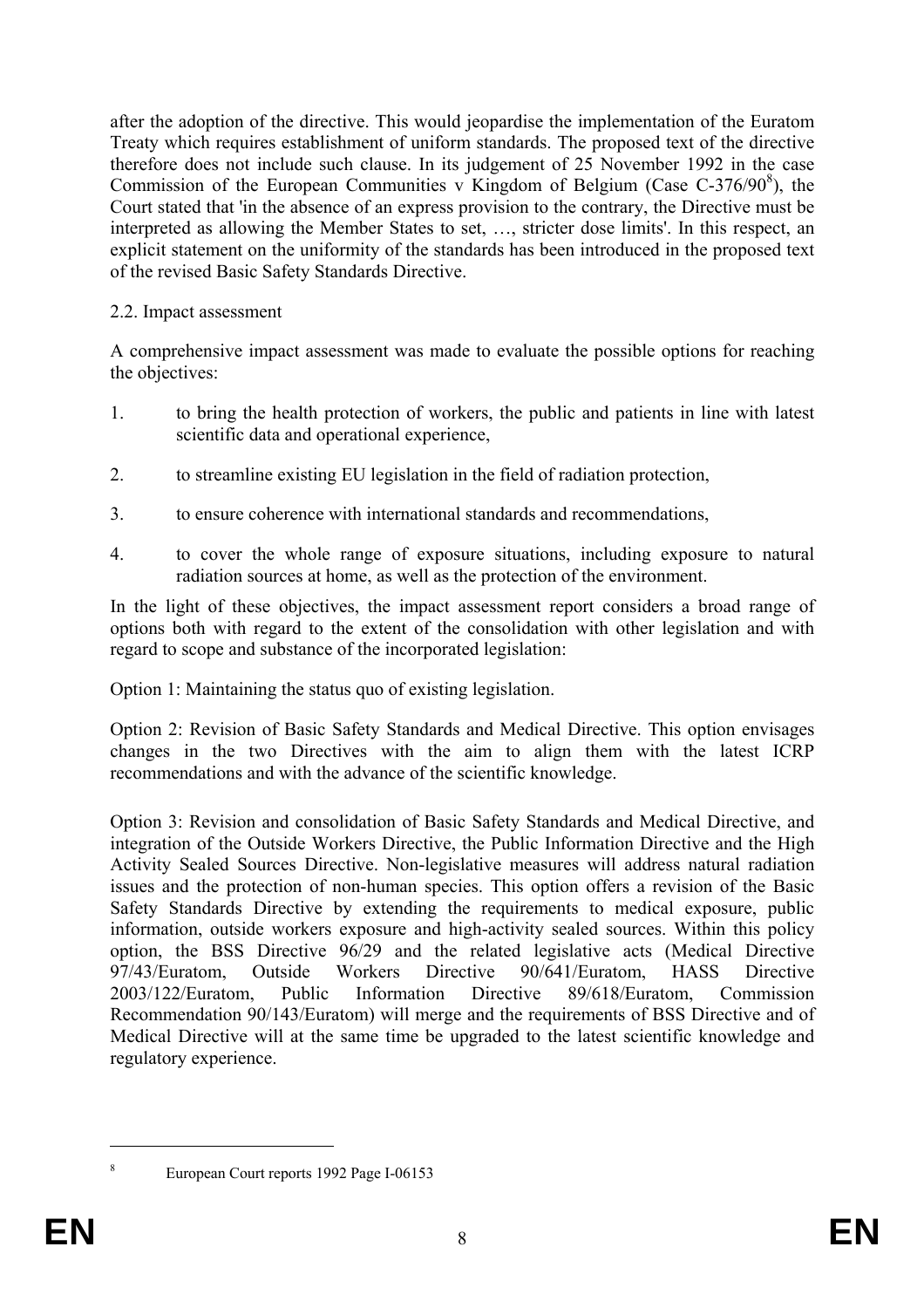after the adoption of the directive. This would jeopardise the implementation of the Euratom Treaty which requires establishment of uniform standards. The proposed text of the directive therefore does not include such clause. In its judgement of 25 November 1992 in the case Commission of the European Communities v Kingdom of Belgium (Case C-376/90[8]), the Court stated that 'in the absence of an express provision to the contrary, the Directive must be interpreted as allowing the Member States to set, …, stricter dose limits'. In this respect, an explicit statement on the uniformity of the standards has been introduced in the proposed text of the revised Basic Safety Standards Directive.

2.2. Impact assessment

A comprehensive impact assessment was made to evaluate the possible options for reaching the objectives:

1. to bring the health protection of workers, the public and patients in line with latest scientific data and operational experience,
2. to streamline existing EU legislation in the field of radiation protection,
3. to ensure coherence with international standards and recommendations,
4. to cover the whole range of exposure situations, including exposure to natural radiation sources at home, as well as the protection of the environment.

In the light of these objectives, the impact assessment report considers a broad range of options both with regard to the extent of the consolidation with other legislation and with regard to scope and substance of the incorporated legislation:

Option 1: Maintaining the status quo of existing legislation.

Option 2: Revision of Basic Safety Standards and Medical Directive. This option envisages changes in the two Directives with the aim to align them with the latest ICRP recommendations and with the advance of the scientific knowledge.

Option 3: Revision and consolidation of Basic Safety Standards and Medical Directive, and integration of the Outside Workers Directive, the Public Information Directive and the High Activity Sealed Sources Directive. Non-legislative measures will address natural radiation issues and the protection of non-human species. This option offers a revision of the Basic Safety Standards Directive by extending the requirements to medical exposure, public information, outside workers exposure and high-activity sealed sources. Within this policy option, the BSS Directive 96/29 and the related legislative acts (Medical Directive 97/43/Euratom, Outside Workers Directive 90/641/Euratom, HASS Directive 2003/122/Euratom, Public Information Directive 89/618/Euratom, Commission Recommendation 90/143/Euratom) will merge and the requirements of BSS Directive and of Medical Directive will at the same time be upgraded to the latest scientific knowledge and regulatory experience.

[8] European Court reports 1992 Page I-06153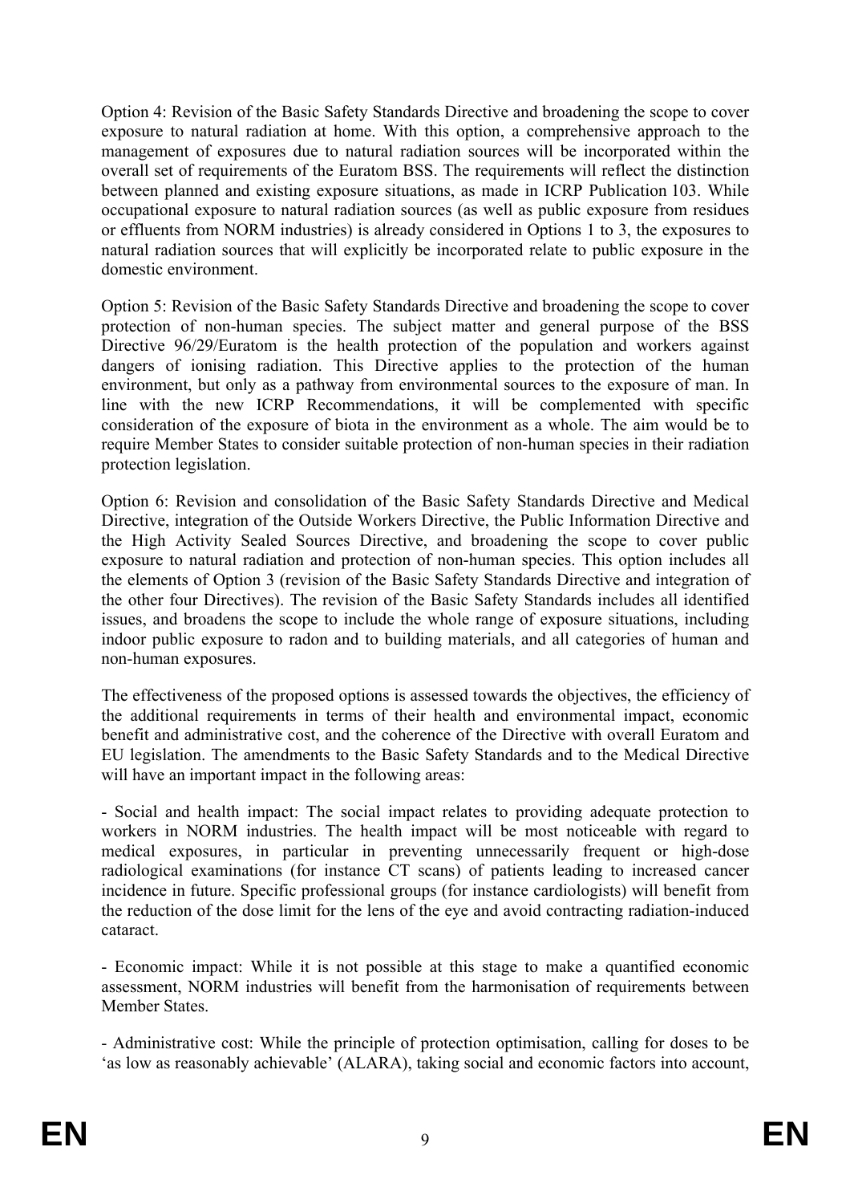Option 4: Revision of the Basic Safety Standards Directive and broadening the scope to cover exposure to natural radiation at home. With this option, a comprehensive approach to the management of exposures due to natural radiation sources will be incorporated within the overall set of requirements of the Euratom BSS. The requirements will reflect the distinction between planned and existing exposure situations, as made in ICRP Publication 103. While occupational exposure to natural radiation sources (as well as public exposure from residues or effluents from NORM industries) is already considered in Options 1 to 3, the exposures to natural radiation sources that will explicitly be incorporated relate to public exposure in the domestic environment.

Option 5: Revision of the Basic Safety Standards Directive and broadening the scope to cover protection of non-human species. The subject matter and general purpose of the BSS Directive 96/29/Euratom is the health protection of the population and workers against dangers of ionising radiation. This Directive applies to the protection of the human environment, but only as a pathway from environmental sources to the exposure of man. In line with the new ICRP Recommendations, it will be complemented with specific consideration of the exposure of biota in the environment as a whole. The aim would be to require Member States to consider suitable protection of non-human species in their radiation protection legislation.

Option 6: Revision and consolidation of the Basic Safety Standards Directive and Medical Directive, integration of the Outside Workers Directive, the Public Information Directive and the High Activity Sealed Sources Directive, and broadening the scope to cover public exposure to natural radiation and protection of non-human species. This option includes all the elements of Option 3 (revision of the Basic Safety Standards Directive and integration of the other four Directives). The revision of the Basic Safety Standards includes all identified issues, and broadens the scope to include the whole range of exposure situations, including indoor public exposure to radon and to building materials, and all categories of human and non-human exposures.

The effectiveness of the proposed options is assessed towards the objectives, the efficiency of the additional requirements in terms of their health and environmental impact, economic benefit and administrative cost, and the coherence of the Directive with overall Euratom and EU legislation. The amendments to the Basic Safety Standards and to the Medical Directive will have an important impact in the following areas:

- Social and health impact: The social impact relates to providing adequate protection to workers in NORM industries. The health impact will be most noticeable with regard to medical exposures, in particular in preventing unnecessarily frequent or high-dose radiological examinations (for instance CT scans) of patients leading to increased cancer incidence in future. Specific professional groups (for instance cardiologists) will benefit from the reduction of the dose limit for the lens of the eye and avoid contracting radiation-induced cataract.

- Economic impact: While it is not possible at this stage to make a quantified economic assessment, NORM industries will benefit from the harmonisation of requirements between Member States.

- Administrative cost: While the principle of protection optimisation, calling for doses to be 'as low as reasonably achievable' (ALARA), taking social and economic factors into account,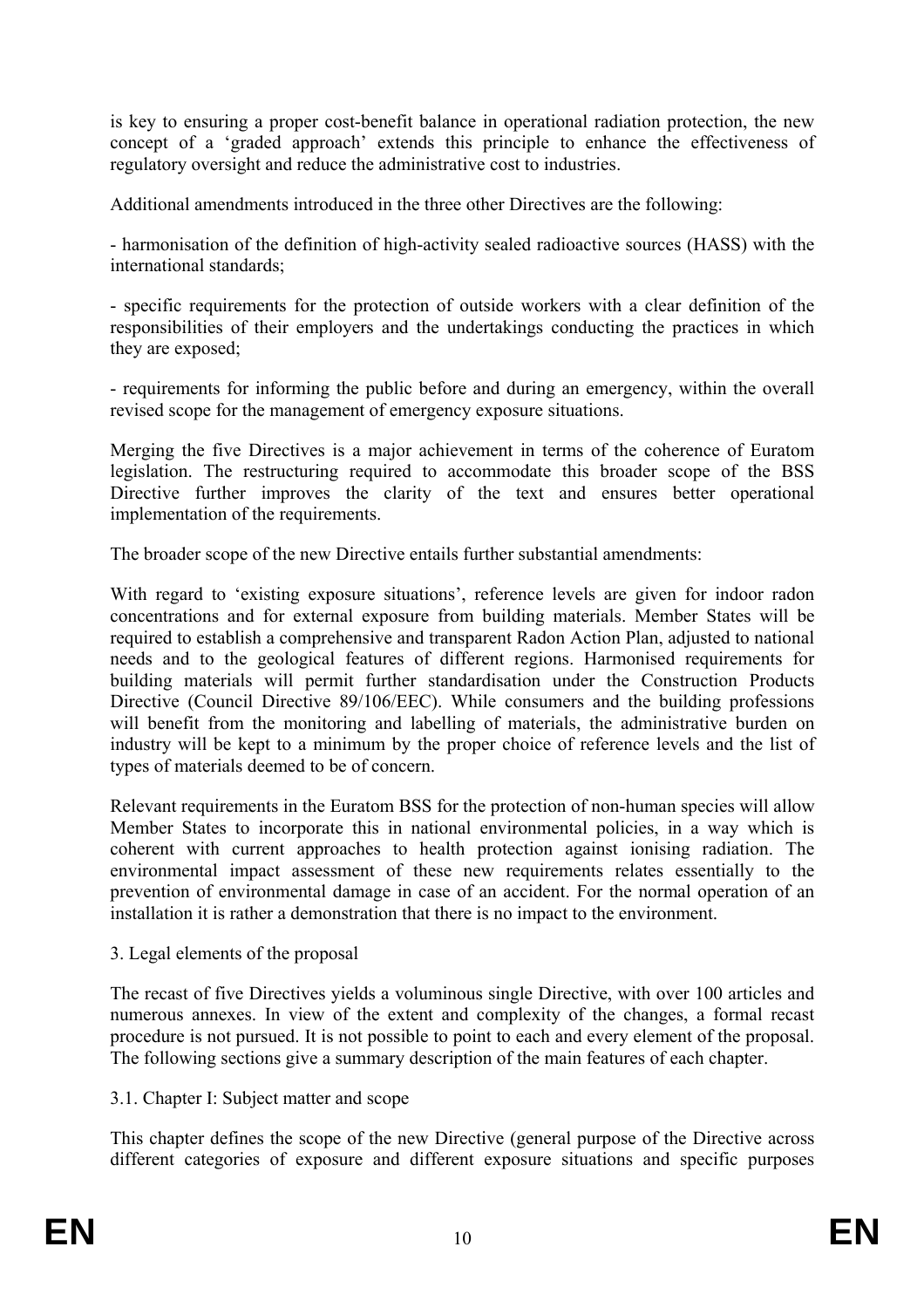is key to ensuring a proper cost-benefit balance in operational radiation protection, the new concept of a 'graded approach' extends this principle to enhance the effectiveness of regulatory oversight and reduce the administrative cost to industries.

Additional amendments introduced in the three other Directives are the following:

- harmonisation of the definition of high-activity sealed radioactive sources (HASS) with the international standards;

- specific requirements for the protection of outside workers with a clear definition of the responsibilities of their employers and the undertakings conducting the practices in which they are exposed;

- requirements for informing the public before and during an emergency, within the overall revised scope for the management of emergency exposure situations.

Merging the five Directives is a major achievement in terms of the coherence of Euratom legislation. The restructuring required to accommodate this broader scope of the BSS Directive further improves the clarity of the text and ensures better operational implementation of the requirements.

The broader scope of the new Directive entails further substantial amendments:

With regard to 'existing exposure situations', reference levels are given for indoor radon concentrations and for external exposure from building materials. Member States will be required to establish a comprehensive and transparent Radon Action Plan, adjusted to national needs and to the geological features of different regions. Harmonised requirements for building materials will permit further standardisation under the Construction Products Directive (Council Directive 89/106/EEC). While consumers and the building professions will benefit from the monitoring and labelling of materials, the administrative burden on industry will be kept to a minimum by the proper choice of reference levels and the list of types of materials deemed to be of concern.

Relevant requirements in the Euratom BSS for the protection of non-human species will allow Member States to incorporate this in national environmental policies, in a way which is coherent with current approaches to health protection against ionising radiation. The environmental impact assessment of these new requirements relates essentially to the prevention of environmental damage in case of an accident. For the normal operation of an installation it is rather a demonstration that there is no impact to the environment.

## 3. Legal elements of the proposal

The recast of five Directives yields a voluminous single Directive, with over 100 articles and numerous annexes. In view of the extent and complexity of the changes, a formal recast procedure is not pursued. It is not possible to point to each and every element of the proposal. The following sections give a summary description of the main features of each chapter.

### 3.1. Chapter I: Subject matter and scope

This chapter defines the scope of the new Directive (general purpose of the Directive across different categories of exposure and different exposure situations and specific purposes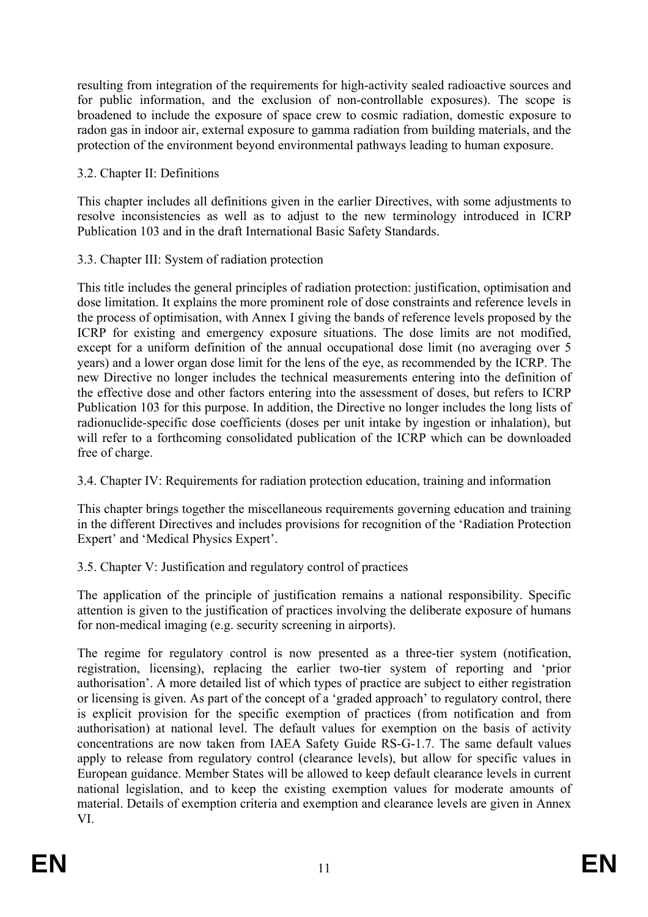resulting from integration of the requirements for high-activity sealed radioactive sources and for public information, and the exclusion of non-controllable exposures). The scope is broadened to include the exposure of space crew to cosmic radiation, domestic exposure to radon gas in indoor air, external exposure to gamma radiation from building materials, and the protection of the environment beyond environmental pathways leading to human exposure.

### 3.2. Chapter II: Definitions

This chapter includes all definitions given in the earlier Directives, with some adjustments to resolve inconsistencies as well as to adjust to the new terminology introduced in ICRP Publication 103 and in the draft International Basic Safety Standards.

### 3.3. Chapter III: System of radiation protection

This title includes the general principles of radiation protection: justification, optimisation and dose limitation. It explains the more prominent role of dose constraints and reference levels in the process of optimisation, with Annex I giving the bands of reference levels proposed by the ICRP for existing and emergency exposure situations. The dose limits are not modified, except for a uniform definition of the annual occupational dose limit (no averaging over 5 years) and a lower organ dose limit for the lens of the eye, as recommended by the ICRP. The new Directive no longer includes the technical measurements entering into the definition of the effective dose and other factors entering into the assessment of doses, but refers to ICRP Publication 103 for this purpose. In addition, the Directive no longer includes the long lists of radionuclide-specific dose coefficients (doses per unit intake by ingestion or inhalation), but will refer to a forthcoming consolidated publication of the ICRP which can be downloaded free of charge.

### 3.4. Chapter IV: Requirements for radiation protection education, training and information

This chapter brings together the miscellaneous requirements governing education and training in the different Directives and includes provisions for recognition of the 'Radiation Protection Expert' and 'Medical Physics Expert'.

### 3.5. Chapter V: Justification and regulatory control of practices

The application of the principle of justification remains a national responsibility. Specific attention is given to the justification of practices involving the deliberate exposure of humans for non-medical imaging (e.g. security screening in airports).

The regime for regulatory control is now presented as a three-tier system (notification, registration, licensing), replacing the earlier two-tier system of reporting and 'prior authorisation'. A more detailed list of which types of practice are subject to either registration or licensing is given. As part of the concept of a 'graded approach' to regulatory control, there is explicit provision for the specific exemption of practices (from notification and from authorisation) at national level. The default values for exemption on the basis of activity concentrations are now taken from IAEA Safety Guide RS-G-1.7. The same default values apply to release from regulatory control (clearance levels), but allow for specific values in European guidance. Member States will be allowed to keep default clearance levels in current national legislation, and to keep the existing exemption values for moderate amounts of material. Details of exemption criteria and exemption and clearance levels are given in Annex VI.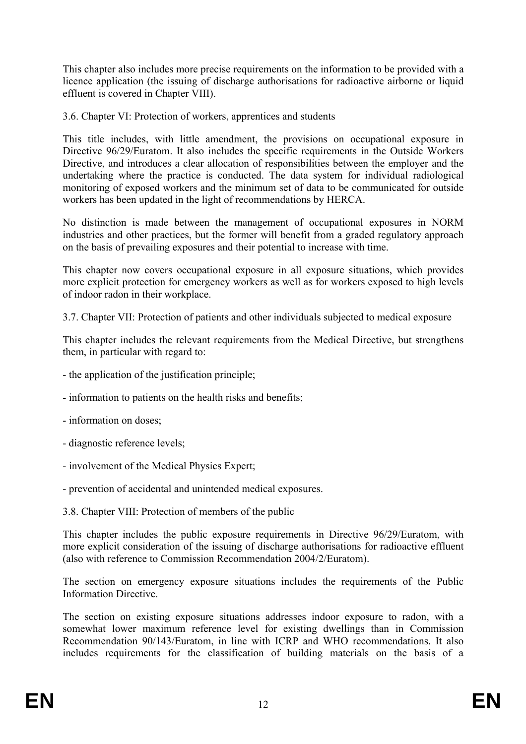This chapter also includes more precise requirements on the information to be provided with a licence application (the issuing of discharge authorisations for radioactive airborne or liquid effluent is covered in Chapter VIII).

3.6. Chapter VI: Protection of workers, apprentices and students

This title includes, with little amendment, the provisions on occupational exposure in Directive 96/29/Euratom. It also includes the specific requirements in the Outside Workers Directive, and introduces a clear allocation of responsibilities between the employer and the undertaking where the practice is conducted. The data system for individual radiological monitoring of exposed workers and the minimum set of data to be communicated for outside workers has been updated in the light of recommendations by HERCA.

No distinction is made between the management of occupational exposures in NORM industries and other practices, but the former will benefit from a graded regulatory approach on the basis of prevailing exposures and their potential to increase with time.

This chapter now covers occupational exposure in all exposure situations, which provides more explicit protection for emergency workers as well as for workers exposed to high levels of indoor radon in their workplace.

3.7. Chapter VII: Protection of patients and other individuals subjected to medical exposure

This chapter includes the relevant requirements from the Medical Directive, but strengthens them, in particular with regard to:

- the application of the justification principle;

- information to patients on the health risks and benefits;

- information on doses;

- diagnostic reference levels;

- involvement of the Medical Physics Expert;

- prevention of accidental and unintended medical exposures.

3.8. Chapter VIII: Protection of members of the public

This chapter includes the public exposure requirements in Directive 96/29/Euratom, with more explicit consideration of the issuing of discharge authorisations for radioactive effluent (also with reference to Commission Recommendation 2004/2/Euratom).

The section on emergency exposure situations includes the requirements of the Public Information Directive.

The section on existing exposure situations addresses indoor exposure to radon, with a somewhat lower maximum reference level for existing dwellings than in Commission Recommendation 90/143/Euratom, in line with ICRP and WHO recommendations. It also includes requirements for the classification of building materials on the basis of a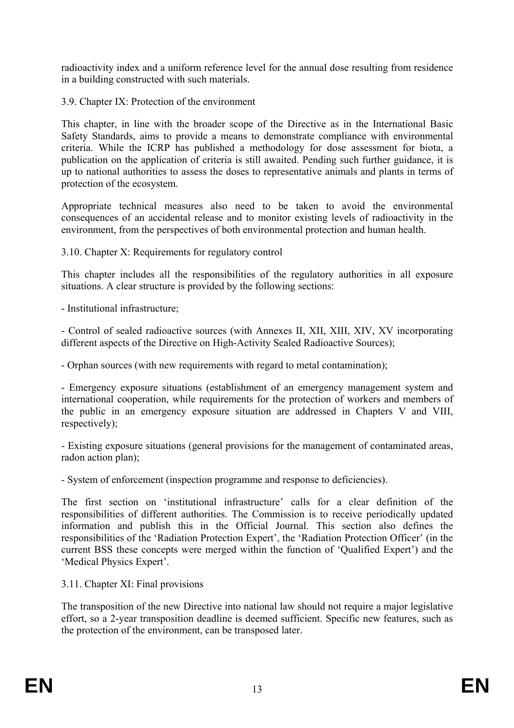radioactivity index and a uniform reference level for the annual dose resulting from residence in a building constructed with such materials.

### 3.9. Chapter IX: Protection of the environment

This chapter, in line with the broader scope of the Directive as in the International Basic Safety Standards, aims to provide a means to demonstrate compliance with environmental criteria. While the ICRP has published a methodology for dose assessment for biota, a publication on the application of criteria is still awaited. Pending such further guidance, it is up to national authorities to assess the doses to representative animals and plants in terms of protection of the ecosystem.

Appropriate technical measures also need to be taken to avoid the environmental consequences of an accidental release and to monitor existing levels of radioactivity in the environment, from the perspectives of both environmental protection and human health.

### 3.10. Chapter X: Requirements for regulatory control

This chapter includes all the responsibilities of the regulatory authorities in all exposure situations. A clear structure is provided by the following sections:

- Institutional infrastructure;

- Control of sealed radioactive sources (with Annexes II, XII, XIII, XIV, XV incorporating different aspects of the Directive on High-Activity Sealed Radioactive Sources);

- Orphan sources (with new requirements with regard to metal contamination);

- Emergency exposure situations (establishment of an emergency management system and international cooperation, while requirements for the protection of workers and members of the public in an emergency exposure situation are addressed in Chapters V and VIII, respectively);

- Existing exposure situations (general provisions for the management of contaminated areas, radon action plan);

- System of enforcement (inspection programme and response to deficiencies).

The first section on 'institutional infrastructure' calls for a clear definition of the responsibilities of different authorities. The Commission is to receive periodically updated information and publish this in the Official Journal. This section also defines the responsibilities of the 'Radiation Protection Expert', the 'Radiation Protection Officer' (in the current BSS these concepts were merged within the function of 'Qualified Expert') and the 'Medical Physics Expert'.

### 3.11. Chapter XI: Final provisions

The transposition of the new Directive into national law should not require a major legislative effort, so a 2-year transposition deadline is deemed sufficient. Specific new features, such as the protection of the environment, can be transposed later.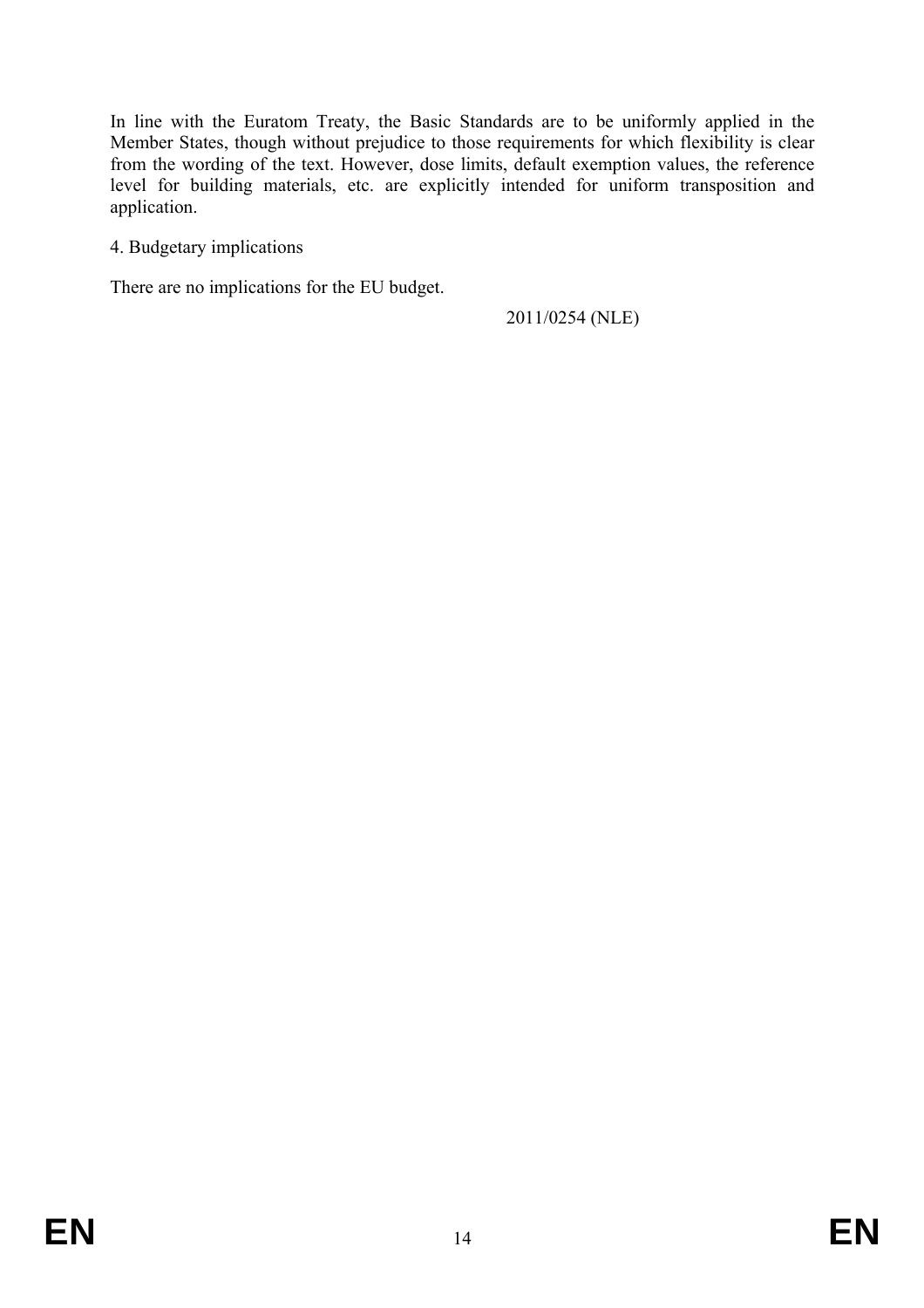In line with the Euratom Treaty, the Basic Standards are to be uniformly applied in the Member States, though without prejudice to those requirements for which flexibility is clear from the wording of the text. However, dose limits, default exemption values, the reference level for building materials, etc. are explicitly intended for uniform transposition and application.

4. Budgetary implications

There are no implications for the EU budget.

2011/0254 (NLE)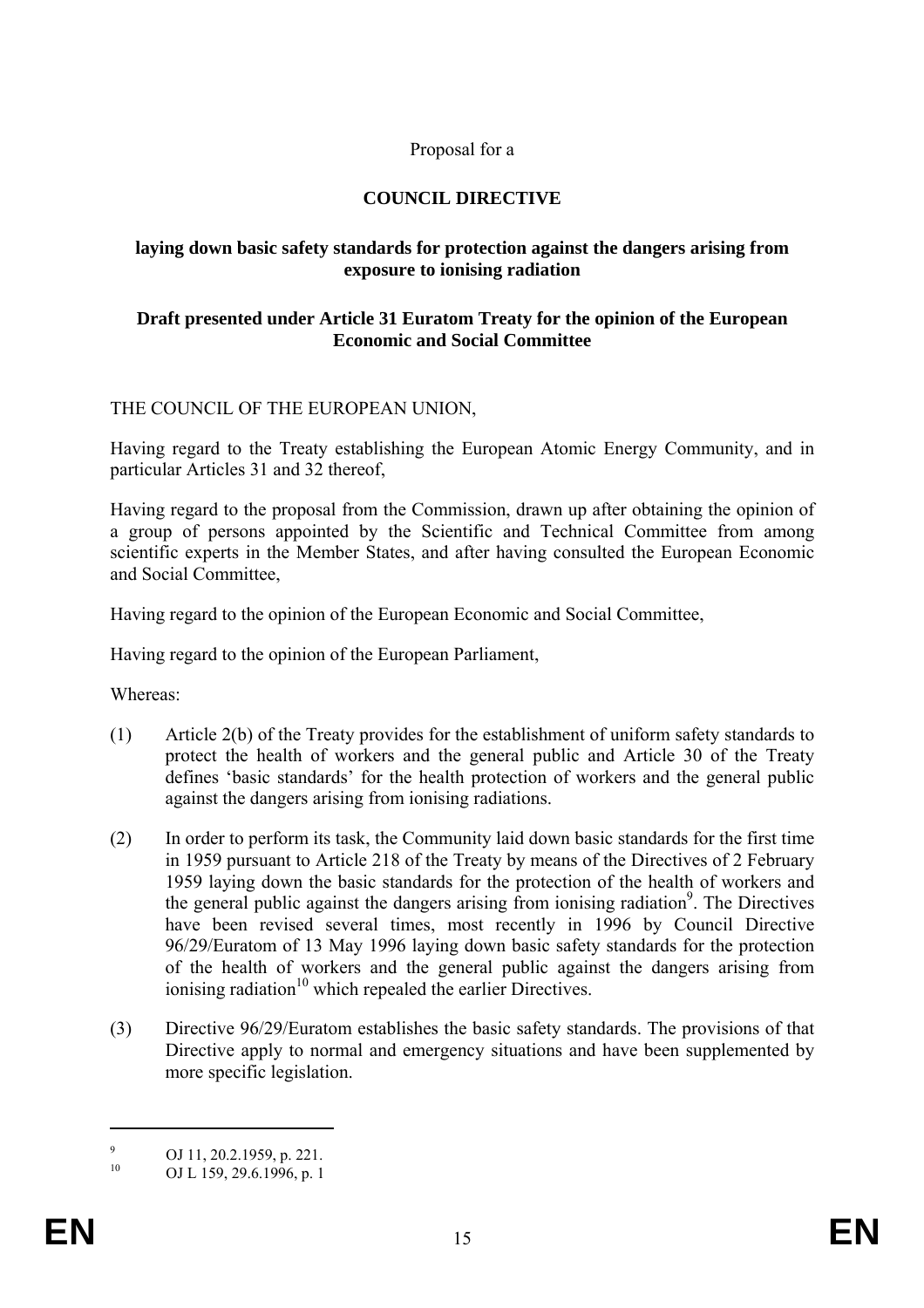Proposal for a

# COUNCIL DIRECTIVE

**laying down basic safety standards for protection against the dangers arising from exposure to ionising radiation**

**Draft presented under Article 31 Euratom Treaty for the opinion of the European Economic and Social Committee**

THE COUNCIL OF THE EUROPEAN UNION,

Having regard to the Treaty establishing the European Atomic Energy Community, and in particular Articles 31 and 32 thereof,

Having regard to the proposal from the Commission, drawn up after obtaining the opinion of a group of persons appointed by the Scientific and Technical Committee from among scientific experts in the Member States, and after having consulted the European Economic and Social Committee,

Having regard to the opinion of the European Economic and Social Committee,

Having regard to the opinion of the European Parliament,

Whereas:

(1) Article 2(b) of the Treaty provides for the establishment of uniform safety standards to protect the health of workers and the general public and Article 30 of the Treaty defines 'basic standards' for the health protection of workers and the general public against the dangers arising from ionising radiations.

(2) In order to perform its task, the Community laid down basic standards for the first time in 1959 pursuant to Article 218 of the Treaty by means of the Directives of 2 February 1959 laying down the basic standards for the protection of the health of workers and the general public against the dangers arising from ionising radiation[9]. The Directives have been revised several times, most recently in 1996 by Council Directive 96/29/Euratom of 13 May 1996 laying down basic safety standards for the protection of the health of workers and the general public against the dangers arising from ionising radiation[10] which repealed the earlier Directives.

(3) Directive 96/29/Euratom establishes the basic safety standards. The provisions of that Directive apply to normal and emergency situations and have been supplemented by more specific legislation.

---

[9] OJ 11, 20.2.1959, p. 221.

[10] OJ L 159, 29.6.1996, p. 1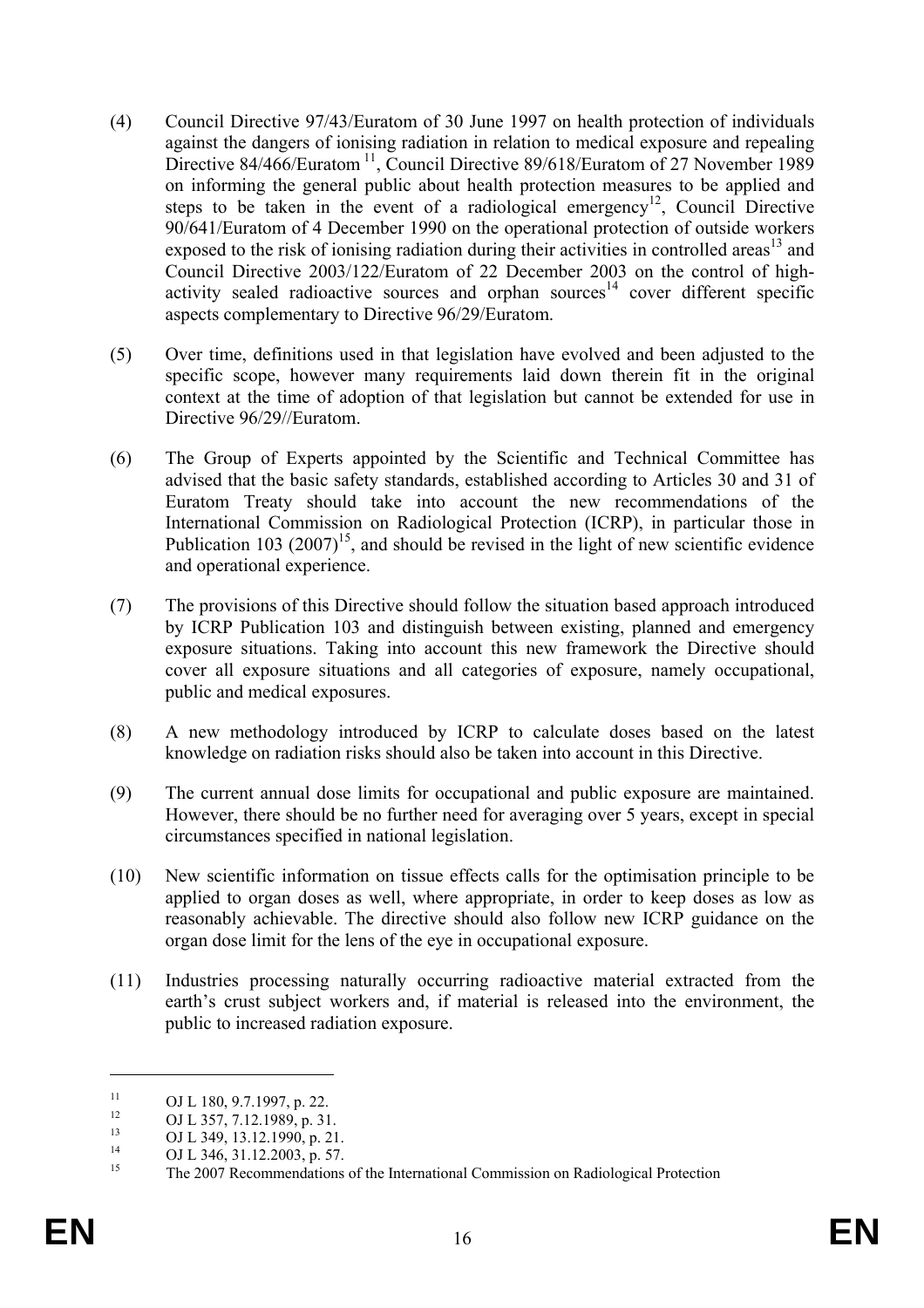(4) Council Directive 97/43/Euratom of 30 June 1997 on health protection of individuals against the dangers of ionising radiation in relation to medical exposure and repealing Directive 84/466/Euratom [11], Council Directive 89/618/Euratom of 27 November 1989 on informing the general public about health protection measures to be applied and steps to be taken in the event of a radiological emergency[12], Council Directive 90/641/Euratom of 4 December 1990 on the operational protection of outside workers exposed to the risk of ionising radiation during their activities in controlled areas[13] and Council Directive 2003/122/Euratom of 22 December 2003 on the control of high-activity sealed radioactive sources and orphan sources[14] cover different specific aspects complementary to Directive 96/29/Euratom.

(5) Over time, definitions used in that legislation have evolved and been adjusted to the specific scope, however many requirements laid down therein fit in the original context at the time of adoption of that legislation but cannot be extended for use in Directive 96/29//Euratom.

(6) The Group of Experts appointed by the Scientific and Technical Committee has advised that the basic safety standards, established according to Articles 30 and 31 of Euratom Treaty should take into account the new recommendations of the International Commission on Radiological Protection (ICRP), in particular those in Publication 103 (2007)[15], and should be revised in the light of new scientific evidence and operational experience.

(7) The provisions of this Directive should follow the situation based approach introduced by ICRP Publication 103 and distinguish between existing, planned and emergency exposure situations. Taking into account this new framework the Directive should cover all exposure situations and all categories of exposure, namely occupational, public and medical exposures.

(8) A new methodology introduced by ICRP to calculate doses based on the latest knowledge on radiation risks should also be taken into account in this Directive.

(9) The current annual dose limits for occupational and public exposure are maintained. However, there should be no further need for averaging over 5 years, except in special circumstances specified in national legislation.

(10) New scientific information on tissue effects calls for the optimisation principle to be applied to organ doses as well, where appropriate, in order to keep doses as low as reasonably achievable. The directive should also follow new ICRP guidance on the organ dose limit for the lens of the eye in occupational exposure.

(11) Industries processing naturally occurring radioactive material extracted from the earth's crust subject workers and, if material is released into the environment, the public to increased radiation exposure.

---

[11] OJ L 180, 9.7.1997, p. 22.

[12] OJ L 357, 7.12.1989, p. 31.

[13] OJ L 349, 13.12.1990, p. 21.

[14] OJ L 346, 31.12.2003, p. 57.

[15] The 2007 Recommendations of the International Commission on Radiological Protection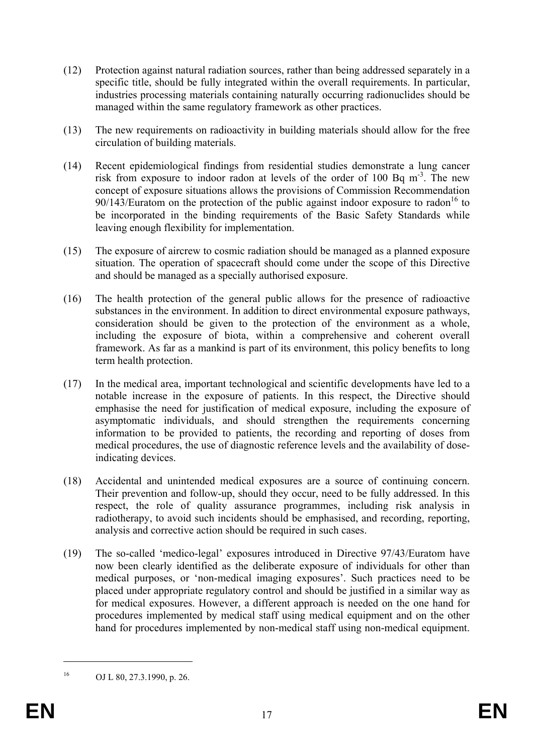(12) Protection against natural radiation sources, rather than being addressed separately in a specific title, should be fully integrated within the overall requirements. In particular, industries processing materials containing naturally occurring radionuclides should be managed within the same regulatory framework as other practices.

(13) The new requirements on radioactivity in building materials should allow for the free circulation of building materials.

(14) Recent epidemiological findings from residential studies demonstrate a lung cancer risk from exposure to indoor radon at levels of the order of 100 Bq $m^{-3}$. The new concept of exposure situations allows the provisions of Commission Recommendation 90/143/Euratom on the protection of the public against indoor exposure to radon[16] to be incorporated in the binding requirements of the Basic Safety Standards while leaving enough flexibility for implementation.

(15) The exposure of aircrew to cosmic radiation should be managed as a planned exposure situation. The operation of spacecraft should come under the scope of this Directive and should be managed as a specially authorised exposure.

(16) The health protection of the general public allows for the presence of radioactive substances in the environment. In addition to direct environmental exposure pathways, consideration should be given to the protection of the environment as a whole, including the exposure of biota, within a comprehensive and coherent overall framework. As far as a mankind is part of its environment, this policy benefits to long term health protection.

(17) In the medical area, important technological and scientific developments have led to a notable increase in the exposure of patients. In this respect, the Directive should emphasise the need for justification of medical exposure, including the exposure of asymptomatic individuals, and should strengthen the requirements concerning information to be provided to patients, the recording and reporting of doses from medical procedures, the use of diagnostic reference levels and the availability of dose-indicating devices.

(18) Accidental and unintended medical exposures are a source of continuing concern. Their prevention and follow-up, should they occur, need to be fully addressed. In this respect, the role of quality assurance programmes, including risk analysis in radiotherapy, to avoid such incidents should be emphasised, and recording, reporting, analysis and corrective action should be required in such cases.

(19) The so-called 'medico-legal' exposures introduced in Directive 97/43/Euratom have now been clearly identified as the deliberate exposure of individuals for other than medical purposes, or 'non-medical imaging exposures'. Such practices need to be placed under appropriate regulatory control and should be justified in a similar way as for medical exposures. However, a different approach is needed on the one hand for procedures implemented by medical staff using medical equipment and on the other hand for procedures implemented by non-medical staff using non-medical equipment.

[16] OJ L 80, 27.3.1990, p. 26.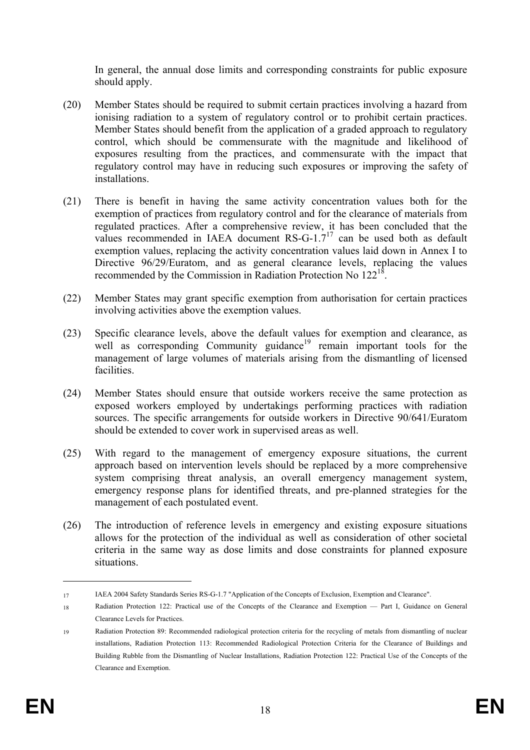In general, the annual dose limits and corresponding constraints for public exposure should apply.

(20) Member States should be required to submit certain practices involving a hazard from ionising radiation to a system of regulatory control or to prohibit certain practices. Member States should benefit from the application of a graded approach to regulatory control, which should be commensurate with the magnitude and likelihood of exposures resulting from the practices, and commensurate with the impact that regulatory control may have in reducing such exposures or improving the safety of installations.

(21) There is benefit in having the same activity concentration values both for the exemption of practices from regulatory control and for the clearance of materials from regulated practices. After a comprehensive review, it has been concluded that the values recommended in IAEA document RS-G-1.7[17] can be used both as default exemption values, replacing the activity concentration values laid down in Annex I to Directive 96/29/Euratom, and as general clearance levels, replacing the values recommended by the Commission in Radiation Protection No 122[18].

(22) Member States may grant specific exemption from authorisation for certain practices involving activities above the exemption values.

(23) Specific clearance levels, above the default values for exemption and clearance, as well as corresponding Community guidance[19] remain important tools for the management of large volumes of materials arising from the dismantling of licensed facilities.

(24) Member States should ensure that outside workers receive the same protection as exposed workers employed by undertakings performing practices with radiation sources. The specific arrangements for outside workers in Directive 90/641/Euratom should be extended to cover work in supervised areas as well.

(25) With regard to the management of emergency exposure situations, the current approach based on intervention levels should be replaced by a more comprehensive system comprising threat analysis, an overall emergency management system, emergency response plans for identified threats, and pre-planned strategies for the management of each postulated event.

(26) The introduction of reference levels in emergency and existing exposure situations allows for the protection of the individual as well as consideration of other societal criteria in the same way as dose limits and dose constraints for planned exposure situations.

---

[17] IAEA 2004 Safety Standards Series RS-G-1.7 "Application of the Concepts of Exclusion, Exemption and Clearance".

[18] Radiation Protection 122: Practical use of the Concepts of the Clearance and Exemption — Part I, Guidance on General Clearance Levels for Practices.

[19] Radiation Protection 89: Recommended radiological protection criteria for the recycling of metals from dismantling of nuclear installations, Radiation Protection 113: Recommended Radiological Protection Criteria for the Clearance of Buildings and Building Rubble from the Dismantling of Nuclear Installations, Radiation Protection 122: Practical Use of the Concepts of the Clearance and Exemption.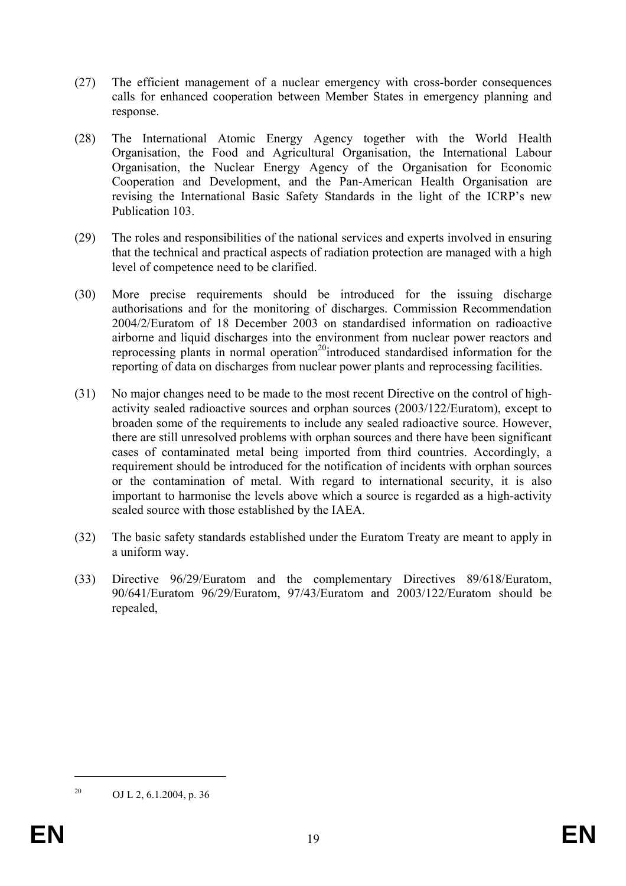(27) The efficient management of a nuclear emergency with cross-border consequences calls for enhanced cooperation between Member States in emergency planning and response.

(28) The International Atomic Energy Agency together with the World Health Organisation, the Food and Agricultural Organisation, the International Labour Organisation, the Nuclear Energy Agency of the Organisation for Economic Cooperation and Development, and the Pan-American Health Organisation are revising the International Basic Safety Standards in the light of the ICRP's new Publication 103.

(29) The roles and responsibilities of the national services and experts involved in ensuring that the technical and practical aspects of radiation protection are managed with a high level of competence need to be clarified.

(30) More precise requirements should be introduced for the issuing discharge authorisations and for the monitoring of discharges. Commission Recommendation 2004/2/Euratom of 18 December 2003 on standardised information on radioactive airborne and liquid discharges into the environment from nuclear power reactors and reprocessing plants in normal operation[20]introduced standardised information for the reporting of data on discharges from nuclear power plants and reprocessing facilities.

(31) No major changes need to be made to the most recent Directive on the control of high-activity sealed radioactive sources and orphan sources (2003/122/Euratom), except to broaden some of the requirements to include any sealed radioactive source. However, there are still unresolved problems with orphan sources and there have been significant cases of contaminated metal being imported from third countries. Accordingly, a requirement should be introduced for the notification of incidents with orphan sources or the contamination of metal. With regard to international security, it is also important to harmonise the levels above which a source is regarded as a high-activity sealed source with those established by the IAEA.

(32) The basic safety standards established under the Euratom Treaty are meant to apply in a uniform way.

(33) Directive 96/29/Euratom and the complementary Directives 89/618/Euratom, 90/641/Euratom 96/29/Euratom, 97/43/Euratom and 2003/122/Euratom should be repealed,

---

[20] OJ L 2, 6.1.2004, p. 36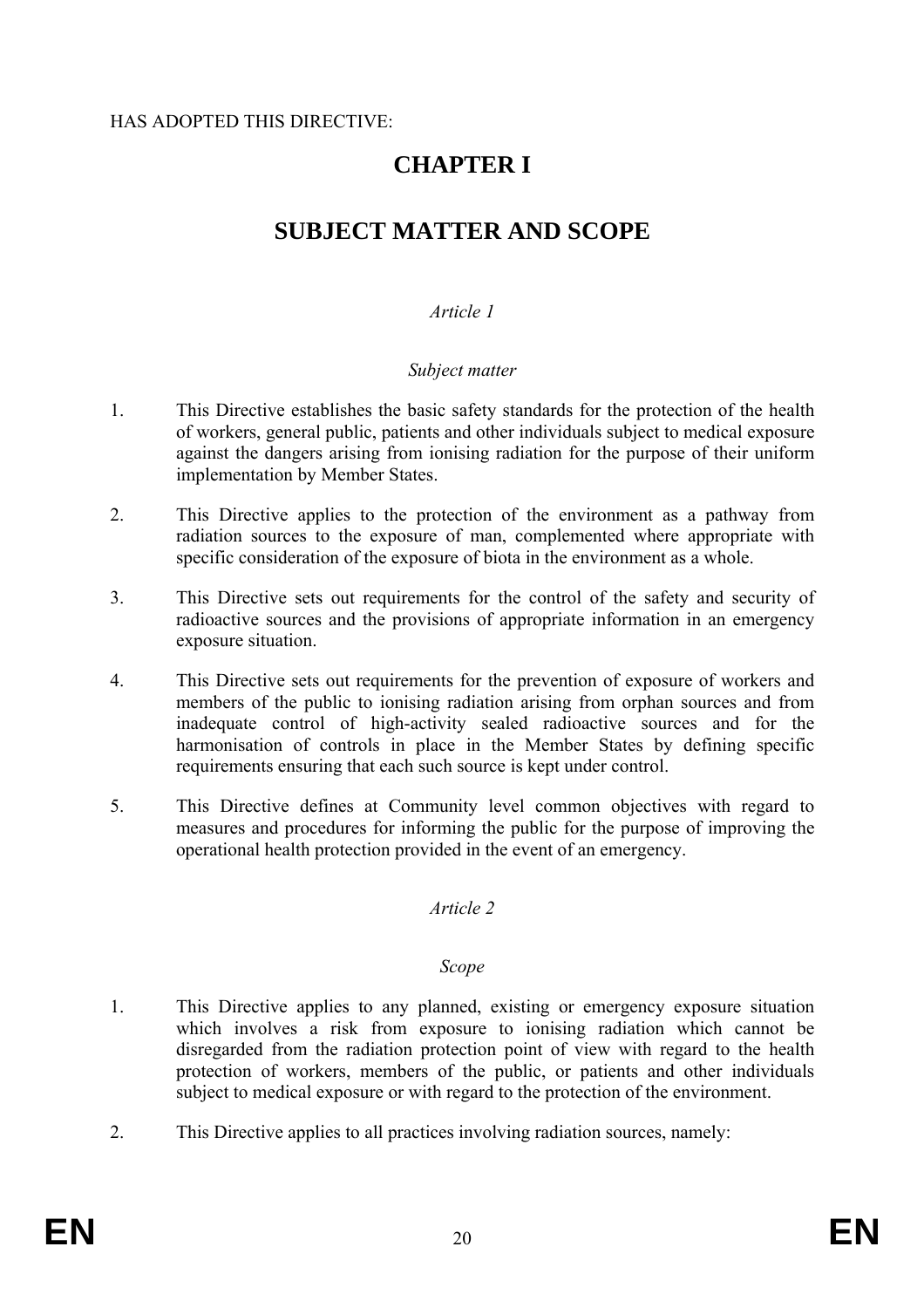HAS ADOPTED THIS DIRECTIVE:

# CHAPTER I

# SUBJECT MATTER AND SCOPE

*Article 1*

*Subject matter*

1. This Directive establishes the basic safety standards for the protection of the health of workers, general public, patients and other individuals subject to medical exposure against the dangers arising from ionising radiation for the purpose of their uniform implementation by Member States.

2. This Directive applies to the protection of the environment as a pathway from radiation sources to the exposure of man, complemented where appropriate with specific consideration of the exposure of biota in the environment as a whole.

3. This Directive sets out requirements for the control of the safety and security of radioactive sources and the provisions of appropriate information in an emergency exposure situation.

4. This Directive sets out requirements for the prevention of exposure of workers and members of the public to ionising radiation arising from orphan sources and from inadequate control of high-activity sealed radioactive sources and for the harmonisation of controls in place in the Member States by defining specific requirements ensuring that each such source is kept under control.

5. This Directive defines at Community level common objectives with regard to measures and procedures for informing the public for the purpose of improving the operational health protection provided in the event of an emergency.

*Article 2*

*Scope*

1. This Directive applies to any planned, existing or emergency exposure situation which involves a risk from exposure to ionising radiation which cannot be disregarded from the radiation protection point of view with regard to the health protection of workers, members of the public, or patients and other individuals subject to medical exposure or with regard to the protection of the environment.

2. This Directive applies to all practices involving radiation sources, namely: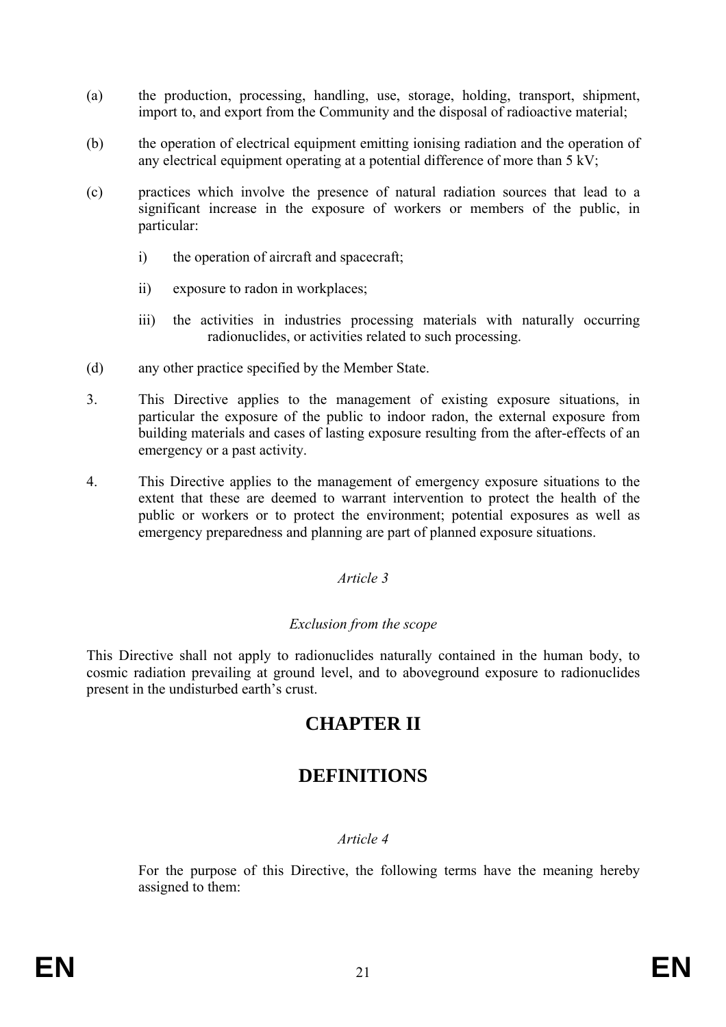(a) the production, processing, handling, use, storage, holding, transport, shipment, import to, and export from the Community and the disposal of radioactive material;

(b) the operation of electrical equipment emitting ionising radiation and the operation of any electrical equipment operating at a potential difference of more than 5 kV;

(c) practices which involve the presence of natural radiation sources that lead to a significant increase in the exposure of workers or members of the public, in particular:

   i) the operation of aircraft and spacecraft;

   ii) exposure to radon in workplaces;

   iii) the activities in industries processing materials with naturally occurring radionuclides, or activities related to such processing.

(d) any other practice specified by the Member State.

3. This Directive applies to the management of existing exposure situations, in particular the exposure of the public to indoor radon, the external exposure from building materials and cases of lasting exposure resulting from the after-effects of an emergency or a past activity.

4. This Directive applies to the management of emergency exposure situations to the extent that these are deemed to warrant intervention to protect the health of the public or workers or to protect the environment; potential exposures as well as emergency preparedness and planning are part of planned exposure situations.

*Article 3*

*Exclusion from the scope*

This Directive shall not apply to radionuclides naturally contained in the human body, to cosmic radiation prevailing at ground level, and to aboveground exposure to radionuclides present in the undisturbed earth's crust.

# CHAPTER II

# DEFINITIONS

*Article 4*

For the purpose of this Directive, the following terms have the meaning hereby assigned to them: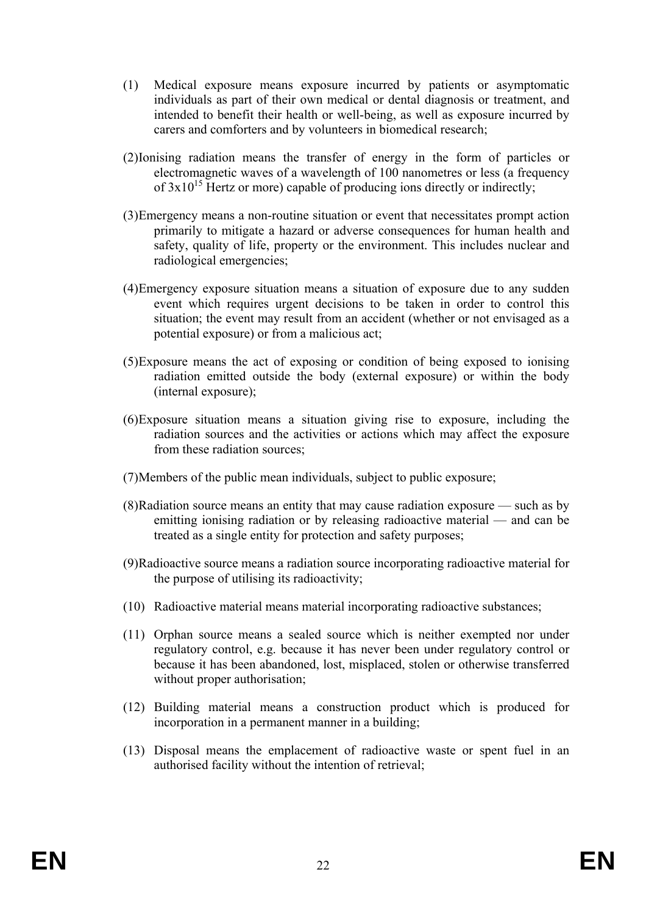(1) Medical exposure means exposure incurred by patients or asymptomatic individuals as part of their own medical or dental diagnosis or treatment, and intended to benefit their health or well-being, as well as exposure incurred by carers and comforters and by volunteers in biomedical research;

(2) Ionising radiation means the transfer of energy in the form of particles or electromagnetic waves of a wavelength of 100 nanometres or less (a frequency of $3 \times 10^{15}$ Hertz or more) capable of producing ions directly or indirectly;

(3) Emergency means a non-routine situation or event that necessitates prompt action primarily to mitigate a hazard or adverse consequences for human health and safety, quality of life, property or the environment. This includes nuclear and radiological emergencies;

(4) Emergency exposure situation means a situation of exposure due to any sudden event which requires urgent decisions to be taken in order to control this situation; the event may result from an accident (whether or not envisaged as a potential exposure) or from a malicious act;

(5) Exposure means the act of exposing or condition of being exposed to ionising radiation emitted outside the body (external exposure) or within the body (internal exposure);

(6) Exposure situation means a situation giving rise to exposure, including the radiation sources and the activities or actions which may affect the exposure from these radiation sources;

(7) Members of the public mean individuals, subject to public exposure;

(8) Radiation source means an entity that may cause radiation exposure — such as by emitting ionising radiation or by releasing radioactive material — and can be treated as a single entity for protection and safety purposes;

(9) Radioactive source means a radiation source incorporating radioactive material for the purpose of utilising its radioactivity;

(10) Radioactive material means material incorporating radioactive substances;

(11) Orphan source means a sealed source which is neither exempted nor under regulatory control, e.g. because it has never been under regulatory control or because it has been abandoned, lost, misplaced, stolen or otherwise transferred without proper authorisation;

(12) Building material means a construction product which is produced for incorporation in a permanent manner in a building;

(13) Disposal means the emplacement of radioactive waste or spent fuel in an authorised facility without the intention of retrieval;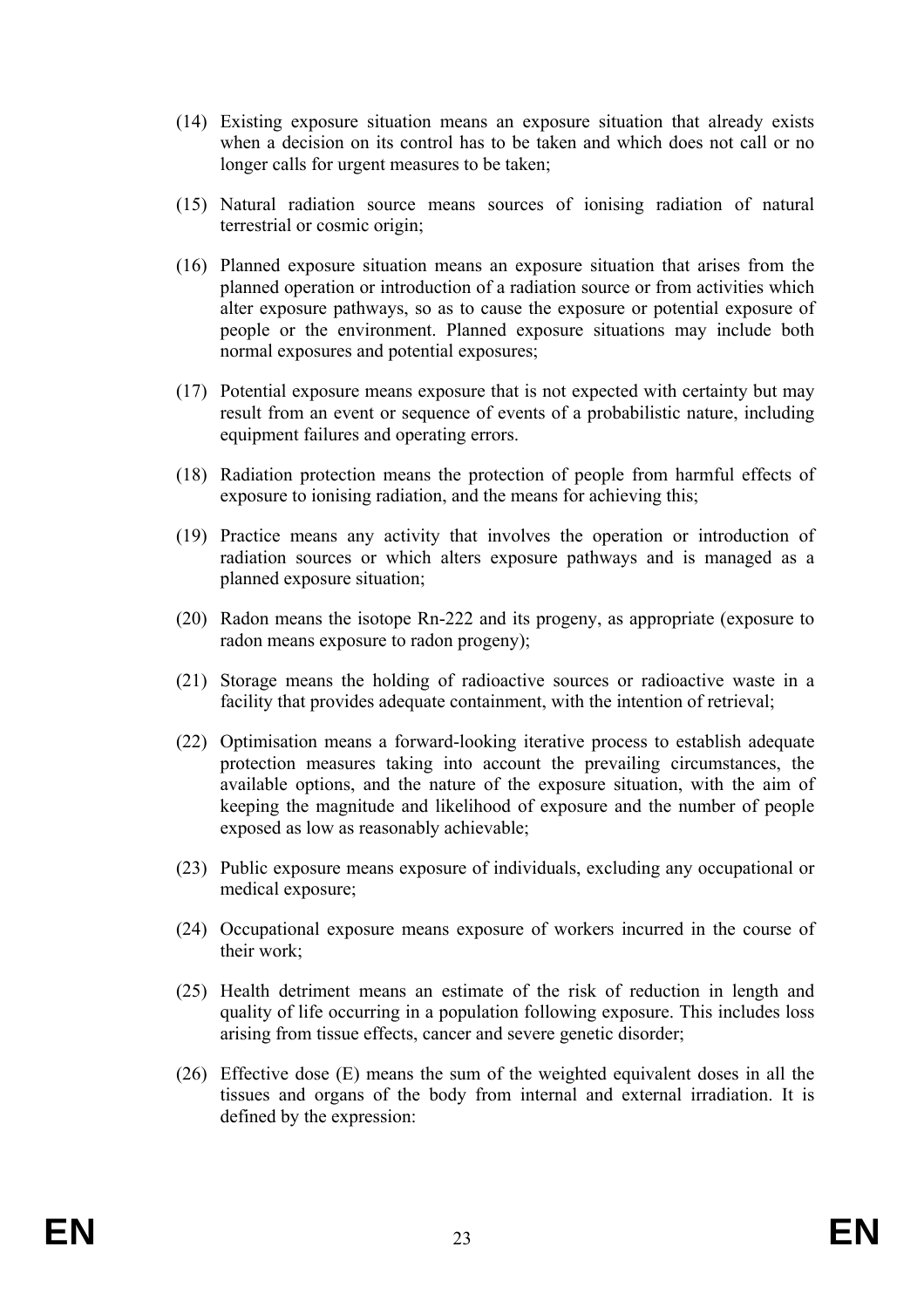(14) Existing exposure situation means an exposure situation that already exists when a decision on its control has to be taken and which does not call or no longer calls for urgent measures to be taken;

(15) Natural radiation source means sources of ionising radiation of natural terrestrial or cosmic origin;

(16) Planned exposure situation means an exposure situation that arises from the planned operation or introduction of a radiation source or from activities which alter exposure pathways, so as to cause the exposure or potential exposure of people or the environment. Planned exposure situations may include both normal exposures and potential exposures;

(17) Potential exposure means exposure that is not expected with certainty but may result from an event or sequence of events of a probabilistic nature, including equipment failures and operating errors.

(18) Radiation protection means the protection of people from harmful effects of exposure to ionising radiation, and the means for achieving this;

(19) Practice means any activity that involves the operation or introduction of radiation sources or which alters exposure pathways and is managed as a planned exposure situation;

(20) Radon means the isotope Rn-222 and its progeny, as appropriate (exposure to radon means exposure to radon progeny);

(21) Storage means the holding of radioactive sources or radioactive waste in a facility that provides adequate containment, with the intention of retrieval;

(22) Optimisation means a forward-looking iterative process to establish adequate protection measures taking into account the prevailing circumstances, the available options, and the nature of the exposure situation, with the aim of keeping the magnitude and likelihood of exposure and the number of people exposed as low as reasonably achievable;

(23) Public exposure means exposure of individuals, excluding any occupational or medical exposure;

(24) Occupational exposure means exposure of workers incurred in the course of their work;

(25) Health detriment means an estimate of the risk of reduction in length and quality of life occurring in a population following exposure. This includes loss arising from tissue effects, cancer and severe genetic disorder;

(26) Effective dose (E) means the sum of the weighted equivalent doses in all the tissues and organs of the body from internal and external irradiation. It is defined by the expression: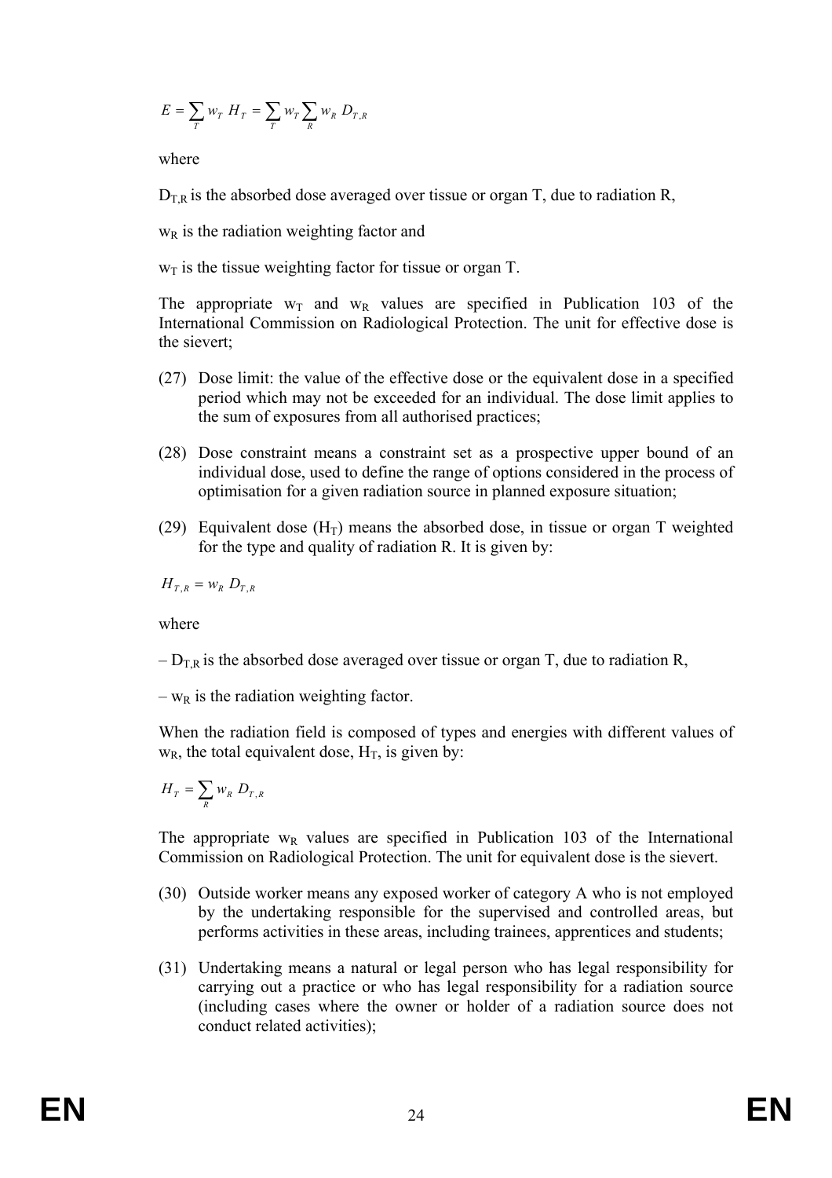$$E = \sum_T w_T \, H_T = \sum_T w_T \sum_R w_R \, D_{T,R}$$

where

$D_{T,R}$ is the absorbed dose averaged over tissue or organ T, due to radiation R,

$w_R$ is the radiation weighting factor and

$w_T$ is the tissue weighting factor for tissue or organ T.

The appropriate $w_T$ and $w_R$ values are specified in Publication 103 of the International Commission on Radiological Protection. The unit for effective dose is the sievert;

(27) Dose limit: the value of the effective dose or the equivalent dose in a specified period which may not be exceeded for an individual. The dose limit applies to the sum of exposures from all authorised practices;

(28) Dose constraint means a constraint set as a prospective upper bound of an individual dose, used to define the range of options considered in the process of optimisation for a given radiation source in planned exposure situation;

(29) Equivalent dose ($H_T$) means the absorbed dose, in tissue or organ T weighted for the type and quality of radiation R. It is given by:

$$H_{T,R} = w_R \, D_{T,R}$$

where

– $D_{T,R}$ is the absorbed dose averaged over tissue or organ T, due to radiation R,

– $w_R$ is the radiation weighting factor.

When the radiation field is composed of types and energies with different values of $w_R$, the total equivalent dose, $H_T$, is given by:

$$H_T = \sum_R w_R \, D_{T,R}$$

The appropriate $w_R$ values are specified in Publication 103 of the International Commission on Radiological Protection. The unit for equivalent dose is the sievert.

(30) Outside worker means any exposed worker of category A who is not employed by the undertaking responsible for the supervised and controlled areas, but performs activities in these areas, including trainees, apprentices and students;

(31) Undertaking means a natural or legal person who has legal responsibility for carrying out a practice or who has legal responsibility for a radiation source (including cases where the owner or holder of a radiation source does not conduct related activities);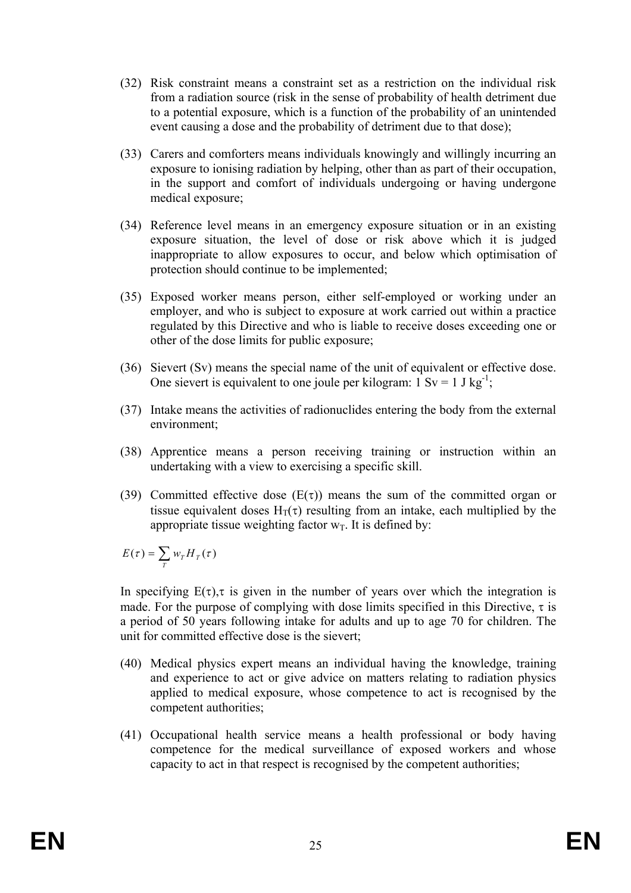(32) Risk constraint means a constraint set as a restriction on the individual risk from a radiation source (risk in the sense of probability of health detriment due to a potential exposure, which is a function of the probability of an unintended event causing a dose and the probability of detriment due to that dose);

(33) Carers and comforters means individuals knowingly and willingly incurring an exposure to ionising radiation by helping, other than as part of their occupation, in the support and comfort of individuals undergoing or having undergone medical exposure;

(34) Reference level means in an emergency exposure situation or in an existing exposure situation, the level of dose or risk above which it is judged inappropriate to allow exposures to occur, and below which optimisation of protection should continue to be implemented;

(35) Exposed worker means person, either self-employed or working under an employer, and who is subject to exposure at work carried out within a practice regulated by this Directive and who is liable to receive doses exceeding one or other of the dose limits for public exposure;

(36) Sievert (Sv) means the special name of the unit of equivalent or effective dose. One sievert is equivalent to one joule per kilogram: $1 \text{ Sv} = 1 \text{ J kg}^{-1}$;

(37) Intake means the activities of radionuclides entering the body from the external environment;

(38) Apprentice means a person receiving training or instruction within an undertaking with a view to exercising a specific skill.

(39) Committed effective dose ($E(\tau)$) means the sum of the committed organ or tissue equivalent doses $H_T(\tau)$ resulting from an intake, each multiplied by the appropriate tissue weighting factor $w_T$. It is defined by:

$$E(\tau) = \sum_T w_T H_T(\tau)$$

In specifying $E(\tau)$, $\tau$ is given in the number of years over which the integration is made. For the purpose of complying with dose limits specified in this Directive, $\tau$ is a period of 50 years following intake for adults and up to age 70 for children. The unit for committed effective dose is the sievert;

(40) Medical physics expert means an individual having the knowledge, training and experience to act or give advice on matters relating to radiation physics applied to medical exposure, whose competence to act is recognised by the competent authorities;

(41) Occupational health service means a health professional or body having competence for the medical surveillance of exposed workers and whose capacity to act in that respect is recognised by the competent authorities;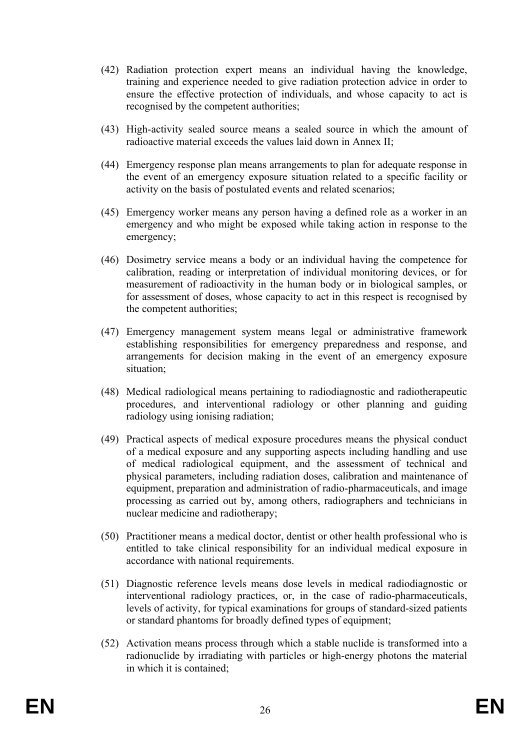(42) Radiation protection expert means an individual having the knowledge, training and experience needed to give radiation protection advice in order to ensure the effective protection of individuals, and whose capacity to act is recognised by the competent authorities;

(43) High-activity sealed source means a sealed source in which the amount of radioactive material exceeds the values laid down in Annex II;

(44) Emergency response plan means arrangements to plan for adequate response in the event of an emergency exposure situation related to a specific facility or activity on the basis of postulated events and related scenarios;

(45) Emergency worker means any person having a defined role as a worker in an emergency and who might be exposed while taking action in response to the emergency;

(46) Dosimetry service means a body or an individual having the competence for calibration, reading or interpretation of individual monitoring devices, or for measurement of radioactivity in the human body or in biological samples, or for assessment of doses, whose capacity to act in this respect is recognised by the competent authorities;

(47) Emergency management system means legal or administrative framework establishing responsibilities for emergency preparedness and response, and arrangements for decision making in the event of an emergency exposure situation;

(48) Medical radiological means pertaining to radiodiagnostic and radiotherapeutic procedures, and interventional radiology or other planning and guiding radiology using ionising radiation;

(49) Practical aspects of medical exposure procedures means the physical conduct of a medical exposure and any supporting aspects including handling and use of medical radiological equipment, and the assessment of technical and physical parameters, including radiation doses, calibration and maintenance of equipment, preparation and administration of radio-pharmaceuticals, and image processing as carried out by, among others, radiographers and technicians in nuclear medicine and radiotherapy;

(50) Practitioner means a medical doctor, dentist or other health professional who is entitled to take clinical responsibility for an individual medical exposure in accordance with national requirements.

(51) Diagnostic reference levels means dose levels in medical radiodiagnostic or interventional radiology practices, or, in the case of radio-pharmaceuticals, levels of activity, for typical examinations for groups of standard-sized patients or standard phantoms for broadly defined types of equipment;

(52) Activation means process through which a stable nuclide is transformed into a radionuclide by irradiating with particles or high-energy photons the material in which it is contained;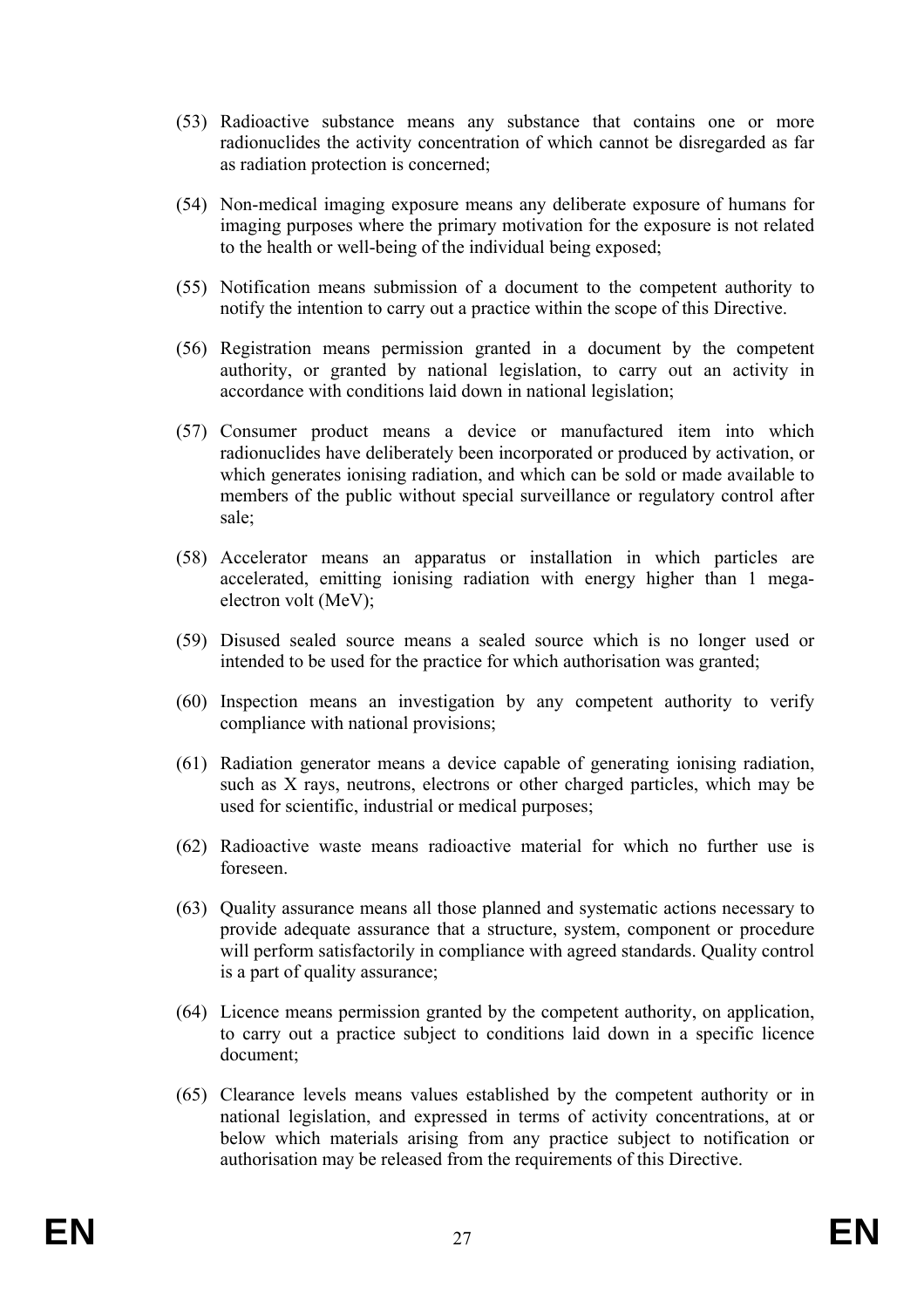(53) Radioactive substance means any substance that contains one or more radionuclides the activity concentration of which cannot be disregarded as far as radiation protection is concerned;

(54) Non-medical imaging exposure means any deliberate exposure of humans for imaging purposes where the primary motivation for the exposure is not related to the health or well-being of the individual being exposed;

(55) Notification means submission of a document to the competent authority to notify the intention to carry out a practice within the scope of this Directive.

(56) Registration means permission granted in a document by the competent authority, or granted by national legislation, to carry out an activity in accordance with conditions laid down in national legislation;

(57) Consumer product means a device or manufactured item into which radionuclides have deliberately been incorporated or produced by activation, or which generates ionising radiation, and which can be sold or made available to members of the public without special surveillance or regulatory control after sale;

(58) Accelerator means an apparatus or installation in which particles are accelerated, emitting ionising radiation with energy higher than 1 mega-electron volt (MeV);

(59) Disused sealed source means a sealed source which is no longer used or intended to be used for the practice for which authorisation was granted;

(60) Inspection means an investigation by any competent authority to verify compliance with national provisions;

(61) Radiation generator means a device capable of generating ionising radiation, such as X rays, neutrons, electrons or other charged particles, which may be used for scientific, industrial or medical purposes;

(62) Radioactive waste means radioactive material for which no further use is foreseen.

(63) Quality assurance means all those planned and systematic actions necessary to provide adequate assurance that a structure, system, component or procedure will perform satisfactorily in compliance with agreed standards. Quality control is a part of quality assurance;

(64) Licence means permission granted by the competent authority, on application, to carry out a practice subject to conditions laid down in a specific licence document;

(65) Clearance levels means values established by the competent authority or in national legislation, and expressed in terms of activity concentrations, at or below which materials arising from any practice subject to notification or authorisation may be released from the requirements of this Directive.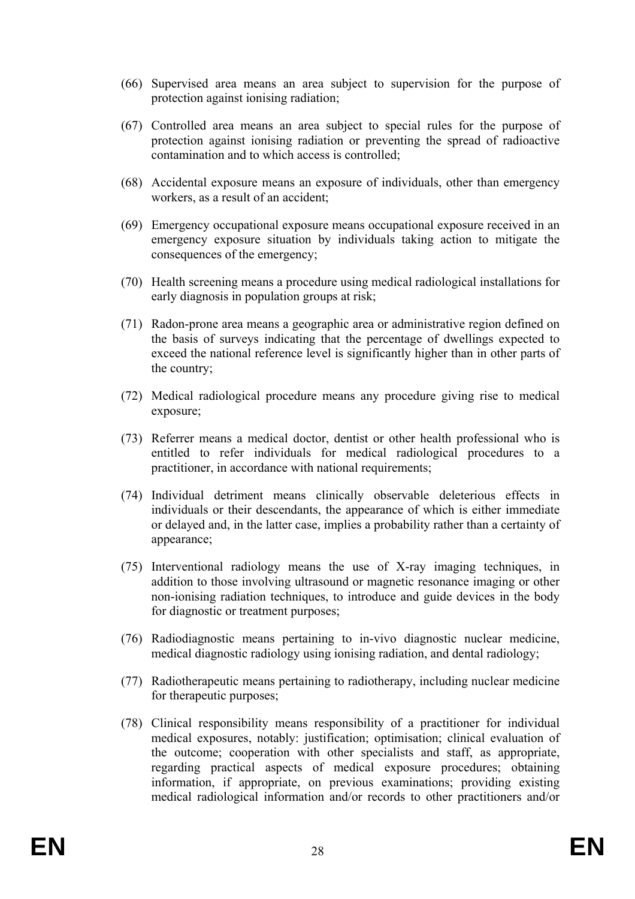(66) Supervised area means an area subject to supervision for the purpose of protection against ionising radiation;

(67) Controlled area means an area subject to special rules for the purpose of protection against ionising radiation or preventing the spread of radioactive contamination and to which access is controlled;

(68) Accidental exposure means an exposure of individuals, other than emergency workers, as a result of an accident;

(69) Emergency occupational exposure means occupational exposure received in an emergency exposure situation by individuals taking action to mitigate the consequences of the emergency;

(70) Health screening means a procedure using medical radiological installations for early diagnosis in population groups at risk;

(71) Radon-prone area means a geographic area or administrative region defined on the basis of surveys indicating that the percentage of dwellings expected to exceed the national reference level is significantly higher than in other parts of the country;

(72) Medical radiological procedure means any procedure giving rise to medical exposure;

(73) Referrer means a medical doctor, dentist or other health professional who is entitled to refer individuals for medical radiological procedures to a practitioner, in accordance with national requirements;

(74) Individual detriment means clinically observable deleterious effects in individuals or their descendants, the appearance of which is either immediate or delayed and, in the latter case, implies a probability rather than a certainty of appearance;

(75) Interventional radiology means the use of X-ray imaging techniques, in addition to those involving ultrasound or magnetic resonance imaging or other non-ionising radiation techniques, to introduce and guide devices in the body for diagnostic or treatment purposes;

(76) Radiodiagnostic means pertaining to in-vivo diagnostic nuclear medicine, medical diagnostic radiology using ionising radiation, and dental radiology;

(77) Radiotherapeutic means pertaining to radiotherapy, including nuclear medicine for therapeutic purposes;

(78) Clinical responsibility means responsibility of a practitioner for individual medical exposures, notably: justification; optimisation; clinical evaluation of the outcome; cooperation with other specialists and staff, as appropriate, regarding practical aspects of medical exposure procedures; obtaining information, if appropriate, on previous examinations; providing existing medical radiological information and/or records to other practitioners and/or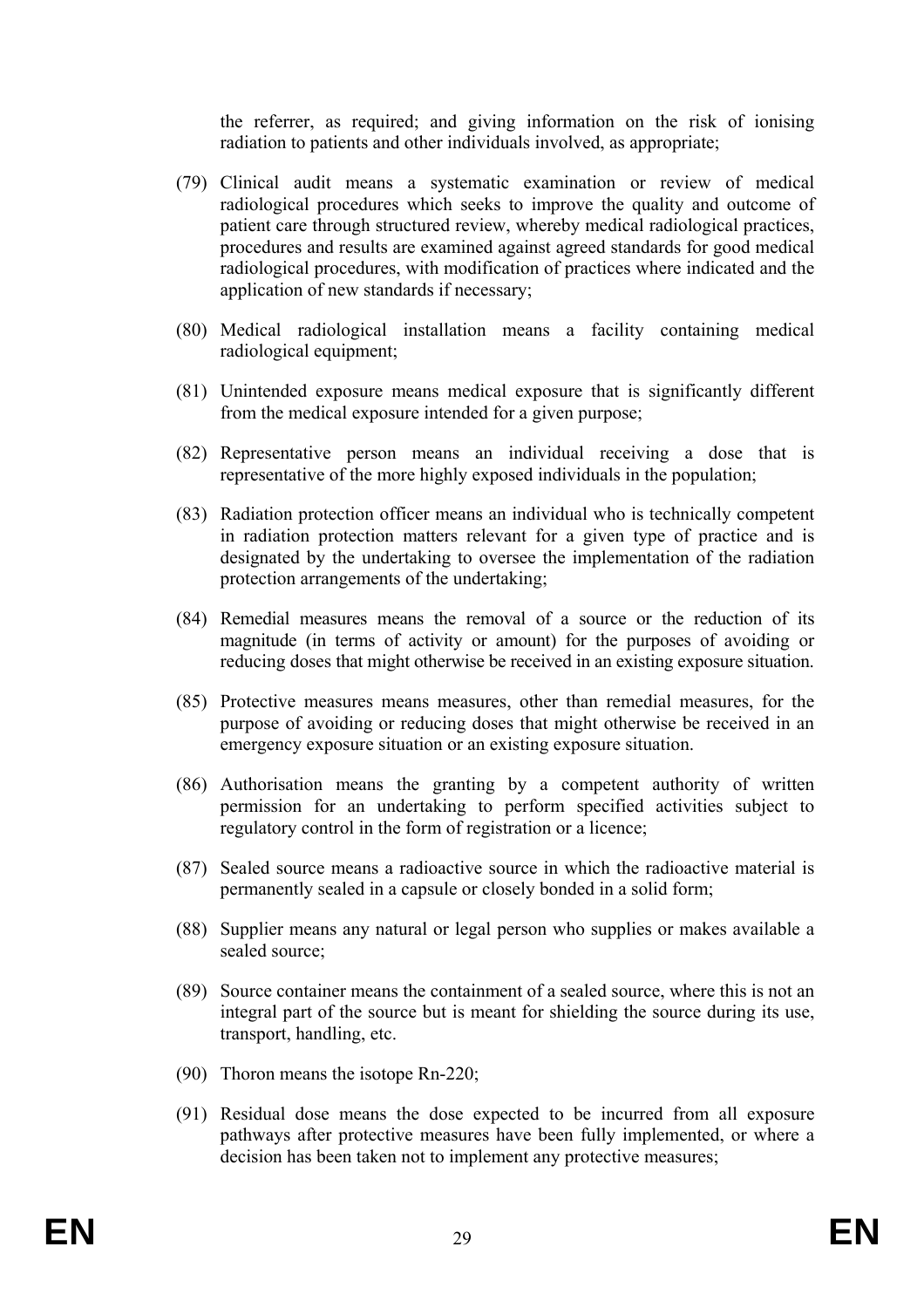the referrer, as required; and giving information on the risk of ionising radiation to patients and other individuals involved, as appropriate;

(79) Clinical audit means a systematic examination or review of medical radiological procedures which seeks to improve the quality and outcome of patient care through structured review, whereby medical radiological practices, procedures and results are examined against agreed standards for good medical radiological procedures, with modification of practices where indicated and the application of new standards if necessary;

(80) Medical radiological installation means a facility containing medical radiological equipment;

(81) Unintended exposure means medical exposure that is significantly different from the medical exposure intended for a given purpose;

(82) Representative person means an individual receiving a dose that is representative of the more highly exposed individuals in the population;

(83) Radiation protection officer means an individual who is technically competent in radiation protection matters relevant for a given type of practice and is designated by the undertaking to oversee the implementation of the radiation protection arrangements of the undertaking;

(84) Remedial measures means the removal of a source or the reduction of its magnitude (in terms of activity or amount) for the purposes of avoiding or reducing doses that might otherwise be received in an existing exposure situation.

(85) Protective measures means measures, other than remedial measures, for the purpose of avoiding or reducing doses that might otherwise be received in an emergency exposure situation or an existing exposure situation.

(86) Authorisation means the granting by a competent authority of written permission for an undertaking to perform specified activities subject to regulatory control in the form of registration or a licence;

(87) Sealed source means a radioactive source in which the radioactive material is permanently sealed in a capsule or closely bonded in a solid form;

(88) Supplier means any natural or legal person who supplies or makes available a sealed source;

(89) Source container means the containment of a sealed source, where this is not an integral part of the source but is meant for shielding the source during its use, transport, handling, etc.

(90) Thoron means the isotope Rn-220;

(91) Residual dose means the dose expected to be incurred from all exposure pathways after protective measures have been fully implemented, or where a decision has been taken not to implement any protective measures;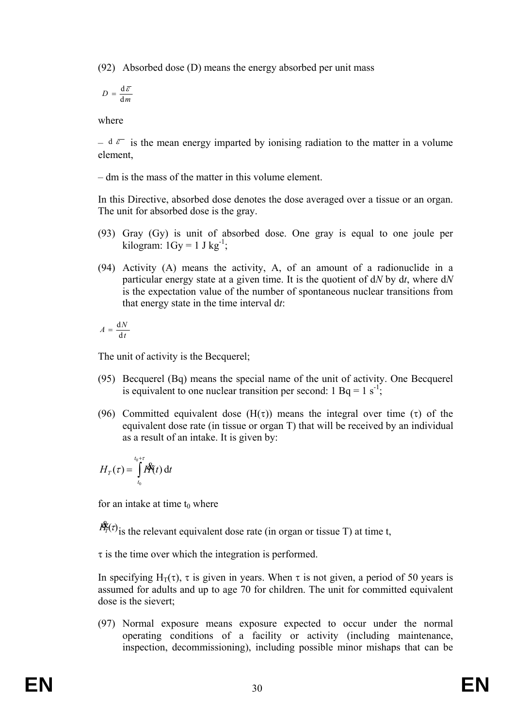(92) Absorbed dose (D) means the energy absorbed per unit mass

$$D = \frac{d\bar{\varepsilon}}{dm}$$

where

– $d\bar{\varepsilon}$ is the mean energy imparted by ionising radiation to the matter in a volume element,

– dm is the mass of the matter in this volume element.

In this Directive, absorbed dose denotes the dose averaged over a tissue or an organ. The unit for absorbed dose is the gray.

(93) Gray (Gy) is unit of absorbed dose. One gray is equal to one joule per kilogram: $1 Gy = 1 J kg^{-1}$;

(94) Activity (A) means the activity, A, of an amount of a radionuclide in a particular energy state at a given time. It is the quotient of d*N* by d*t*, where d*N* is the expectation value of the number of spontaneous nuclear transitions from that energy state in the time interval d*t*:

$$A = \frac{dN}{dt}$$

The unit of activity is the Becquerel;

(95) Becquerel (Bq) means the special name of the unit of activity. One Becquerel is equivalent to one nuclear transition per second: $1 Bq = 1 s^{-1}$;

(96) Committed equivalent dose (H(τ)) means the integral over time (τ) of the equivalent dose rate (in tissue or organ T) that will be received by an individual as a result of an intake. It is given by:

$$H_T(\tau) = \int_{t_0}^{t_0+\tau} \dot{H}_T(t)\, dt$$

for an intake at time $t_0$ where

$\dot{H}_T(\tau)$ is the relevant equivalent dose rate (in organ or tissue T) at time t,

τ is the time over which the integration is performed.

In specifying $H_T(\tau)$, τ is given in years. When τ is not given, a period of 50 years is assumed for adults and up to age 70 for children. The unit for committed equivalent dose is the sievert;

(97) Normal exposure means exposure expected to occur under the normal operating conditions of a facility or activity (including maintenance, inspection, decommissioning), including possible minor mishaps that can be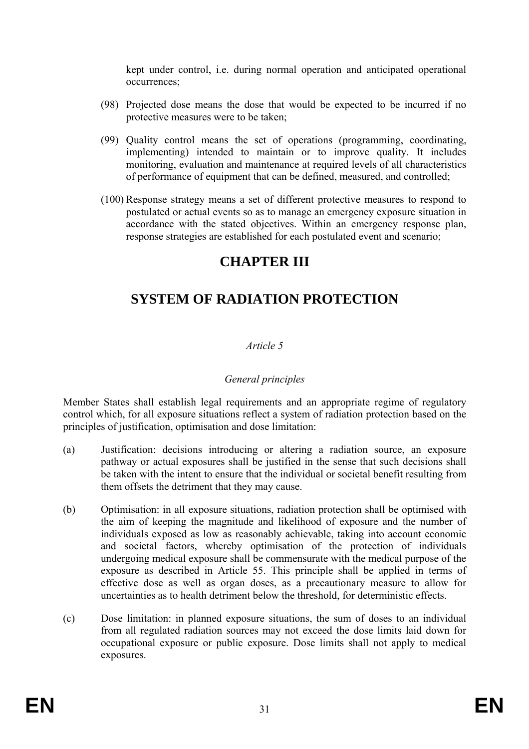kept under control, i.e. during normal operation and anticipated operational occurrences;

(98) Projected dose means the dose that would be expected to be incurred if no protective measures were to be taken;

(99) Quality control means the set of operations (programming, coordinating, implementing) intended to maintain or to improve quality. It includes monitoring, evaluation and maintenance at required levels of all characteristics of performance of equipment that can be defined, measured, and controlled;

(100) Response strategy means a set of different protective measures to respond to postulated or actual events so as to manage an emergency exposure situation in accordance with the stated objectives. Within an emergency response plan, response strategies are established for each postulated event and scenario;

# CHAPTER III

# SYSTEM OF RADIATION PROTECTION

*Article 5*

*General principles*

Member States shall establish legal requirements and an appropriate regime of regulatory control which, for all exposure situations reflect a system of radiation protection based on the principles of justification, optimisation and dose limitation:

(a) Justification: decisions introducing or altering a radiation source, an exposure pathway or actual exposures shall be justified in the sense that such decisions shall be taken with the intent to ensure that the individual or societal benefit resulting from them offsets the detriment that they may cause.

(b) Optimisation: in all exposure situations, radiation protection shall be optimised with the aim of keeping the magnitude and likelihood of exposure and the number of individuals exposed as low as reasonably achievable, taking into account economic and societal factors, whereby optimisation of the protection of individuals undergoing medical exposure shall be commensurate with the medical purpose of the exposure as described in Article 55. This principle shall be applied in terms of effective dose as well as organ doses, as a precautionary measure to allow for uncertainties as to health detriment below the threshold, for deterministic effects.

(c) Dose limitation: in planned exposure situations, the sum of doses to an individual from all regulated radiation sources may not exceed the dose limits laid down for occupational exposure or public exposure. Dose limits shall not apply to medical exposures.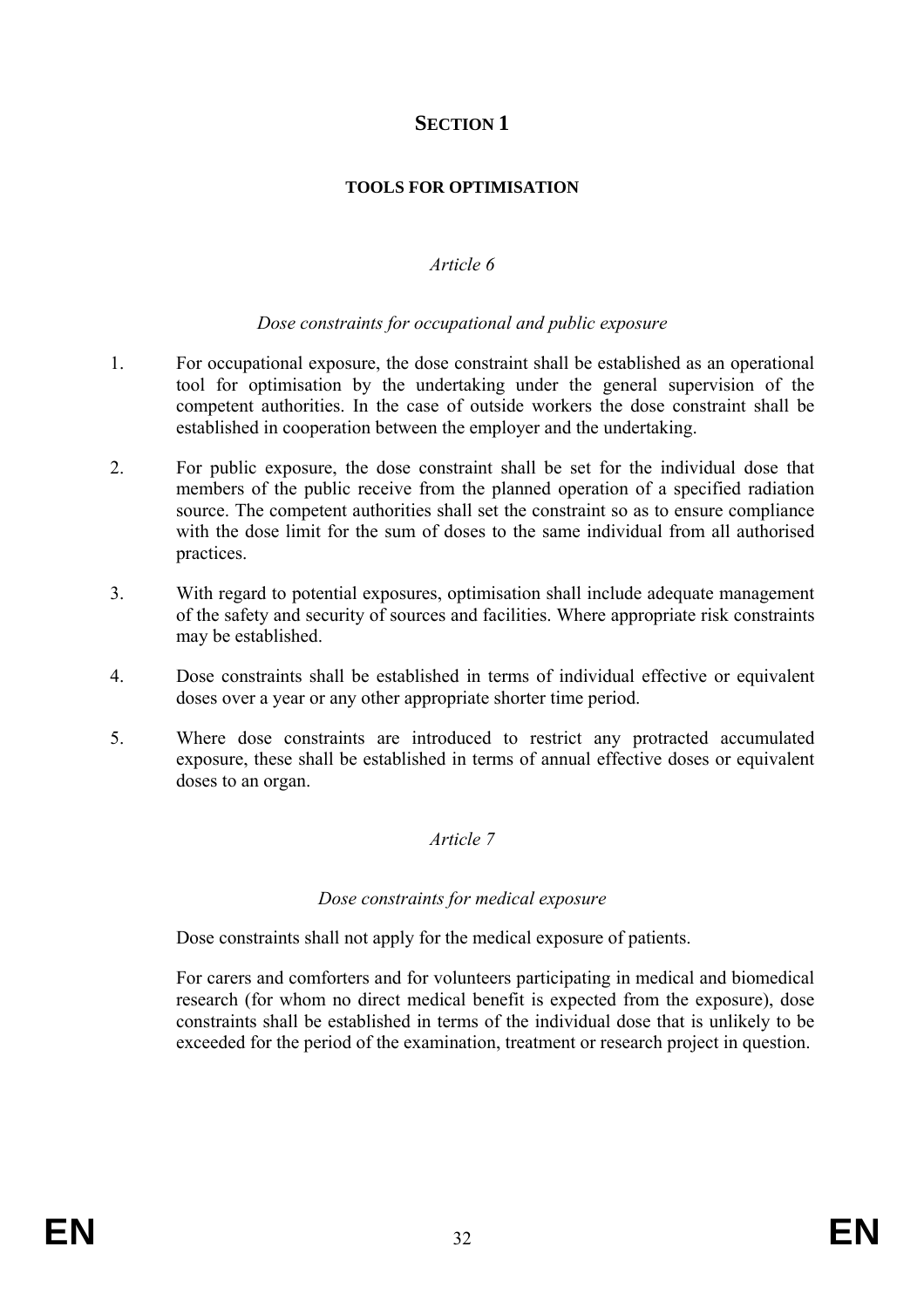## SECTION 1

### TOOLS FOR OPTIMISATION

*Article 6*

*Dose constraints for occupational and public exposure*

1. For occupational exposure, the dose constraint shall be established as an operational tool for optimisation by the undertaking under the general supervision of the competent authorities. In the case of outside workers the dose constraint shall be established in cooperation between the employer and the undertaking.

2. For public exposure, the dose constraint shall be set for the individual dose that members of the public receive from the planned operation of a specified radiation source. The competent authorities shall set the constraint so as to ensure compliance with the dose limit for the sum of doses to the same individual from all authorised practices.

3. With regard to potential exposures, optimisation shall include adequate management of the safety and security of sources and facilities. Where appropriate risk constraints may be established.

4. Dose constraints shall be established in terms of individual effective or equivalent doses over a year or any other appropriate shorter time period.

5. Where dose constraints are introduced to restrict any protracted accumulated exposure, these shall be established in terms of annual effective doses or equivalent doses to an organ.

*Article 7*

*Dose constraints for medical exposure*

Dose constraints shall not apply for the medical exposure of patients.

For carers and comforters and for volunteers participating in medical and biomedical research (for whom no direct medical benefit is expected from the exposure), dose constraints shall be established in terms of the individual dose that is unlikely to be exceeded for the period of the examination, treatment or research project in question.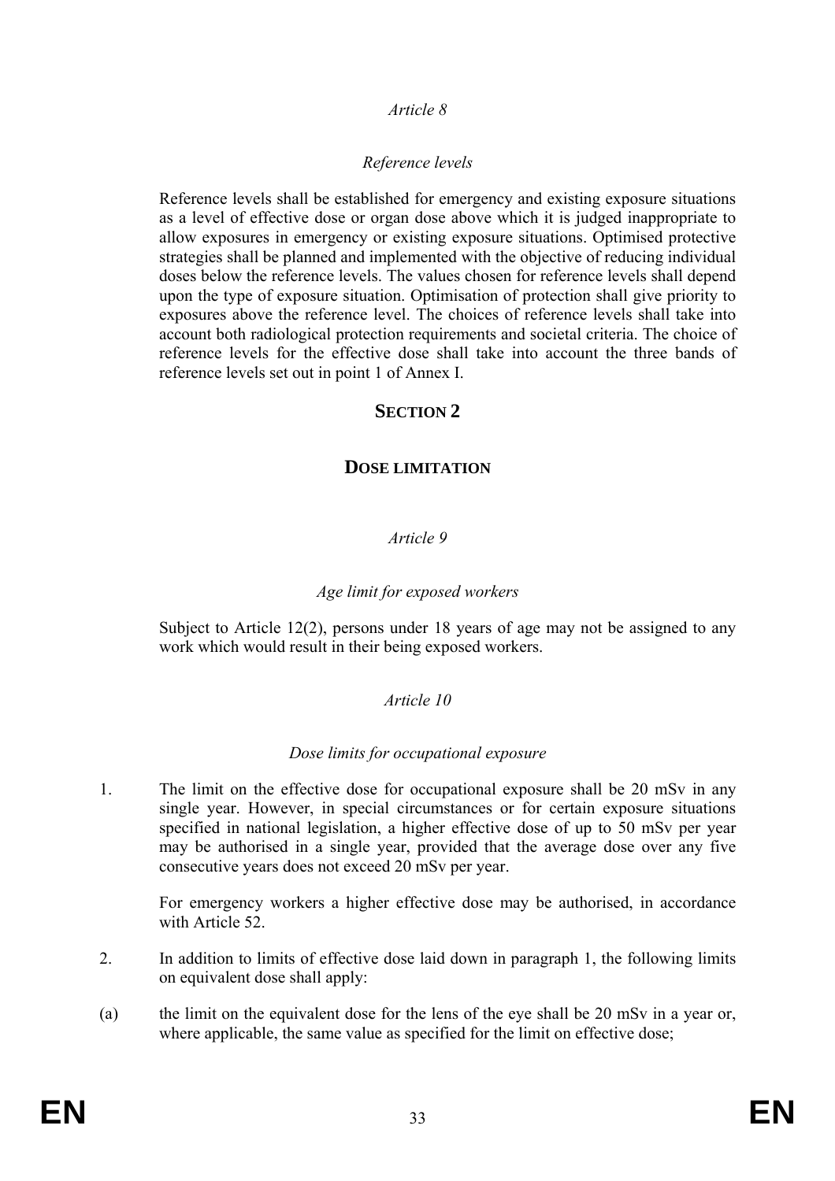*Article 8*

*Reference levels*

Reference levels shall be established for emergency and existing exposure situations as a level of effective dose or organ dose above which it is judged inappropriate to allow exposures in emergency or existing exposure situations. Optimised protective strategies shall be planned and implemented with the objective of reducing individual doses below the reference levels. The values chosen for reference levels shall depend upon the type of exposure situation. Optimisation of protection shall give priority to exposures above the reference level. The choices of reference levels shall take into account both radiological protection requirements and societal criteria. The choice of reference levels for the effective dose shall take into account the three bands of reference levels set out in point 1 of Annex I.

## SECTION 2

## DOSE LIMITATION

*Article 9*

*Age limit for exposed workers*

Subject to Article 12(2), persons under 18 years of age may not be assigned to any work which would result in their being exposed workers.

*Article 10*

*Dose limits for occupational exposure*

1. The limit on the effective dose for occupational exposure shall be 20 mSv in any single year. However, in special circumstances or for certain exposure situations specified in national legislation, a higher effective dose of up to 50 mSv per year may be authorised in a single year, provided that the average dose over any five consecutive years does not exceed 20 mSv per year.

   For emergency workers a higher effective dose may be authorised, in accordance with Article 52.

2. In addition to limits of effective dose laid down in paragraph 1, the following limits on equivalent dose shall apply:

(a) the limit on the equivalent dose for the lens of the eye shall be 20 mSv in a year or, where applicable, the same value as specified for the limit on effective dose;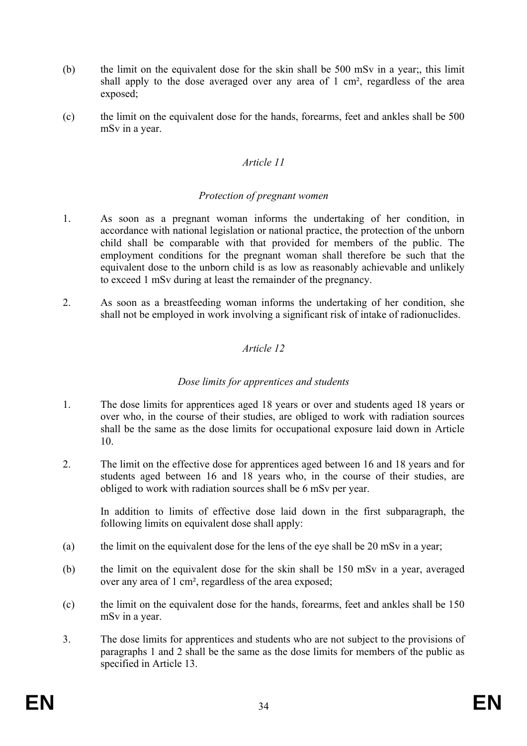(b) the limit on the equivalent dose for the skin shall be 500 mSv in a year;, this limit shall apply to the dose averaged over any area of 1 cm², regardless of the area exposed;

(c) the limit on the equivalent dose for the hands, forearms, feet and ankles shall be 500 mSv in a year.

*Article 11*

*Protection of pregnant women*

1. As soon as a pregnant woman informs the undertaking of her condition, in accordance with national legislation or national practice, the protection of the unborn child shall be comparable with that provided for members of the public. The employment conditions for the pregnant woman shall therefore be such that the equivalent dose to the unborn child is as low as reasonably achievable and unlikely to exceed 1 mSv during at least the remainder of the pregnancy.

2. As soon as a breastfeeding woman informs the undertaking of her condition, she shall not be employed in work involving a significant risk of intake of radionuclides.

*Article 12*

*Dose limits for apprentices and students*

1. The dose limits for apprentices aged 18 years or over and students aged 18 years or over who, in the course of their studies, are obliged to work with radiation sources shall be the same as the dose limits for occupational exposure laid down in Article 10.

2. The limit on the effective dose for apprentices aged between 16 and 18 years and for students aged between 16 and 18 years who, in the course of their studies, are obliged to work with radiation sources shall be 6 mSv per year.

   In addition to limits of effective dose laid down in the first subparagraph, the following limits on equivalent dose shall apply:

(a) the limit on the equivalent dose for the lens of the eye shall be 20 mSv in a year;

(b) the limit on the equivalent dose for the skin shall be 150 mSv in a year, averaged over any area of 1 cm², regardless of the area exposed;

(c) the limit on the equivalent dose for the hands, forearms, feet and ankles shall be 150 mSv in a year.

3. The dose limits for apprentices and students who are not subject to the provisions of paragraphs 1 and 2 shall be the same as the dose limits for members of the public as specified in Article 13.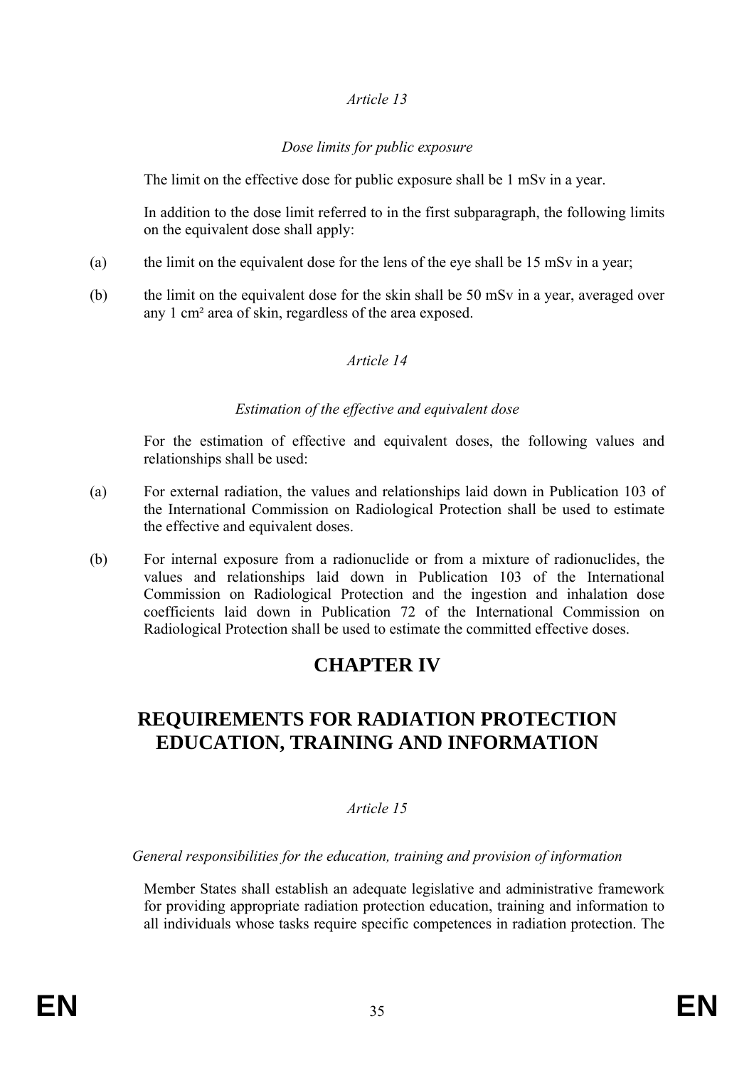*Article 13*

*Dose limits for public exposure*

The limit on the effective dose for public exposure shall be 1 mSv in a year.

In addition to the dose limit referred to in the first subparagraph, the following limits on the equivalent dose shall apply:

(a) the limit on the equivalent dose for the lens of the eye shall be 15 mSv in a year;

(b) the limit on the equivalent dose for the skin shall be 50 mSv in a year, averaged over any 1 cm² area of skin, regardless of the area exposed.

*Article 14*

*Estimation of the effective and equivalent dose*

For the estimation of effective and equivalent doses, the following values and relationships shall be used:

(a) For external radiation, the values and relationships laid down in Publication 103 of the International Commission on Radiological Protection shall be used to estimate the effective and equivalent doses.

(b) For internal exposure from a radionuclide or from a mixture of radionuclides, the values and relationships laid down in Publication 103 of the International Commission on Radiological Protection and the ingestion and inhalation dose coefficients laid down in Publication 72 of the International Commission on Radiological Protection shall be used to estimate the committed effective doses.

# CHAPTER IV

# REQUIREMENTS FOR RADIATION PROTECTION EDUCATION, TRAINING AND INFORMATION

*Article 15*

*General responsibilities for the education, training and provision of information*

Member States shall establish an adequate legislative and administrative framework for providing appropriate radiation protection education, training and information to all individuals whose tasks require specific competences in radiation protection. The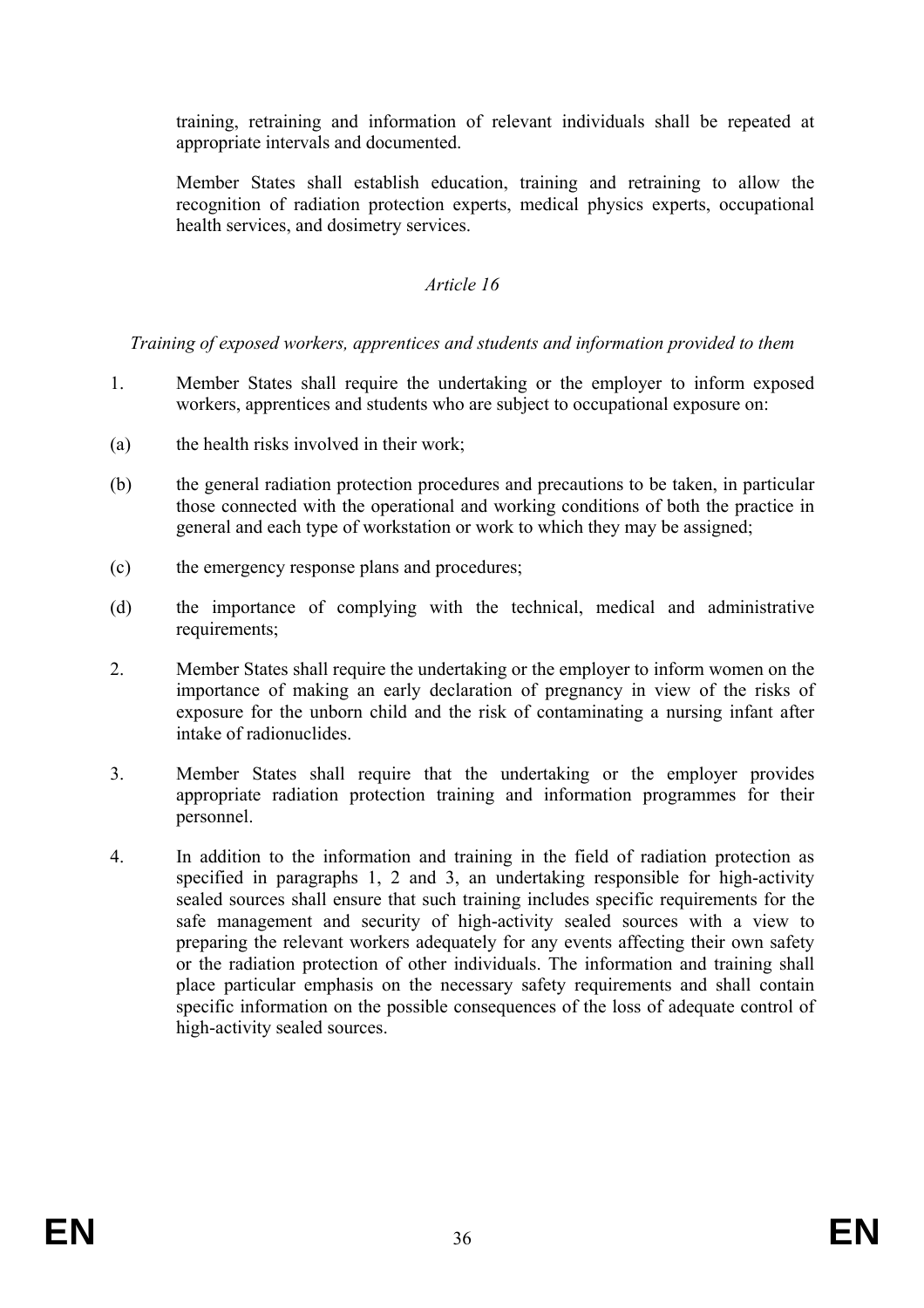training, retraining and information of relevant individuals shall be repeated at appropriate intervals and documented.

Member States shall establish education, training and retraining to allow the recognition of radiation protection experts, medical physics experts, occupational health services, and dosimetry services.

*Article 16*

*Training of exposed workers, apprentices and students and information provided to them*

1. Member States shall require the undertaking or the employer to inform exposed workers, apprentices and students who are subject to occupational exposure on:

(a) the health risks involved in their work;

(b) the general radiation protection procedures and precautions to be taken, in particular those connected with the operational and working conditions of both the practice in general and each type of workstation or work to which they may be assigned;

(c) the emergency response plans and procedures;

(d) the importance of complying with the technical, medical and administrative requirements;

2. Member States shall require the undertaking or the employer to inform women on the importance of making an early declaration of pregnancy in view of the risks of exposure for the unborn child and the risk of contaminating a nursing infant after intake of radionuclides.

3. Member States shall require that the undertaking or the employer provides appropriate radiation protection training and information programmes for their personnel.

4. In addition to the information and training in the field of radiation protection as specified in paragraphs 1, 2 and 3, an undertaking responsible for high-activity sealed sources shall ensure that such training includes specific requirements for the safe management and security of high-activity sealed sources with a view to preparing the relevant workers adequately for any events affecting their own safety or the radiation protection of other individuals. The information and training shall place particular emphasis on the necessary safety requirements and shall contain specific information on the possible consequences of the loss of adequate control of high-activity sealed sources.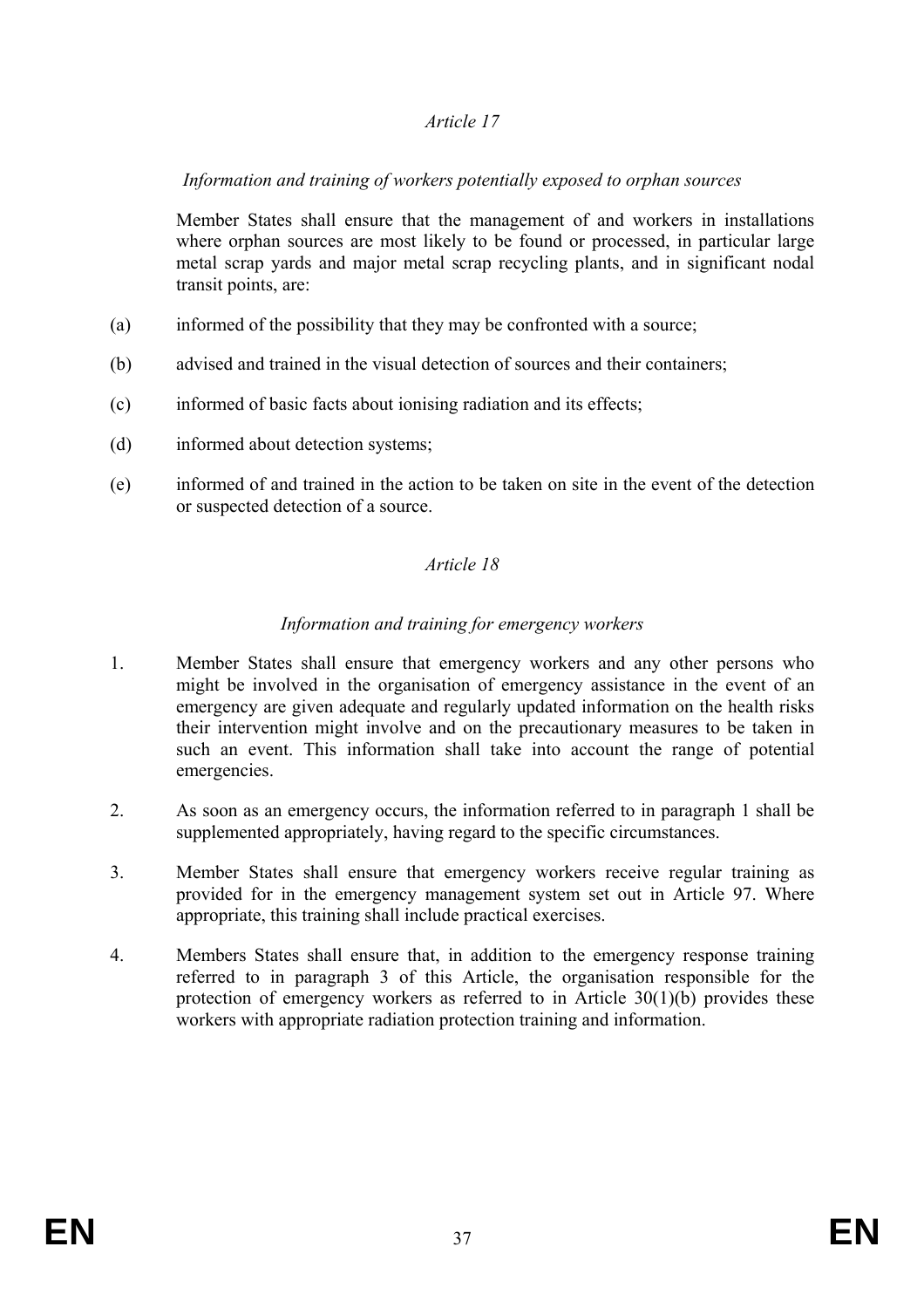*Article 17*

*Information and training of workers potentially exposed to orphan sources*

Member States shall ensure that the management of and workers in installations where orphan sources are most likely to be found or processed, in particular large metal scrap yards and major metal scrap recycling plants, and in significant nodal transit points, are:

(a) informed of the possibility that they may be confronted with a source;

(b) advised and trained in the visual detection of sources and their containers;

(c) informed of basic facts about ionising radiation and its effects;

(d) informed about detection systems;

(e) informed of and trained in the action to be taken on site in the event of the detection or suspected detection of a source.

*Article 18*

*Information and training for emergency workers*

1. Member States shall ensure that emergency workers and any other persons who might be involved in the organisation of emergency assistance in the event of an emergency are given adequate and regularly updated information on the health risks their intervention might involve and on the precautionary measures to be taken in such an event. This information shall take into account the range of potential emergencies.

2. As soon as an emergency occurs, the information referred to in paragraph 1 shall be supplemented appropriately, having regard to the specific circumstances.

3. Member States shall ensure that emergency workers receive regular training as provided for in the emergency management system set out in Article 97. Where appropriate, this training shall include practical exercises.

4. Members States shall ensure that, in addition to the emergency response training referred to in paragraph 3 of this Article, the organisation responsible for the protection of emergency workers as referred to in Article 30(1)(b) provides these workers with appropriate radiation protection training and information.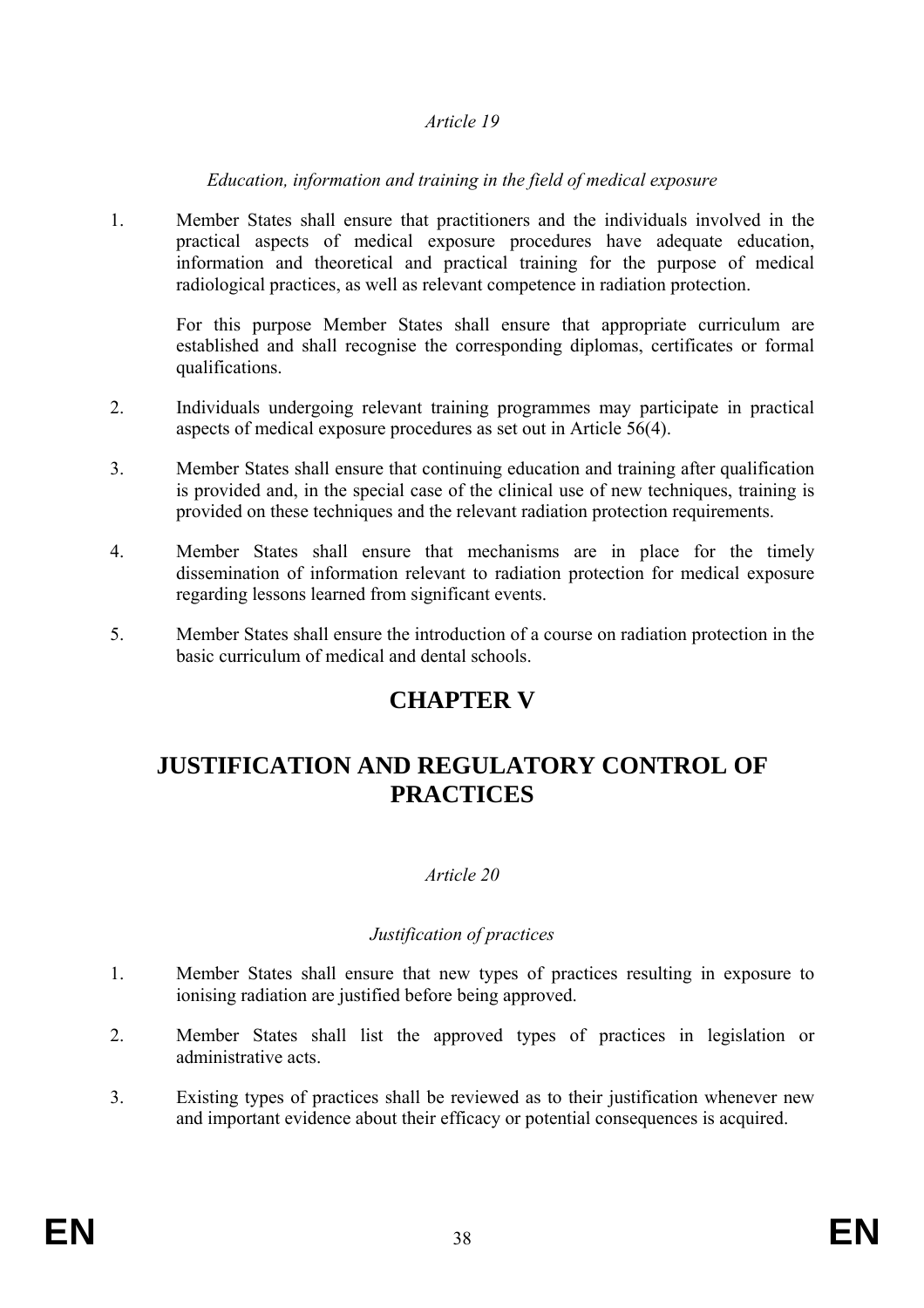*Article 19*

*Education, information and training in the field of medical exposure*

1. Member States shall ensure that practitioners and the individuals involved in the practical aspects of medical exposure procedures have adequate education, information and theoretical and practical training for the purpose of medical radiological practices, as well as relevant competence in radiation protection.

   For this purpose Member States shall ensure that appropriate curriculum are established and shall recognise the corresponding diplomas, certificates or formal qualifications.

2. Individuals undergoing relevant training programmes may participate in practical aspects of medical exposure procedures as set out in Article 56(4).

3. Member States shall ensure that continuing education and training after qualification is provided and, in the special case of the clinical use of new techniques, training is provided on these techniques and the relevant radiation protection requirements.

4. Member States shall ensure that mechanisms are in place for the timely dissemination of information relevant to radiation protection for medical exposure regarding lessons learned from significant events.

5. Member States shall ensure the introduction of a course on radiation protection in the basic curriculum of medical and dental schools.

# CHAPTER V

# JUSTIFICATION AND REGULATORY CONTROL OF PRACTICES

*Article 20*

*Justification of practices*

1. Member States shall ensure that new types of practices resulting in exposure to ionising radiation are justified before being approved.

2. Member States shall list the approved types of practices in legislation or administrative acts.

3. Existing types of practices shall be reviewed as to their justification whenever new and important evidence about their efficacy or potential consequences is acquired.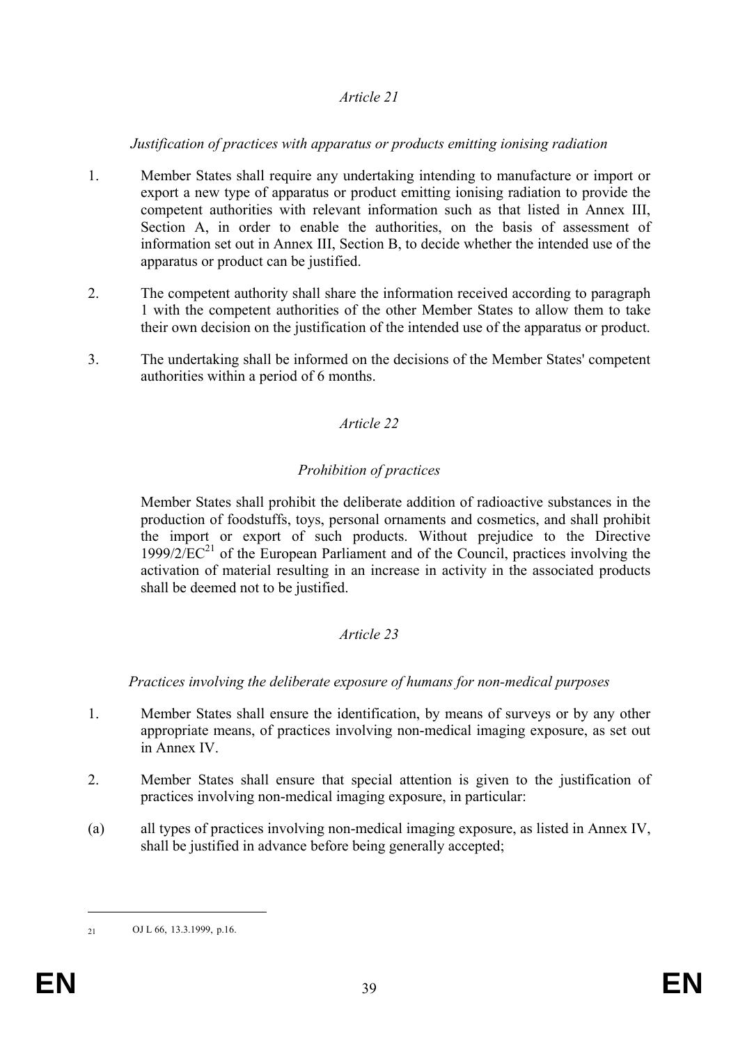*Article 21*

*Justification of practices with apparatus or products emitting ionising radiation*

1. Member States shall require any undertaking intending to manufacture or import or export a new type of apparatus or product emitting ionising radiation to provide the competent authorities with relevant information such as that listed in Annex III, Section A, in order to enable the authorities, on the basis of assessment of information set out in Annex III, Section B, to decide whether the intended use of the apparatus or product can be justified.

2. The competent authority shall share the information received according to paragraph 1 with the competent authorities of the other Member States to allow them to take their own decision on the justification of the intended use of the apparatus or product.

3. The undertaking shall be informed on the decisions of the Member States' competent authorities within a period of 6 months.

*Article 22*

*Prohibition of practices*

Member States shall prohibit the deliberate addition of radioactive substances in the production of foodstuffs, toys, personal ornaments and cosmetics, and shall prohibit the import or export of such products. Without prejudice to the Directive 1999/2/EC[21] of the European Parliament and of the Council, practices involving the activation of material resulting in an increase in activity in the associated products shall be deemed not to be justified.

*Article 23*

*Practices involving the deliberate exposure of humans for non-medical purposes*

1. Member States shall ensure the identification, by means of surveys or by any other appropriate means, of practices involving non-medical imaging exposure, as set out in Annex IV.

2. Member States shall ensure that special attention is given to the justification of practices involving non-medical imaging exposure, in particular:

(a) all types of practices involving non-medical imaging exposure, as listed in Annex IV, shall be justified in advance before being generally accepted;

---

[21] OJ L 66, 13.3.1999, p.16.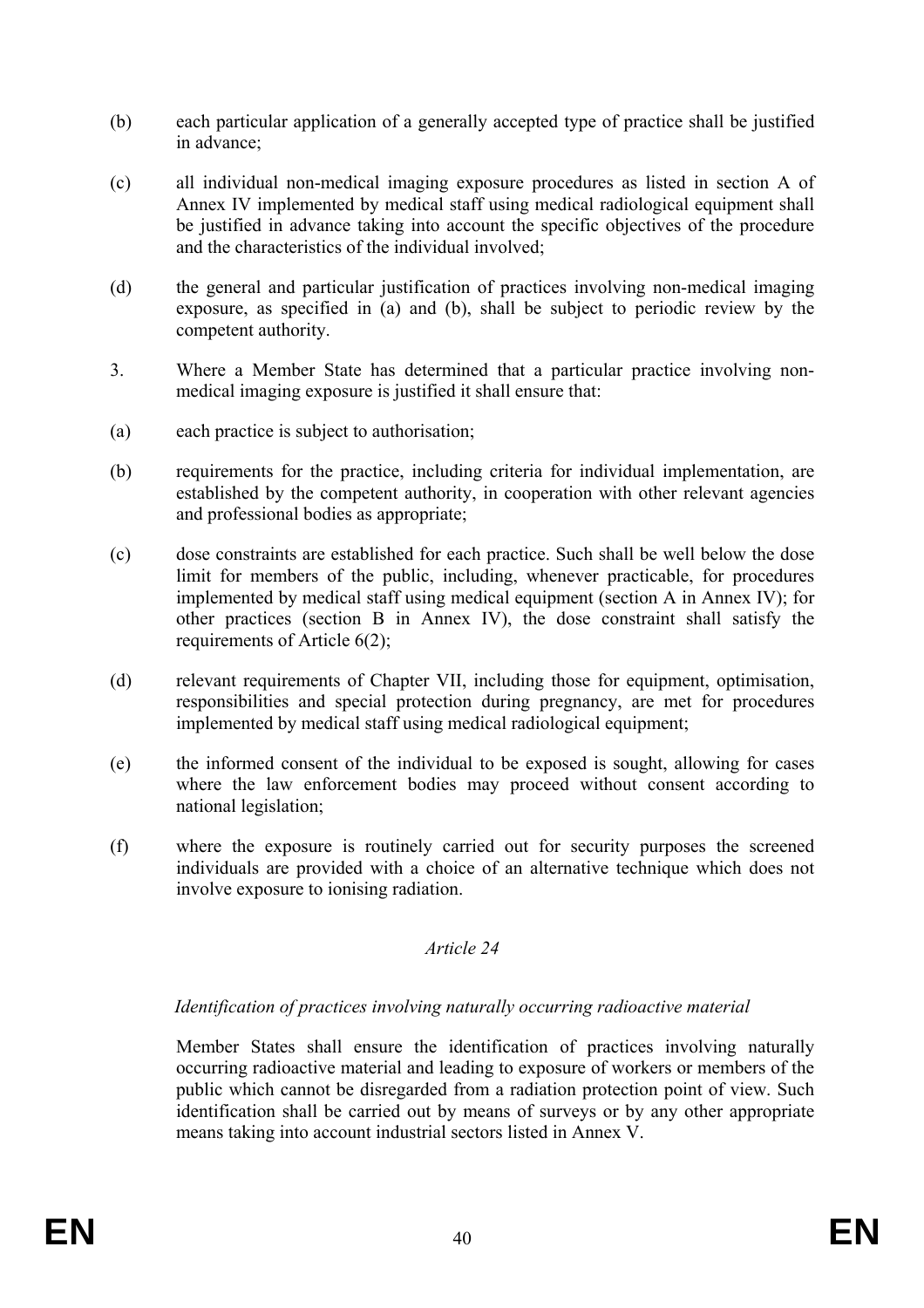(b) each particular application of a generally accepted type of practice shall be justified in advance;

(c) all individual non-medical imaging exposure procedures as listed in section A of Annex IV implemented by medical staff using medical radiological equipment shall be justified in advance taking into account the specific objectives of the procedure and the characteristics of the individual involved;

(d) the general and particular justification of practices involving non-medical imaging exposure, as specified in (a) and (b), shall be subject to periodic review by the competent authority.

3. Where a Member State has determined that a particular practice involving non-medical imaging exposure is justified it shall ensure that:

(a) each practice is subject to authorisation;

(b) requirements for the practice, including criteria for individual implementation, are established by the competent authority, in cooperation with other relevant agencies and professional bodies as appropriate;

(c) dose constraints are established for each practice. Such shall be well below the dose limit for members of the public, including, whenever practicable, for procedures implemented by medical staff using medical equipment (section A in Annex IV); for other practices (section B in Annex IV), the dose constraint shall satisfy the requirements of Article 6(2);

(d) relevant requirements of Chapter VII, including those for equipment, optimisation, responsibilities and special protection during pregnancy, are met for procedures implemented by medical staff using medical radiological equipment;

(e) the informed consent of the individual to be exposed is sought, allowing for cases where the law enforcement bodies may proceed without consent according to national legislation;

(f) where the exposure is routinely carried out for security purposes the screened individuals are provided with a choice of an alternative technique which does not involve exposure to ionising radiation.

*Article 24*

*Identification of practices involving naturally occurring radioactive material*

Member States shall ensure the identification of practices involving naturally occurring radioactive material and leading to exposure of workers or members of the public which cannot be disregarded from a radiation protection point of view. Such identification shall be carried out by means of surveys or by any other appropriate means taking into account industrial sectors listed in Annex V.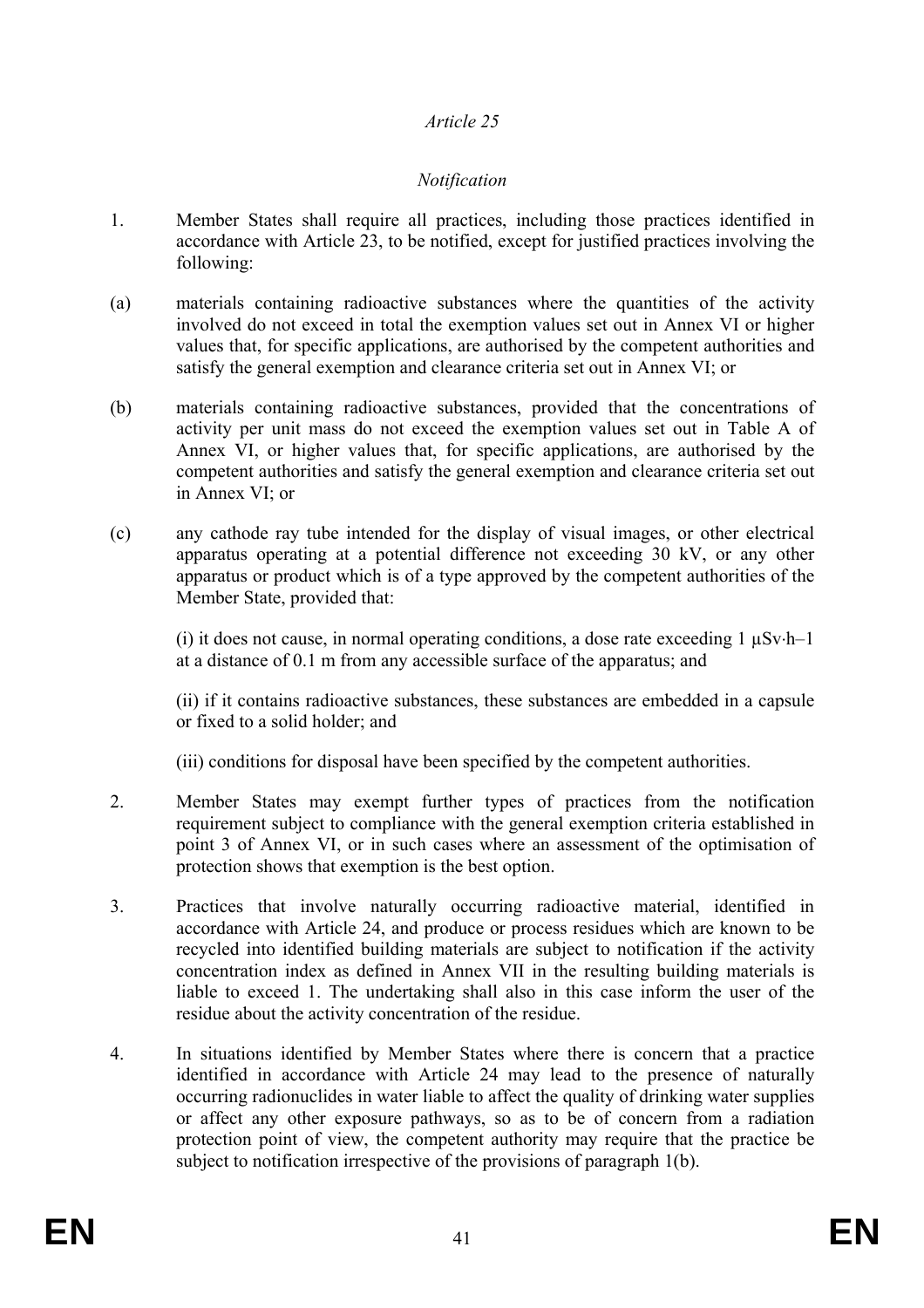*Article 25*

*Notification*

1. Member States shall require all practices, including those practices identified in accordance with Article 23, to be notified, except for justified practices involving the following:

(a) materials containing radioactive substances where the quantities of the activity involved do not exceed in total the exemption values set out in Annex VI or higher values that, for specific applications, are authorised by the competent authorities and satisfy the general exemption and clearance criteria set out in Annex VI; or

(b) materials containing radioactive substances, provided that the concentrations of activity per unit mass do not exceed the exemption values set out in Table A of Annex VI, or higher values that, for specific applications, are authorised by the competent authorities and satisfy the general exemption and clearance criteria set out in Annex VI; or

(c) any cathode ray tube intended for the display of visual images, or other electrical apparatus operating at a potential difference not exceeding 30 kV, or any other apparatus or product which is of a type approved by the competent authorities of the Member State, provided that:

(i) it does not cause, in normal operating conditions, a dose rate exceeding 1 $\mu Sv \cdot h^{-1}$ at a distance of 0.1 m from any accessible surface of the apparatus; and

(ii) if it contains radioactive substances, these substances are embedded in a capsule or fixed to a solid holder; and

(iii) conditions for disposal have been specified by the competent authorities.

2. Member States may exempt further types of practices from the notification requirement subject to compliance with the general exemption criteria established in point 3 of Annex VI, or in such cases where an assessment of the optimisation of protection shows that exemption is the best option.

3. Practices that involve naturally occurring radioactive material, identified in accordance with Article 24, and produce or process residues which are known to be recycled into identified building materials are subject to notification if the activity concentration index as defined in Annex VII in the resulting building materials is liable to exceed 1. The undertaking shall also in this case inform the user of the residue about the activity concentration of the residue.

4. In situations identified by Member States where there is concern that a practice identified in accordance with Article 24 may lead to the presence of naturally occurring radionuclides in water liable to affect the quality of drinking water supplies or affect any other exposure pathways, so as to be of concern from a radiation protection point of view, the competent authority may require that the practice be subject to notification irrespective of the provisions of paragraph 1(b).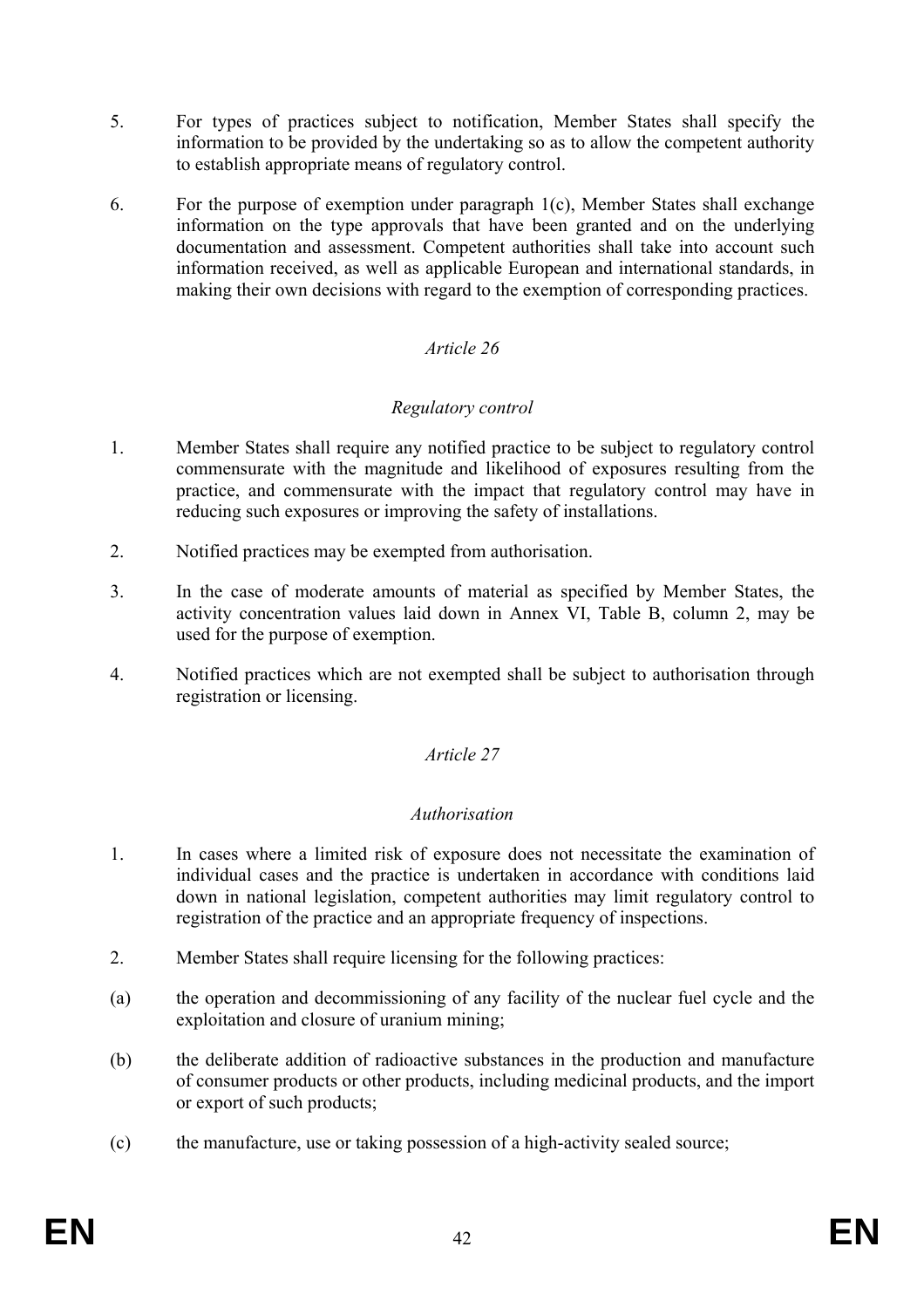5. For types of practices subject to notification, Member States shall specify the information to be provided by the undertaking so as to allow the competent authority to establish appropriate means of regulatory control.

6. For the purpose of exemption under paragraph 1(c), Member States shall exchange information on the type approvals that have been granted and on the underlying documentation and assessment. Competent authorities shall take into account such information received, as well as applicable European and international standards, in making their own decisions with regard to the exemption of corresponding practices.

*Article 26*

*Regulatory control*

1. Member States shall require any notified practice to be subject to regulatory control commensurate with the magnitude and likelihood of exposures resulting from the practice, and commensurate with the impact that regulatory control may have in reducing such exposures or improving the safety of installations.

2. Notified practices may be exempted from authorisation.

3. In the case of moderate amounts of material as specified by Member States, the activity concentration values laid down in Annex VI, Table B, column 2, may be used for the purpose of exemption.

4. Notified practices which are not exempted shall be subject to authorisation through registration or licensing.

*Article 27*

*Authorisation*

1. In cases where a limited risk of exposure does not necessitate the examination of individual cases and the practice is undertaken in accordance with conditions laid down in national legislation, competent authorities may limit regulatory control to registration of the practice and an appropriate frequency of inspections.

2. Member States shall require licensing for the following practices:

(a) the operation and decommissioning of any facility of the nuclear fuel cycle and the exploitation and closure of uranium mining;

(b) the deliberate addition of radioactive substances in the production and manufacture of consumer products or other products, including medicinal products, and the import or export of such products;

(c) the manufacture, use or taking possession of a high-activity sealed source;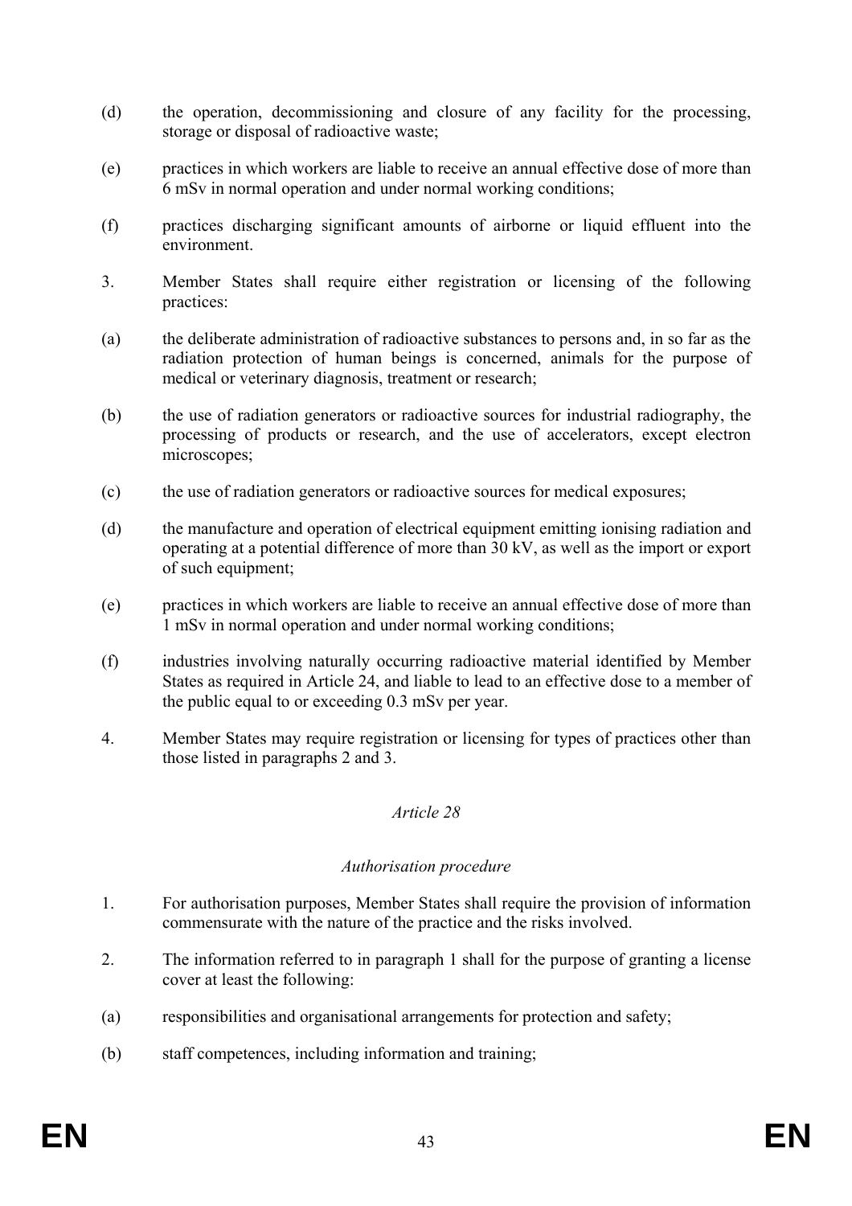(d) the operation, decommissioning and closure of any facility for the processing, storage or disposal of radioactive waste;

(e) practices in which workers are liable to receive an annual effective dose of more than 6 mSv in normal operation and under normal working conditions;

(f) practices discharging significant amounts of airborne or liquid effluent into the environment.

3. Member States shall require either registration or licensing of the following practices:

(a) the deliberate administration of radioactive substances to persons and, in so far as the radiation protection of human beings is concerned, animals for the purpose of medical or veterinary diagnosis, treatment or research;

(b) the use of radiation generators or radioactive sources for industrial radiography, the processing of products or research, and the use of accelerators, except electron microscopes;

(c) the use of radiation generators or radioactive sources for medical exposures;

(d) the manufacture and operation of electrical equipment emitting ionising radiation and operating at a potential difference of more than 30 kV, as well as the import or export of such equipment;

(e) practices in which workers are liable to receive an annual effective dose of more than 1 mSv in normal operation and under normal working conditions;

(f) industries involving naturally occurring radioactive material identified by Member States as required in Article 24, and liable to lead to an effective dose to a member of the public equal to or exceeding 0.3 mSv per year.

4. Member States may require registration or licensing for types of practices other than those listed in paragraphs 2 and 3.

*Article 28*

*Authorisation procedure*

1. For authorisation purposes, Member States shall require the provision of information commensurate with the nature of the practice and the risks involved.

2. The information referred to in paragraph 1 shall for the purpose of granting a license cover at least the following:

(a) responsibilities and organisational arrangements for protection and safety;

(b) staff competences, including information and training;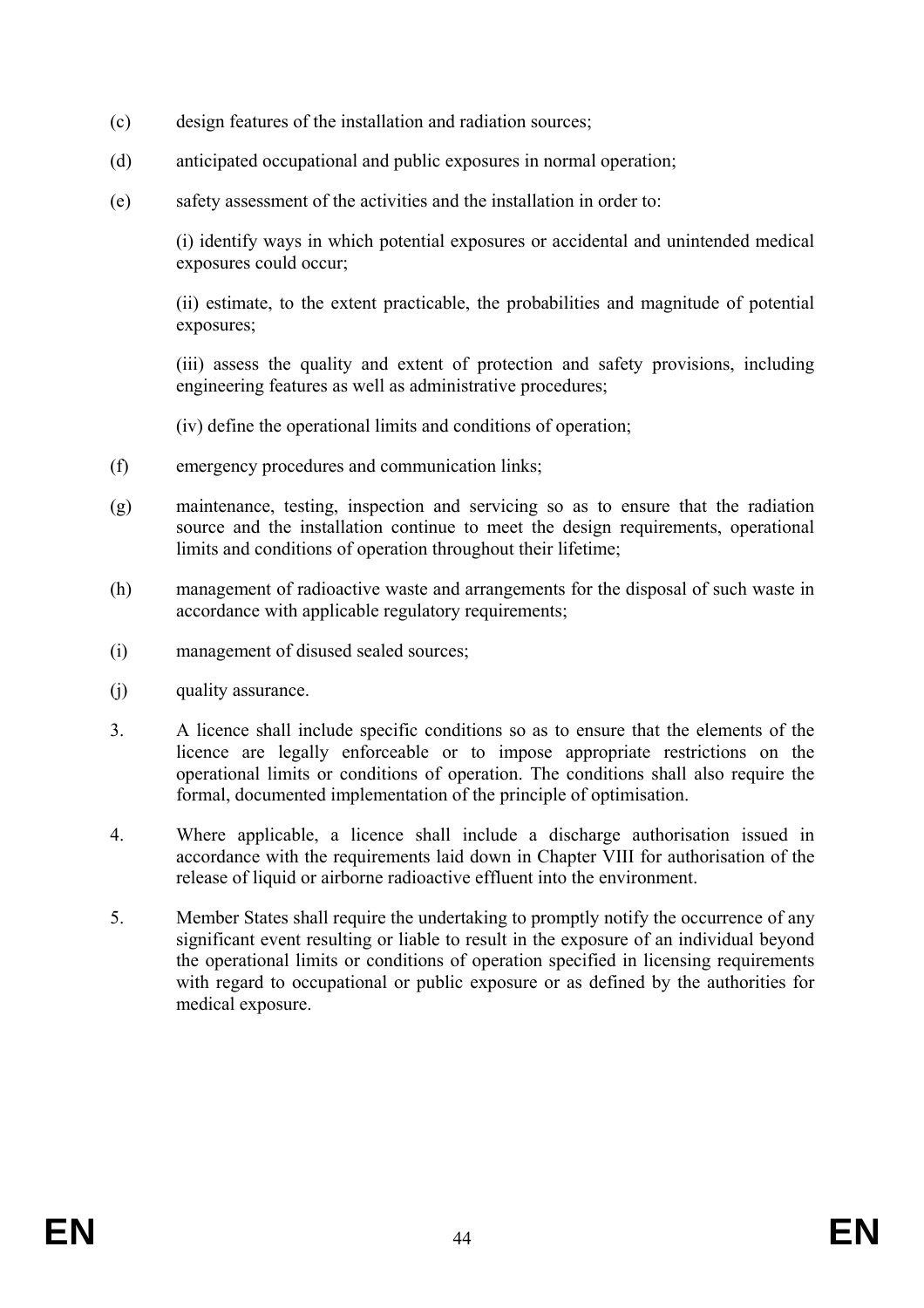(c) design features of the installation and radiation sources;

(d) anticipated occupational and public exposures in normal operation;

(e) safety assessment of the activities and the installation in order to:

(i) identify ways in which potential exposures or accidental and unintended medical exposures could occur;

(ii) estimate, to the extent practicable, the probabilities and magnitude of potential exposures;

(iii) assess the quality and extent of protection and safety provisions, including engineering features as well as administrative procedures;

(iv) define the operational limits and conditions of operation;

(f) emergency procedures and communication links;

(g) maintenance, testing, inspection and servicing so as to ensure that the radiation source and the installation continue to meet the design requirements, operational limits and conditions of operation throughout their lifetime;

(h) management of radioactive waste and arrangements for the disposal of such waste in accordance with applicable regulatory requirements;

(i) management of disused sealed sources;

(j) quality assurance.

3. A licence shall include specific conditions so as to ensure that the elements of the licence are legally enforceable or to impose appropriate restrictions on the operational limits or conditions of operation. The conditions shall also require the formal, documented implementation of the principle of optimisation.

4. Where applicable, a licence shall include a discharge authorisation issued in accordance with the requirements laid down in Chapter VIII for authorisation of the release of liquid or airborne radioactive effluent into the environment.

5. Member States shall require the undertaking to promptly notify the occurrence of any significant event resulting or liable to result in the exposure of an individual beyond the operational limits or conditions of operation specified in licensing requirements with regard to occupational or public exposure or as defined by the authorities for medical exposure.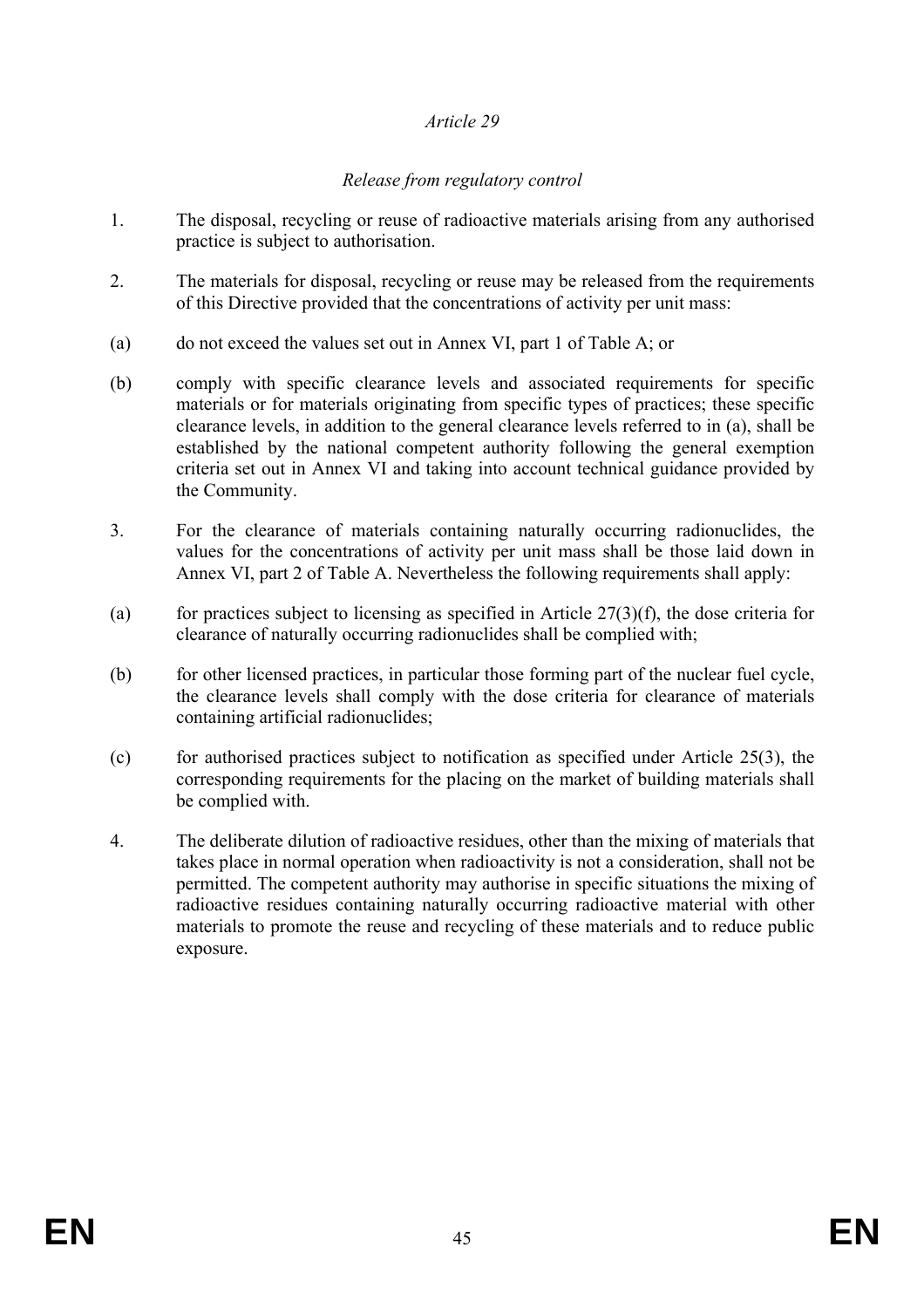*Article 29*

*Release from regulatory control*

1. The disposal, recycling or reuse of radioactive materials arising from any authorised practice is subject to authorisation.

2. The materials for disposal, recycling or reuse may be released from the requirements of this Directive provided that the concentrations of activity per unit mass:

(a) do not exceed the values set out in Annex VI, part 1 of Table A; or

(b) comply with specific clearance levels and associated requirements for specific materials or for materials originating from specific types of practices; these specific clearance levels, in addition to the general clearance levels referred to in (a), shall be established by the national competent authority following the general exemption criteria set out in Annex VI and taking into account technical guidance provided by the Community.

3. For the clearance of materials containing naturally occurring radionuclides, the values for the concentrations of activity per unit mass shall be those laid down in Annex VI, part 2 of Table A. Nevertheless the following requirements shall apply:

(a) for practices subject to licensing as specified in Article 27(3)(f), the dose criteria for clearance of naturally occurring radionuclides shall be complied with;

(b) for other licensed practices, in particular those forming part of the nuclear fuel cycle, the clearance levels shall comply with the dose criteria for clearance of materials containing artificial radionuclides;

(c) for authorised practices subject to notification as specified under Article 25(3), the corresponding requirements for the placing on the market of building materials shall be complied with.

4. The deliberate dilution of radioactive residues, other than the mixing of materials that takes place in normal operation when radioactivity is not a consideration, shall not be permitted. The competent authority may authorise in specific situations the mixing of radioactive residues containing naturally occurring radioactive material with other materials to promote the reuse and recycling of these materials and to reduce public exposure.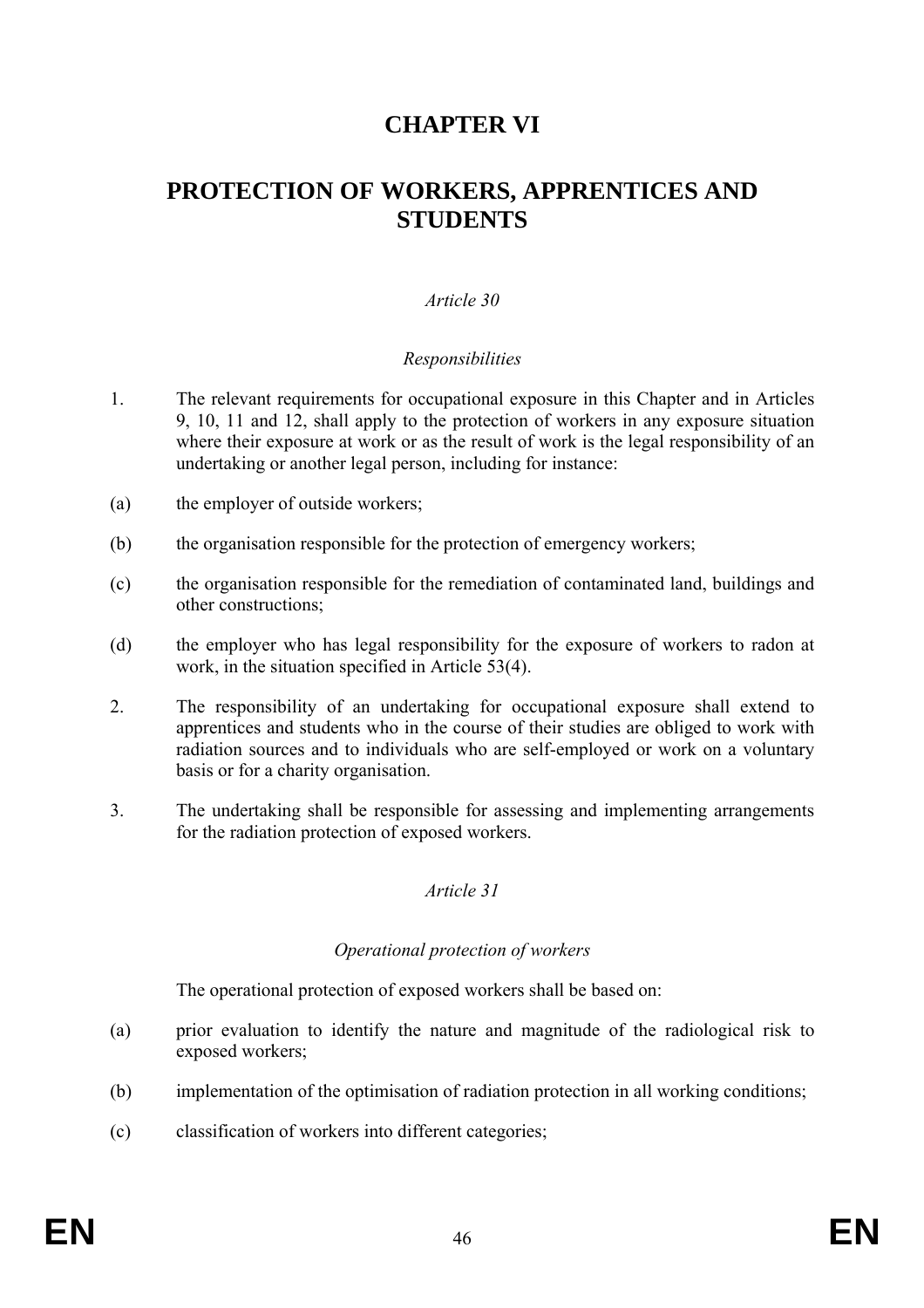# CHAPTER VI

# PROTECTION OF WORKERS, APPRENTICES AND STUDENTS

*Article 30*

*Responsibilities*

1. The relevant requirements for occupational exposure in this Chapter and in Articles 9, 10, 11 and 12, shall apply to the protection of workers in any exposure situation where their exposure at work or as the result of work is the legal responsibility of an undertaking or another legal person, including for instance:

(a) the employer of outside workers;

(b) the organisation responsible for the protection of emergency workers;

(c) the organisation responsible for the remediation of contaminated land, buildings and other constructions;

(d) the employer who has legal responsibility for the exposure of workers to radon at work, in the situation specified in Article 53(4).

2. The responsibility of an undertaking for occupational exposure shall extend to apprentices and students who in the course of their studies are obliged to work with radiation sources and to individuals who are self-employed or work on a voluntary basis or for a charity organisation.

3. The undertaking shall be responsible for assessing and implementing arrangements for the radiation protection of exposed workers.

*Article 31*

*Operational protection of workers*

The operational protection of exposed workers shall be based on:

(a) prior evaluation to identify the nature and magnitude of the radiological risk to exposed workers;

(b) implementation of the optimisation of radiation protection in all working conditions;

(c) classification of workers into different categories;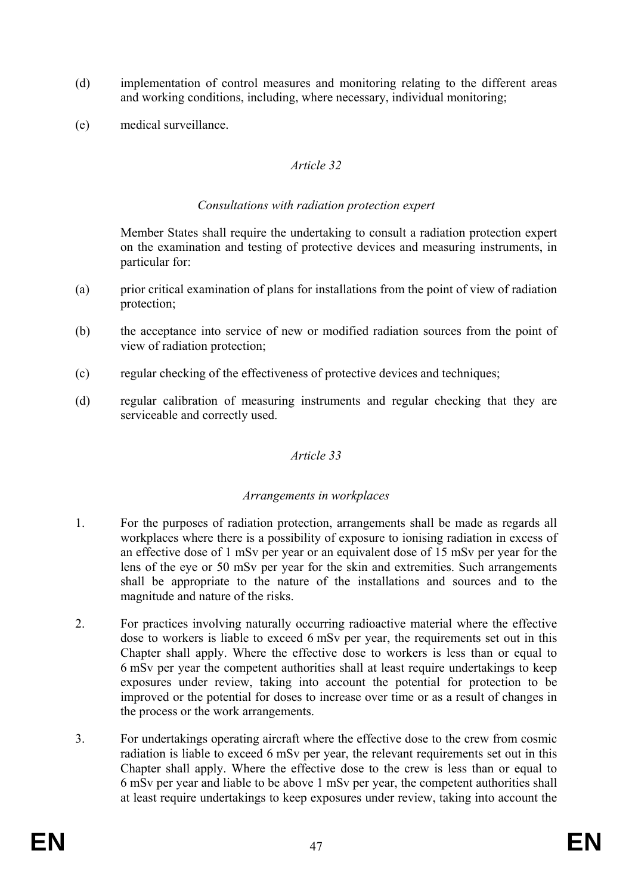(d) implementation of control measures and monitoring relating to the different areas and working conditions, including, where necessary, individual monitoring;

(e) medical surveillance.

*Article 32*

*Consultations with radiation protection expert*

Member States shall require the undertaking to consult a radiation protection expert on the examination and testing of protective devices and measuring instruments, in particular for:

(a) prior critical examination of plans for installations from the point of view of radiation protection;

(b) the acceptance into service of new or modified radiation sources from the point of view of radiation protection;

(c) regular checking of the effectiveness of protective devices and techniques;

(d) regular calibration of measuring instruments and regular checking that they are serviceable and correctly used.

*Article 33*

*Arrangements in workplaces*

1. For the purposes of radiation protection, arrangements shall be made as regards all workplaces where there is a possibility of exposure to ionising radiation in excess of an effective dose of 1 mSv per year or an equivalent dose of 15 mSv per year for the lens of the eye or 50 mSv per year for the skin and extremities. Such arrangements shall be appropriate to the nature of the installations and sources and to the magnitude and nature of the risks.

2. For practices involving naturally occurring radioactive material where the effective dose to workers is liable to exceed 6 mSv per year, the requirements set out in this Chapter shall apply. Where the effective dose to workers is less than or equal to 6 mSv per year the competent authorities shall at least require undertakings to keep exposures under review, taking into account the potential for protection to be improved or the potential for doses to increase over time or as a result of changes in the process or the work arrangements.

3. For undertakings operating aircraft where the effective dose to the crew from cosmic radiation is liable to exceed 6 mSv per year, the relevant requirements set out in this Chapter shall apply. Where the effective dose to the crew is less than or equal to 6 mSv per year and liable to be above 1 mSv per year, the competent authorities shall at least require undertakings to keep exposures under review, taking into account the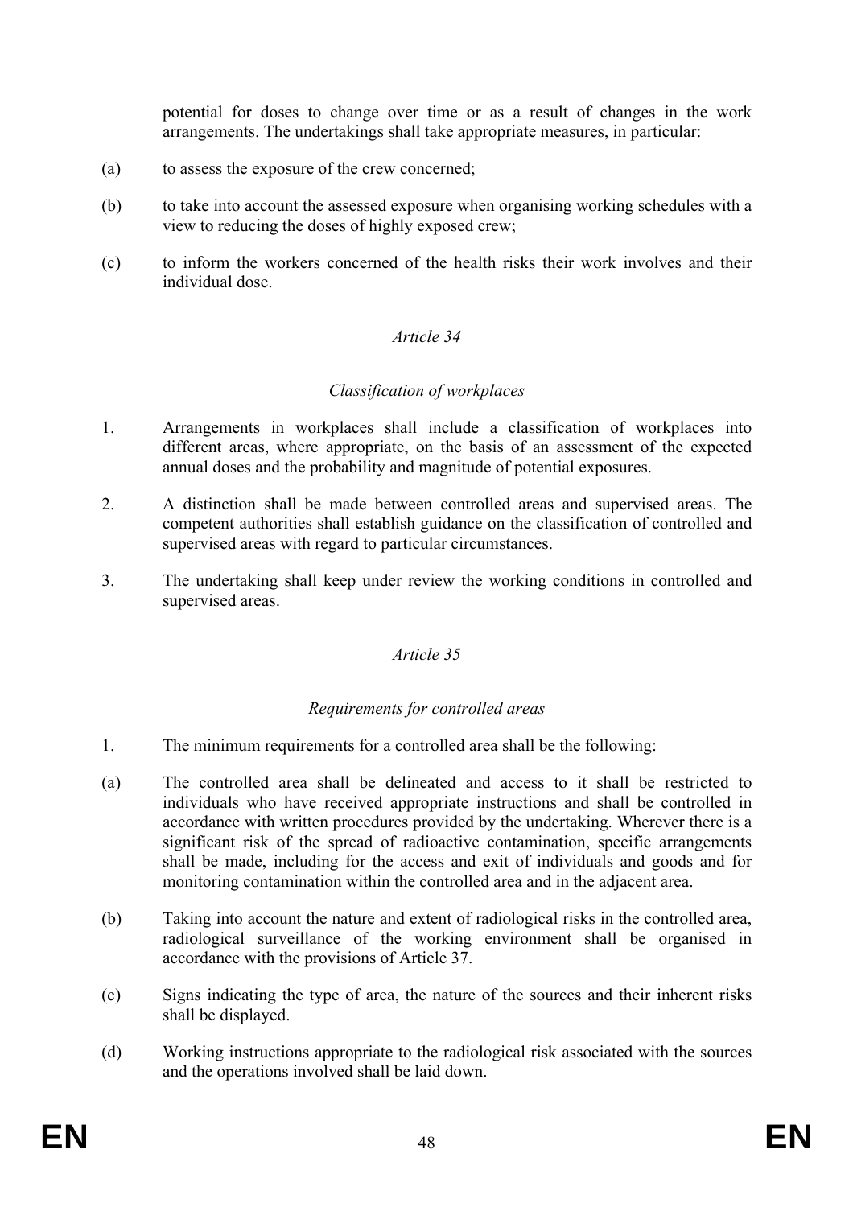potential for doses to change over time or as a result of changes in the work arrangements. The undertakings shall take appropriate measures, in particular:

(a) to assess the exposure of the crew concerned;

(b) to take into account the assessed exposure when organising working schedules with a view to reducing the doses of highly exposed crew;

(c) to inform the workers concerned of the health risks their work involves and their individual dose.

*Article 34*

*Classification of workplaces*

1. Arrangements in workplaces shall include a classification of workplaces into different areas, where appropriate, on the basis of an assessment of the expected annual doses and the probability and magnitude of potential exposures.

2. A distinction shall be made between controlled areas and supervised areas. The competent authorities shall establish guidance on the classification of controlled and supervised areas with regard to particular circumstances.

3. The undertaking shall keep under review the working conditions in controlled and supervised areas.

*Article 35*

*Requirements for controlled areas*

1. The minimum requirements for a controlled area shall be the following:

(a) The controlled area shall be delineated and access to it shall be restricted to individuals who have received appropriate instructions and shall be controlled in accordance with written procedures provided by the undertaking. Wherever there is a significant risk of the spread of radioactive contamination, specific arrangements shall be made, including for the access and exit of individuals and goods and for monitoring contamination within the controlled area and in the adjacent area.

(b) Taking into account the nature and extent of radiological risks in the controlled area, radiological surveillance of the working environment shall be organised in accordance with the provisions of Article 37.

(c) Signs indicating the type of area, the nature of the sources and their inherent risks shall be displayed.

(d) Working instructions appropriate to the radiological risk associated with the sources and the operations involved shall be laid down.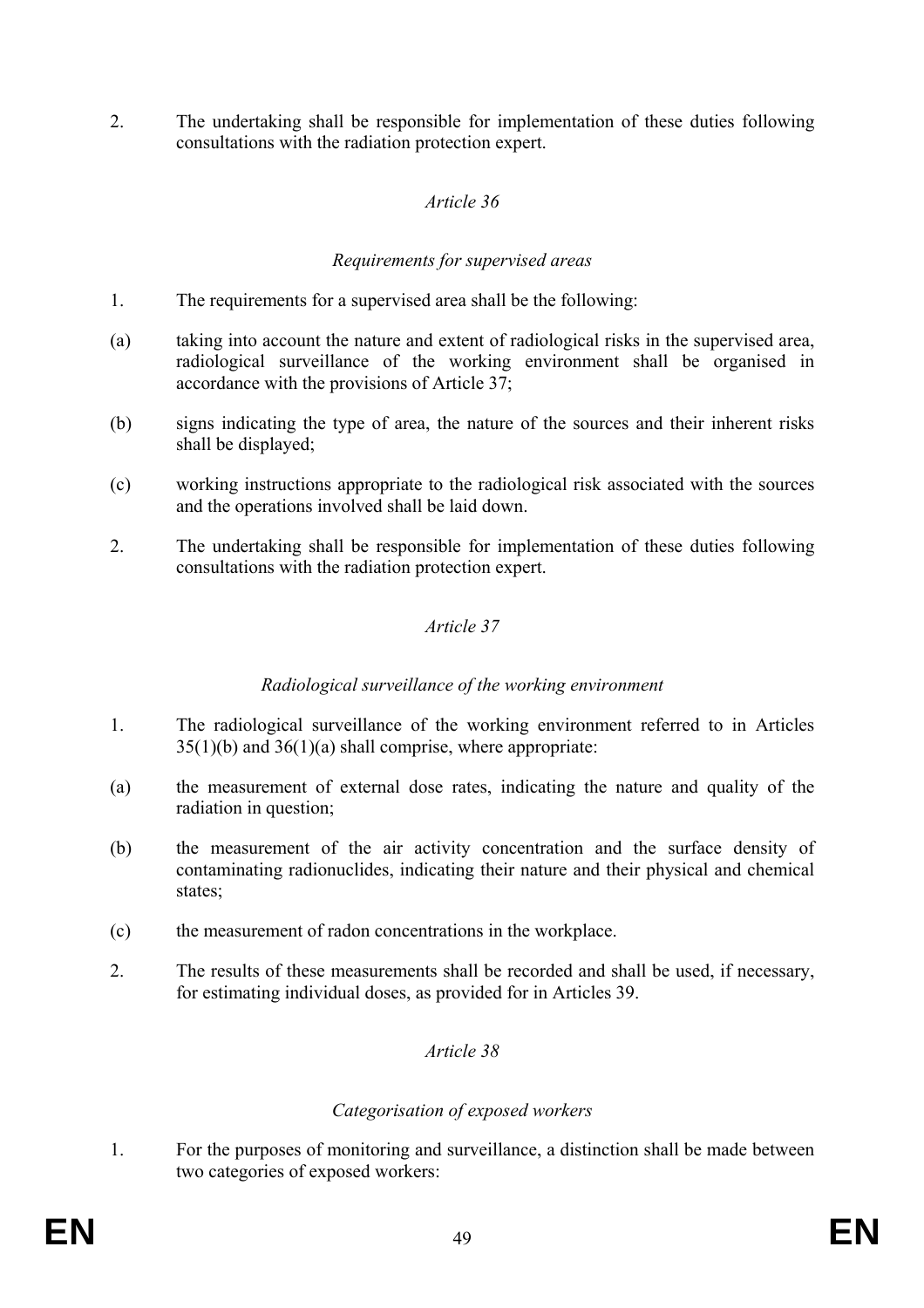2. The undertaking shall be responsible for implementation of these duties following consultations with the radiation protection expert.

*Article 36*

*Requirements for supervised areas*

1. The requirements for a supervised area shall be the following:

(a) taking into account the nature and extent of radiological risks in the supervised area, radiological surveillance of the working environment shall be organised in accordance with the provisions of Article 37;

(b) signs indicating the type of area, the nature of the sources and their inherent risks shall be displayed;

(c) working instructions appropriate to the radiological risk associated with the sources and the operations involved shall be laid down.

2. The undertaking shall be responsible for implementation of these duties following consultations with the radiation protection expert.

*Article 37*

*Radiological surveillance of the working environment*

1. The radiological surveillance of the working environment referred to in Articles 35(1)(b) and 36(1)(a) shall comprise, where appropriate:

(a) the measurement of external dose rates, indicating the nature and quality of the radiation in question;

(b) the measurement of the air activity concentration and the surface density of contaminating radionuclides, indicating their nature and their physical and chemical states;

(c) the measurement of radon concentrations in the workplace.

2. The results of these measurements shall be recorded and shall be used, if necessary, for estimating individual doses, as provided for in Articles 39.

*Article 38*

*Categorisation of exposed workers*

1. For the purposes of monitoring and surveillance, a distinction shall be made between two categories of exposed workers: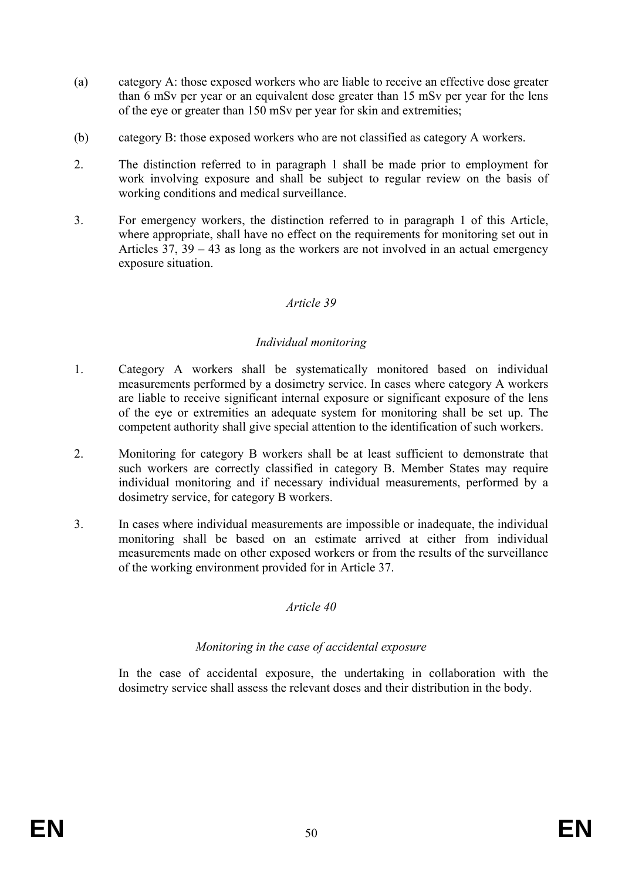(a) category A: those exposed workers who are liable to receive an effective dose greater than 6 mSv per year or an equivalent dose greater than 15 mSv per year for the lens of the eye or greater than 150 mSv per year for skin and extremities;

(b) category B: those exposed workers who are not classified as category A workers.

2. The distinction referred to in paragraph 1 shall be made prior to employment for work involving exposure and shall be subject to regular review on the basis of working conditions and medical surveillance.

3. For emergency workers, the distinction referred to in paragraph 1 of this Article, where appropriate, shall have no effect on the requirements for monitoring set out in Articles 37, 39 – 43 as long as the workers are not involved in an actual emergency exposure situation.

*Article 39*

*Individual monitoring*

1. Category A workers shall be systematically monitored based on individual measurements performed by a dosimetry service. In cases where category A workers are liable to receive significant internal exposure or significant exposure of the lens of the eye or extremities an adequate system for monitoring shall be set up. The competent authority shall give special attention to the identification of such workers.

2. Monitoring for category B workers shall be at least sufficient to demonstrate that such workers are correctly classified in category B. Member States may require individual monitoring and if necessary individual measurements, performed by a dosimetry service, for category B workers.

3. In cases where individual measurements are impossible or inadequate, the individual monitoring shall be based on an estimate arrived at either from individual measurements made on other exposed workers or from the results of the surveillance of the working environment provided for in Article 37.

*Article 40*

*Monitoring in the case of accidental exposure*

In the case of accidental exposure, the undertaking in collaboration with the dosimetry service shall assess the relevant doses and their distribution in the body.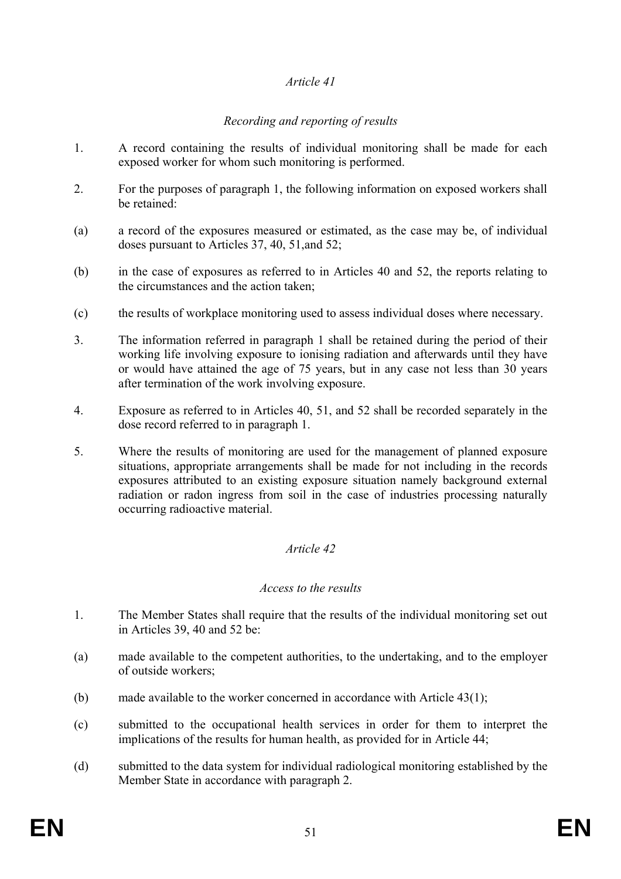*Article 41*

*Recording and reporting of results*

1. A record containing the results of individual monitoring shall be made for each exposed worker for whom such monitoring is performed.

2. For the purposes of paragraph 1, the following information on exposed workers shall be retained:

(a) a record of the exposures measured or estimated, as the case may be, of individual doses pursuant to Articles 37, 40, 51,and 52;

(b) in the case of exposures as referred to in Articles 40 and 52, the reports relating to the circumstances and the action taken;

(c) the results of workplace monitoring used to assess individual doses where necessary.

3. The information referred in paragraph 1 shall be retained during the period of their working life involving exposure to ionising radiation and afterwards until they have or would have attained the age of 75 years, but in any case not less than 30 years after termination of the work involving exposure.

4. Exposure as referred to in Articles 40, 51, and 52 shall be recorded separately in the dose record referred to in paragraph 1.

5. Where the results of monitoring are used for the management of planned exposure situations, appropriate arrangements shall be made for not including in the records exposures attributed to an existing exposure situation namely background external radiation or radon ingress from soil in the case of industries processing naturally occurring radioactive material.

*Article 42*

*Access to the results*

1. The Member States shall require that the results of the individual monitoring set out in Articles 39, 40 and 52 be:

(a) made available to the competent authorities, to the undertaking, and to the employer of outside workers;

(b) made available to the worker concerned in accordance with Article 43(1);

(c) submitted to the occupational health services in order for them to interpret the implications of the results for human health, as provided for in Article 44;

(d) submitted to the data system for individual radiological monitoring established by the Member State in accordance with paragraph 2.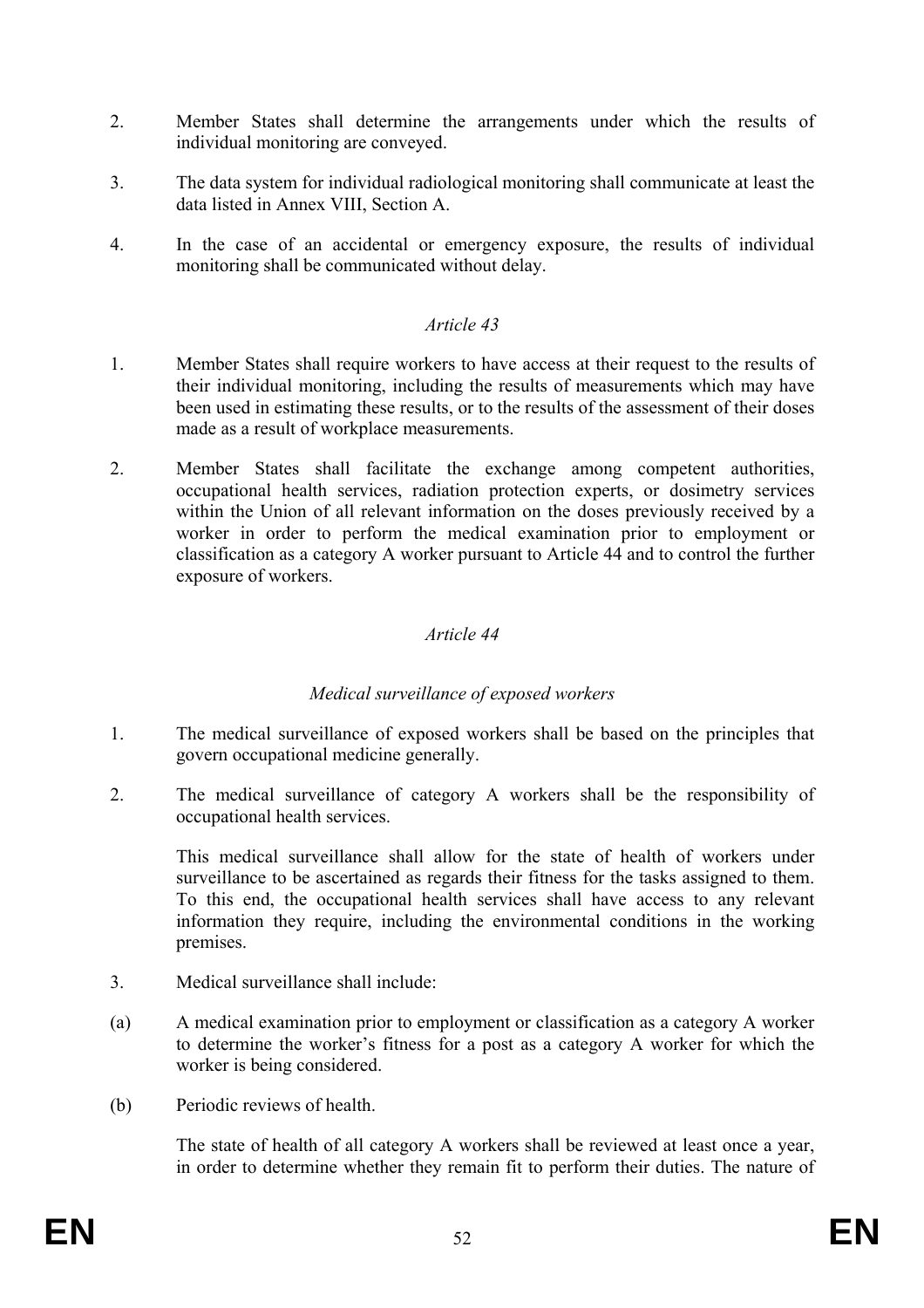2. Member States shall determine the arrangements under which the results of individual monitoring are conveyed.

3. The data system for individual radiological monitoring shall communicate at least the data listed in Annex VIII, Section A.

4. In the case of an accidental or emergency exposure, the results of individual monitoring shall be communicated without delay.

*Article 43*

1. Member States shall require workers to have access at their request to the results of their individual monitoring, including the results of measurements which may have been used in estimating these results, or to the results of the assessment of their doses made as a result of workplace measurements.

2. Member States shall facilitate the exchange among competent authorities, occupational health services, radiation protection experts, or dosimetry services within the Union of all relevant information on the doses previously received by a worker in order to perform the medical examination prior to employment or classification as a category A worker pursuant to Article 44 and to control the further exposure of workers.

*Article 44*

*Medical surveillance of exposed workers*

1. The medical surveillance of exposed workers shall be based on the principles that govern occupational medicine generally.

2. The medical surveillance of category A workers shall be the responsibility of occupational health services.

   This medical surveillance shall allow for the state of health of workers under surveillance to be ascertained as regards their fitness for the tasks assigned to them. To this end, the occupational health services shall have access to any relevant information they require, including the environmental conditions in the working premises.

3. Medical surveillance shall include:

(a) A medical examination prior to employment or classification as a category A worker to determine the worker's fitness for a post as a category A worker for which the worker is being considered.

(b) Periodic reviews of health.

   The state of health of all category A workers shall be reviewed at least once a year, in order to determine whether they remain fit to perform their duties. The nature of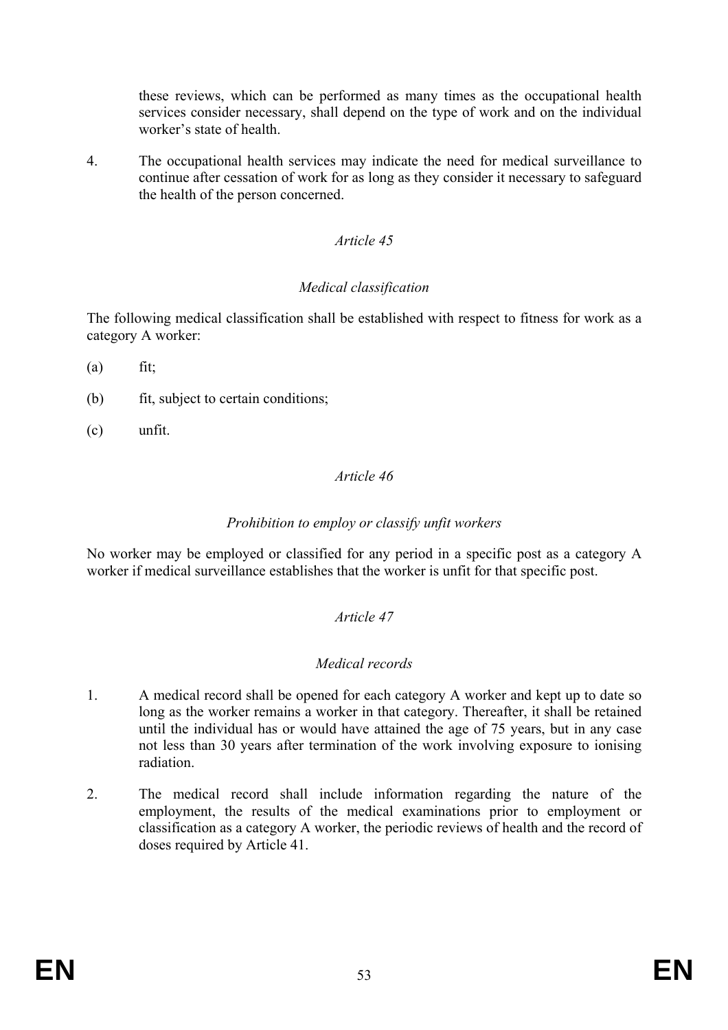these reviews, which can be performed as many times as the occupational health services consider necessary, shall depend on the type of work and on the individual worker's state of health.

4. The occupational health services may indicate the need for medical surveillance to continue after cessation of work for as long as they consider it necessary to safeguard the health of the person concerned.

*Article 45*

*Medical classification*

The following medical classification shall be established with respect to fitness for work as a category A worker:

(a) fit;

(b) fit, subject to certain conditions;

(c) unfit.

*Article 46*

*Prohibition to employ or classify unfit workers*

No worker may be employed or classified for any period in a specific post as a category A worker if medical surveillance establishes that the worker is unfit for that specific post.

*Article 47*

*Medical records*

1. A medical record shall be opened for each category A worker and kept up to date so long as the worker remains a worker in that category. Thereafter, it shall be retained until the individual has or would have attained the age of 75 years, but in any case not less than 30 years after termination of the work involving exposure to ionising radiation.

2. The medical record shall include information regarding the nature of the employment, the results of the medical examinations prior to employment or classification as a category A worker, the periodic reviews of health and the record of doses required by Article 41.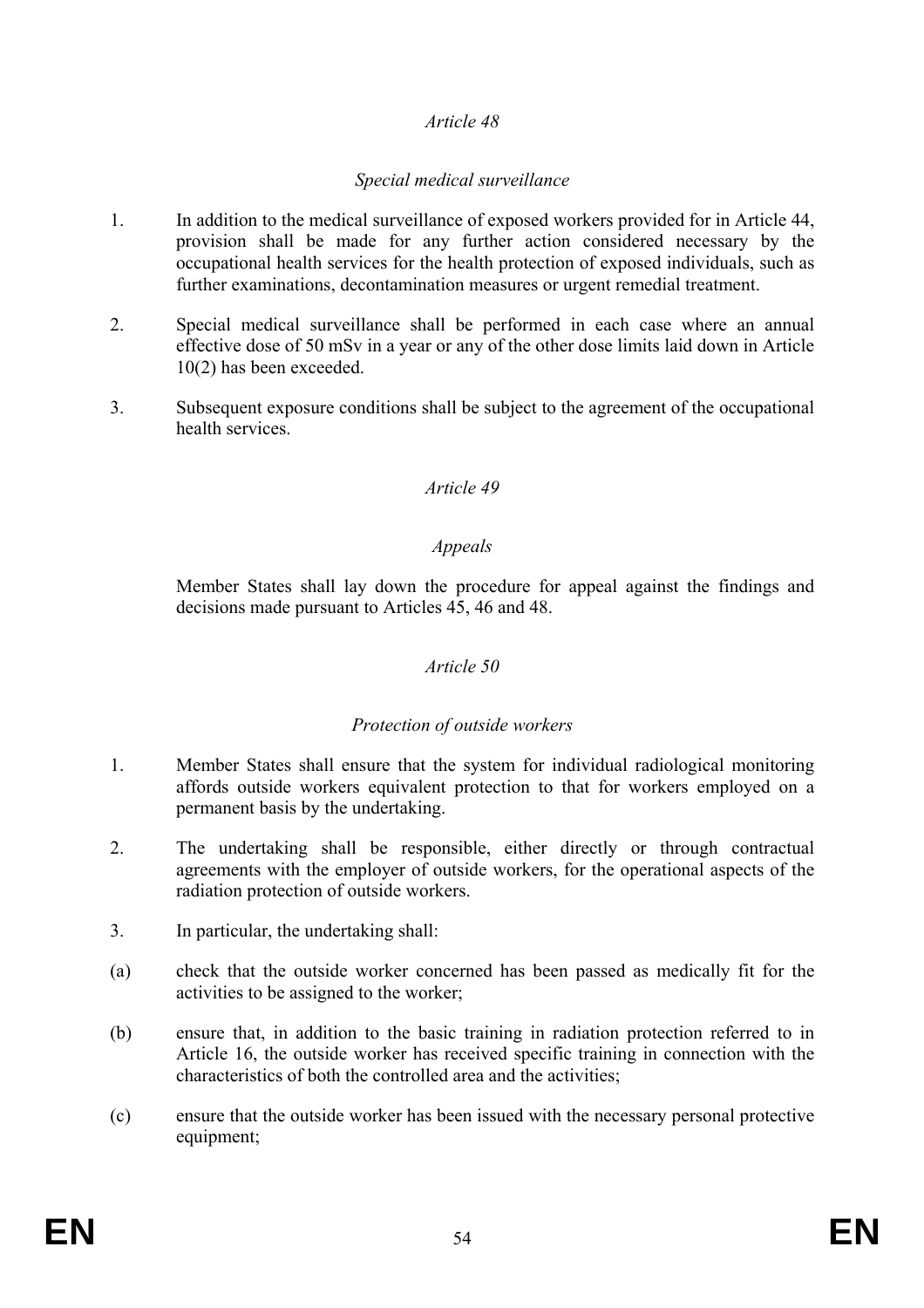*Article 48*

*Special medical surveillance*

1. In addition to the medical surveillance of exposed workers provided for in Article 44, provision shall be made for any further action considered necessary by the occupational health services for the health protection of exposed individuals, such as further examinations, decontamination measures or urgent remedial treatment.

2. Special medical surveillance shall be performed in each case where an annual effective dose of 50 mSv in a year or any of the other dose limits laid down in Article 10(2) has been exceeded.

3. Subsequent exposure conditions shall be subject to the agreement of the occupational health services.

*Article 49*

*Appeals*

Member States shall lay down the procedure for appeal against the findings and decisions made pursuant to Articles 45, 46 and 48.

*Article 50*

*Protection of outside workers*

1. Member States shall ensure that the system for individual radiological monitoring affords outside workers equivalent protection to that for workers employed on a permanent basis by the undertaking.

2. The undertaking shall be responsible, either directly or through contractual agreements with the employer of outside workers, for the operational aspects of the radiation protection of outside workers.

3. In particular, the undertaking shall:

(a) check that the outside worker concerned has been passed as medically fit for the activities to be assigned to the worker;

(b) ensure that, in addition to the basic training in radiation protection referred to in Article 16, the outside worker has received specific training in connection with the characteristics of both the controlled area and the activities;

(c) ensure that the outside worker has been issued with the necessary personal protective equipment;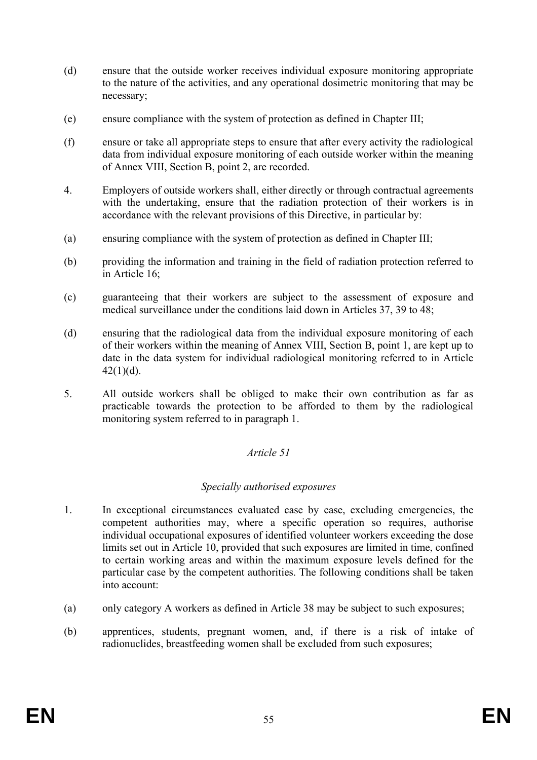(d) ensure that the outside worker receives individual exposure monitoring appropriate to the nature of the activities, and any operational dosimetric monitoring that may be necessary;

(e) ensure compliance with the system of protection as defined in Chapter III;

(f) ensure or take all appropriate steps to ensure that after every activity the radiological data from individual exposure monitoring of each outside worker within the meaning of Annex VIII, Section B, point 2, are recorded.

4. Employers of outside workers shall, either directly or through contractual agreements with the undertaking, ensure that the radiation protection of their workers is in accordance with the relevant provisions of this Directive, in particular by:

(a) ensuring compliance with the system of protection as defined in Chapter III;

(b) providing the information and training in the field of radiation protection referred to in Article 16;

(c) guaranteeing that their workers are subject to the assessment of exposure and medical surveillance under the conditions laid down in Articles 37, 39 to 48;

(d) ensuring that the radiological data from the individual exposure monitoring of each of their workers within the meaning of Annex VIII, Section B, point 1, are kept up to date in the data system for individual radiological monitoring referred to in Article 42(1)(d).

5. All outside workers shall be obliged to make their own contribution as far as practicable towards the protection to be afforded to them by the radiological monitoring system referred to in paragraph 1.

*Article 51*

*Specially authorised exposures*

1. In exceptional circumstances evaluated case by case, excluding emergencies, the competent authorities may, where a specific operation so requires, authorise individual occupational exposures of identified volunteer workers exceeding the dose limits set out in Article 10, provided that such exposures are limited in time, confined to certain working areas and within the maximum exposure levels defined for the particular case by the competent authorities. The following conditions shall be taken into account:

(a) only category A workers as defined in Article 38 may be subject to such exposures;

(b) apprentices, students, pregnant women, and, if there is a risk of intake of radionuclides, breastfeeding women shall be excluded from such exposures;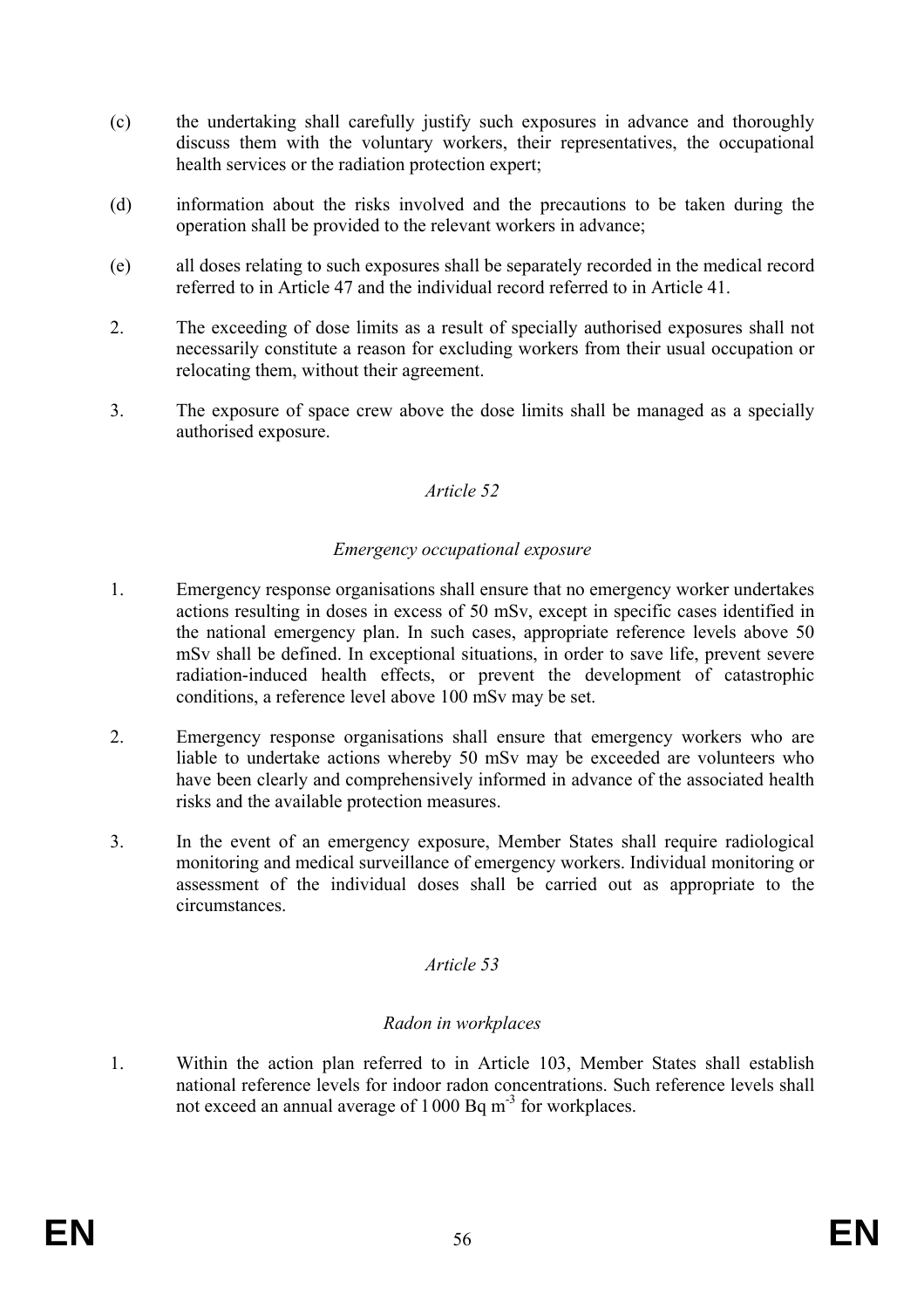(c) the undertaking shall carefully justify such exposures in advance and thoroughly discuss them with the voluntary workers, their representatives, the occupational health services or the radiation protection expert;

(d) information about the risks involved and the precautions to be taken during the operation shall be provided to the relevant workers in advance;

(e) all doses relating to such exposures shall be separately recorded in the medical record referred to in Article 47 and the individual record referred to in Article 41.

2. The exceeding of dose limits as a result of specially authorised exposures shall not necessarily constitute a reason for excluding workers from their usual occupation or relocating them, without their agreement.

3. The exposure of space crew above the dose limits shall be managed as a specially authorised exposure.

*Article 52*

*Emergency occupational exposure*

1. Emergency response organisations shall ensure that no emergency worker undertakes actions resulting in doses in excess of 50 mSv, except in specific cases identified in the national emergency plan. In such cases, appropriate reference levels above 50 mSv shall be defined. In exceptional situations, in order to save life, prevent severe radiation-induced health effects, or prevent the development of catastrophic conditions, a reference level above 100 mSv may be set.

2. Emergency response organisations shall ensure that emergency workers who are liable to undertake actions whereby 50 mSv may be exceeded are volunteers who have been clearly and comprehensively informed in advance of the associated health risks and the available protection measures.

3. In the event of an emergency exposure, Member States shall require radiological monitoring and medical surveillance of emergency workers. Individual monitoring or assessment of the individual doses shall be carried out as appropriate to the circumstances.

*Article 53*

*Radon in workplaces*

1. Within the action plan referred to in Article 103, Member States shall establish national reference levels for indoor radon concentrations. Such reference levels shall not exceed an annual average of 1 000 Bq $m^{-3}$ for workplaces.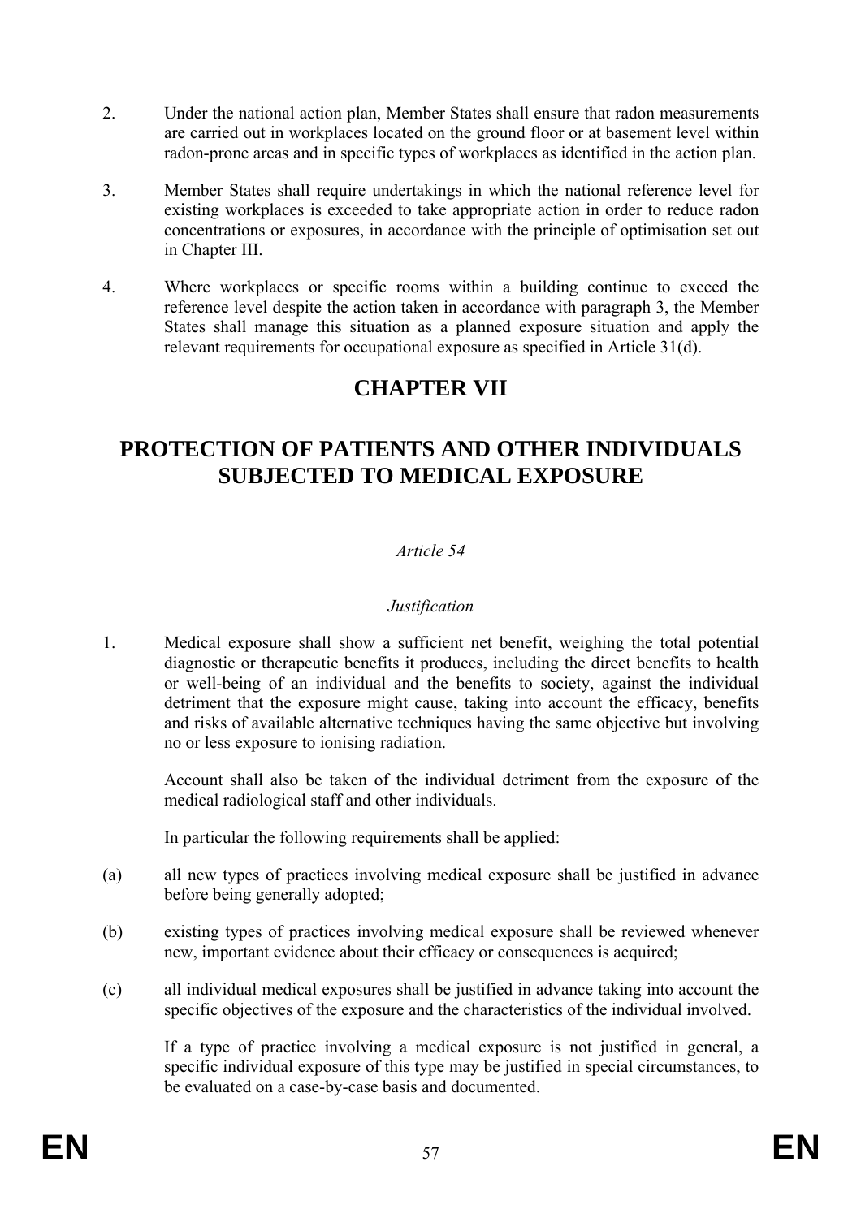2. Under the national action plan, Member States shall ensure that radon measurements are carried out in workplaces located on the ground floor or at basement level within radon-prone areas and in specific types of workplaces as identified in the action plan.

3. Member States shall require undertakings in which the national reference level for existing workplaces is exceeded to take appropriate action in order to reduce radon concentrations or exposures, in accordance with the principle of optimisation set out in Chapter III.

4. Where workplaces or specific rooms within a building continue to exceed the reference level despite the action taken in accordance with paragraph 3, the Member States shall manage this situation as a planned exposure situation and apply the relevant requirements for occupational exposure as specified in Article 31(d).

# CHAPTER VII

# PROTECTION OF PATIENTS AND OTHER INDIVIDUALS SUBJECTED TO MEDICAL EXPOSURE

*Article 54*

*Justification*

1. Medical exposure shall show a sufficient net benefit, weighing the total potential diagnostic or therapeutic benefits it produces, including the direct benefits to health or well-being of an individual and the benefits to society, against the individual detriment that the exposure might cause, taking into account the efficacy, benefits and risks of available alternative techniques having the same objective but involving no or less exposure to ionising radiation.

   Account shall also be taken of the individual detriment from the exposure of the medical radiological staff and other individuals.

   In particular the following requirements shall be applied:

(a) all new types of practices involving medical exposure shall be justified in advance before being generally adopted;

(b) existing types of practices involving medical exposure shall be reviewed whenever new, important evidence about their efficacy or consequences is acquired;

(c) all individual medical exposures shall be justified in advance taking into account the specific objectives of the exposure and the characteristics of the individual involved.

   If a type of practice involving a medical exposure is not justified in general, a specific individual exposure of this type may be justified in special circumstances, to be evaluated on a case-by-case basis and documented.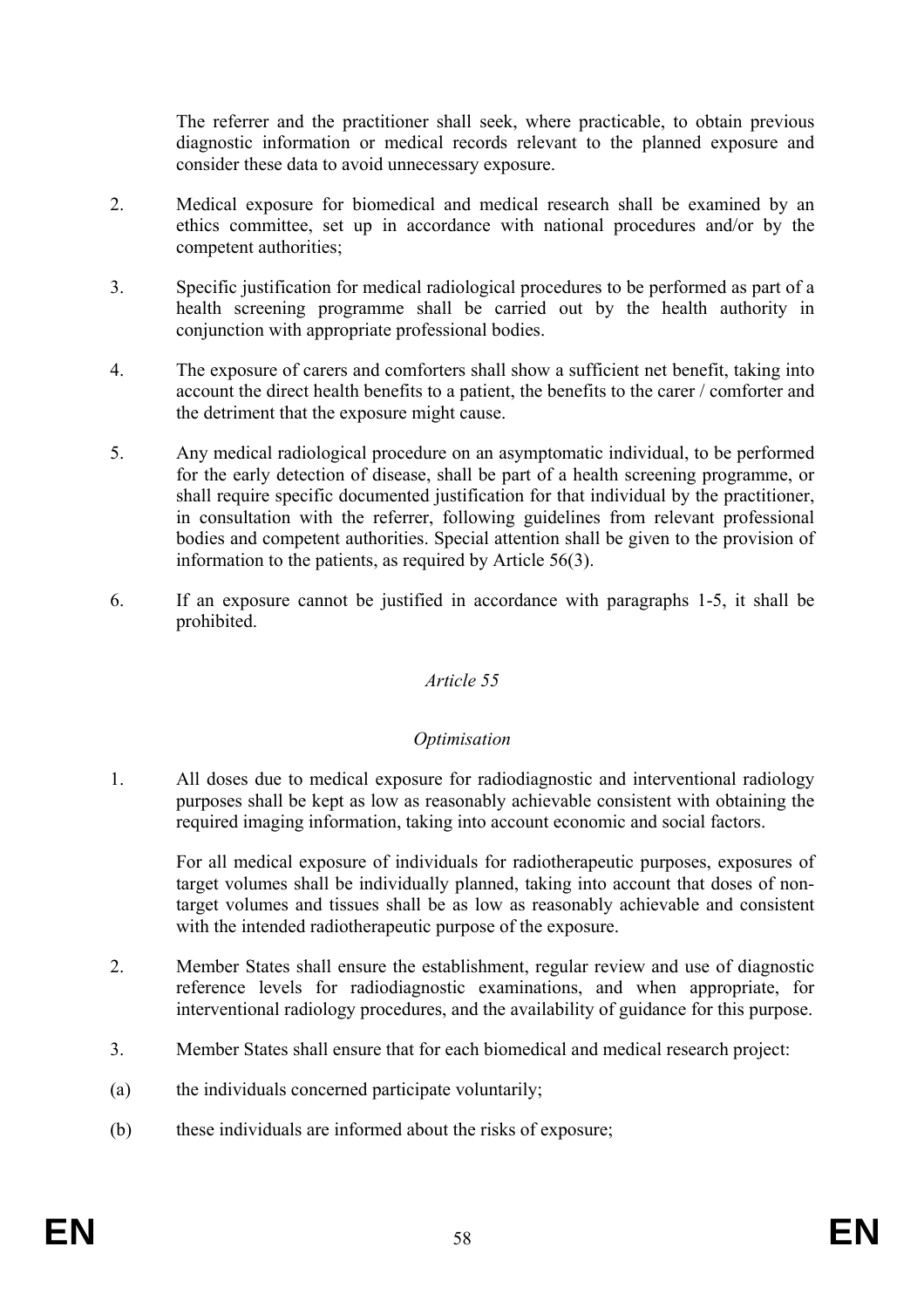The referrer and the practitioner shall seek, where practicable, to obtain previous diagnostic information or medical records relevant to the planned exposure and consider these data to avoid unnecessary exposure.

2. Medical exposure for biomedical and medical research shall be examined by an ethics committee, set up in accordance with national procedures and/or by the competent authorities;

3. Specific justification for medical radiological procedures to be performed as part of a health screening programme shall be carried out by the health authority in conjunction with appropriate professional bodies.

4. The exposure of carers and comforters shall show a sufficient net benefit, taking into account the direct health benefits to a patient, the benefits to the carer / comforter and the detriment that the exposure might cause.

5. Any medical radiological procedure on an asymptomatic individual, to be performed for the early detection of disease, shall be part of a health screening programme, or shall require specific documented justification for that individual by the practitioner, in consultation with the referrer, following guidelines from relevant professional bodies and competent authorities. Special attention shall be given to the provision of information to the patients, as required by Article 56(3).

6. If an exposure cannot be justified in accordance with paragraphs 1-5, it shall be prohibited.

*Article 55*

*Optimisation*

1. All doses due to medical exposure for radiodiagnostic and interventional radiology purposes shall be kept as low as reasonably achievable consistent with obtaining the required imaging information, taking into account economic and social factors.

   For all medical exposure of individuals for radiotherapeutic purposes, exposures of target volumes shall be individually planned, taking into account that doses of non-target volumes and tissues shall be as low as reasonably achievable and consistent with the intended radiotherapeutic purpose of the exposure.

2. Member States shall ensure the establishment, regular review and use of diagnostic reference levels for radiodiagnostic examinations, and when appropriate, for interventional radiology procedures, and the availability of guidance for this purpose.

3. Member States shall ensure that for each biomedical and medical research project:

(a) the individuals concerned participate voluntarily;

(b) these individuals are informed about the risks of exposure;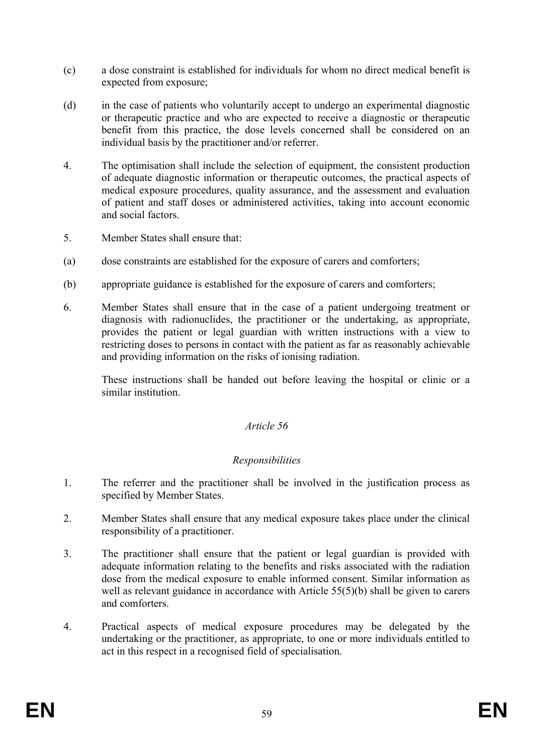(c) a dose constraint is established for individuals for whom no direct medical benefit is expected from exposure;

(d) in the case of patients who voluntarily accept to undergo an experimental diagnostic or therapeutic practice and who are expected to receive a diagnostic or therapeutic benefit from this practice, the dose levels concerned shall be considered on an individual basis by the practitioner and/or referrer.

4. The optimisation shall include the selection of equipment, the consistent production of adequate diagnostic information or therapeutic outcomes, the practical aspects of medical exposure procedures, quality assurance, and the assessment and evaluation of patient and staff doses or administered activities, taking into account economic and social factors.

5. Member States shall ensure that:

(a) dose constraints are established for the exposure of carers and comforters;

(b) appropriate guidance is established for the exposure of carers and comforters;

6. Member States shall ensure that in the case of a patient undergoing treatment or diagnosis with radionuclides, the practitioner or the undertaking, as appropriate, provides the patient or legal guardian with written instructions with a view to restricting doses to persons in contact with the patient as far as reasonably achievable and providing information on the risks of ionising radiation.

These instructions shall be handed out before leaving the hospital or clinic or a similar institution.

*Article 56*

*Responsibilities*

1. The referrer and the practitioner shall be involved in the justification process as specified by Member States.

2. Member States shall ensure that any medical exposure takes place under the clinical responsibility of a practitioner.

3. The practitioner shall ensure that the patient or legal guardian is provided with adequate information relating to the benefits and risks associated with the radiation dose from the medical exposure to enable informed consent. Similar information as well as relevant guidance in accordance with Article 55(5)(b) shall be given to carers and comforters.

4. Practical aspects of medical exposure procedures may be delegated by the undertaking or the practitioner, as appropriate, to one or more individuals entitled to act in this respect in a recognised field of specialisation.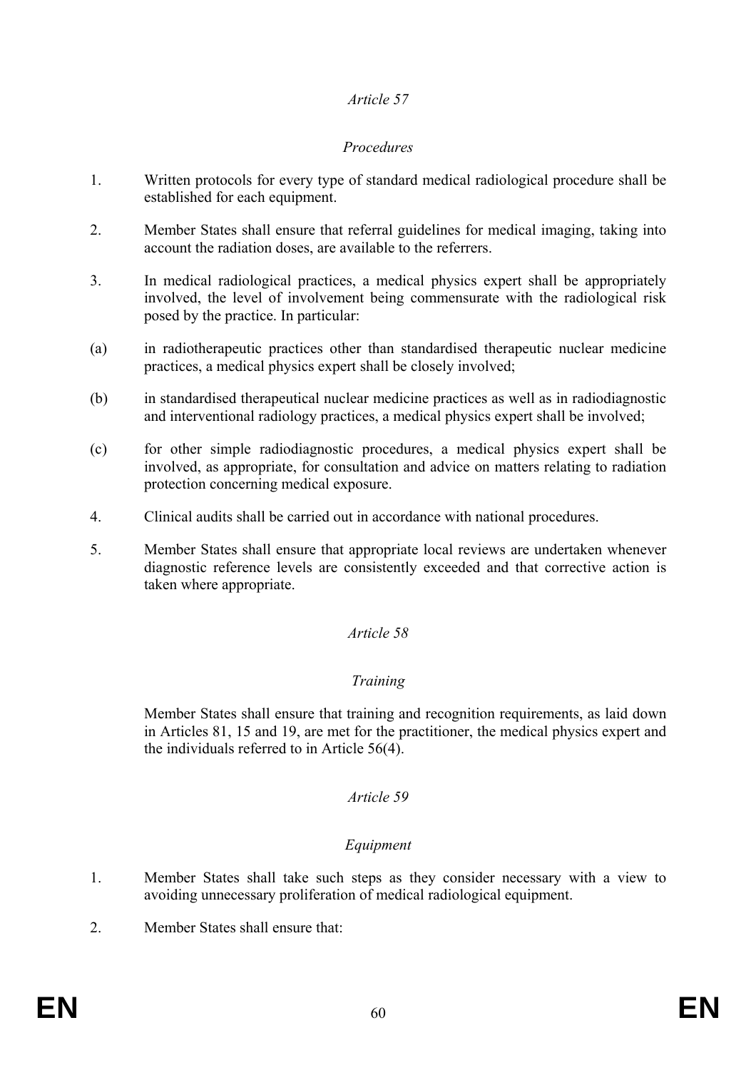*Article 57*

*Procedures*

1. Written protocols for every type of standard medical radiological procedure shall be established for each equipment.

2. Member States shall ensure that referral guidelines for medical imaging, taking into account the radiation doses, are available to the referrers.

3. In medical radiological practices, a medical physics expert shall be appropriately involved, the level of involvement being commensurate with the radiological risk posed by the practice. In particular:

(a) in radiotherapeutic practices other than standardised therapeutic nuclear medicine practices, a medical physics expert shall be closely involved;

(b) in standardised therapeutical nuclear medicine practices as well as in radiodiagnostic and interventional radiology practices, a medical physics expert shall be involved;

(c) for other simple radiodiagnostic procedures, a medical physics expert shall be involved, as appropriate, for consultation and advice on matters relating to radiation protection concerning medical exposure.

4. Clinical audits shall be carried out in accordance with national procedures.

5. Member States shall ensure that appropriate local reviews are undertaken whenever diagnostic reference levels are consistently exceeded and that corrective action is taken where appropriate.

*Article 58*

*Training*

Member States shall ensure that training and recognition requirements, as laid down in Articles 81, 15 and 19, are met for the practitioner, the medical physics expert and the individuals referred to in Article 56(4).

*Article 59*

*Equipment*

1. Member States shall take such steps as they consider necessary with a view to avoiding unnecessary proliferation of medical radiological equipment.

2. Member States shall ensure that: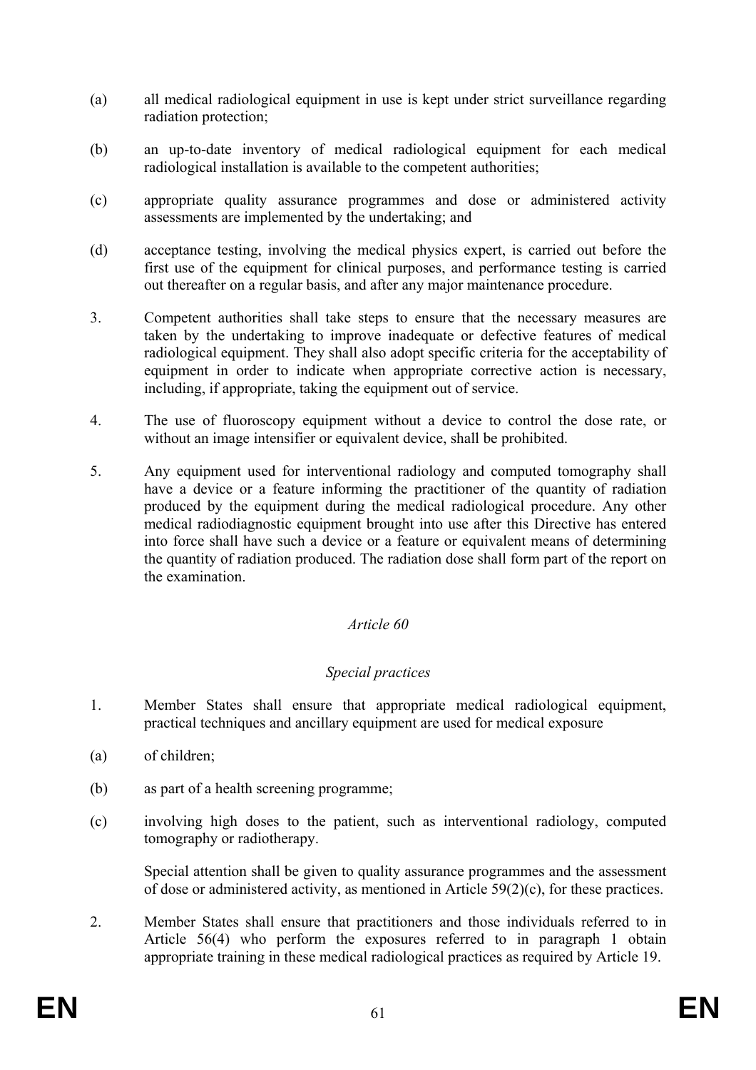(a) all medical radiological equipment in use is kept under strict surveillance regarding radiation protection;

(b) an up-to-date inventory of medical radiological equipment for each medical radiological installation is available to the competent authorities;

(c) appropriate quality assurance programmes and dose or administered activity assessments are implemented by the undertaking; and

(d) acceptance testing, involving the medical physics expert, is carried out before the first use of the equipment for clinical purposes, and performance testing is carried out thereafter on a regular basis, and after any major maintenance procedure.

3. Competent authorities shall take steps to ensure that the necessary measures are taken by the undertaking to improve inadequate or defective features of medical radiological equipment. They shall also adopt specific criteria for the acceptability of equipment in order to indicate when appropriate corrective action is necessary, including, if appropriate, taking the equipment out of service.

4. The use of fluoroscopy equipment without a device to control the dose rate, or without an image intensifier or equivalent device, shall be prohibited.

5. Any equipment used for interventional radiology and computed tomography shall have a device or a feature informing the practitioner of the quantity of radiation produced by the equipment during the medical radiological procedure. Any other medical radiodiagnostic equipment brought into use after this Directive has entered into force shall have such a device or a feature or equivalent means of determining the quantity of radiation produced. The radiation dose shall form part of the report on the examination.

### *Article 60*

### *Special practices*

1. Member States shall ensure that appropriate medical radiological equipment, practical techniques and ancillary equipment are used for medical exposure

(a) of children;

(b) as part of a health screening programme;

(c) involving high doses to the patient, such as interventional radiology, computed tomography or radiotherapy.

Special attention shall be given to quality assurance programmes and the assessment of dose or administered activity, as mentioned in Article 59(2)(c), for these practices.

2. Member States shall ensure that practitioners and those individuals referred to in Article 56(4) who perform the exposures referred to in paragraph 1 obtain appropriate training in these medical radiological practices as required by Article 19.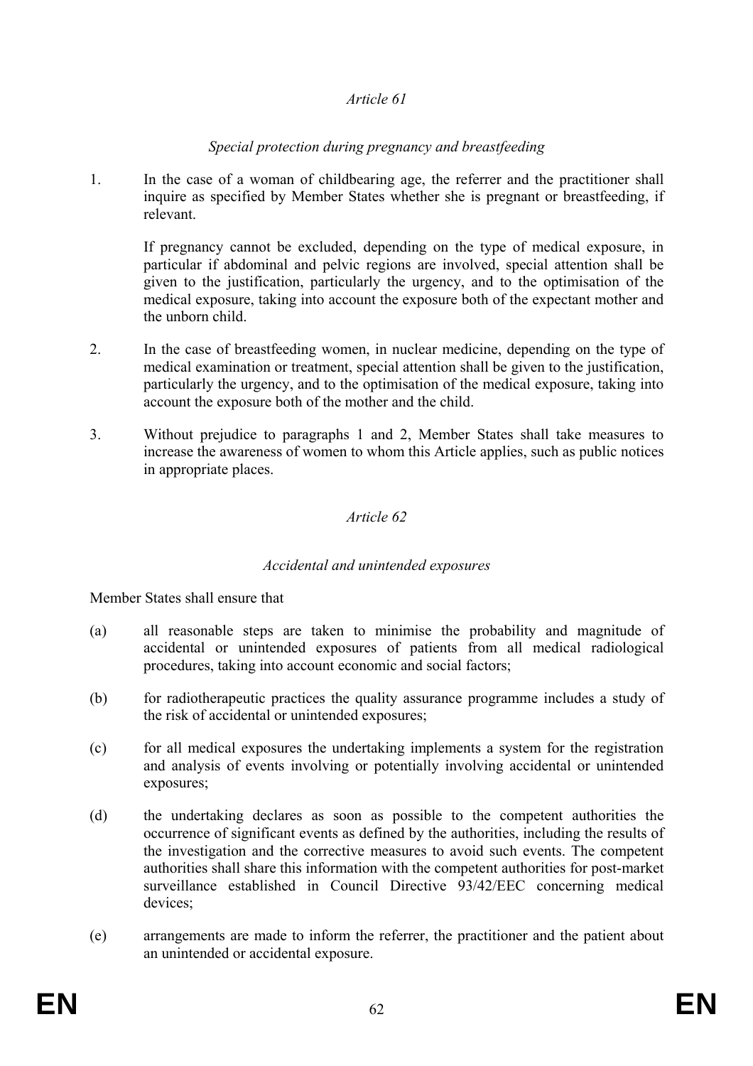*Article 61*

*Special protection during pregnancy and breastfeeding*

1. In the case of a woman of childbearing age, the referrer and the practitioner shall inquire as specified by Member States whether she is pregnant or breastfeeding, if relevant.

   If pregnancy cannot be excluded, depending on the type of medical exposure, in particular if abdominal and pelvic regions are involved, special attention shall be given to the justification, particularly the urgency, and to the optimisation of the medical exposure, taking into account the exposure both of the expectant mother and the unborn child.

2. In the case of breastfeeding women, in nuclear medicine, depending on the type of medical examination or treatment, special attention shall be given to the justification, particularly the urgency, and to the optimisation of the medical exposure, taking into account the exposure both of the mother and the child.

3. Without prejudice to paragraphs 1 and 2, Member States shall take measures to increase the awareness of women to whom this Article applies, such as public notices in appropriate places.

*Article 62*

*Accidental and unintended exposures*

Member States shall ensure that

(a) all reasonable steps are taken to minimise the probability and magnitude of accidental or unintended exposures of patients from all medical radiological procedures, taking into account economic and social factors;

(b) for radiotherapeutic practices the quality assurance programme includes a study of the risk of accidental or unintended exposures;

(c) for all medical exposures the undertaking implements a system for the registration and analysis of events involving or potentially involving accidental or unintended exposures;

(d) the undertaking declares as soon as possible to the competent authorities the occurrence of significant events as defined by the authorities, including the results of the investigation and the corrective measures to avoid such events. The competent authorities shall share this information with the competent authorities for post-market surveillance established in Council Directive 93/42/EEC concerning medical devices;

(e) arrangements are made to inform the referrer, the practitioner and the patient about an unintended or accidental exposure.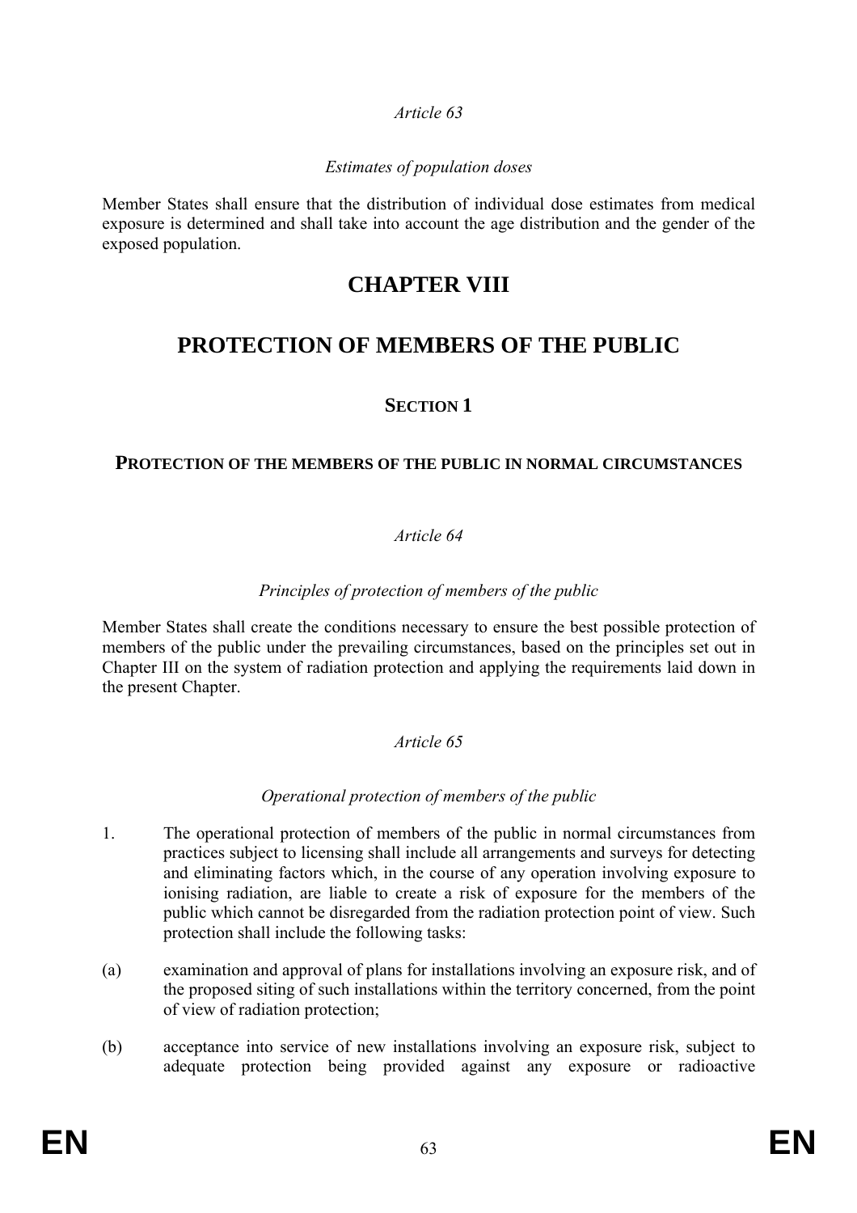*Article 63*

*Estimates of population doses*

Member States shall ensure that the distribution of individual dose estimates from medical exposure is determined and shall take into account the age distribution and the gender of the exposed population.

# CHAPTER VIII

# PROTECTION OF MEMBERS OF THE PUBLIC

## SECTION 1

### PROTECTION OF THE MEMBERS OF THE PUBLIC IN NORMAL CIRCUMSTANCES

*Article 64*

*Principles of protection of members of the public*

Member States shall create the conditions necessary to ensure the best possible protection of members of the public under the prevailing circumstances, based on the principles set out in Chapter III on the system of radiation protection and applying the requirements laid down in the present Chapter.

*Article 65*

*Operational protection of members of the public*

1. The operational protection of members of the public in normal circumstances from practices subject to licensing shall include all arrangements and surveys for detecting and eliminating factors which, in the course of any operation involving exposure to ionising radiation, are liable to create a risk of exposure for the members of the public which cannot be disregarded from the radiation protection point of view. Such protection shall include the following tasks:

(a) examination and approval of plans for installations involving an exposure risk, and of the proposed siting of such installations within the territory concerned, from the point of view of radiation protection;

(b) acceptance into service of new installations involving an exposure risk, subject to adequate protection being provided against any exposure or radioactive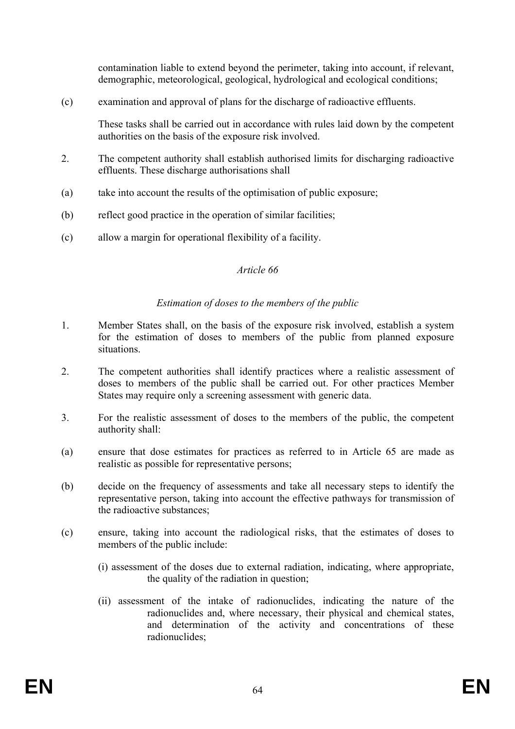contamination liable to extend beyond the perimeter, taking into account, if relevant, demographic, meteorological, geological, hydrological and ecological conditions;

(c) examination and approval of plans for the discharge of radioactive effluents.

These tasks shall be carried out in accordance with rules laid down by the competent authorities on the basis of the exposure risk involved.

2. The competent authority shall establish authorised limits for discharging radioactive effluents. These discharge authorisations shall

(a) take into account the results of the optimisation of public exposure;

(b) reflect good practice in the operation of similar facilities;

(c) allow a margin for operational flexibility of a facility.

*Article 66*

*Estimation of doses to the members of the public*

1. Member States shall, on the basis of the exposure risk involved, establish a system for the estimation of doses to members of the public from planned exposure situations.

2. The competent authorities shall identify practices where a realistic assessment of doses to members of the public shall be carried out. For other practices Member States may require only a screening assessment with generic data.

3. For the realistic assessment of doses to the members of the public, the competent authority shall:

(a) ensure that dose estimates for practices as referred to in Article 65 are made as realistic as possible for representative persons;

(b) decide on the frequency of assessments and take all necessary steps to identify the representative person, taking into account the effective pathways for transmission of the radioactive substances;

(c) ensure, taking into account the radiological risks, that the estimates of doses to members of the public include:

(i) assessment of the doses due to external radiation, indicating, where appropriate, the quality of the radiation in question;

(ii) assessment of the intake of radionuclides, indicating the nature of the radionuclides and, where necessary, their physical and chemical states, and determination of the activity and concentrations of these radionuclides;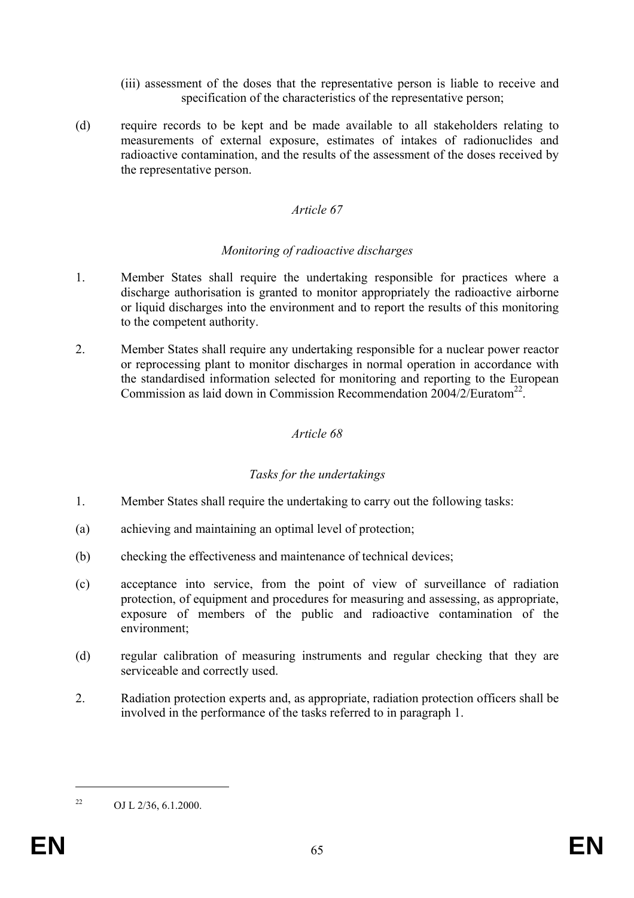(iii) assessment of the doses that the representative person is liable to receive and specification of the characteristics of the representative person;

(d) require records to be kept and be made available to all stakeholders relating to measurements of external exposure, estimates of intakes of radionuclides and radioactive contamination, and the results of the assessment of the doses received by the representative person.

*Article 67*

*Monitoring of radioactive discharges*

1. Member States shall require the undertaking responsible for practices where a discharge authorisation is granted to monitor appropriately the radioactive airborne or liquid discharges into the environment and to report the results of this monitoring to the competent authority.

2. Member States shall require any undertaking responsible for a nuclear power reactor or reprocessing plant to monitor discharges in normal operation in accordance with the standardised information selected for monitoring and reporting to the European Commission as laid down in Commission Recommendation 2004/2/Euratom[22].

*Article 68*

*Tasks for the undertakings*

1. Member States shall require the undertaking to carry out the following tasks:

(a) achieving and maintaining an optimal level of protection;

(b) checking the effectiveness and maintenance of technical devices;

(c) acceptance into service, from the point of view of surveillance of radiation protection, of equipment and procedures for measuring and assessing, as appropriate, exposure of members of the public and radioactive contamination of the environment;

(d) regular calibration of measuring instruments and regular checking that they are serviceable and correctly used.

2. Radiation protection experts and, as appropriate, radiation protection officers shall be involved in the performance of the tasks referred to in paragraph 1.

---

[22] OJ L 2/36, 6.1.2000.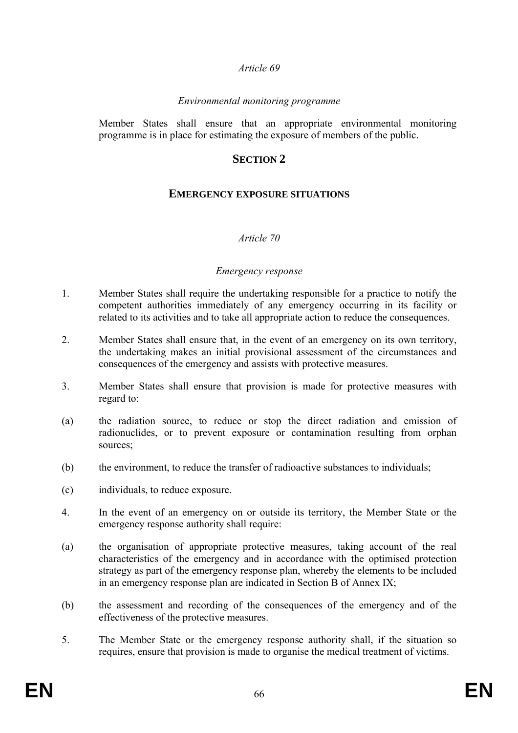*Article 69*

*Environmental monitoring programme*

Member States shall ensure that an appropriate environmental monitoring programme is in place for estimating the exposure of members of the public.

## SECTION 2

## EMERGENCY EXPOSURE SITUATIONS

*Article 70*

*Emergency response*

1. Member States shall require the undertaking responsible for a practice to notify the competent authorities immediately of any emergency occurring in its facility or related to its activities and to take all appropriate action to reduce the consequences.

2. Member States shall ensure that, in the event of an emergency on its own territory, the undertaking makes an initial provisional assessment of the circumstances and consequences of the emergency and assists with protective measures.

3. Member States shall ensure that provision is made for protective measures with regard to:

(a) the radiation source, to reduce or stop the direct radiation and emission of radionuclides, or to prevent exposure or contamination resulting from orphan sources;

(b) the environment, to reduce the transfer of radioactive substances to individuals;

(c) individuals, to reduce exposure.

4. In the event of an emergency on or outside its territory, the Member State or the emergency response authority shall require:

(a) the organisation of appropriate protective measures, taking account of the real characteristics of the emergency and in accordance with the optimised protection strategy as part of the emergency response plan, whereby the elements to be included in an emergency response plan are indicated in Section B of Annex IX;

(b) the assessment and recording of the consequences of the emergency and of the effectiveness of the protective measures.

5. The Member State or the emergency response authority shall, if the situation so requires, ensure that provision is made to organise the medical treatment of victims.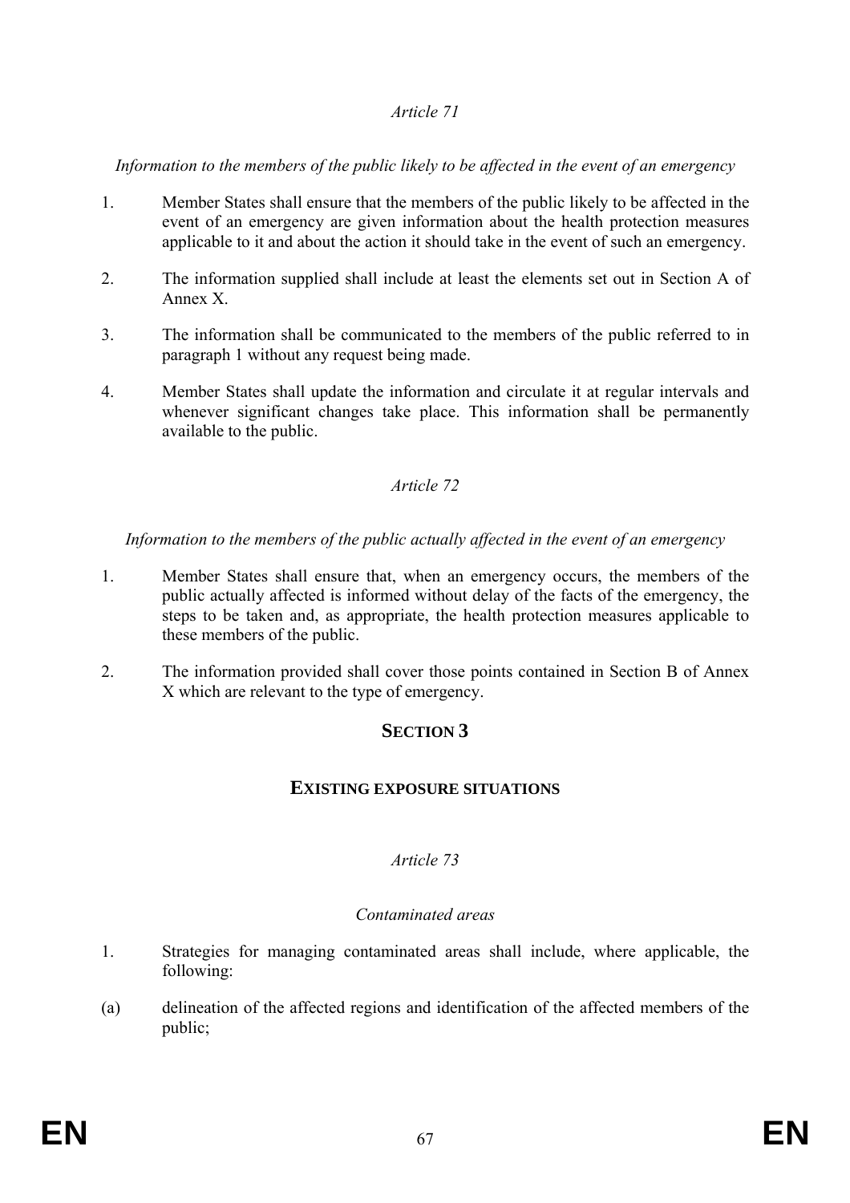*Article 71*

*Information to the members of the public likely to be affected in the event of an emergency*

1. Member States shall ensure that the members of the public likely to be affected in the event of an emergency are given information about the health protection measures applicable to it and about the action it should take in the event of such an emergency.

2. The information supplied shall include at least the elements set out in Section A of Annex X.

3. The information shall be communicated to the members of the public referred to in paragraph 1 without any request being made.

4. Member States shall update the information and circulate it at regular intervals and whenever significant changes take place. This information shall be permanently available to the public.

*Article 72*

*Information to the members of the public actually affected in the event of an emergency*

1. Member States shall ensure that, when an emergency occurs, the members of the public actually affected is informed without delay of the facts of the emergency, the steps to be taken and, as appropriate, the health protection measures applicable to these members of the public.

2. The information provided shall cover those points contained in Section B of Annex X which are relevant to the type of emergency.

## SECTION 3

## EXISTING EXPOSURE SITUATIONS

*Article 73*

*Contaminated areas*

1. Strategies for managing contaminated areas shall include, where applicable, the following:

(a) delineation of the affected regions and identification of the affected members of the public;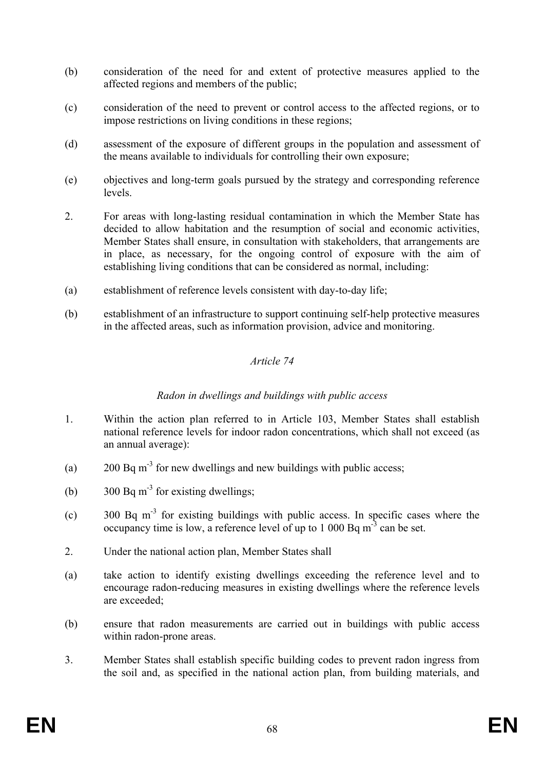(b) consideration of the need for and extent of protective measures applied to the affected regions and members of the public;

(c) consideration of the need to prevent or control access to the affected regions, or to impose restrictions on living conditions in these regions;

(d) assessment of the exposure of different groups in the population and assessment of the means available to individuals for controlling their own exposure;

(e) objectives and long-term goals pursued by the strategy and corresponding reference levels.

2. For areas with long-lasting residual contamination in which the Member State has decided to allow habitation and the resumption of social and economic activities, Member States shall ensure, in consultation with stakeholders, that arrangements are in place, as necessary, for the ongoing control of exposure with the aim of establishing living conditions that can be considered as normal, including:

(a) establishment of reference levels consistent with day-to-day life;

(b) establishment of an infrastructure to support continuing self-help protective measures in the affected areas, such as information provision, advice and monitoring.

*Article 74*

*Radon in dwellings and buildings with public access*

1. Within the action plan referred to in Article 103, Member States shall establish national reference levels for indoor radon concentrations, which shall not exceed (as an annual average):

(a) 200 Bq $m^{-3}$ for new dwellings and new buildings with public access;

(b) 300 Bq $m^{-3}$ for existing dwellings;

(c) 300 Bq $m^{-3}$ for existing buildings with public access. In specific cases where the occupancy time is low, a reference level of up to 1 000 Bq $m^{-3}$ can be set.

2. Under the national action plan, Member States shall

(a) take action to identify existing dwellings exceeding the reference level and to encourage radon-reducing measures in existing dwellings where the reference levels are exceeded;

(b) ensure that radon measurements are carried out in buildings with public access within radon-prone areas.

3. Member States shall establish specific building codes to prevent radon ingress from the soil and, as specified in the national action plan, from building materials, and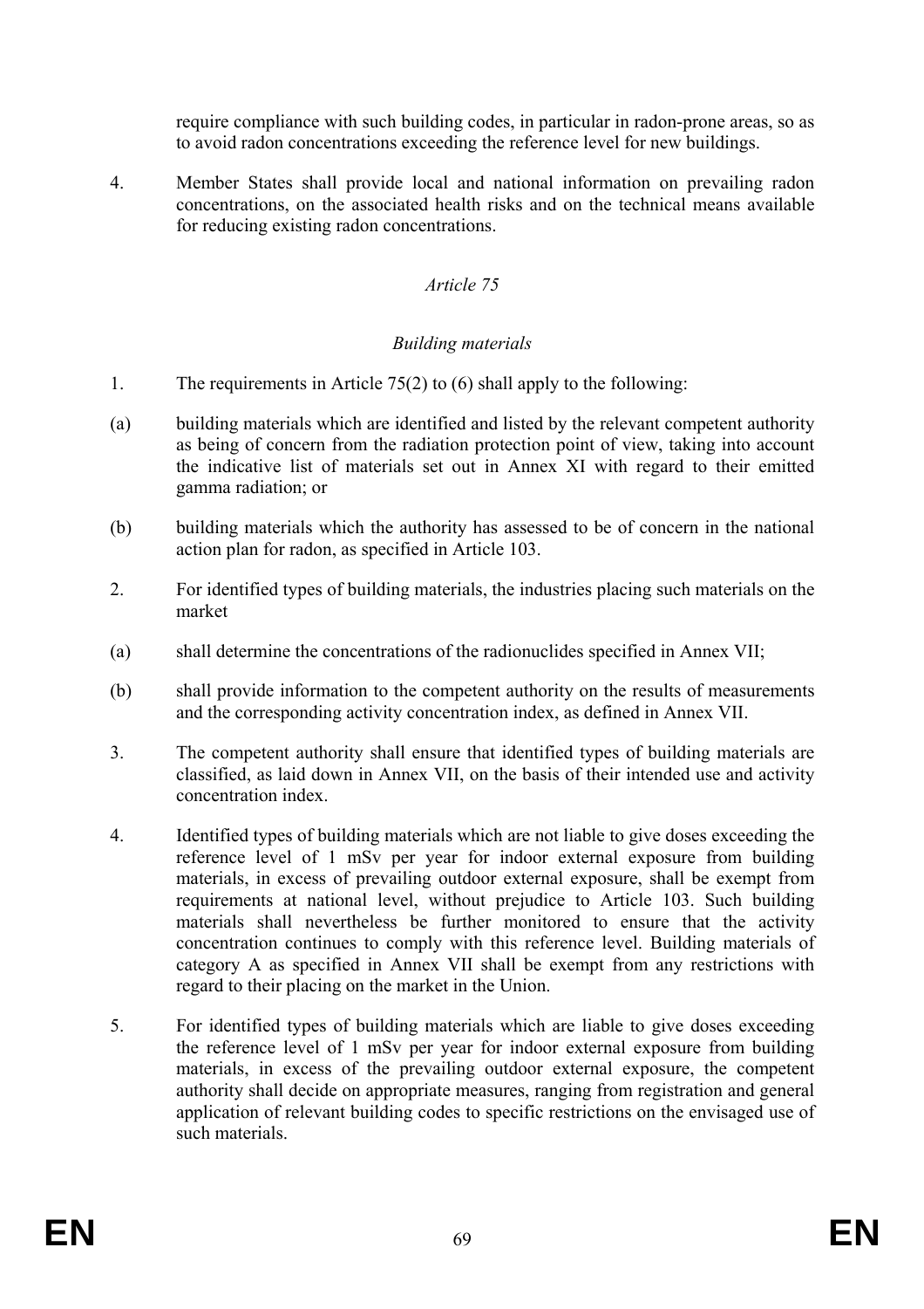require compliance with such building codes, in particular in radon-prone areas, so as to avoid radon concentrations exceeding the reference level for new buildings.

4. Member States shall provide local and national information on prevailing radon concentrations, on the associated health risks and on the technical means available for reducing existing radon concentrations.

*Article 75*

*Building materials*

1. The requirements in Article 75(2) to (6) shall apply to the following:

(a) building materials which are identified and listed by the relevant competent authority as being of concern from the radiation protection point of view, taking into account the indicative list of materials set out in Annex XI with regard to their emitted gamma radiation; or

(b) building materials which the authority has assessed to be of concern in the national action plan for radon, as specified in Article 103.

2. For identified types of building materials, the industries placing such materials on the market

(a) shall determine the concentrations of the radionuclides specified in Annex VII;

(b) shall provide information to the competent authority on the results of measurements and the corresponding activity concentration index, as defined in Annex VII.

3. The competent authority shall ensure that identified types of building materials are classified, as laid down in Annex VII, on the basis of their intended use and activity concentration index.

4. Identified types of building materials which are not liable to give doses exceeding the reference level of 1 mSv per year for indoor external exposure from building materials, in excess of prevailing outdoor external exposure, shall be exempt from requirements at national level, without prejudice to Article 103. Such building materials shall nevertheless be further monitored to ensure that the activity concentration continues to comply with this reference level. Building materials of category A as specified in Annex VII shall be exempt from any restrictions with regard to their placing on the market in the Union.

5. For identified types of building materials which are liable to give doses exceeding the reference level of 1 mSv per year for indoor external exposure from building materials, in excess of the prevailing outdoor external exposure, the competent authority shall decide on appropriate measures, ranging from registration and general application of relevant building codes to specific restrictions on the envisaged use of such materials.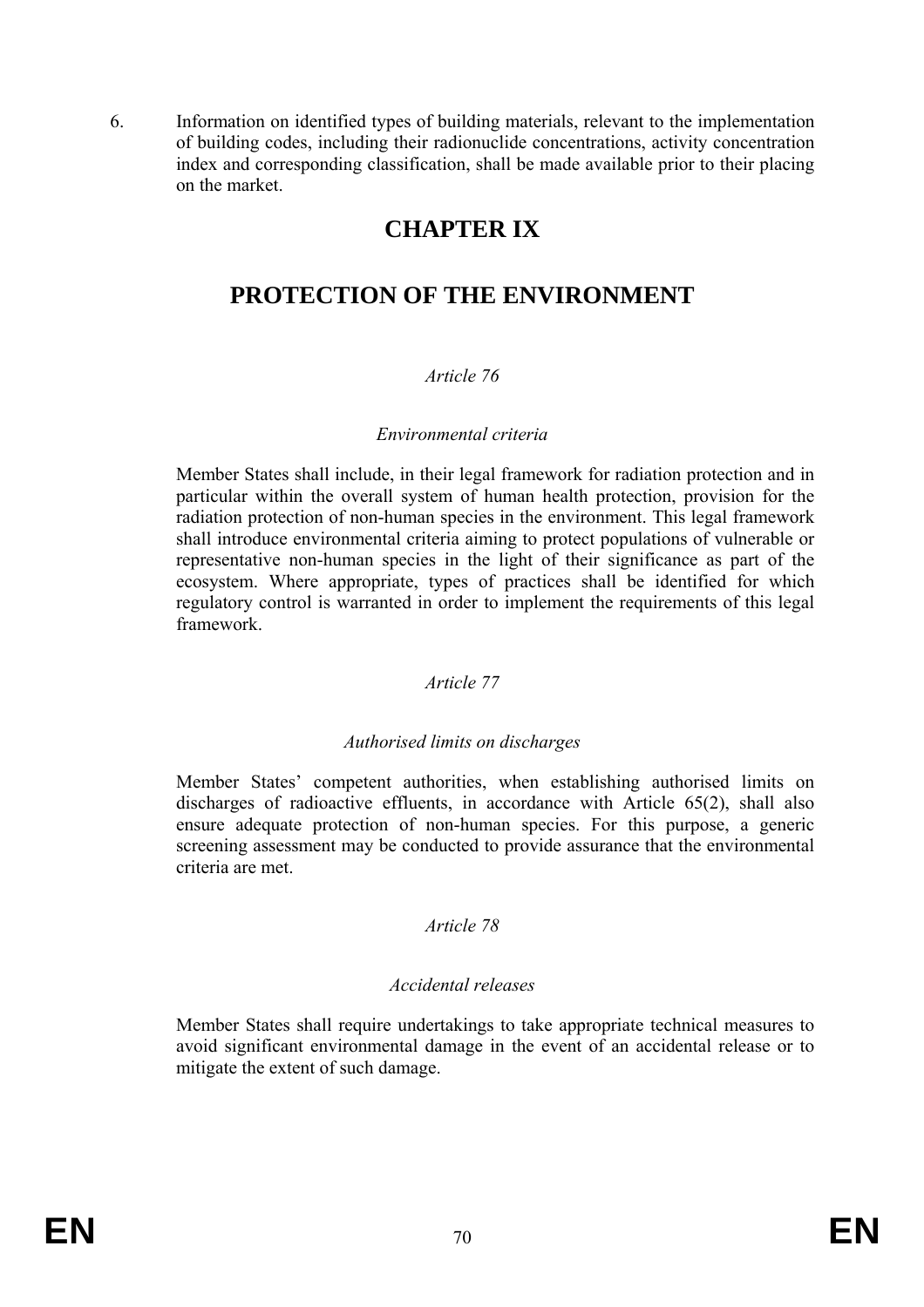6. Information on identified types of building materials, relevant to the implementation of building codes, including their radionuclide concentrations, activity concentration index and corresponding classification, shall be made available prior to their placing on the market.

# CHAPTER IX

# PROTECTION OF THE ENVIRONMENT

*Article 76*

*Environmental criteria*

Member States shall include, in their legal framework for radiation protection and in particular within the overall system of human health protection, provision for the radiation protection of non-human species in the environment. This legal framework shall introduce environmental criteria aiming to protect populations of vulnerable or representative non-human species in the light of their significance as part of the ecosystem. Where appropriate, types of practices shall be identified for which regulatory control is warranted in order to implement the requirements of this legal framework.

*Article 77*

*Authorised limits on discharges*

Member States' competent authorities, when establishing authorised limits on discharges of radioactive effluents, in accordance with Article 65(2), shall also ensure adequate protection of non-human species. For this purpose, a generic screening assessment may be conducted to provide assurance that the environmental criteria are met.

*Article 78*

*Accidental releases*

Member States shall require undertakings to take appropriate technical measures to avoid significant environmental damage in the event of an accidental release or to mitigate the extent of such damage.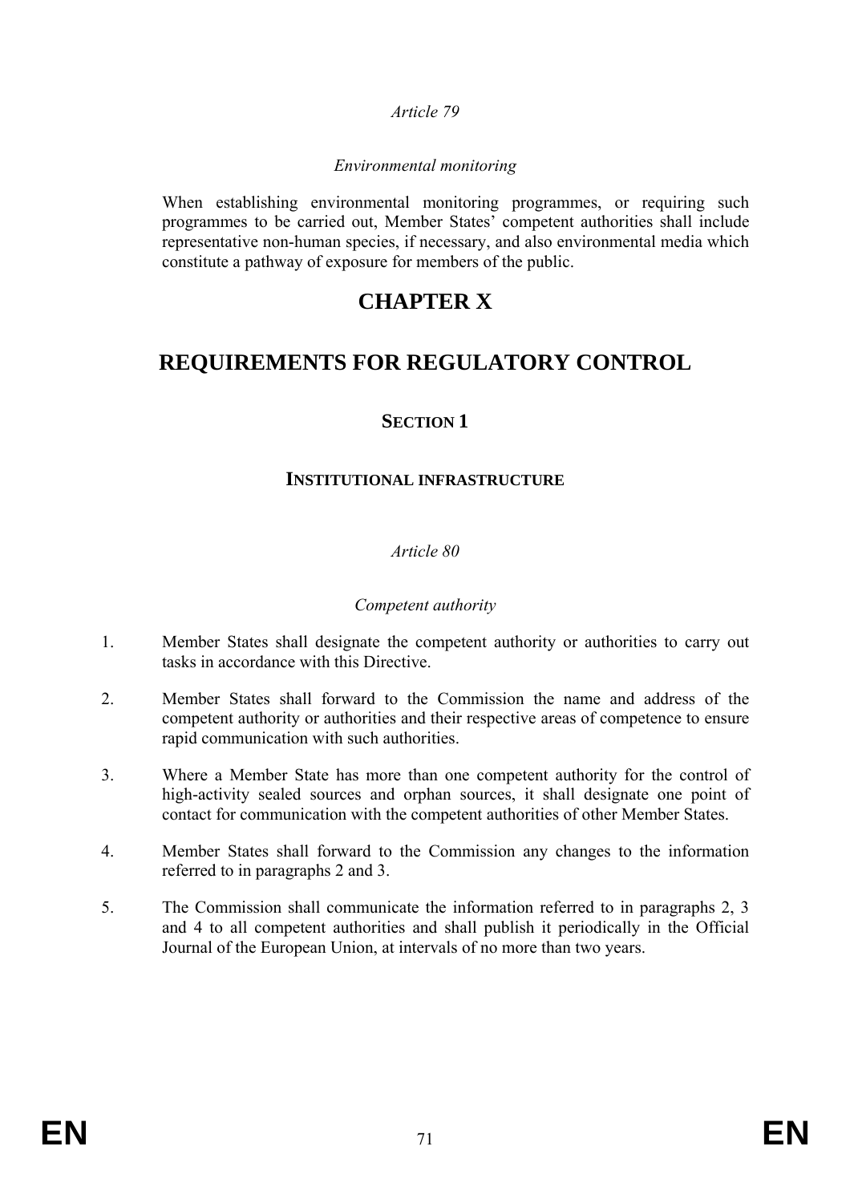*Article 79*

*Environmental monitoring*

When establishing environmental monitoring programmes, or requiring such programmes to be carried out, Member States' competent authorities shall include representative non-human species, if necessary, and also environmental media which constitute a pathway of exposure for members of the public.

# CHAPTER X

# REQUIREMENTS FOR REGULATORY CONTROL

## SECTION 1

### INSTITUTIONAL INFRASTRUCTURE

*Article 80*

*Competent authority*

1. Member States shall designate the competent authority or authorities to carry out tasks in accordance with this Directive.

2. Member States shall forward to the Commission the name and address of the competent authority or authorities and their respective areas of competence to ensure rapid communication with such authorities.

3. Where a Member State has more than one competent authority for the control of high-activity sealed sources and orphan sources, it shall designate one point of contact for communication with the competent authorities of other Member States.

4. Member States shall forward to the Commission any changes to the information referred to in paragraphs 2 and 3.

5. The Commission shall communicate the information referred to in paragraphs 2, 3 and 4 to all competent authorities and shall publish it periodically in the Official Journal of the European Union, at intervals of no more than two years.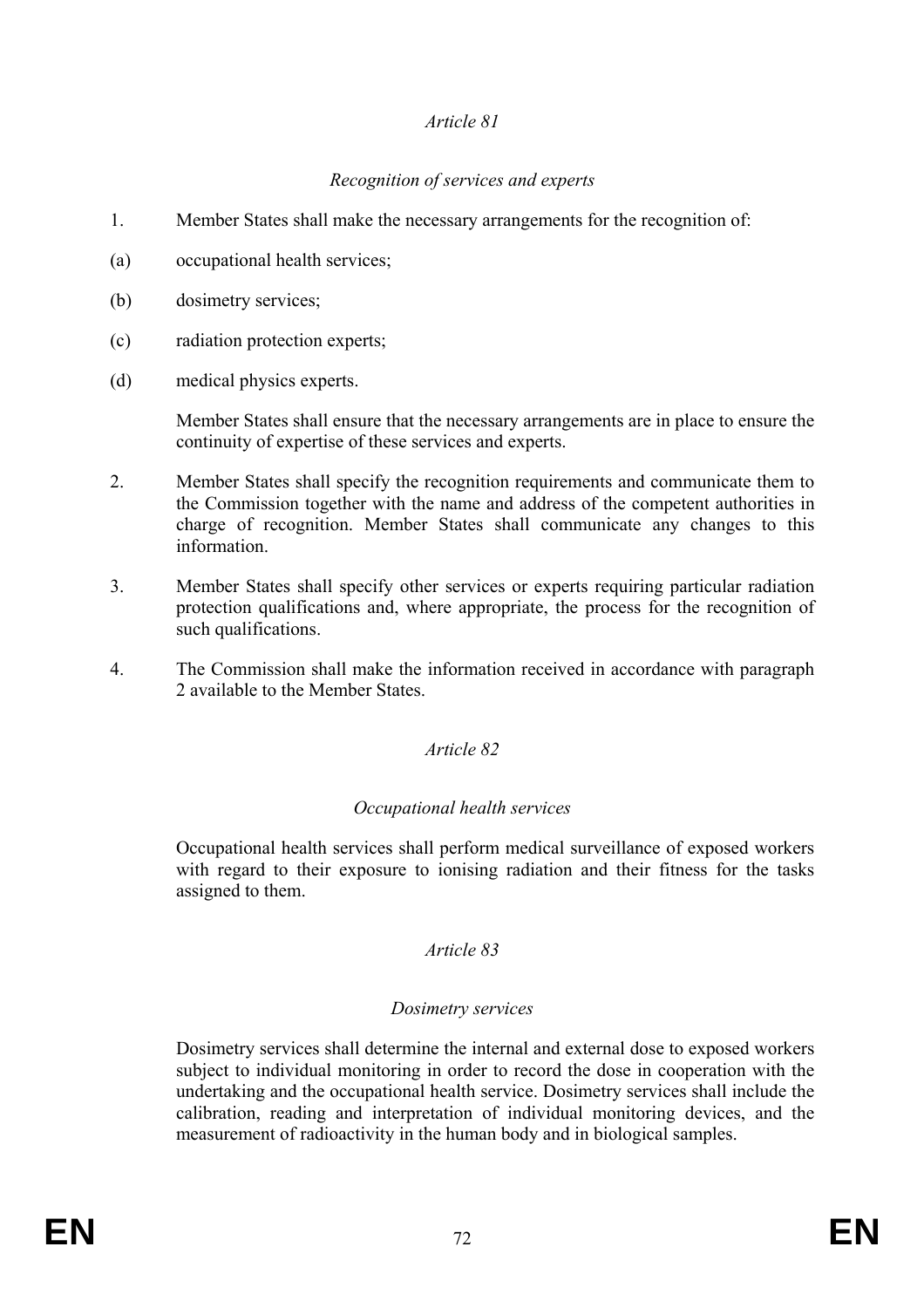*Article 81*

*Recognition of services and experts*

1. Member States shall make the necessary arrangements for the recognition of:

(a) occupational health services;

(b) dosimetry services;

(c) radiation protection experts;

(d) medical physics experts.

Member States shall ensure that the necessary arrangements are in place to ensure the continuity of expertise of these services and experts.

2. Member States shall specify the recognition requirements and communicate them to the Commission together with the name and address of the competent authorities in charge of recognition. Member States shall communicate any changes to this information.

3. Member States shall specify other services or experts requiring particular radiation protection qualifications and, where appropriate, the process for the recognition of such qualifications.

4. The Commission shall make the information received in accordance with paragraph 2 available to the Member States.

*Article 82*

*Occupational health services*

Occupational health services shall perform medical surveillance of exposed workers with regard to their exposure to ionising radiation and their fitness for the tasks assigned to them.

*Article 83*

*Dosimetry services*

Dosimetry services shall determine the internal and external dose to exposed workers subject to individual monitoring in order to record the dose in cooperation with the undertaking and the occupational health service. Dosimetry services shall include the calibration, reading and interpretation of individual monitoring devices, and the measurement of radioactivity in the human body and in biological samples.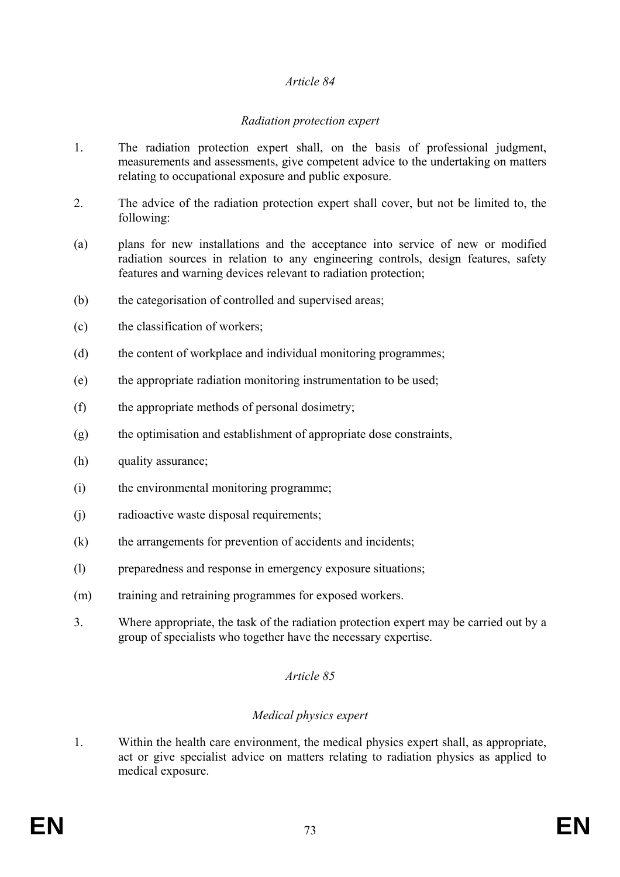*Article 84*

*Radiation protection expert*

1. The radiation protection expert shall, on the basis of professional judgment, measurements and assessments, give competent advice to the undertaking on matters relating to occupational exposure and public exposure.

2. The advice of the radiation protection expert shall cover, but not be limited to, the following:

(a) plans for new installations and the acceptance into service of new or modified radiation sources in relation to any engineering controls, design features, safety features and warning devices relevant to radiation protection;

(b) the categorisation of controlled and supervised areas;

(c) the classification of workers;

(d) the content of workplace and individual monitoring programmes;

(e) the appropriate radiation monitoring instrumentation to be used;

(f) the appropriate methods of personal dosimetry;

(g) the optimisation and establishment of appropriate dose constraints,

(h) quality assurance;

(i) the environmental monitoring programme;

(j) radioactive waste disposal requirements;

(k) the arrangements for prevention of accidents and incidents;

(l) preparedness and response in emergency exposure situations;

(m) training and retraining programmes for exposed workers.

3. Where appropriate, the task of the radiation protection expert may be carried out by a group of specialists who together have the necessary expertise.

*Article 85*

*Medical physics expert*

1. Within the health care environment, the medical physics expert shall, as appropriate, act or give specialist advice on matters relating to radiation physics as applied to medical exposure.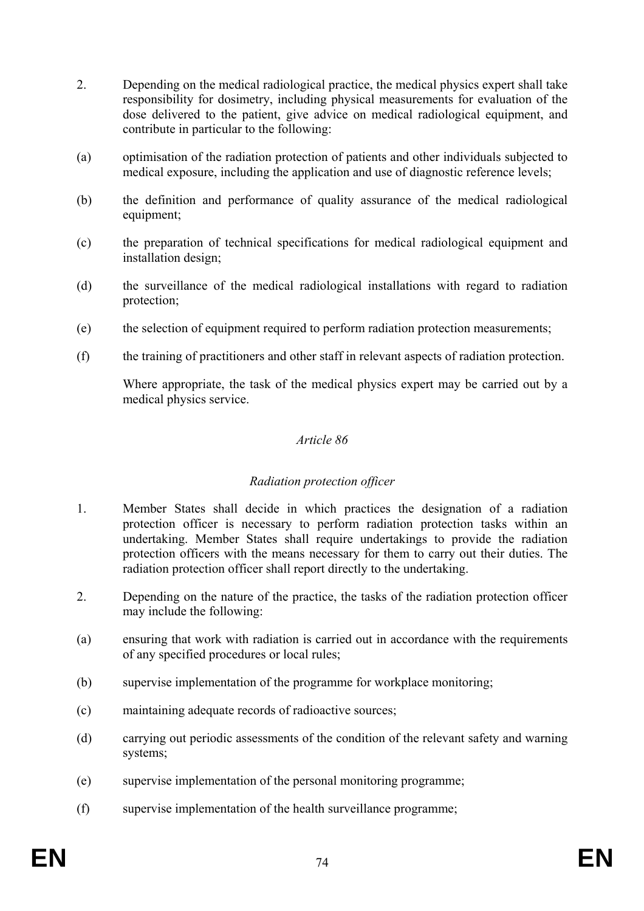2. Depending on the medical radiological practice, the medical physics expert shall take responsibility for dosimetry, including physical measurements for evaluation of the dose delivered to the patient, give advice on medical radiological equipment, and contribute in particular to the following:

(a) optimisation of the radiation protection of patients and other individuals subjected to medical exposure, including the application and use of diagnostic reference levels;

(b) the definition and performance of quality assurance of the medical radiological equipment;

(c) the preparation of technical specifications for medical radiological equipment and installation design;

(d) the surveillance of the medical radiological installations with regard to radiation protection;

(e) the selection of equipment required to perform radiation protection measurements;

(f) the training of practitioners and other staff in relevant aspects of radiation protection.

Where appropriate, the task of the medical physics expert may be carried out by a medical physics service.

*Article 86*

*Radiation protection officer*

1. Member States shall decide in which practices the designation of a radiation protection officer is necessary to perform radiation protection tasks within an undertaking. Member States shall require undertakings to provide the radiation protection officers with the means necessary for them to carry out their duties. The radiation protection officer shall report directly to the undertaking.

2. Depending on the nature of the practice, the tasks of the radiation protection officer may include the following:

(a) ensuring that work with radiation is carried out in accordance with the requirements of any specified procedures or local rules;

(b) supervise implementation of the programme for workplace monitoring;

(c) maintaining adequate records of radioactive sources;

(d) carrying out periodic assessments of the condition of the relevant safety and warning systems;

(e) supervise implementation of the personal monitoring programme;

(f) supervise implementation of the health surveillance programme;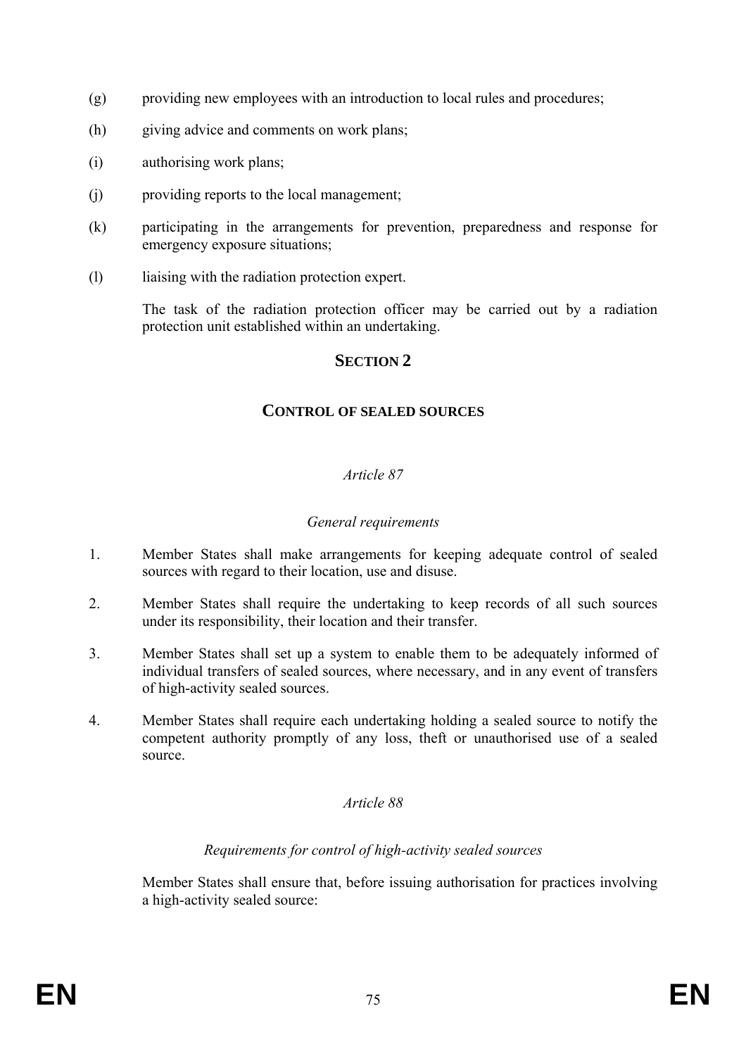(g) providing new employees with an introduction to local rules and procedures;

(h) giving advice and comments on work plans;

(i) authorising work plans;

(j) providing reports to the local management;

(k) participating in the arrangements for prevention, preparedness and response for emergency exposure situations;

(l) liaising with the radiation protection expert.

The task of the radiation protection officer may be carried out by a radiation protection unit established within an undertaking.

## SECTION 2

## CONTROL OF SEALED SOURCES

### *Article 87*

### *General requirements*

1. Member States shall make arrangements for keeping adequate control of sealed sources with regard to their location, use and disuse.

2. Member States shall require the undertaking to keep records of all such sources under its responsibility, their location and their transfer.

3. Member States shall set up a system to enable them to be adequately informed of individual transfers of sealed sources, where necessary, and in any event of transfers of high-activity sealed sources.

4. Member States shall require each undertaking holding a sealed source to notify the competent authority promptly of any loss, theft or unauthorised use of a sealed source.

### *Article 88*

### *Requirements for control of high-activity sealed sources*

Member States shall ensure that, before issuing authorisation for practices involving a high-activity sealed source: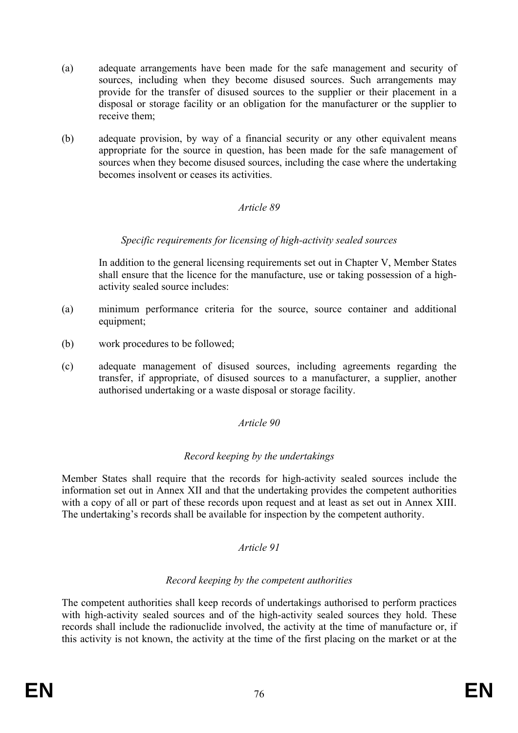(a) adequate arrangements have been made for the safe management and security of sources, including when they become disused sources. Such arrangements may provide for the transfer of disused sources to the supplier or their placement in a disposal or storage facility or an obligation for the manufacturer or the supplier to receive them;

(b) adequate provision, by way of a financial security or any other equivalent means appropriate for the source in question, has been made for the safe management of sources when they become disused sources, including the case where the undertaking becomes insolvent or ceases its activities.

*Article 89*

*Specific requirements for licensing of high-activity sealed sources*

In addition to the general licensing requirements set out in Chapter V, Member States shall ensure that the licence for the manufacture, use or taking possession of a high-activity sealed source includes:

(a) minimum performance criteria for the source, source container and additional equipment;

(b) work procedures to be followed;

(c) adequate management of disused sources, including agreements regarding the transfer, if appropriate, of disused sources to a manufacturer, a supplier, another authorised undertaking or a waste disposal or storage facility.

*Article 90*

*Record keeping by the undertakings*

Member States shall require that the records for high-activity sealed sources include the information set out in Annex XII and that the undertaking provides the competent authorities with a copy of all or part of these records upon request and at least as set out in Annex XIII. The undertaking's records shall be available for inspection by the competent authority.

*Article 91*

*Record keeping by the competent authorities*

The competent authorities shall keep records of undertakings authorised to perform practices with high-activity sealed sources and of the high-activity sealed sources they hold. These records shall include the radionuclide involved, the activity at the time of manufacture or, if this activity is not known, the activity at the time of the first placing on the market or at the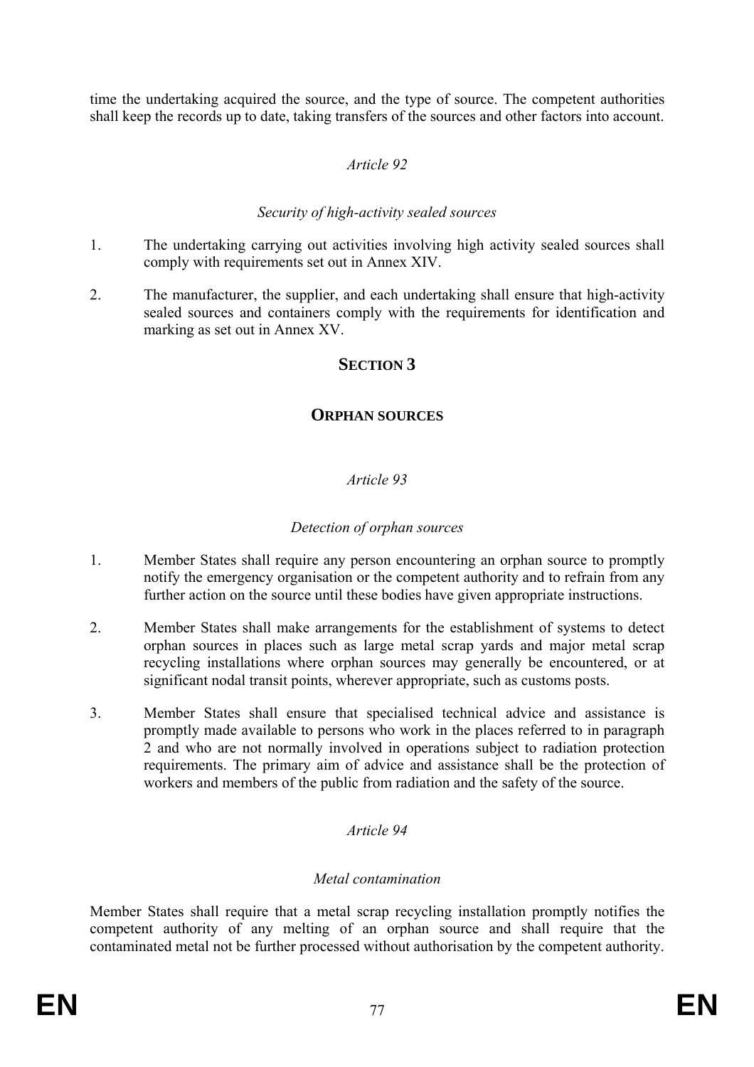time the undertaking acquired the source, and the type of source. The competent authorities shall keep the records up to date, taking transfers of the sources and other factors into account.

*Article 92*

*Security of high-activity sealed sources*

1. The undertaking carrying out activities involving high activity sealed sources shall comply with requirements set out in Annex XIV.

2. The manufacturer, the supplier, and each undertaking shall ensure that high-activity sealed sources and containers comply with the requirements for identification and marking as set out in Annex XV.

## SECTION 3

## ORPHAN SOURCES

*Article 93*

*Detection of orphan sources*

1. Member States shall require any person encountering an orphan source to promptly notify the emergency organisation or the competent authority and to refrain from any further action on the source until these bodies have given appropriate instructions.

2. Member States shall make arrangements for the establishment of systems to detect orphan sources in places such as large metal scrap yards and major metal scrap recycling installations where orphan sources may generally be encountered, or at significant nodal transit points, wherever appropriate, such as customs posts.

3. Member States shall ensure that specialised technical advice and assistance is promptly made available to persons who work in the places referred to in paragraph 2 and who are not normally involved in operations subject to radiation protection requirements. The primary aim of advice and assistance shall be the protection of workers and members of the public from radiation and the safety of the source.

*Article 94*

*Metal contamination*

Member States shall require that a metal scrap recycling installation promptly notifies the competent authority of any melting of an orphan source and shall require that the contaminated metal not be further processed without authorisation by the competent authority.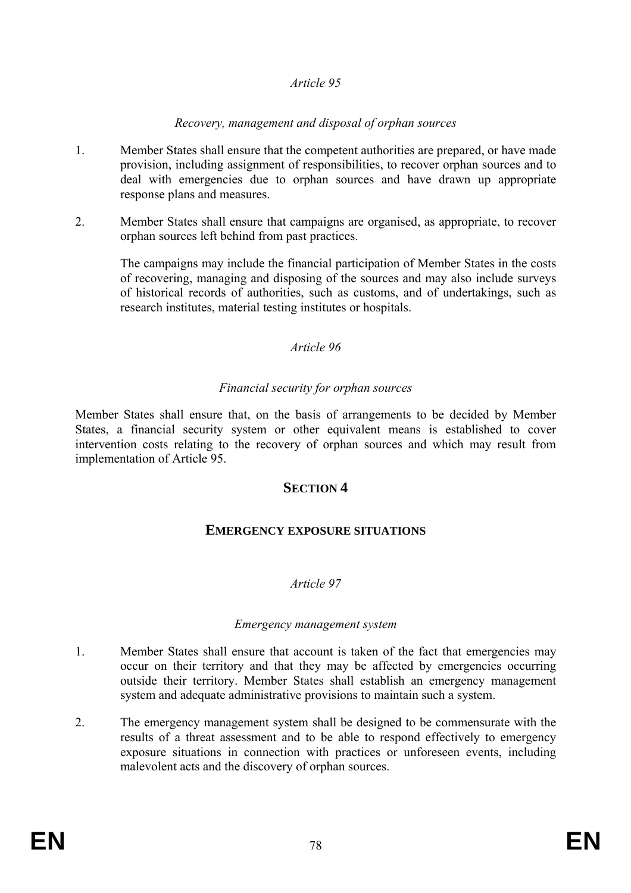*Article 95*

*Recovery, management and disposal of orphan sources*

1. Member States shall ensure that the competent authorities are prepared, or have made provision, including assignment of responsibilities, to recover orphan sources and to deal with emergencies due to orphan sources and have drawn up appropriate response plans and measures.

2. Member States shall ensure that campaigns are organised, as appropriate, to recover orphan sources left behind from past practices.

   The campaigns may include the financial participation of Member States in the costs of recovering, managing and disposing of the sources and may also include surveys of historical records of authorities, such as customs, and of undertakings, such as research institutes, material testing institutes or hospitals.

*Article 96*

*Financial security for orphan sources*

Member States shall ensure that, on the basis of arrangements to be decided by Member States, a financial security system or other equivalent means is established to cover intervention costs relating to the recovery of orphan sources and which may result from implementation of Article 95.

## SECTION 4

## EMERGENCY EXPOSURE SITUATIONS

*Article 97*

*Emergency management system*

1. Member States shall ensure that account is taken of the fact that emergencies may occur on their territory and that they may be affected by emergencies occurring outside their territory. Member States shall establish an emergency management system and adequate administrative provisions to maintain such a system.

2. The emergency management system shall be designed to be commensurate with the results of a threat assessment and to be able to respond effectively to emergency exposure situations in connection with practices or unforeseen events, including malevolent acts and the discovery of orphan sources.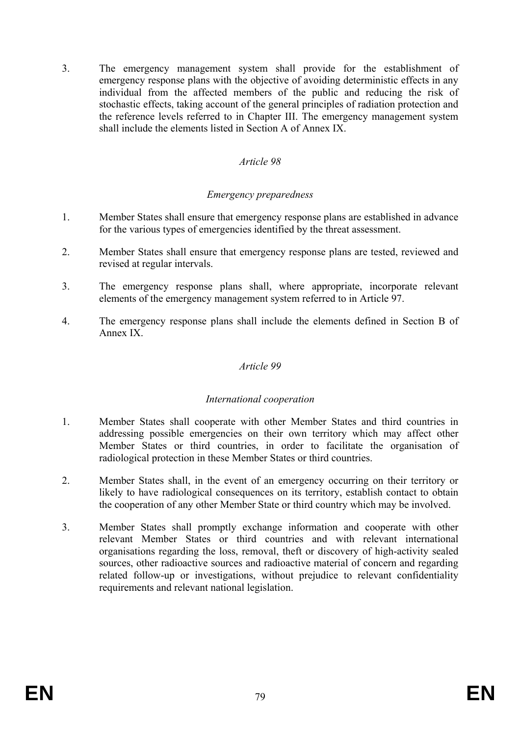3. The emergency management system shall provide for the establishment of emergency response plans with the objective of avoiding deterministic effects in any individual from the affected members of the public and reducing the risk of stochastic effects, taking account of the general principles of radiation protection and the reference levels referred to in Chapter III. The emergency management system shall include the elements listed in Section A of Annex IX.

*Article 98*

*Emergency preparedness*

1. Member States shall ensure that emergency response plans are established in advance for the various types of emergencies identified by the threat assessment.

2. Member States shall ensure that emergency response plans are tested, reviewed and revised at regular intervals.

3. The emergency response plans shall, where appropriate, incorporate relevant elements of the emergency management system referred to in Article 97.

4. The emergency response plans shall include the elements defined in Section B of Annex IX.

*Article 99*

*International cooperation*

1. Member States shall cooperate with other Member States and third countries in addressing possible emergencies on their own territory which may affect other Member States or third countries, in order to facilitate the organisation of radiological protection in these Member States or third countries.

2. Member States shall, in the event of an emergency occurring on their territory or likely to have radiological consequences on its territory, establish contact to obtain the cooperation of any other Member State or third country which may be involved.

3. Member States shall promptly exchange information and cooperate with other relevant Member States or third countries and with relevant international organisations regarding the loss, removal, theft or discovery of high-activity sealed sources, other radioactive sources and radioactive material of concern and regarding related follow-up or investigations, without prejudice to relevant confidentiality requirements and relevant national legislation.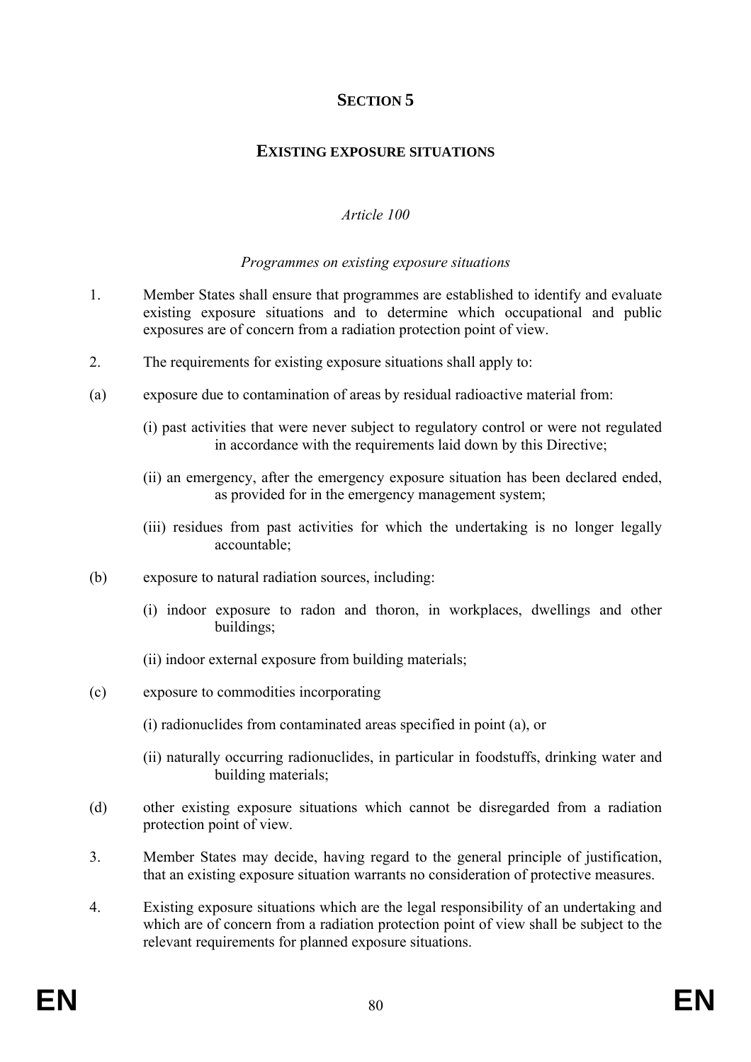# SECTION 5

## EXISTING EXPOSURE SITUATIONS

*Article 100*

*Programmes on existing exposure situations*

1. Member States shall ensure that programmes are established to identify and evaluate existing exposure situations and to determine which occupational and public exposures are of concern from a radiation protection point of view.

2. The requirements for existing exposure situations shall apply to:

(a) exposure due to contamination of areas by residual radioactive material from:

(i) past activities that were never subject to regulatory control or were not regulated in accordance with the requirements laid down by this Directive;

(ii) an emergency, after the emergency exposure situation has been declared ended, as provided for in the emergency management system;

(iii) residues from past activities for which the undertaking is no longer legally accountable;

(b) exposure to natural radiation sources, including:

(i) indoor exposure to radon and thoron, in workplaces, dwellings and other buildings;

(ii) indoor external exposure from building materials;

(c) exposure to commodities incorporating

(i) radionuclides from contaminated areas specified in point (a), or

(ii) naturally occurring radionuclides, in particular in foodstuffs, drinking water and building materials;

(d) other existing exposure situations which cannot be disregarded from a radiation protection point of view.

3. Member States may decide, having regard to the general principle of justification, that an existing exposure situation warrants no consideration of protective measures.

4. Existing exposure situations which are the legal responsibility of an undertaking and which are of concern from a radiation protection point of view shall be subject to the relevant requirements for planned exposure situations.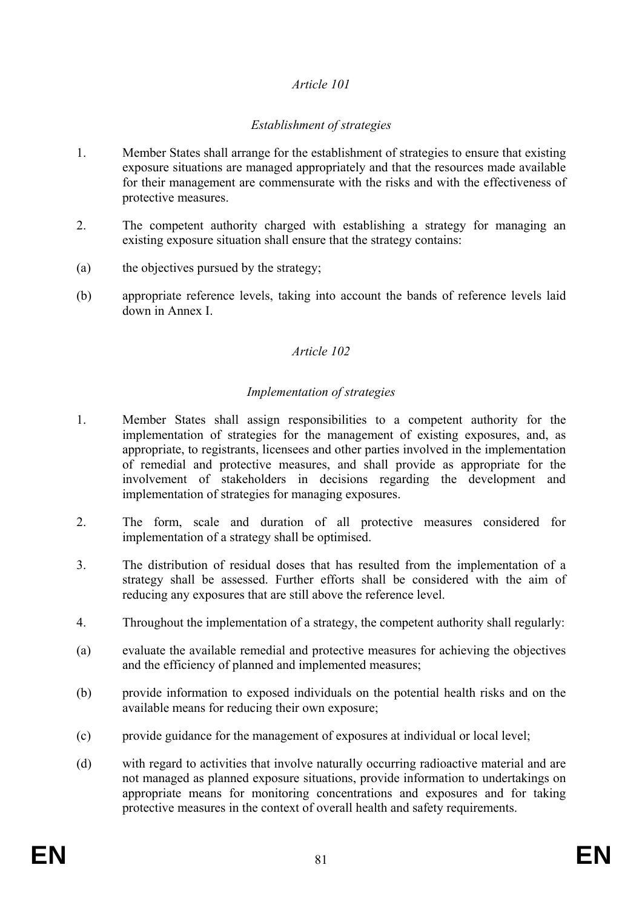*Article 101*

*Establishment of strategies*

1. Member States shall arrange for the establishment of strategies to ensure that existing exposure situations are managed appropriately and that the resources made available for their management are commensurate with the risks and with the effectiveness of protective measures.

2. The competent authority charged with establishing a strategy for managing an existing exposure situation shall ensure that the strategy contains:

(a) the objectives pursued by the strategy;

(b) appropriate reference levels, taking into account the bands of reference levels laid down in Annex I.

*Article 102*

*Implementation of strategies*

1. Member States shall assign responsibilities to a competent authority for the implementation of strategies for the management of existing exposures, and, as appropriate, to registrants, licensees and other parties involved in the implementation of remedial and protective measures, and shall provide as appropriate for the involvement of stakeholders in decisions regarding the development and implementation of strategies for managing exposures.

2. The form, scale and duration of all protective measures considered for implementation of a strategy shall be optimised.

3. The distribution of residual doses that has resulted from the implementation of a strategy shall be assessed. Further efforts shall be considered with the aim of reducing any exposures that are still above the reference level.

4. Throughout the implementation of a strategy, the competent authority shall regularly:

(a) evaluate the available remedial and protective measures for achieving the objectives and the efficiency of planned and implemented measures;

(b) provide information to exposed individuals on the potential health risks and on the available means for reducing their own exposure;

(c) provide guidance for the management of exposures at individual or local level;

(d) with regard to activities that involve naturally occurring radioactive material and are not managed as planned exposure situations, provide information to undertakings on appropriate means for monitoring concentrations and exposures and for taking protective measures in the context of overall health and safety requirements.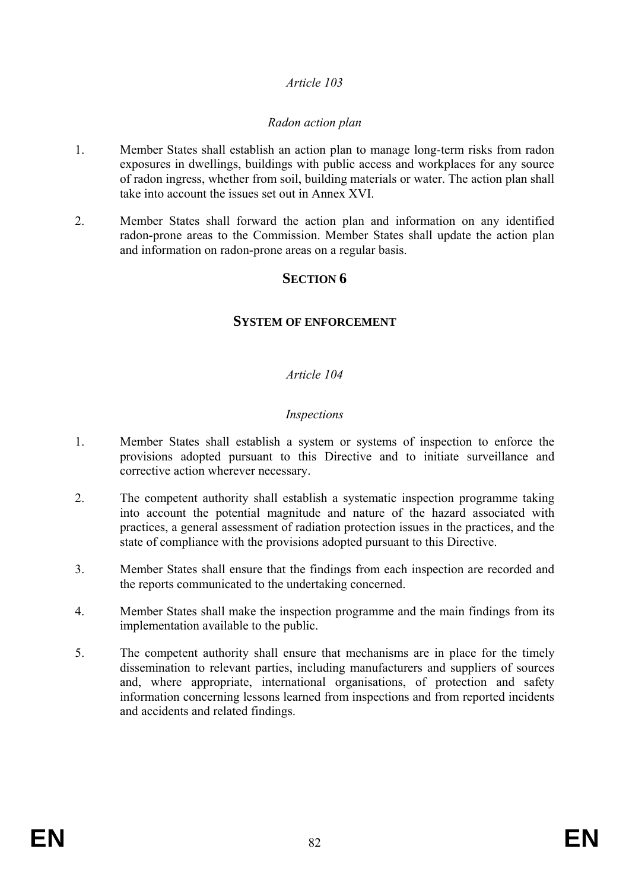*Article 103*

*Radon action plan*

1. Member States shall establish an action plan to manage long-term risks from radon exposures in dwellings, buildings with public access and workplaces for any source of radon ingress, whether from soil, building materials or water. The action plan shall take into account the issues set out in Annex XVI.

2. Member States shall forward the action plan and information on any identified radon-prone areas to the Commission. Member States shall update the action plan and information on radon-prone areas on a regular basis.

## SECTION 6

## SYSTEM OF ENFORCEMENT

*Article 104*

*Inspections*

1. Member States shall establish a system or systems of inspection to enforce the provisions adopted pursuant to this Directive and to initiate surveillance and corrective action wherever necessary.

2. The competent authority shall establish a systematic inspection programme taking into account the potential magnitude and nature of the hazard associated with practices, a general assessment of radiation protection issues in the practices, and the state of compliance with the provisions adopted pursuant to this Directive.

3. Member States shall ensure that the findings from each inspection are recorded and the reports communicated to the undertaking concerned.

4. Member States shall make the inspection programme and the main findings from its implementation available to the public.

5. The competent authority shall ensure that mechanisms are in place for the timely dissemination to relevant parties, including manufacturers and suppliers of sources and, where appropriate, international organisations, of protection and safety information concerning lessons learned from inspections and from reported incidents and accidents and related findings.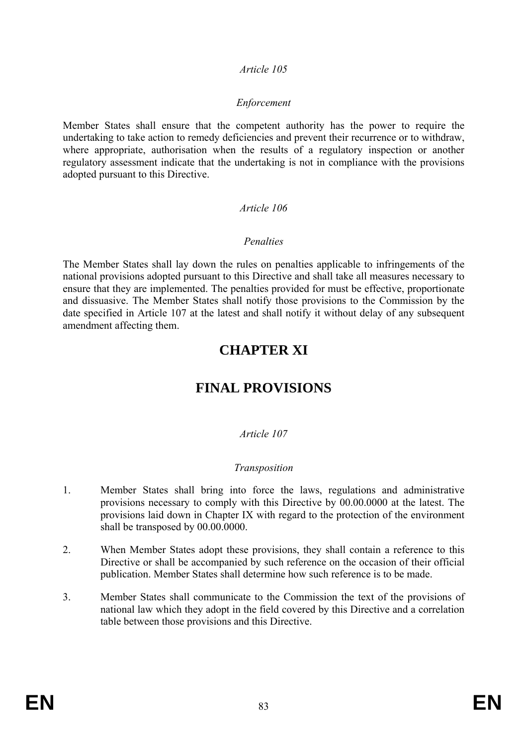*Article 105*

*Enforcement*

Member States shall ensure that the competent authority has the power to require the undertaking to take action to remedy deficiencies and prevent their recurrence or to withdraw, where appropriate, authorisation when the results of a regulatory inspection or another regulatory assessment indicate that the undertaking is not in compliance with the provisions adopted pursuant to this Directive.

*Article 106*

*Penalties*

The Member States shall lay down the rules on penalties applicable to infringements of the national provisions adopted pursuant to this Directive and shall take all measures necessary to ensure that they are implemented. The penalties provided for must be effective, proportionate and dissuasive. The Member States shall notify those provisions to the Commission by the date specified in Article 107 at the latest and shall notify it without delay of any subsequent amendment affecting them.

# CHAPTER XI

# FINAL PROVISIONS

*Article 107*

*Transposition*

1. Member States shall bring into force the laws, regulations and administrative provisions necessary to comply with this Directive by 00.00.0000 at the latest. The provisions laid down in Chapter IX with regard to the protection of the environment shall be transposed by 00.00.0000.

2. When Member States adopt these provisions, they shall contain a reference to this Directive or shall be accompanied by such reference on the occasion of their official publication. Member States shall determine how such reference is to be made.

3. Member States shall communicate to the Commission the text of the provisions of national law which they adopt in the field covered by this Directive and a correlation table between those provisions and this Directive.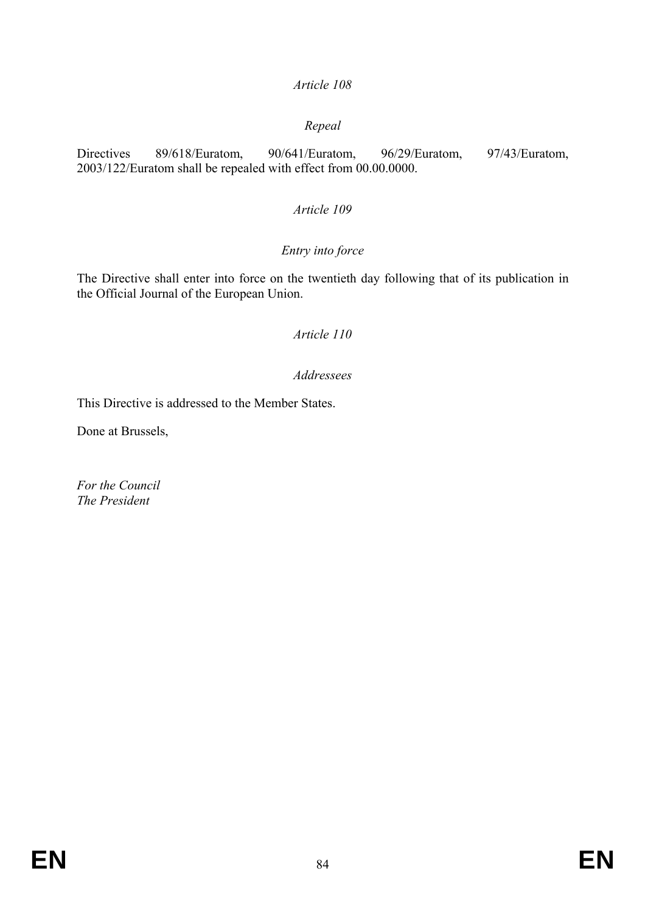*Article 108*

*Repeal*

Directives 89/618/Euratom, 90/641/Euratom, 96/29/Euratom, 97/43/Euratom, 2003/122/Euratom shall be repealed with effect from 00.00.0000.

*Article 109*

*Entry into force*

The Directive shall enter into force on the twentieth day following that of its publication in the Official Journal of the European Union.

*Article 110*

*Addressees*

This Directive is addressed to the Member States.

Done at Brussels,

*For the Council*
*The President*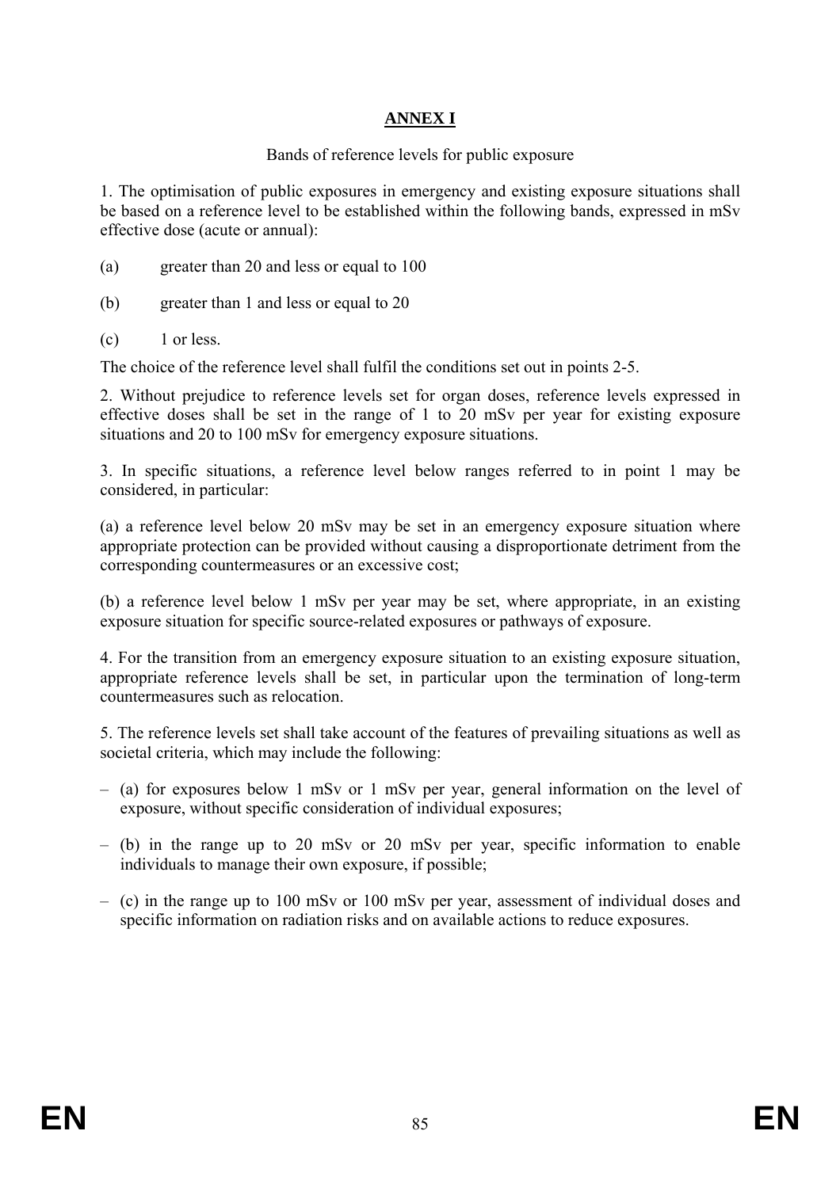# **ANNEX I**

Bands of reference levels for public exposure

1. The optimisation of public exposures in emergency and existing exposure situations shall be based on a reference level to be established within the following bands, expressed in mSv effective dose (acute or annual):

(a) greater than 20 and less or equal to 100

(b) greater than 1 and less or equal to 20

(c) 1 or less.

The choice of the reference level shall fulfil the conditions set out in points 2-5.

2. Without prejudice to reference levels set for organ doses, reference levels expressed in effective doses shall be set in the range of 1 to 20 mSv per year for existing exposure situations and 20 to 100 mSv for emergency exposure situations.

3. In specific situations, a reference level below ranges referred to in point 1 may be considered, in particular:

(a) a reference level below 20 mSv may be set in an emergency exposure situation where appropriate protection can be provided without causing a disproportionate detriment from the corresponding countermeasures or an excessive cost;

(b) a reference level below 1 mSv per year may be set, where appropriate, in an existing exposure situation for specific source-related exposures or pathways of exposure.

4. For the transition from an emergency exposure situation to an existing exposure situation, appropriate reference levels shall be set, in particular upon the termination of long-term countermeasures such as relocation.

5. The reference levels set shall take account of the features of prevailing situations as well as societal criteria, which may include the following:

- (a) for exposures below 1 mSv or 1 mSv per year, general information on the level of exposure, without specific consideration of individual exposures;
- (b) in the range up to 20 mSv or 20 mSv per year, specific information to enable individuals to manage their own exposure, if possible;
- (c) in the range up to 100 mSv or 100 mSv per year, assessment of individual doses and specific information on radiation risks and on available actions to reduce exposures.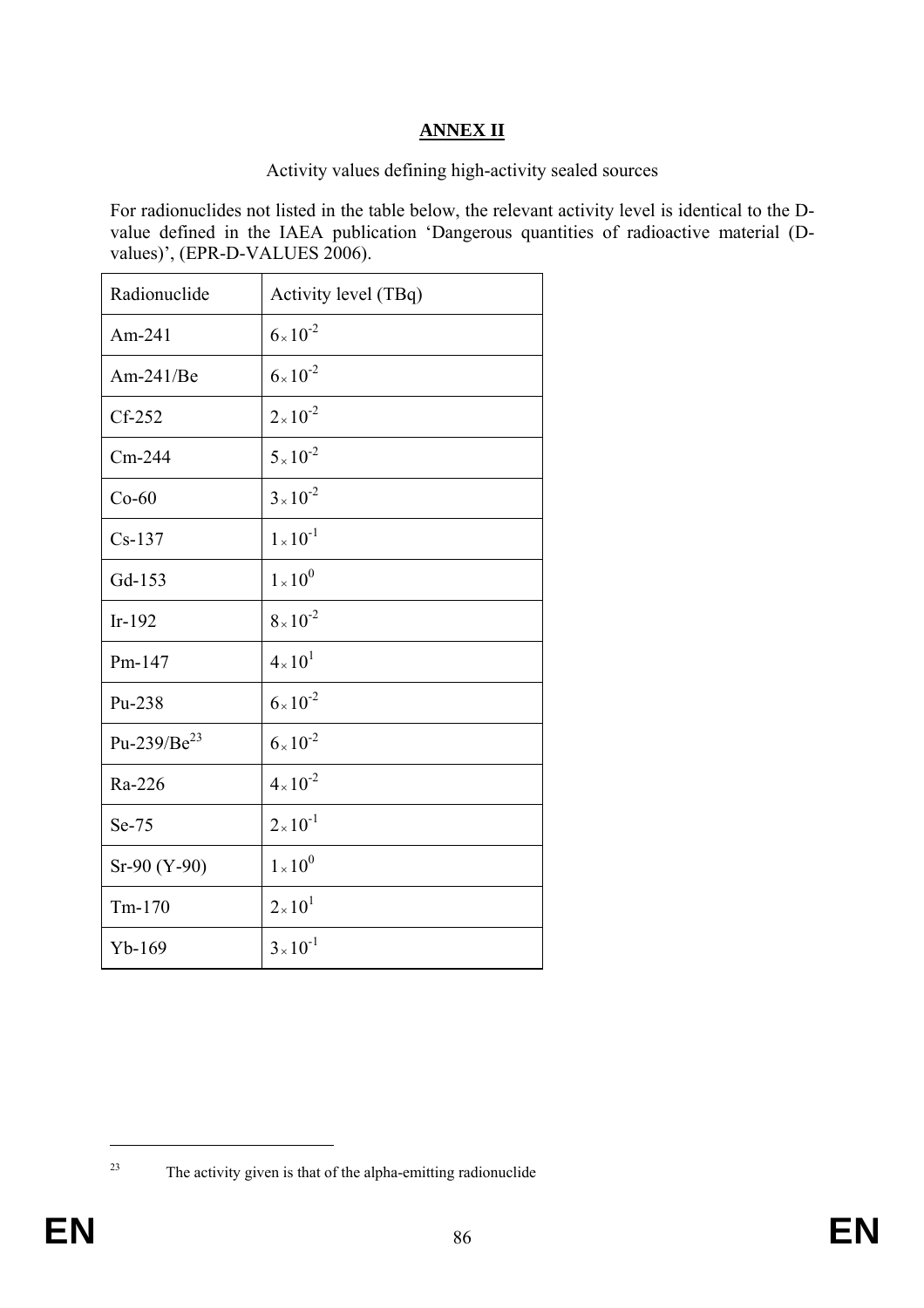## ANNEX II

Activity values defining high-activity sealed sources

For radionuclides not listed in the table below, the relevant activity level is identical to the D-value defined in the IAEA publication 'Dangerous quantities of radioactive material (D-values)', (EPR-D-VALUES 2006).

| Radionuclide | Activity level (TBq) |
|---|---|
| Am-241 | $6 \times 10^{-2}$ |
| Am-241/Be | $6 \times 10^{-2}$ |
| Cf-252 | $2 \times 10^{-2}$ |
| Cm-244 | $5 \times 10^{-2}$ |
| Co-60 | $3 \times 10^{-2}$ |
| Cs-137 | $1 \times 10^{-1}$ |
| Gd-153 | $1 \times 10^{0}$ |
| Ir-192 | $8 \times 10^{-2}$ |
| Pm-147 | $4 \times 10^{1}$ |
| Pu-238 | $6 \times 10^{-2}$ |
| Pu-239/Be[23] | $6 \times 10^{-2}$ |
| Ra-226 | $4 \times 10^{-2}$ |
| Se-75 | $2 \times 10^{-1}$ |
| Sr-90 (Y-90) | $1 \times 10^{0}$ |
| Tm-170 | $2 \times 10^{1}$ |
| Yb-169 | $3 \times 10^{-1}$ |

[23] The activity given is that of the alpha-emitting radionuclide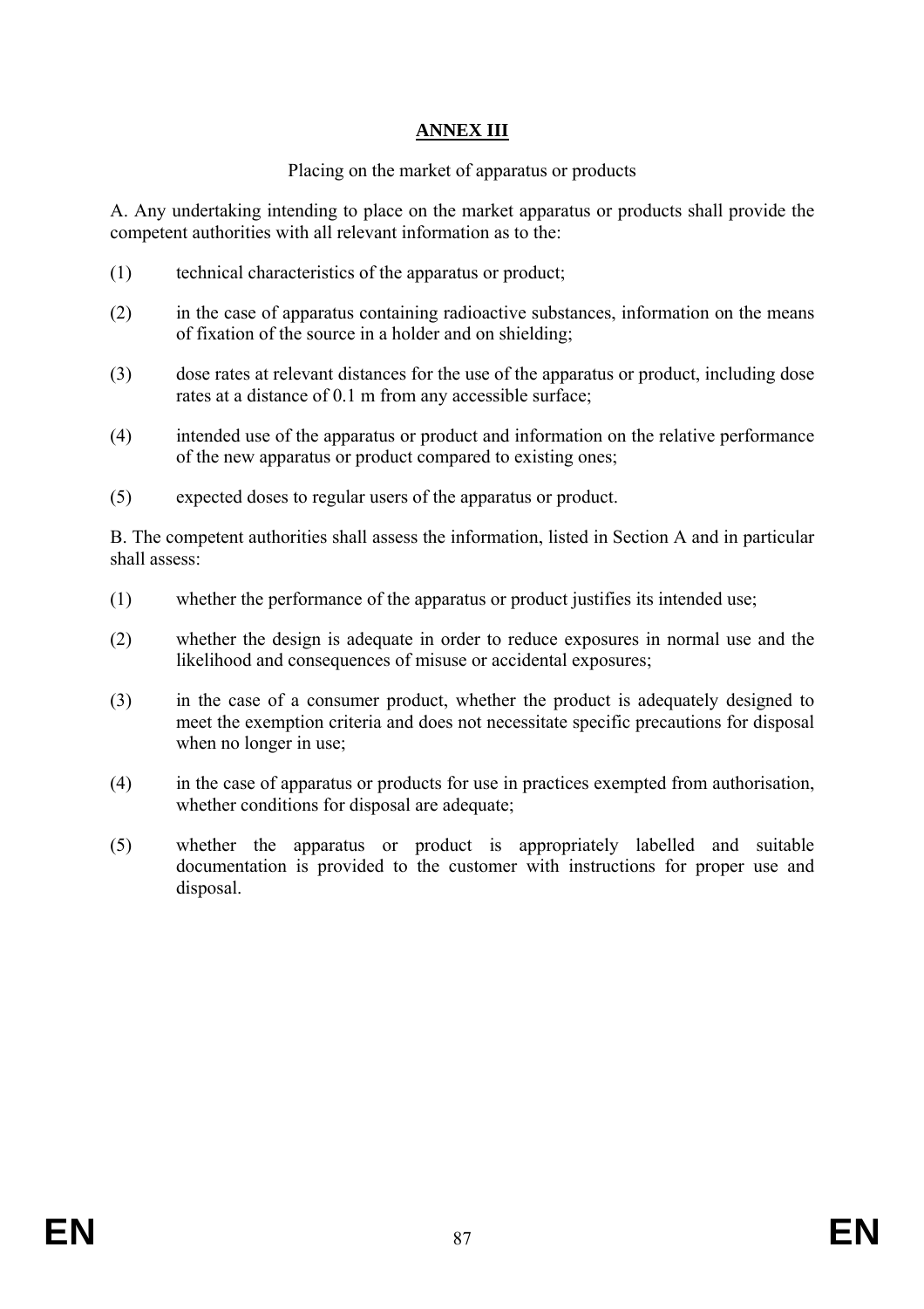# ANNEX III

Placing on the market of apparatus or products

A. Any undertaking intending to place on the market apparatus or products shall provide the competent authorities with all relevant information as to the:

(1) technical characteristics of the apparatus or product;

(2) in the case of apparatus containing radioactive substances, information on the means of fixation of the source in a holder and on shielding;

(3) dose rates at relevant distances for the use of the apparatus or product, including dose rates at a distance of 0.1 m from any accessible surface;

(4) intended use of the apparatus or product and information on the relative performance of the new apparatus or product compared to existing ones;

(5) expected doses to regular users of the apparatus or product.

B. The competent authorities shall assess the information, listed in Section A and in particular shall assess:

(1) whether the performance of the apparatus or product justifies its intended use;

(2) whether the design is adequate in order to reduce exposures in normal use and the likelihood and consequences of misuse or accidental exposures;

(3) in the case of a consumer product, whether the product is adequately designed to meet the exemption criteria and does not necessitate specific precautions for disposal when no longer in use;

(4) in the case of apparatus or products for use in practices exempted from authorisation, whether conditions for disposal are adequate;

(5) whether the apparatus or product is appropriately labelled and suitable documentation is provided to the customer with instructions for proper use and disposal.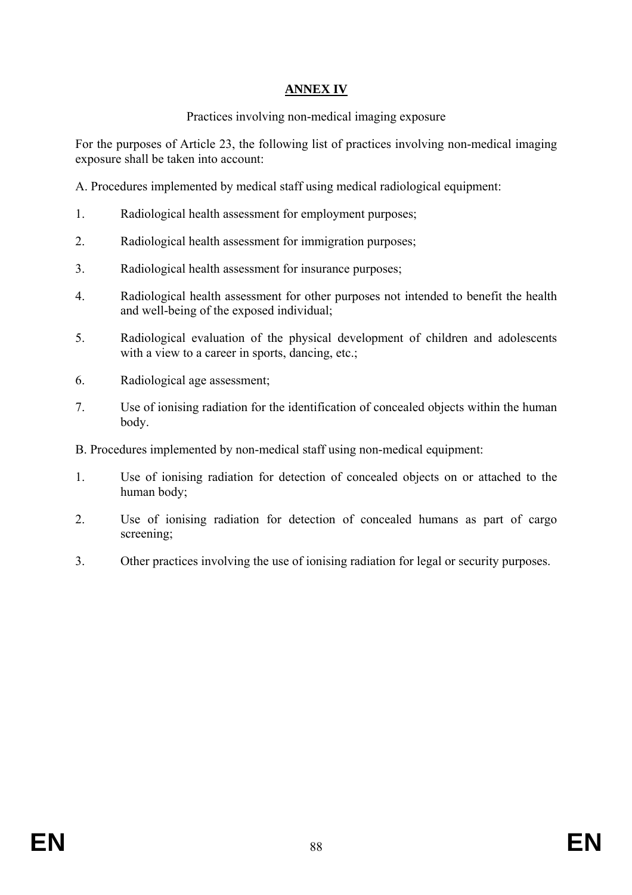## ANNEX IV

Practices involving non-medical imaging exposure

For the purposes of Article 23, the following list of practices involving non-medical imaging exposure shall be taken into account:

A. Procedures implemented by medical staff using medical radiological equipment:

1. Radiological health assessment for employment purposes;
2. Radiological health assessment for immigration purposes;
3. Radiological health assessment for insurance purposes;
4. Radiological health assessment for other purposes not intended to benefit the health and well-being of the exposed individual;
5. Radiological evaluation of the physical development of children and adolescents with a view to a career in sports, dancing, etc.;
6. Radiological age assessment;
7. Use of ionising radiation for the identification of concealed objects within the human body.

B. Procedures implemented by non-medical staff using non-medical equipment:

1. Use of ionising radiation for detection of concealed objects on or attached to the human body;
2. Use of ionising radiation for detection of concealed humans as part of cargo screening;
3. Other practices involving the use of ionising radiation for legal or security purposes.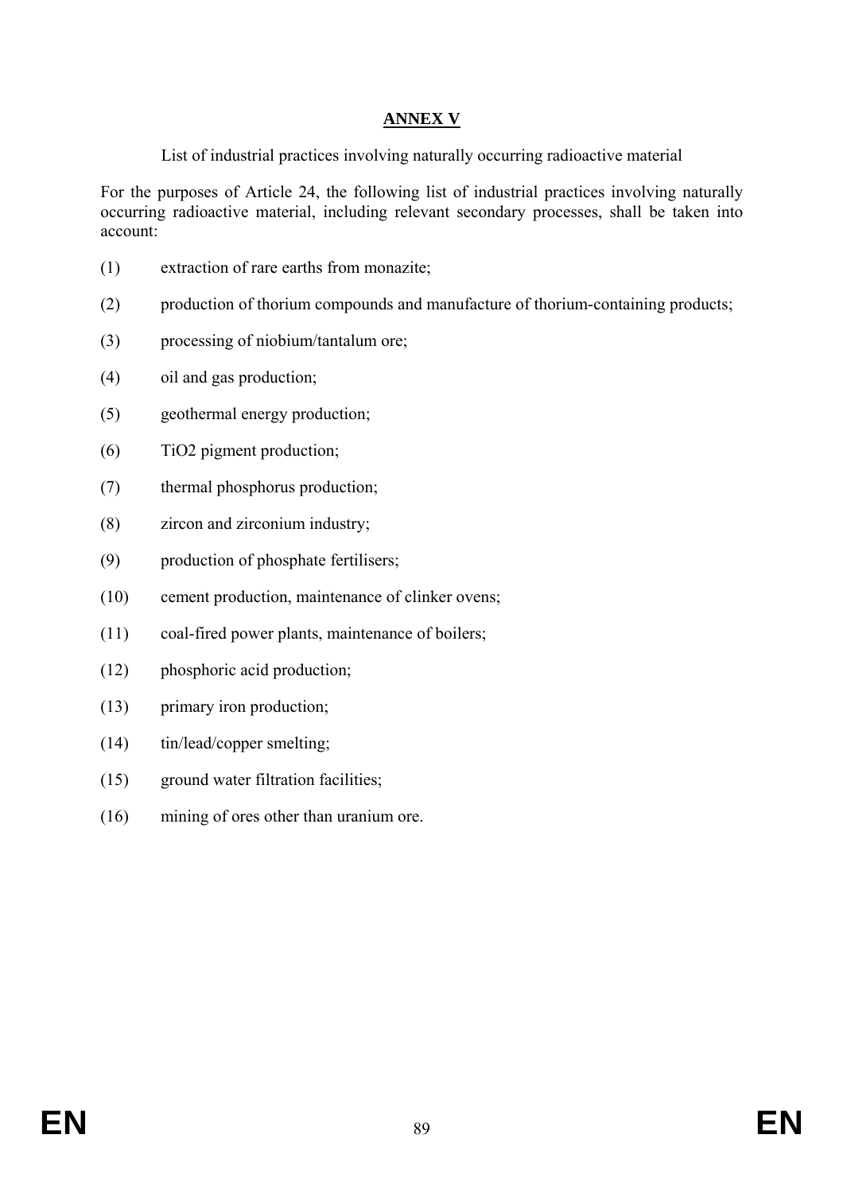## ANNEX V

List of industrial practices involving naturally occurring radioactive material

For the purposes of Article 24, the following list of industrial practices involving naturally occurring radioactive material, including relevant secondary processes, shall be taken into account:

(1) extraction of rare earths from monazite;

(2) production of thorium compounds and manufacture of thorium-containing products;

(3) processing of niobium/tantalum ore;

(4) oil and gas production;

(5) geothermal energy production;

(6) $TiO_2$ pigment production;

(7) thermal phosphorus production;

(8) zircon and zirconium industry;

(9) production of phosphate fertilisers;

(10) cement production, maintenance of clinker ovens;

(11) coal-fired power plants, maintenance of boilers;

(12) phosphoric acid production;

(13) primary iron production;

(14) tin/lead/copper smelting;

(15) ground water filtration facilities;

(16) mining of ores other than uranium ore.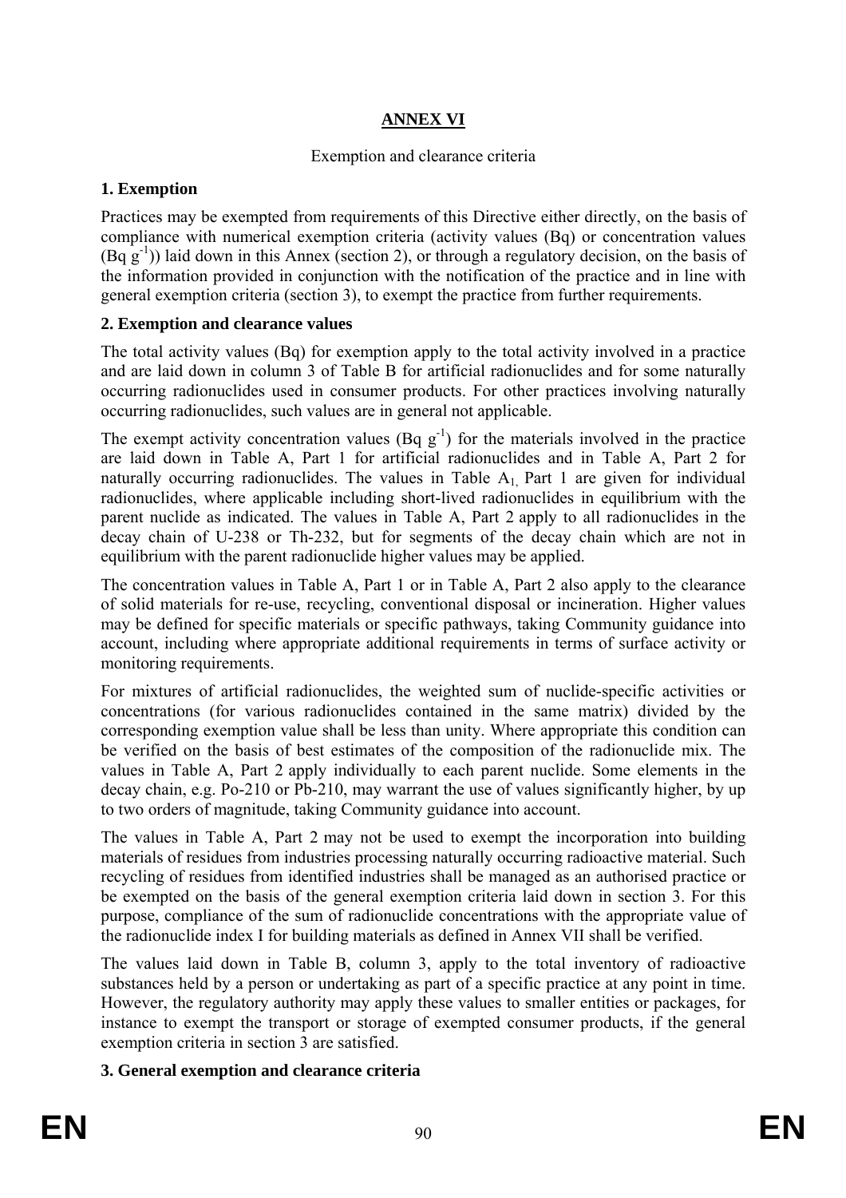# ANNEX VI

Exemption and clearance criteria

## 1. Exemption

Practices may be exempted from requirements of this Directive either directly, on the basis of compliance with numerical exemption criteria (activity values (Bq) or concentration values (Bq $g^{-1}$)) laid down in this Annex (section 2), or through a regulatory decision, on the basis of the information provided in conjunction with the notification of the practice and in line with general exemption criteria (section 3), to exempt the practice from further requirements.

## 2. Exemption and clearance values

The total activity values (Bq) for exemption apply to the total activity involved in a practice and are laid down in column 3 of Table B for artificial radionuclides and for some naturally occurring radionuclides used in consumer products. For other practices involving naturally occurring radionuclides, such values are in general not applicable.

The exempt activity concentration values (Bq $g^{-1}$) for the materials involved in the practice are laid down in Table A, Part 1 for artificial radionuclides and in Table A, Part 2 for naturally occurring radionuclides. The values in Table $A_{1,}$ Part 1 are given for individual radionuclides, where applicable including short-lived radionuclides in equilibrium with the parent nuclide as indicated. The values in Table A, Part 2 apply to all radionuclides in the decay chain of U-238 or Th-232, but for segments of the decay chain which are not in equilibrium with the parent radionuclide higher values may be applied.

The concentration values in Table A, Part 1 or in Table A, Part 2 also apply to the clearance of solid materials for re-use, recycling, conventional disposal or incineration. Higher values may be defined for specific materials or specific pathways, taking Community guidance into account, including where appropriate additional requirements in terms of surface activity or monitoring requirements.

For mixtures of artificial radionuclides, the weighted sum of nuclide-specific activities or concentrations (for various radionuclides contained in the same matrix) divided by the corresponding exemption value shall be less than unity. Where appropriate this condition can be verified on the basis of best estimates of the composition of the radionuclide mix. The values in Table A, Part 2 apply individually to each parent nuclide. Some elements in the decay chain, e.g. Po-210 or Pb-210, may warrant the use of values significantly higher, by up to two orders of magnitude, taking Community guidance into account.

The values in Table A, Part 2 may not be used to exempt the incorporation into building materials of residues from industries processing naturally occurring radioactive material. Such recycling of residues from identified industries shall be managed as an authorised practice or be exempted on the basis of the general exemption criteria laid down in section 3. For this purpose, compliance of the sum of radionuclide concentrations with the appropriate value of the radionuclide index I for building materials as defined in Annex VII shall be verified.

The values laid down in Table B, column 3, apply to the total inventory of radioactive substances held by a person or undertaking as part of a specific practice at any point in time. However, the regulatory authority may apply these values to smaller entities or packages, for instance to exempt the transport or storage of exempted consumer products, if the general exemption criteria in section 3 are satisfied.

## 3. General exemption and clearance criteria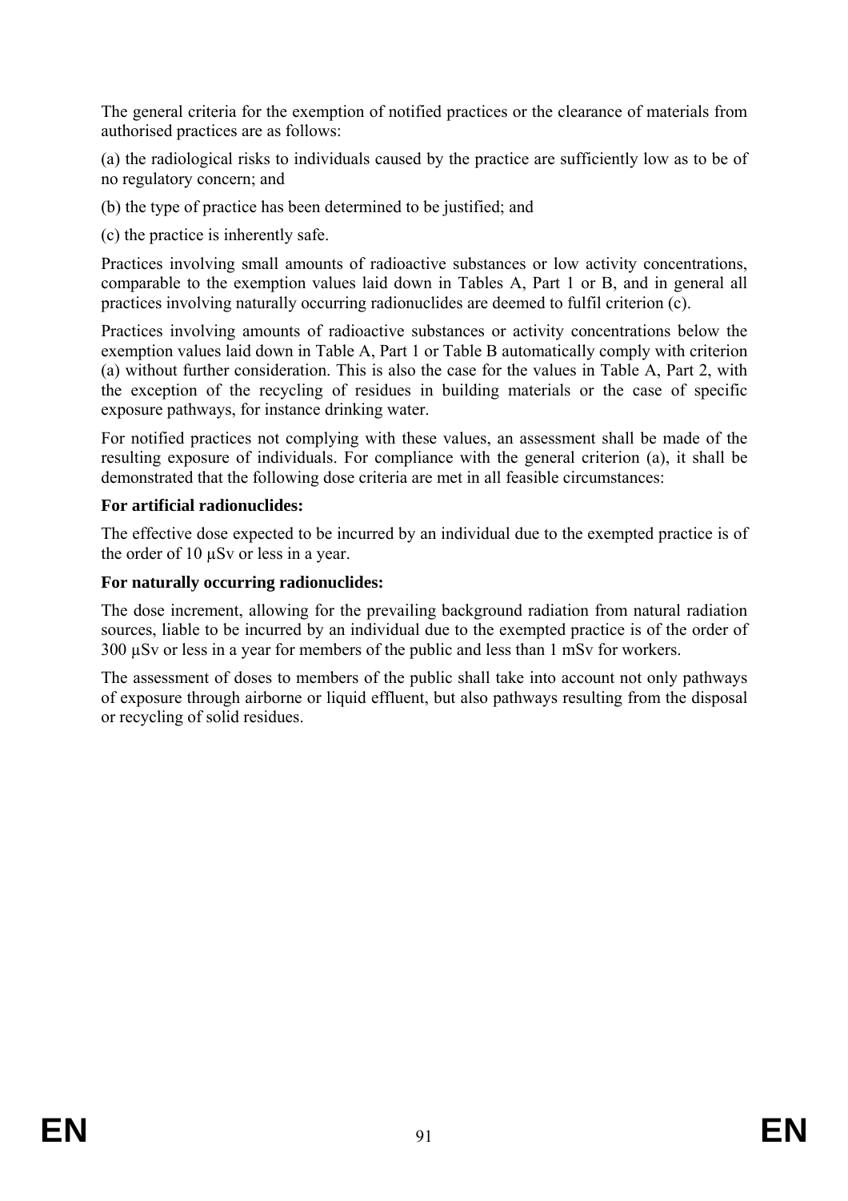The general criteria for the exemption of notified practices or the clearance of materials from authorised practices are as follows:

(a) the radiological risks to individuals caused by the practice are sufficiently low as to be of no regulatory concern; and

(b) the type of practice has been determined to be justified; and

(c) the practice is inherently safe.

Practices involving small amounts of radioactive substances or low activity concentrations, comparable to the exemption values laid down in Tables A, Part 1 or B, and in general all practices involving naturally occurring radionuclides are deemed to fulfil criterion (c).

Practices involving amounts of radioactive substances or activity concentrations below the exemption values laid down in Table A, Part 1 or Table B automatically comply with criterion (a) without further consideration. This is also the case for the values in Table A, Part 2, with the exception of the recycling of residues in building materials or the case of specific exposure pathways, for instance drinking water.

For notified practices not complying with these values, an assessment shall be made of the resulting exposure of individuals. For compliance with the general criterion (a), it shall be demonstrated that the following dose criteria are met in all feasible circumstances:

**For artificial radionuclides:**

The effective dose expected to be incurred by an individual due to the exempted practice is of the order of 10 µSv or less in a year.

**For naturally occurring radionuclides:**

The dose increment, allowing for the prevailing background radiation from natural radiation sources, liable to be incurred by an individual due to the exempted practice is of the order of 300 µSv or less in a year for members of the public and less than 1 mSv for workers.

The assessment of doses to members of the public shall take into account not only pathways of exposure through airborne or liquid effluent, but also pathways resulting from the disposal or recycling of solid residues.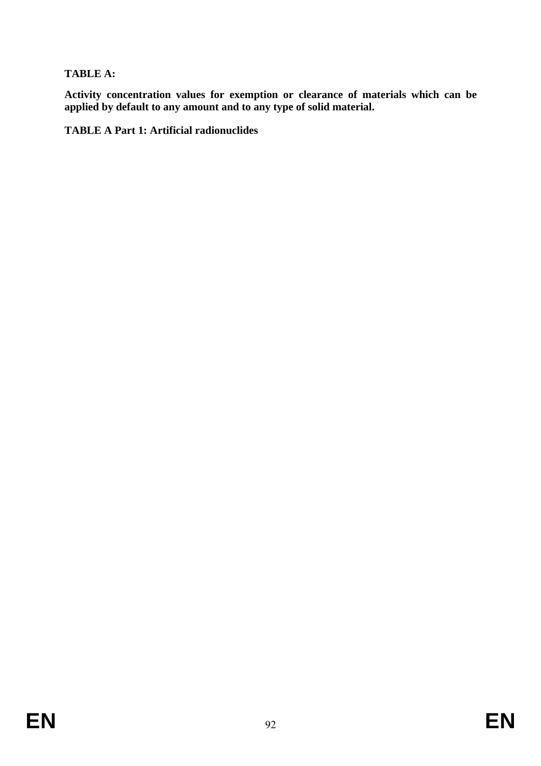**TABLE A:**

**Activity concentration values for exemption or clearance of materials which can be applied by default to any amount and to any type of solid material.**

**TABLE A Part 1: Artificial radionuclides**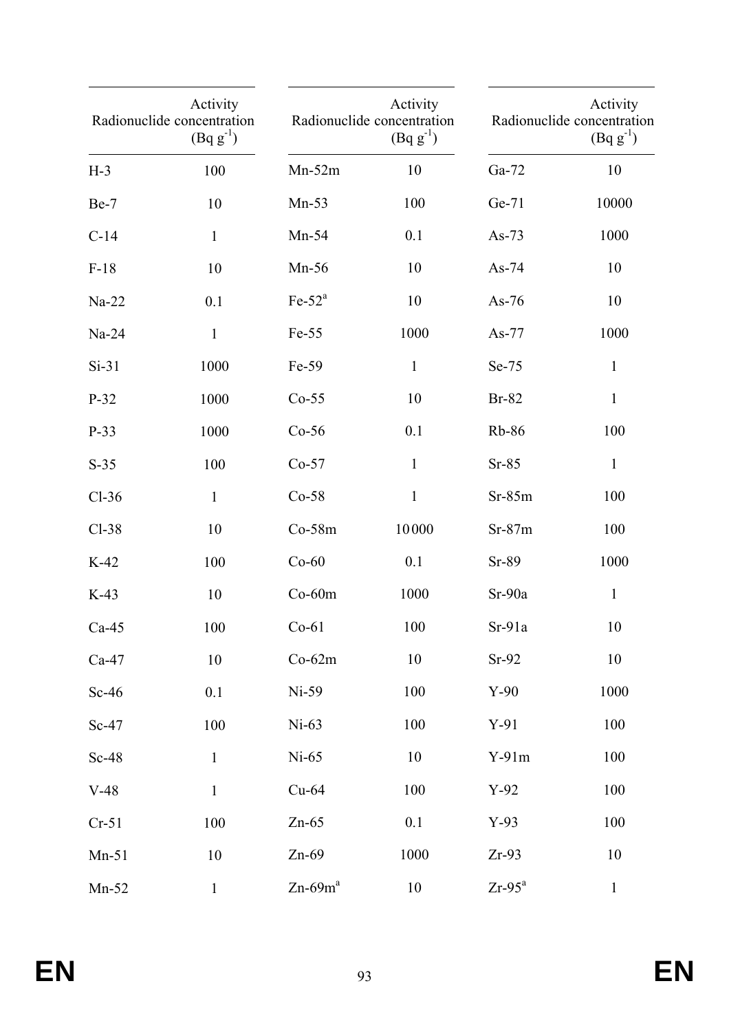| Radionuclide | Activity concentration (Bq $g^{-1}$) |
|---|---|
| H-3 | 100 |
| Be-7 | 10 |
| C-14 | 1 |
| F-18 | 10 |
| Na-22 | 0.1 |
| Na-24 | 1 |
| Si-31 | 1000 |
| P-32 | 1000 |
| P-33 | 1000 |
| S-35 | 100 |
| Cl-36 | 1 |
| Cl-38 | 10 |
| K-42 | 100 |
| K-43 | 10 |
| Ca-45 | 100 |
| Ca-47 | 10 |
| Sc-46 | 0.1 |
| Sc-47 | 100 |
| Sc-48 | 1 |
| V-48 | 1 |
| Cr-51 | 100 |
| Mn-51 | 10 |
| Mn-52 | 1 |
| Mn-52m | 10 |
| Mn-53 | 100 |
| Mn-54 | 0.1 |
| Mn-56 | 10 |
| Fe-52[a] | 10 |
| Fe-55 | 1000 |
| Fe-59 | 1 |
| Co-55 | 10 |
| Co-56 | 0.1 |
| Co-57 | 1 |
| Co-58 | 1 |
| Co-58m | 10000 |
| Co-60 | 0.1 |
| Co-60m | 1000 |
| Co-61 | 100 |
| Co-62m | 10 |
| Ni-59 | 100 |
| Ni-63 | 100 |
| Ni-65 | 10 |
| Cu-64 | 100 |
| Zn-65 | 0.1 |
| Zn-69 | 1000 |
| Zn-69m[a] | 10 |
| Ga-72 | 10 |
| Ge-71 | 10000 |
| As-73 | 1000 |
| As-74 | 10 |
| As-76 | 10 |
| As-77 | 1000 |
| Se-75 | 1 |
| Br-82 | 1 |
| Rb-86 | 100 |
| Sr-85 | 1 |
| Sr-85m | 100 |
| Sr-87m | 100 |
| Sr-89 | 1000 |
| Sr-90a | 1 |
| Sr-91a | 10 |
| Sr-92 | 10 |
| Y-90 | 1000 |
| Y-91 | 100 |
| Y-91m | 100 |
| Y-92 | 100 |
| Y-93 | 100 |
| Zr-93 | 10 |
| Zr-95[a] | 1 |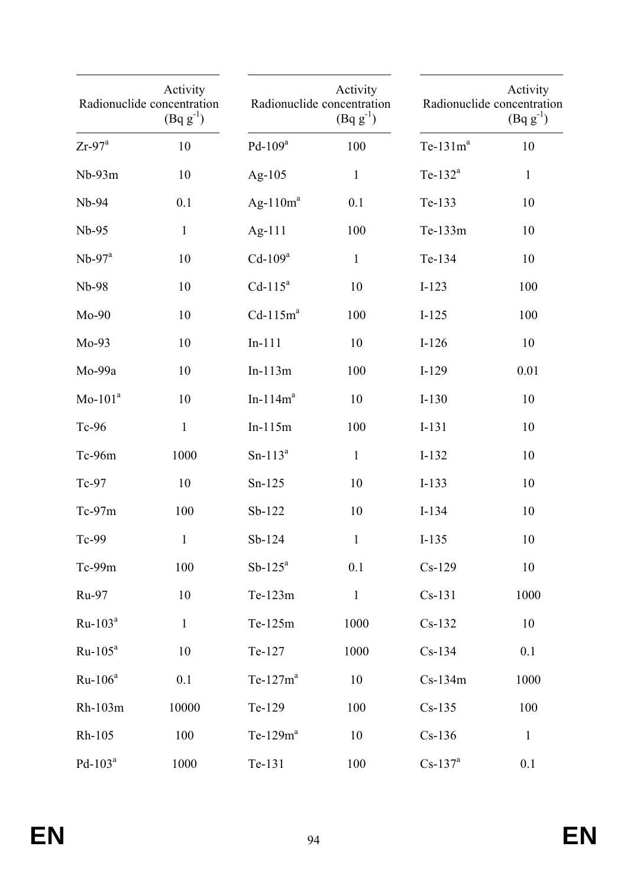| Radionuclide | Activity concentration (Bq $g^{-1}$) |
|---|---|
| Zr-97[a] | 10 |
| Nb-93m | 10 |
| Nb-94 | 0.1 |
| Nb-95 | 1 |
| Nb-97[a] | 10 |
| Nb-98 | 10 |
| Mo-90 | 10 |
| Mo-93 | 10 |
| Mo-99a | 10 |
| Mo-101[a] | 10 |
| Tc-96 | 1 |
| Tc-96m | 1000 |
| Tc-97 | 10 |
| Tc-97m | 100 |
| Tc-99 | 1 |
| Tc-99m | 100 |
| Ru-97 | 10 |
| Ru-103[a] | 1 |
| Ru-105[a] | 10 |
| Ru-106[a] | 0.1 |
| Rh-103m | 10000 |
| Rh-105 | 100 |
| Pd-103[a] | 1000 |

| Radionuclide | Activity concentration (Bq $g^{-1}$) |
|---|---|
| Pd-109[a] | 100 |
| Ag-105 | 1 |
| Ag-110m[a] | 0.1 |
| Ag-111 | 100 |
| Cd-109[a] | 1 |
| Cd-115[a] | 10 |
| Cd-115m[a] | 100 |
| In-111 | 10 |
| In-113m | 100 |
| In-114m[a] | 10 |
| In-115m | 100 |
| Sn-113[a] | 1 |
| Sn-125 | 10 |
| Sb-122 | 10 |
| Sb-124 | 1 |
| Sb-125[a] | 0.1 |
| Te-123m | 1 |
| Te-125m | 1000 |
| Te-127 | 1000 |
| Te-127m[a] | 10 |
| Te-129 | 100 |
| Te-129m[a] | 10 |
| Te-131 | 100 |

| Radionuclide | Activity concentration (Bq $g^{-1}$) |
|---|---|
| Te-131m[a] | 10 |
| Te-132[a] | 1 |
| Te-133 | 10 |
| Te-133m | 10 |
| Te-134 | 10 |
| I-123 | 100 |
| I-125 | 100 |
| I-126 | 10 |
| I-129 | 0.01 |
| I-130 | 10 |
| I-131 | 10 |
| I-132 | 10 |
| I-133 | 10 |
| I-134 | 10 |
| I-135 | 10 |
| Cs-129 | 10 |
| Cs-131 | 1000 |
| Cs-132 | 10 |
| Cs-134 | 0.1 |
| Cs-134m | 1000 |
| Cs-135 | 100 |
| Cs-136 | 1 |
| Cs-137[a] | 0.1 |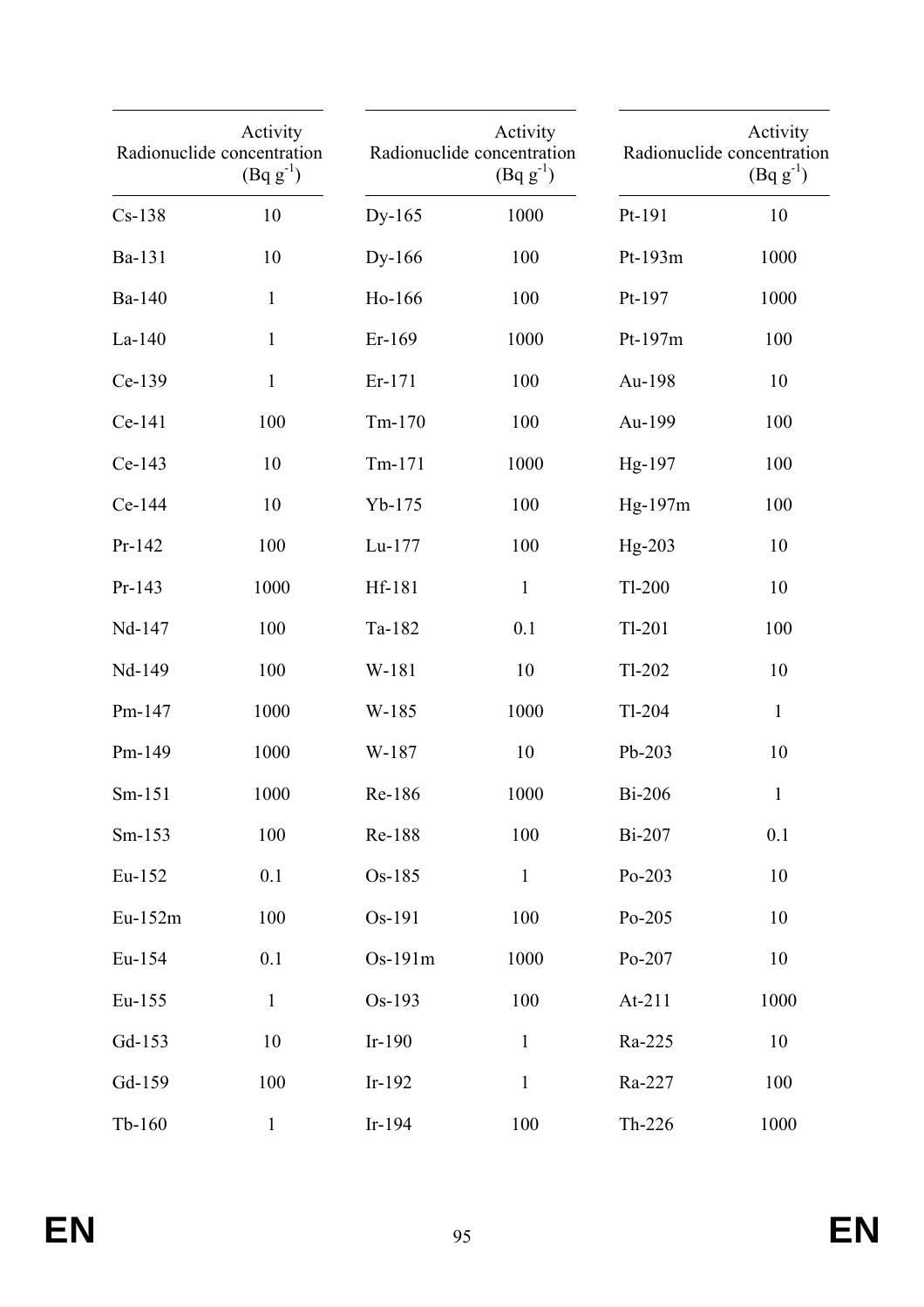| Radionuclide | Activity concentration (Bq g$^{-1}$) |
|---|---|
| Cs-138 | 10 |
| Ba-131 | 10 |
| Ba-140 | 1 |
| La-140 | 1 |
| Ce-139 | 1 |
| Ce-141 | 100 |
| Ce-143 | 10 |
| Ce-144 | 10 |
| Pr-142 | 100 |
| Pr-143 | 1000 |
| Nd-147 | 100 |
| Nd-149 | 100 |
| Pm-147 | 1000 |
| Pm-149 | 1000 |
| Sm-151 | 1000 |
| Sm-153 | 100 |
| Eu-152 | 0.1 |
| Eu-152m | 100 |
| Eu-154 | 0.1 |
| Eu-155 | 1 |
| Gd-153 | 10 |
| Gd-159 | 100 |
| Tb-160 | 1 |
| Dy-165 | 1000 |
| Dy-166 | 100 |
| Ho-166 | 100 |
| Er-169 | 1000 |
| Er-171 | 100 |
| Tm-170 | 100 |
| Tm-171 | 1000 |
| Yb-175 | 100 |
| Lu-177 | 100 |
| Hf-181 | 1 |
| Ta-182 | 0.1 |
| W-181 | 10 |
| W-185 | 1000 |
| W-187 | 10 |
| Re-186 | 1000 |
| Re-188 | 100 |
| Os-185 | 1 |
| Os-191 | 100 |
| Os-191m | 1000 |
| Os-193 | 100 |
| Ir-190 | 1 |
| Ir-192 | 1 |
| Ir-194 | 100 |
| Pt-191 | 10 |
| Pt-193m | 1000 |
| Pt-197 | 1000 |
| Pt-197m | 100 |
| Au-198 | 10 |
| Au-199 | 100 |
| Hg-197 | 100 |
| Hg-197m | 100 |
| Hg-203 | 10 |
| Tl-200 | 10 |
| Tl-201 | 100 |
| Tl-202 | 10 |
| Tl-204 | 1 |
| Pb-203 | 10 |
| Bi-206 | 1 |
| Bi-207 | 0.1 |
| Po-203 | 10 |
| Po-205 | 10 |
| Po-207 | 10 |
| At-211 | 1000 |
| Ra-225 | 10 |
| Ra-227 | 100 |
| Th-226 | 1000 |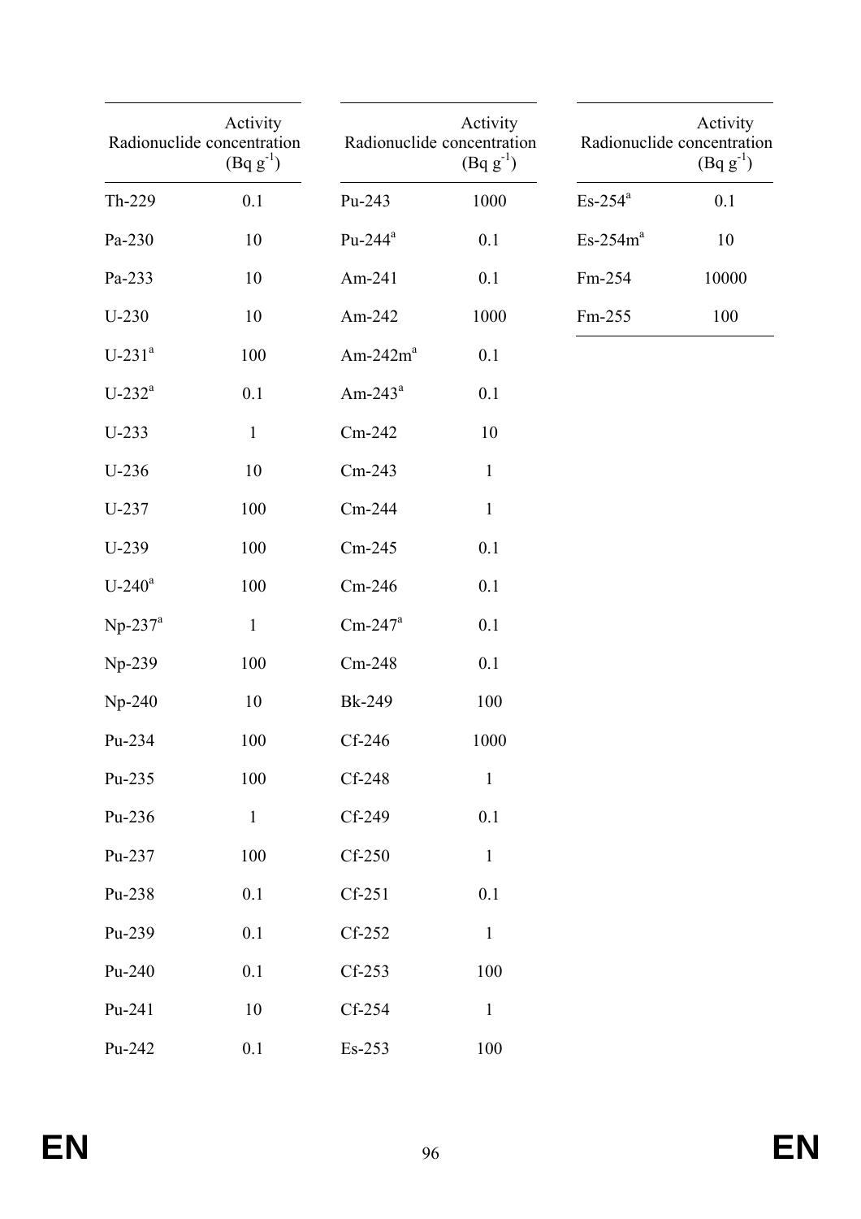| Radionuclide | Activity concentration (Bq g^-1) |
|---|---|
| Th-229 | 0.1 |
| Pa-230 | 10 |
| Pa-233 | 10 |
| U-230 | 10 |
| U-231[a] | 100 |
| U-232[a] | 0.1 |
| U-233 | 1 |
| U-236 | 10 |
| U-237 | 100 |
| U-239 | 100 |
| U-240[a] | 100 |
| Np-237[a] | 1 |
| Np-239 | 100 |
| Np-240 | 10 |
| Pu-234 | 100 |
| Pu-235 | 100 |
| Pu-236 | 1 |
| Pu-237 | 100 |
| Pu-238 | 0.1 |
| Pu-239 | 0.1 |
| Pu-240 | 0.1 |
| Pu-241 | 10 |
| Pu-242 | 0.1 |

| Radionuclide | Activity concentration (Bq g^-1) |
|---|---|
| Pu-243 | 1000 |
| Pu-244[a] | 0.1 |
| Am-241 | 0.1 |
| Am-242 | 1000 |
| Am-242m[a] | 0.1 |
| Am-243[a] | 0.1 |
| Cm-242 | 10 |
| Cm-243 | 1 |
| Cm-244 | 1 |
| Cm-245 | 0.1 |
| Cm-246 | 0.1 |
| Cm-247[a] | 0.1 |
| Cm-248 | 0.1 |
| Bk-249 | 100 |
| Cf-246 | 1000 |
| Cf-248 | 1 |
| Cf-249 | 0.1 |
| Cf-250 | 1 |
| Cf-251 | 0.1 |
| Cf-252 | 1 |
| Cf-253 | 100 |
| Cf-254 | 1 |
| Es-253 | 100 |

| Radionuclide | Activity concentration (Bq g^-1) |
|---|---|
| Es-254[a] | 0.1 |
| Es-254m[a] | 10 |
| Fm-254 | 10000 |
| Fm-255 | 100 |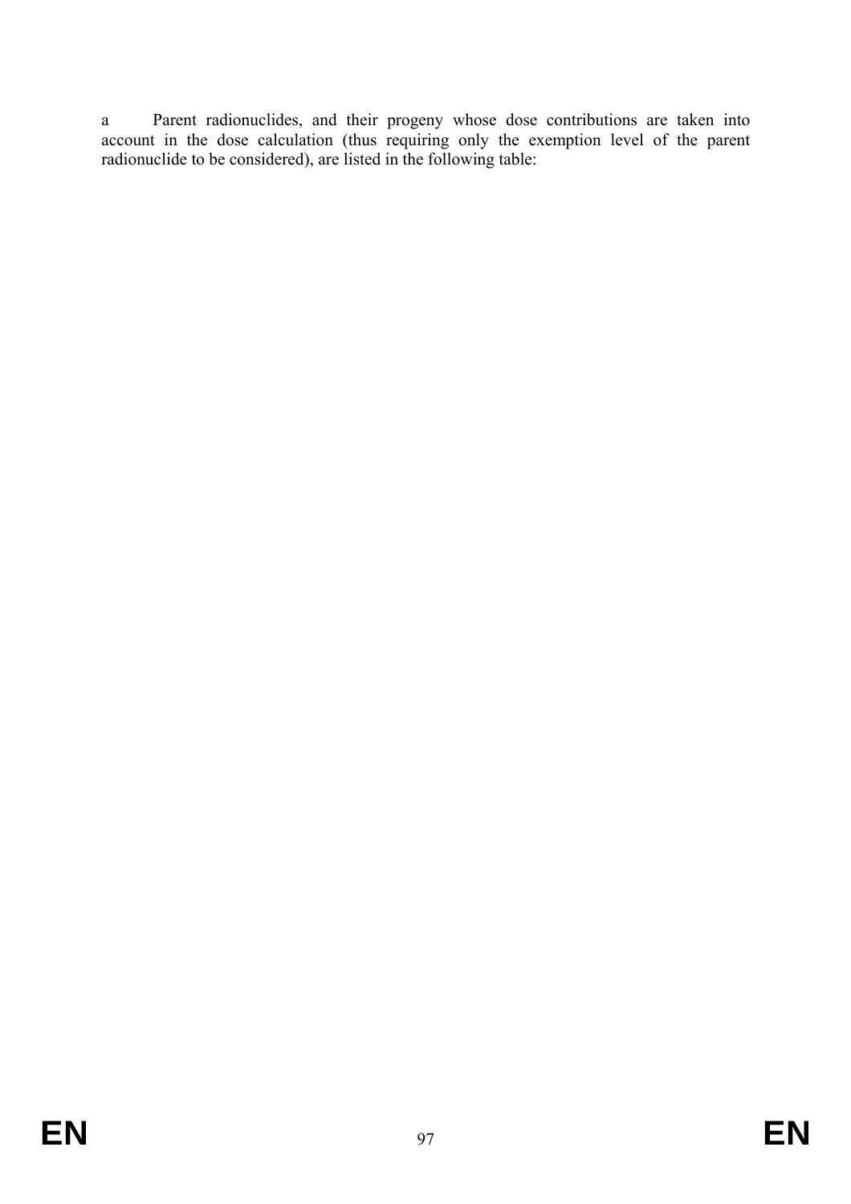a Parent radionuclides, and their progeny whose dose contributions are taken into account in the dose calculation (thus requiring only the exemption level of the parent radionuclide to be considered), are listed in the following table: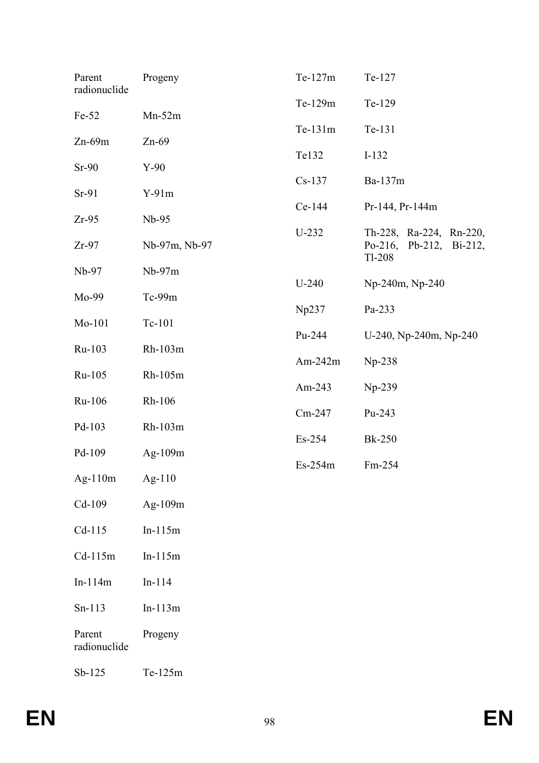| Parent radionuclide | Progeny |
|---|---|
| Fe-52 | Mn-52m |
| Zn-69m | Zn-69 |
| Sr-90 | Y-90 |
| Sr-91 | Y-91m |
| Zr-95 | Nb-95 |
| Zr-97 | Nb-97m, Nb-97 |
| Nb-97 | Nb-97m |
| Mo-99 | Tc-99m |
| Mo-101 | Tc-101 |
| Ru-103 | Rh-103m |
| Ru-105 | Rh-105m |
| Ru-106 | Rh-106 |
| Pd-103 | Rh-103m |
| Pd-109 | Ag-109m |
| Ag-110m | Ag-110 |
| Cd-109 | Ag-109m |
| Cd-115 | In-115m |
| Cd-115m | In-115m |
| In-114m | In-114 |
| Sn-113 | In-113m |

| Parent radionuclide | Progeny |
|---|---|
| Sb-125 | Te-125m |
| Te-127m | Te-127 |
| Te-129m | Te-129 |
| Te-131m | Te-131 |
| Te132 | I-132 |
| Cs-137 | Ba-137m |
| Ce-144 | Pr-144, Pr-144m |
| U-232 | Th-228, Ra-224, Rn-220, Po-216, Pb-212, Bi-212, Tl-208 |
| U-240 | Np-240m, Np-240 |
| Np237 | Pa-233 |
| Pu-244 | U-240, Np-240m, Np-240 |
| Am-242m | Np-238 |
| Am-243 | Np-239 |
| Cm-247 | Pu-243 |
| Es-254 | Bk-250 |
| Es-254m | Fm-254 |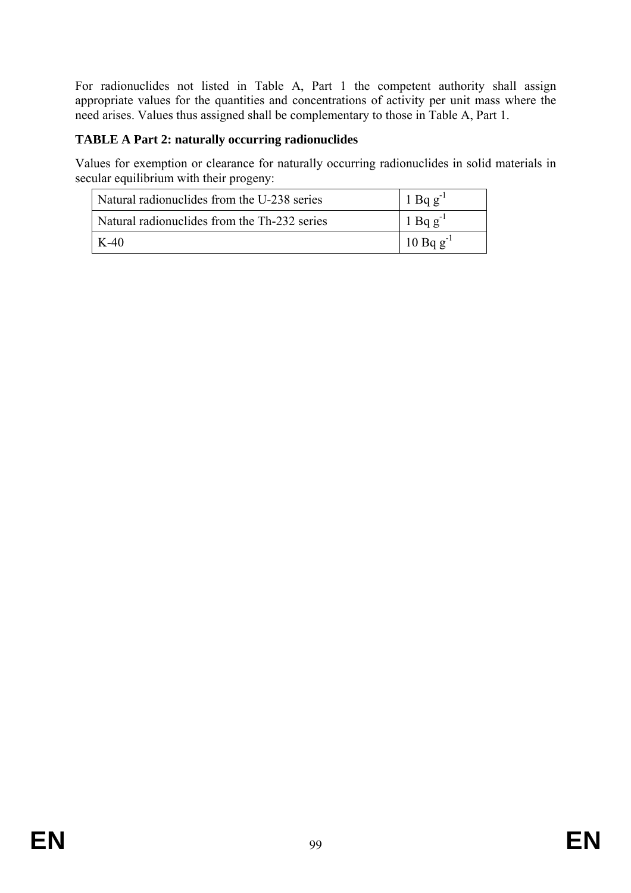For radionuclides not listed in Table A, Part 1 the competent authority shall assign appropriate values for the quantities and concentrations of activity per unit mass where the need arises. Values thus assigned shall be complementary to those in Table A, Part 1.

**TABLE A Part 2: naturally occurring radionuclides**

Values for exemption or clearance for naturally occurring radionuclides in solid materials in secular equilibrium with their progeny:

| | |
|---|---|
| Natural radionuclides from the U-238 series | 1 Bq $g^{-1}$ |
| Natural radionuclides from the Th-232 series | 1 Bq $g^{-1}$ |
| K-40 | 10 Bq $g^{-1}$ |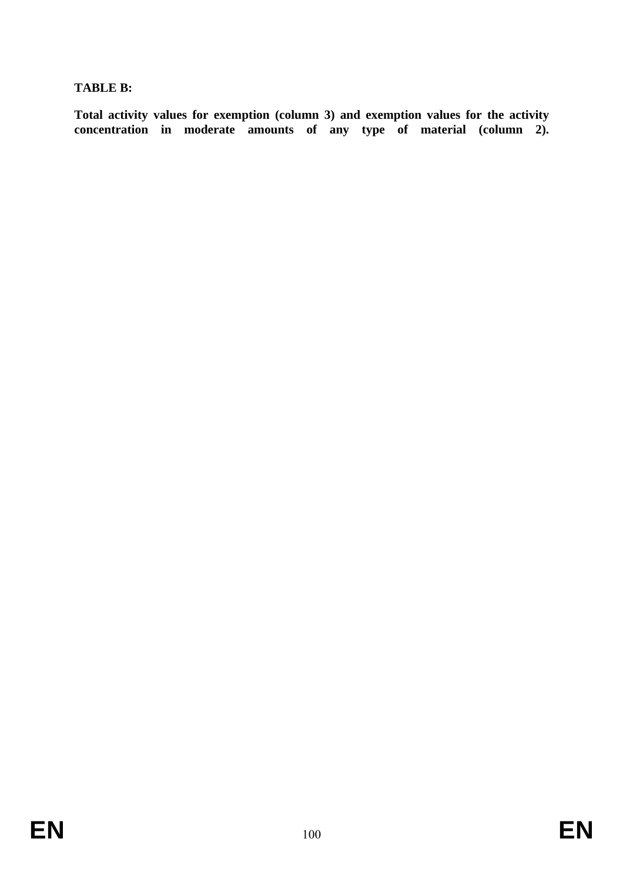**TABLE B:**

**Total activity values for exemption (column 3) and exemption values for the activity concentration in moderate amounts of any type of material (column 2).**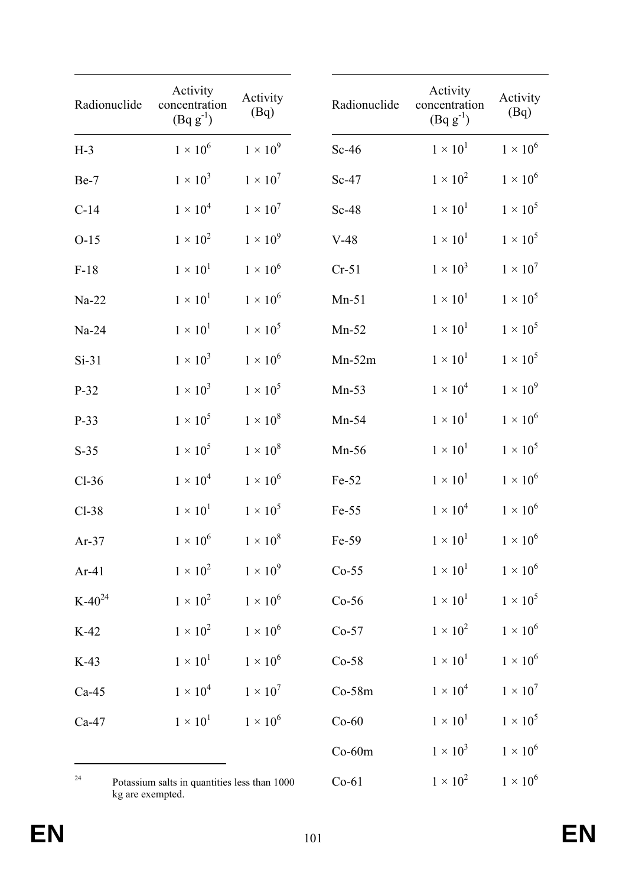| Radionuclide | Activity concentration (Bq $g^{-1}$) | Activity (Bq) |
|---|---|---|
| H-3 | $1 \times 10^6$ | $1 \times 10^9$ |
| Be-7 | $1 \times 10^3$ | $1 \times 10^7$ |
| C-14 | $1 \times 10^4$ | $1 \times 10^7$ |
| O-15 | $1 \times 10^2$ | $1 \times 10^9$ |
| F-18 | $1 \times 10^1$ | $1 \times 10^6$ |
| Na-22 | $1 \times 10^1$ | $1 \times 10^6$ |
| Na-24 | $1 \times 10^1$ | $1 \times 10^5$ |
| Si-31 | $1 \times 10^3$ | $1 \times 10^6$ |
| P-32 | $1 \times 10^3$ | $1 \times 10^5$ |
| P-33 | $1 \times 10^5$ | $1 \times 10^8$ |
| S-35 | $1 \times 10^5$ | $1 \times 10^8$ |
| Cl-36 | $1 \times 10^4$ | $1 \times 10^6$ |
| Cl-38 | $1 \times 10^1$ | $1 \times 10^5$ |
| Ar-37 | $1 \times 10^6$ | $1 \times 10^8$ |
| Ar-41 | $1 \times 10^2$ | $1 \times 10^9$ |
| K-40[24] | $1 \times 10^2$ | $1 \times 10^6$ |
| K-42 | $1 \times 10^2$ | $1 \times 10^6$ |
| K-43 | $1 \times 10^1$ | $1 \times 10^6$ |
| Ca-45 | $1 \times 10^4$ | $1 \times 10^7$ |
| Ca-47 | $1 \times 10^1$ | $1 \times 10^6$ |
| Sc-46 | $1 \times 10^1$ | $1 \times 10^6$ |
| Sc-47 | $1 \times 10^2$ | $1 \times 10^6$ |
| Sc-48 | $1 \times 10^1$ | $1 \times 10^5$ |
| V-48 | $1 \times 10^1$ | $1 \times 10^5$ |
| Cr-51 | $1 \times 10^3$ | $1 \times 10^7$ |
| Mn-51 | $1 \times 10^1$ | $1 \times 10^5$ |
| Mn-52 | $1 \times 10^1$ | $1 \times 10^5$ |
| Mn-52m | $1 \times 10^1$ | $1 \times 10^5$ |
| Mn-53 | $1 \times 10^4$ | $1 \times 10^9$ |
| Mn-54 | $1 \times 10^1$ | $1 \times 10^6$ |
| Mn-56 | $1 \times 10^1$ | $1 \times 10^5$ |
| Fe-52 | $1 \times 10^1$ | $1 \times 10^6$ |
| Fe-55 | $1 \times 10^4$ | $1 \times 10^6$ |
| Fe-59 | $1 \times 10^1$ | $1 \times 10^6$ |
| Co-55 | $1 \times 10^1$ | $1 \times 10^6$ |
| Co-56 | $1 \times 10^1$ | $1 \times 10^5$ |
| Co-57 | $1 \times 10^2$ | $1 \times 10^6$ |
| Co-58 | $1 \times 10^1$ | $1 \times 10^6$ |
| Co-58m | $1 \times 10^4$ | $1 \times 10^7$ |
| Co-60 | $1 \times 10^1$ | $1 \times 10^5$ |
| Co-60m | $1 \times 10^3$ | $1 \times 10^6$ |
| Co-61 | $1 \times 10^2$ | $1 \times 10^6$ |

[24] Potassium salts in quantities less than 1000 kg are exempted.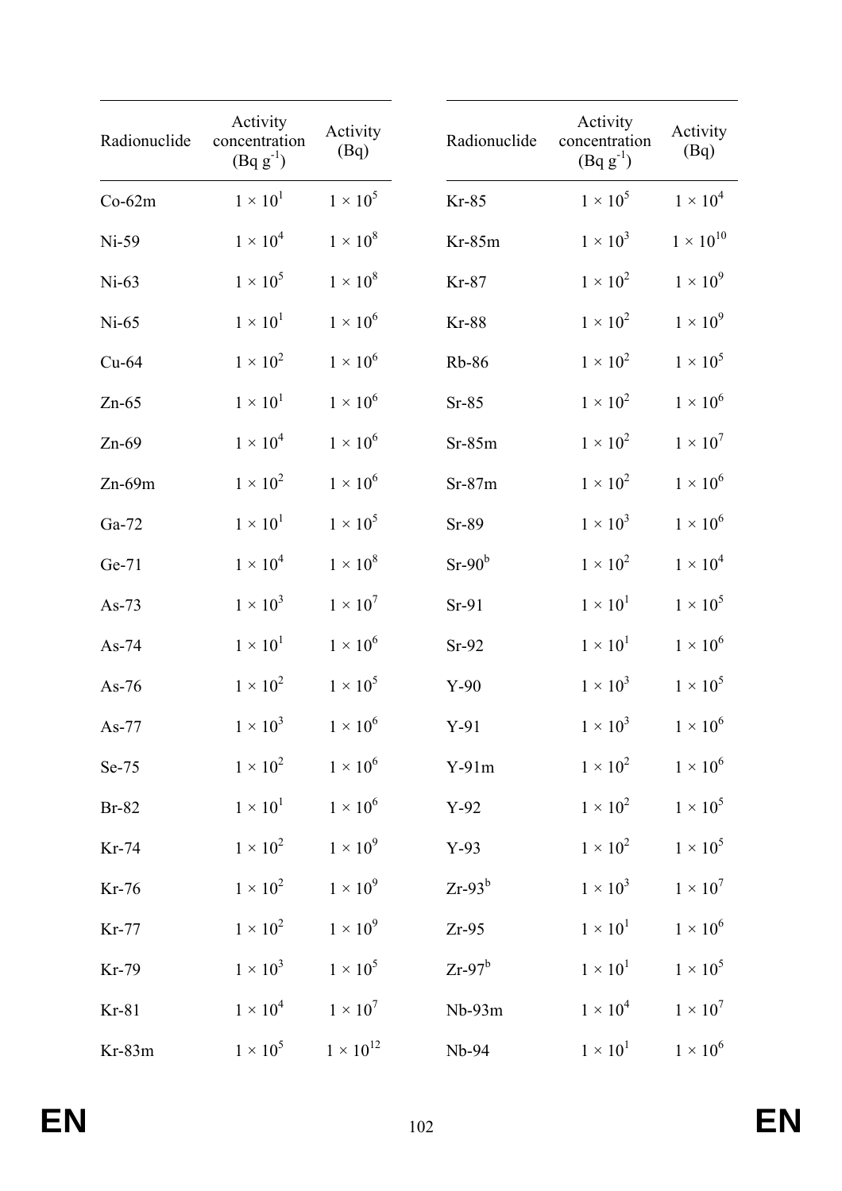| Radionuclide | Activity concentration (Bq $g^{-1}$) | Activity (Bq) |
|---|---|---|
| Co-62m | $1 \times 10^{1}$ | $1 \times 10^{5}$ |
| Ni-59 | $1 \times 10^{4}$ | $1 \times 10^{8}$ |
| Ni-63 | $1 \times 10^{5}$ | $1 \times 10^{8}$ |
| Ni-65 | $1 \times 10^{1}$ | $1 \times 10^{6}$ |
| Cu-64 | $1 \times 10^{2}$ | $1 \times 10^{6}$ |
| Zn-65 | $1 \times 10^{1}$ | $1 \times 10^{6}$ |
| Zn-69 | $1 \times 10^{4}$ | $1 \times 10^{6}$ |
| Zn-69m | $1 \times 10^{2}$ | $1 \times 10^{6}$ |
| Ga-72 | $1 \times 10^{1}$ | $1 \times 10^{5}$ |
| Ge-71 | $1 \times 10^{4}$ | $1 \times 10^{8}$ |
| As-73 | $1 \times 10^{3}$ | $1 \times 10^{7}$ |
| As-74 | $1 \times 10^{1}$ | $1 \times 10^{6}$ |
| As-76 | $1 \times 10^{2}$ | $1 \times 10^{5}$ |
| As-77 | $1 \times 10^{3}$ | $1 \times 10^{6}$ |
| Se-75 | $1 \times 10^{2}$ | $1 \times 10^{6}$ |
| Br-82 | $1 \times 10^{1}$ | $1 \times 10^{6}$ |
| Kr-74 | $1 \times 10^{2}$ | $1 \times 10^{9}$ |
| Kr-76 | $1 \times 10^{2}$ | $1 \times 10^{9}$ |
| Kr-77 | $1 \times 10^{2}$ | $1 \times 10^{9}$ |
| Kr-79 | $1 \times 10^{3}$ | $1 \times 10^{5}$ |
| Kr-81 | $1 \times 10^{4}$ | $1 \times 10^{7}$ |
| Kr-83m | $1 \times 10^{5}$ | $1 \times 10^{12}$ |
| Kr-85 | $1 \times 10^{5}$ | $1 \times 10^{4}$ |
| Kr-85m | $1 \times 10^{3}$ | $1 \times 10^{10}$ |
| Kr-87 | $1 \times 10^{2}$ | $1 \times 10^{9}$ |
| Kr-88 | $1 \times 10^{2}$ | $1 \times 10^{9}$ |
| Rb-86 | $1 \times 10^{2}$ | $1 \times 10^{5}$ |
| Sr-85 | $1 \times 10^{2}$ | $1 \times 10^{6}$ |
| Sr-85m | $1 \times 10^{2}$ | $1 \times 10^{7}$ |
| Sr-87m | $1 \times 10^{2}$ | $1 \times 10^{6}$ |
| Sr-89 | $1 \times 10^{3}$ | $1 \times 10^{6}$ |
| Sr-90[b] | $1 \times 10^{2}$ | $1 \times 10^{4}$ |
| Sr-91 | $1 \times 10^{1}$ | $1 \times 10^{5}$ |
| Sr-92 | $1 \times 10^{1}$ | $1 \times 10^{6}$ |
| Y-90 | $1 \times 10^{3}$ | $1 \times 10^{5}$ |
| Y-91 | $1 \times 10^{3}$ | $1 \times 10^{6}$ |
| Y-91m | $1 \times 10^{2}$ | $1 \times 10^{6}$ |
| Y-92 | $1 \times 10^{2}$ | $1 \times 10^{5}$ |
| Y-93 | $1 \times 10^{2}$ | $1 \times 10^{5}$ |
| Zr-93[b] | $1 \times 10^{3}$ | $1 \times 10^{7}$ |
| Zr-95 | $1 \times 10^{1}$ | $1 \times 10^{6}$ |
| Zr-97[b] | $1 \times 10^{1}$ | $1 \times 10^{5}$ |
| Nb-93m | $1 \times 10^{4}$ | $1 \times 10^{7}$ |
| Nb-94 | $1 \times 10^{1}$ | $1 \times 10^{6}$ |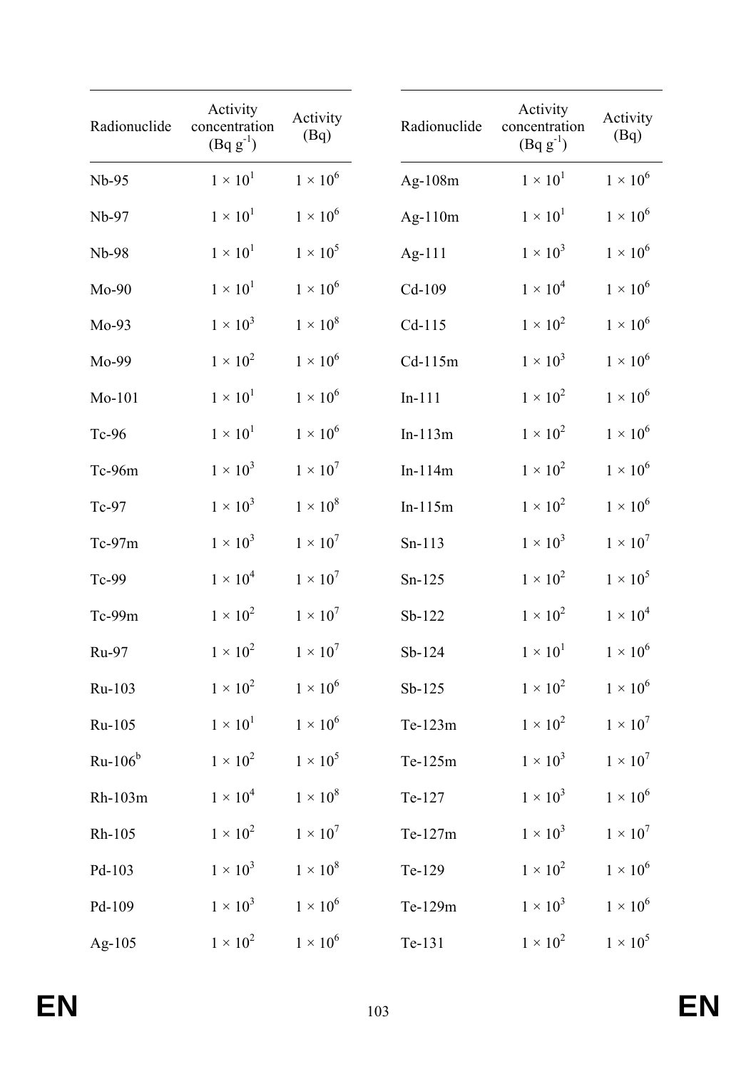| Radionuclide | Activity concentration (Bq g$^{-1}$) | Activity (Bq) |
|---|---|---|
| Nb-95 | $1 \times 10^1$ | $1 \times 10^6$ |
| Nb-97 | $1 \times 10^1$ | $1 \times 10^6$ |
| Nb-98 | $1 \times 10^1$ | $1 \times 10^5$ |
| Mo-90 | $1 \times 10^1$ | $1 \times 10^6$ |
| Mo-93 | $1 \times 10^3$ | $1 \times 10^8$ |
| Mo-99 | $1 \times 10^2$ | $1 \times 10^6$ |
| Mo-101 | $1 \times 10^1$ | $1 \times 10^6$ |
| Tc-96 | $1 \times 10^1$ | $1 \times 10^6$ |
| Tc-96m | $1 \times 10^3$ | $1 \times 10^7$ |
| Tc-97 | $1 \times 10^3$ | $1 \times 10^8$ |
| Tc-97m | $1 \times 10^3$ | $1 \times 10^7$ |
| Tc-99 | $1 \times 10^4$ | $1 \times 10^7$ |
| Tc-99m | $1 \times 10^2$ | $1 \times 10^7$ |
| Ru-97 | $1 \times 10^2$ | $1 \times 10^7$ |
| Ru-103 | $1 \times 10^2$ | $1 \times 10^6$ |
| Ru-105 | $1 \times 10^1$ | $1 \times 10^6$ |
| Ru-106[b] | $1 \times 10^2$ | $1 \times 10^5$ |
| Rh-103m | $1 \times 10^4$ | $1 \times 10^8$ |
| Rh-105 | $1 \times 10^2$ | $1 \times 10^7$ |
| Pd-103 | $1 \times 10^3$ | $1 \times 10^8$ |
| Pd-109 | $1 \times 10^3$ | $1 \times 10^6$ |
| Ag-105 | $1 \times 10^2$ | $1 \times 10^6$ |
| Ag-108m | $1 \times 10^1$ | $1 \times 10^6$ |
| Ag-110m | $1 \times 10^1$ | $1 \times 10^6$ |
| Ag-111 | $1 \times 10^3$ | $1 \times 10^6$ |
| Cd-109 | $1 \times 10^4$ | $1 \times 10^6$ |
| Cd-115 | $1 \times 10^2$ | $1 \times 10^6$ |
| Cd-115m | $1 \times 10^3$ | $1 \times 10^6$ |
| In-111 | $1 \times 10^2$ | $1 \times 10^6$ |
| In-113m | $1 \times 10^2$ | $1 \times 10^6$ |
| In-114m | $1 \times 10^2$ | $1 \times 10^6$ |
| In-115m | $1 \times 10^2$ | $1 \times 10^6$ |
| Sn-113 | $1 \times 10^3$ | $1 \times 10^7$ |
| Sn-125 | $1 \times 10^2$ | $1 \times 10^5$ |
| Sb-122 | $1 \times 10^2$ | $1 \times 10^4$ |
| Sb-124 | $1 \times 10^1$ | $1 \times 10^6$ |
| Sb-125 | $1 \times 10^2$ | $1 \times 10^6$ |
| Te-123m | $1 \times 10^2$ | $1 \times 10^7$ |
| Te-125m | $1 \times 10^3$ | $1 \times 10^7$ |
| Te-127 | $1 \times 10^3$ | $1 \times 10^6$ |
| Te-127m | $1 \times 10^3$ | $1 \times 10^7$ |
| Te-129 | $1 \times 10^2$ | $1 \times 10^6$ |
| Te-129m | $1 \times 10^3$ | $1 \times 10^6$ |
| Te-131 | $1 \times 10^2$ | $1 \times 10^5$ |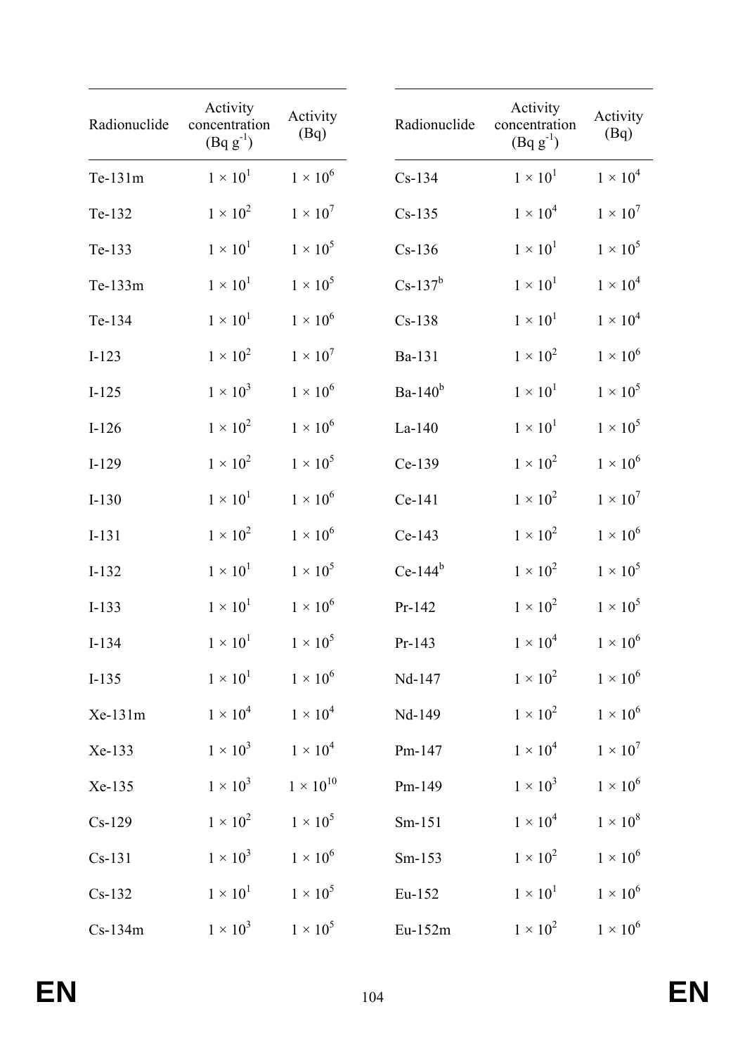| Radionuclide | Activity concentration (Bq $g^{-1}$) | Activity (Bq) |
|---|---|---|
| Te-131m | $1 \times 10^{1}$ | $1 \times 10^{6}$ |
| Te-132 | $1 \times 10^{2}$ | $1 \times 10^{7}$ |
| Te-133 | $1 \times 10^{1}$ | $1 \times 10^{5}$ |
| Te-133m | $1 \times 10^{1}$ | $1 \times 10^{5}$ |
| Te-134 | $1 \times 10^{1}$ | $1 \times 10^{6}$ |
| I-123 | $1 \times 10^{2}$ | $1 \times 10^{7}$ |
| I-125 | $1 \times 10^{3}$ | $1 \times 10^{6}$ |
| I-126 | $1 \times 10^{2}$ | $1 \times 10^{6}$ |
| I-129 | $1 \times 10^{2}$ | $1 \times 10^{5}$ |
| I-130 | $1 \times 10^{1}$ | $1 \times 10^{6}$ |
| I-131 | $1 \times 10^{2}$ | $1 \times 10^{6}$ |
| I-132 | $1 \times 10^{1}$ | $1 \times 10^{5}$ |
| I-133 | $1 \times 10^{1}$ | $1 \times 10^{6}$ |
| I-134 | $1 \times 10^{1}$ | $1 \times 10^{5}$ |
| I-135 | $1 \times 10^{1}$ | $1 \times 10^{6}$ |
| Xe-131m | $1 \times 10^{4}$ | $1 \times 10^{4}$ |
| Xe-133 | $1 \times 10^{3}$ | $1 \times 10^{4}$ |
| Xe-135 | $1 \times 10^{3}$ | $1 \times 10^{10}$ |
| Cs-129 | $1 \times 10^{2}$ | $1 \times 10^{5}$ |
| Cs-131 | $1 \times 10^{3}$ | $1 \times 10^{6}$ |
| Cs-132 | $1 \times 10^{1}$ | $1 \times 10^{5}$ |
| Cs-134m | $1 \times 10^{3}$ | $1 \times 10^{5}$ |
| Cs-134 | $1 \times 10^{1}$ | $1 \times 10^{4}$ |
| Cs-135 | $1 \times 10^{4}$ | $1 \times 10^{7}$ |
| Cs-136 | $1 \times 10^{1}$ | $1 \times 10^{5}$ |
| Cs-137[b] | $1 \times 10^{1}$ | $1 \times 10^{4}$ |
| Cs-138 | $1 \times 10^{1}$ | $1 \times 10^{4}$ |
| Ba-131 | $1 \times 10^{2}$ | $1 \times 10^{6}$ |
| Ba-140[b] | $1 \times 10^{1}$ | $1 \times 10^{5}$ |
| La-140 | $1 \times 10^{1}$ | $1 \times 10^{5}$ |
| Ce-139 | $1 \times 10^{2}$ | $1 \times 10^{6}$ |
| Ce-141 | $1 \times 10^{2}$ | $1 \times 10^{7}$ |
| Ce-143 | $1 \times 10^{2}$ | $1 \times 10^{6}$ |
| Ce-144[b] | $1 \times 10^{2}$ | $1 \times 10^{5}$ |
| Pr-142 | $1 \times 10^{2}$ | $1 \times 10^{5}$ |
| Pr-143 | $1 \times 10^{4}$ | $1 \times 10^{6}$ |
| Nd-147 | $1 \times 10^{2}$ | $1 \times 10^{6}$ |
| Nd-149 | $1 \times 10^{2}$ | $1 \times 10^{6}$ |
| Pm-147 | $1 \times 10^{4}$ | $1 \times 10^{7}$ |
| Pm-149 | $1 \times 10^{3}$ | $1 \times 10^{6}$ |
| Sm-151 | $1 \times 10^{4}$ | $1 \times 10^{8}$ |
| Sm-153 | $1 \times 10^{2}$ | $1 \times 10^{6}$ |
| Eu-152 | $1 \times 10^{1}$ | $1 \times 10^{6}$ |
| Eu-152m | $1 \times 10^{2}$ | $1 \times 10^{6}$ |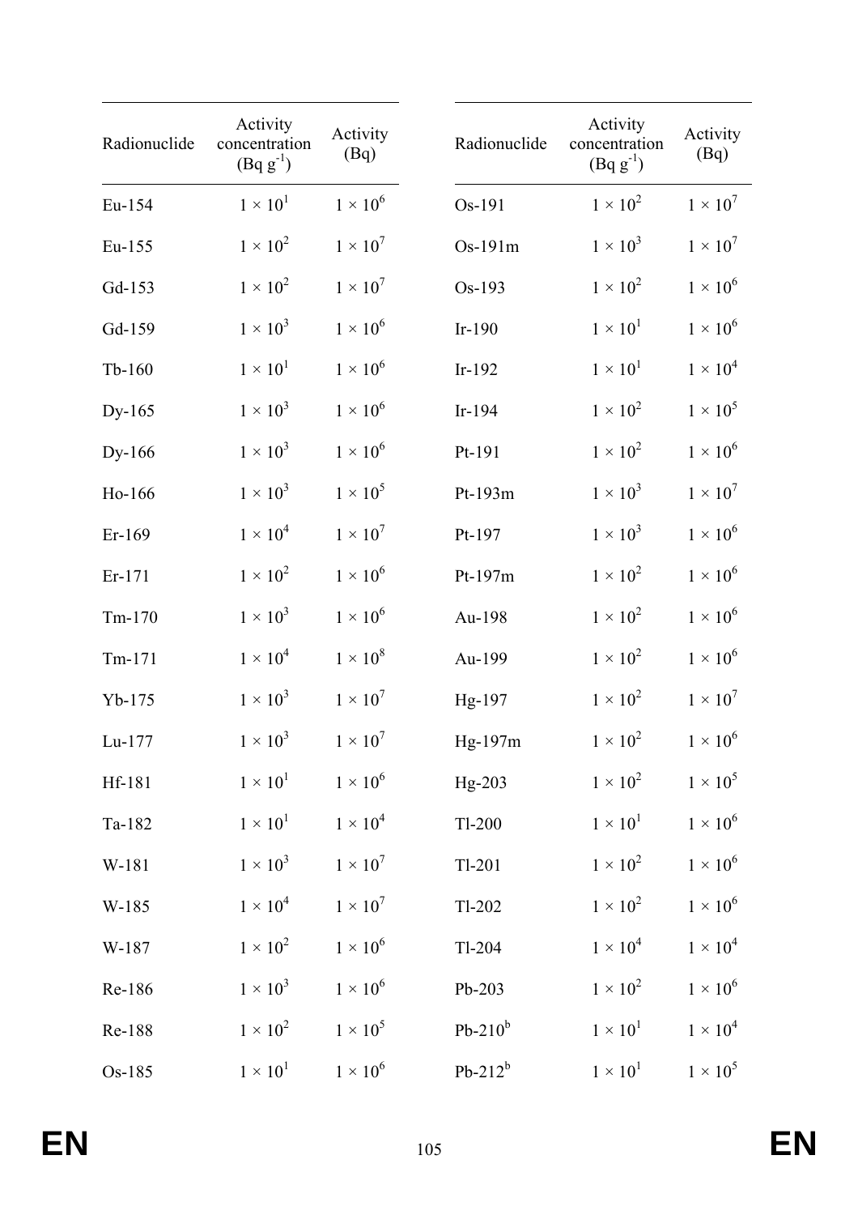| Radionuclide | Activity concentration (Bq $g^{-1}$) | Activity (Bq) |
|---|---|---|
| Eu-154 | $1 \times 10^1$ | $1 \times 10^6$ |
| Eu-155 | $1 \times 10^2$ | $1 \times 10^7$ |
| Gd-153 | $1 \times 10^2$ | $1 \times 10^7$ |
| Gd-159 | $1 \times 10^3$ | $1 \times 10^6$ |
| Tb-160 | $1 \times 10^1$ | $1 \times 10^6$ |
| Dy-165 | $1 \times 10^3$ | $1 \times 10^6$ |
| Dy-166 | $1 \times 10^3$ | $1 \times 10^6$ |
| Ho-166 | $1 \times 10^3$ | $1 \times 10^5$ |
| Er-169 | $1 \times 10^4$ | $1 \times 10^7$ |
| Er-171 | $1 \times 10^2$ | $1 \times 10^6$ |
| Tm-170 | $1 \times 10^3$ | $1 \times 10^6$ |
| Tm-171 | $1 \times 10^4$ | $1 \times 10^8$ |
| Yb-175 | $1 \times 10^3$ | $1 \times 10^7$ |
| Lu-177 | $1 \times 10^3$ | $1 \times 10^7$ |
| Hf-181 | $1 \times 10^1$ | $1 \times 10^6$ |
| Ta-182 | $1 \times 10^1$ | $1 \times 10^4$ |
| W-181 | $1 \times 10^3$ | $1 \times 10^7$ |
| W-185 | $1 \times 10^4$ | $1 \times 10^7$ |
| W-187 | $1 \times 10^2$ | $1 \times 10^6$ |
| Re-186 | $1 \times 10^3$ | $1 \times 10^6$ |
| Re-188 | $1 \times 10^2$ | $1 \times 10^5$ |
| Os-185 | $1 \times 10^1$ | $1 \times 10^6$ |
| Os-191 | $1 \times 10^2$ | $1 \times 10^7$ |
| Os-191m | $1 \times 10^3$ | $1 \times 10^7$ |
| Os-193 | $1 \times 10^2$ | $1 \times 10^6$ |
| Ir-190 | $1 \times 10^1$ | $1 \times 10^6$ |
| Ir-192 | $1 \times 10^1$ | $1 \times 10^4$ |
| Ir-194 | $1 \times 10^2$ | $1 \times 10^5$ |
| Pt-191 | $1 \times 10^2$ | $1 \times 10^6$ |
| Pt-193m | $1 \times 10^3$ | $1 \times 10^7$ |
| Pt-197 | $1 \times 10^3$ | $1 \times 10^6$ |
| Pt-197m | $1 \times 10^2$ | $1 \times 10^6$ |
| Au-198 | $1 \times 10^2$ | $1 \times 10^6$ |
| Au-199 | $1 \times 10^2$ | $1 \times 10^6$ |
| Hg-197 | $1 \times 10^2$ | $1 \times 10^7$ |
| Hg-197m | $1 \times 10^2$ | $1 \times 10^6$ |
| Hg-203 | $1 \times 10^2$ | $1 \times 10^5$ |
| Tl-200 | $1 \times 10^1$ | $1 \times 10^6$ |
| Tl-201 | $1 \times 10^2$ | $1 \times 10^6$ |
| Tl-202 | $1 \times 10^2$ | $1 \times 10^6$ |
| Tl-204 | $1 \times 10^4$ | $1 \times 10^4$ |
| Pb-203 | $1 \times 10^2$ | $1 \times 10^6$ |
| Pb-210[b] | $1 \times 10^1$ | $1 \times 10^4$ |
| Pb-212[b] | $1 \times 10^1$ | $1 \times 10^5$ |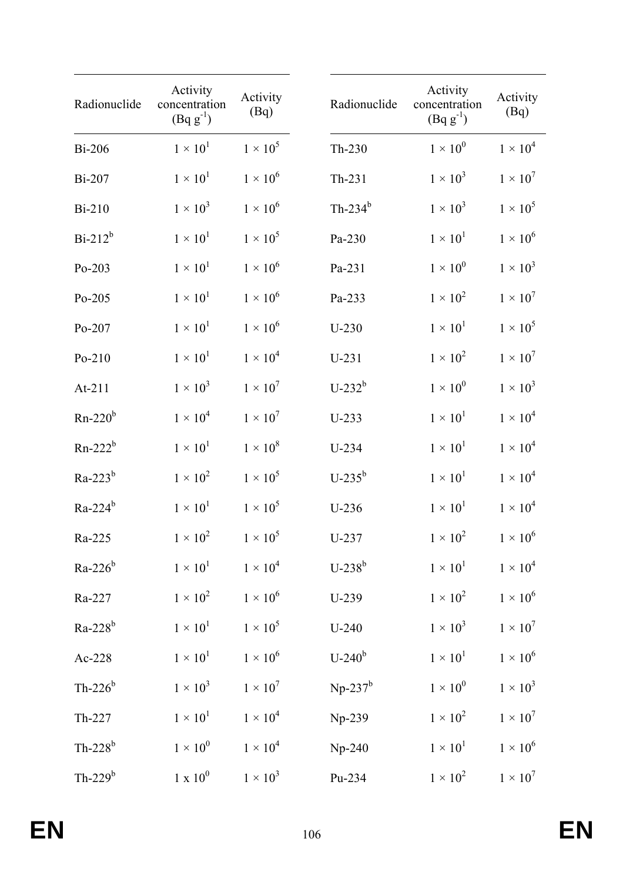| Radionuclide | Activity concentration (Bq g[-1]) | Activity (Bq) |
|---|---|---|
| Bi-206 | $1 \times 10^1$ | $1 \times 10^5$ |
| Bi-207 | $1 \times 10^1$ | $1 \times 10^6$ |
| Bi-210 | $1 \times 10^3$ | $1 \times 10^6$ |
| Bi-212[b] | $1 \times 10^1$ | $1 \times 10^5$ |
| Po-203 | $1 \times 10^1$ | $1 \times 10^6$ |
| Po-205 | $1 \times 10^1$ | $1 \times 10^6$ |
| Po-207 | $1 \times 10^1$ | $1 \times 10^6$ |
| Po-210 | $1 \times 10^1$ | $1 \times 10^4$ |
| At-211 | $1 \times 10^3$ | $1 \times 10^7$ |
| Rn-220[b] | $1 \times 10^4$ | $1 \times 10^7$ |
| Rn-222[b] | $1 \times 10^1$ | $1 \times 10^8$ |
| Ra-223[b] | $1 \times 10^2$ | $1 \times 10^5$ |
| Ra-224[b] | $1 \times 10^1$ | $1 \times 10^5$ |
| Ra-225 | $1 \times 10^2$ | $1 \times 10^5$ |
| Ra-226[b] | $1 \times 10^1$ | $1 \times 10^4$ |
| Ra-227 | $1 \times 10^2$ | $1 \times 10^6$ |
| Ra-228[b] | $1 \times 10^1$ | $1 \times 10^5$ |
| Ac-228 | $1 \times 10^1$ | $1 \times 10^6$ |
| Th-226[b] | $1 \times 10^3$ | $1 \times 10^7$ |
| Th-227 | $1 \times 10^1$ | $1 \times 10^4$ |
| Th-228[b] | $1 \times 10^0$ | $1 \times 10^4$ |
| Th-229[b] | $1 \text{ x } 10^0$ | $1 \times 10^3$ |
| Th-230 | $1 \times 10^0$ | $1 \times 10^4$ |
| Th-231 | $1 \times 10^3$ | $1 \times 10^7$ |
| Th-234[b] | $1 \times 10^3$ | $1 \times 10^5$ |
| Pa-230 | $1 \times 10^1$ | $1 \times 10^6$ |
| Pa-231 | $1 \times 10^0$ | $1 \times 10^3$ |
| Pa-233 | $1 \times 10^2$ | $1 \times 10^7$ |
| U-230 | $1 \times 10^1$ | $1 \times 10^5$ |
| U-231 | $1 \times 10^2$ | $1 \times 10^7$ |
| U-232[b] | $1 \times 10^0$ | $1 \times 10^3$ |
| U-233 | $1 \times 10^1$ | $1 \times 10^4$ |
| U-234 | $1 \times 10^1$ | $1 \times 10^4$ |
| U-235[b] | $1 \times 10^1$ | $1 \times 10^4$ |
| U-236 | $1 \times 10^1$ | $1 \times 10^4$ |
| U-237 | $1 \times 10^2$ | $1 \times 10^6$ |
| U-238[b] | $1 \times 10^1$ | $1 \times 10^4$ |
| U-239 | $1 \times 10^2$ | $1 \times 10^6$ |
| U-240 | $1 \times 10^3$ | $1 \times 10^7$ |
| U-240[b] | $1 \times 10^1$ | $1 \times 10^6$ |
| Np-237[b] | $1 \times 10^0$ | $1 \times 10^3$ |
| Np-239 | $1 \times 10^2$ | $1 \times 10^7$ |
| Np-240 | $1 \times 10^1$ | $1 \times 10^6$ |
| Pu-234 | $1 \times 10^2$ | $1 \times 10^7$ |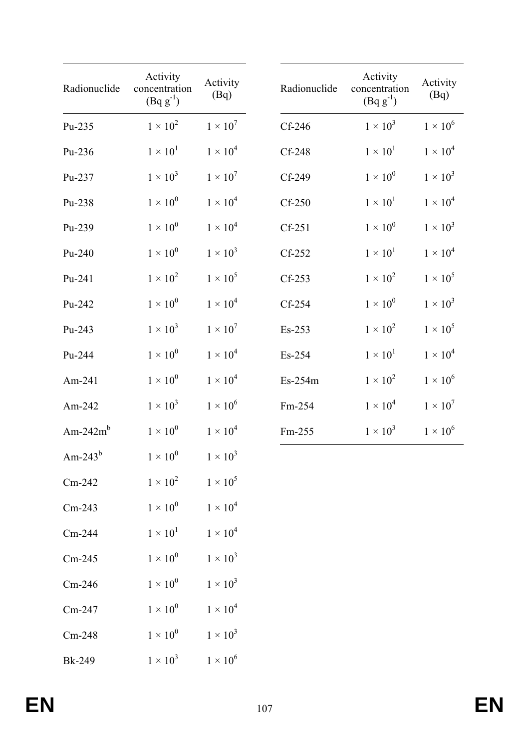| Radionuclide | Activity concentration (Bq g$^{-1}$) | Activity (Bq) |
|---|---|---|
| Pu-235 | $1 \times 10^2$ | $1 \times 10^7$ |
| Pu-236 | $1 \times 10^1$ | $1 \times 10^4$ |
| Pu-237 | $1 \times 10^3$ | $1 \times 10^7$ |
| Pu-238 | $1 \times 10^0$ | $1 \times 10^4$ |
| Pu-239 | $1 \times 10^0$ | $1 \times 10^4$ |
| Pu-240 | $1 \times 10^0$ | $1 \times 10^3$ |
| Pu-241 | $1 \times 10^2$ | $1 \times 10^5$ |
| Pu-242 | $1 \times 10^0$ | $1 \times 10^4$ |
| Pu-243 | $1 \times 10^3$ | $1 \times 10^7$ |
| Pu-244 | $1 \times 10^0$ | $1 \times 10^4$ |
| Am-241 | $1 \times 10^0$ | $1 \times 10^4$ |
| Am-242 | $1 \times 10^3$ | $1 \times 10^6$ |
| Am-242m[b] | $1 \times 10^0$ | $1 \times 10^4$ |
| Am-243[b] | $1 \times 10^0$ | $1 \times 10^3$ |
| Cm-242 | $1 \times 10^2$ | $1 \times 10^5$ |
| Cm-243 | $1 \times 10^0$ | $1 \times 10^4$ |
| Cm-244 | $1 \times 10^1$ | $1 \times 10^4$ |
| Cm-245 | $1 \times 10^0$ | $1 \times 10^3$ |
| Cm-246 | $1 \times 10^0$ | $1 \times 10^3$ |
| Cm-247 | $1 \times 10^0$ | $1 \times 10^4$ |
| Cm-248 | $1 \times 10^0$ | $1 \times 10^3$ |
| Bk-249 | $1 \times 10^3$ | $1 \times 10^6$ |
| Cf-246 | $1 \times 10^3$ | $1 \times 10^6$ |
| Cf-248 | $1 \times 10^1$ | $1 \times 10^4$ |
| Cf-249 | $1 \times 10^0$ | $1 \times 10^3$ |
| Cf-250 | $1 \times 10^1$ | $1 \times 10^4$ |
| Cf-251 | $1 \times 10^0$ | $1 \times 10^3$ |
| Cf-252 | $1 \times 10^1$ | $1 \times 10^4$ |
| Cf-253 | $1 \times 10^2$ | $1 \times 10^5$ |
| Cf-254 | $1 \times 10^0$ | $1 \times 10^3$ |
| Es-253 | $1 \times 10^2$ | $1 \times 10^5$ |
| Es-254 | $1 \times 10^1$ | $1 \times 10^4$ |
| Es-254m | $1 \times 10^2$ | $1 \times 10^6$ |
| Fm-254 | $1 \times 10^4$ | $1 \times 10^7$ |
| Fm-255 | $1 \times 10^3$ | $1 \times 10^6$ |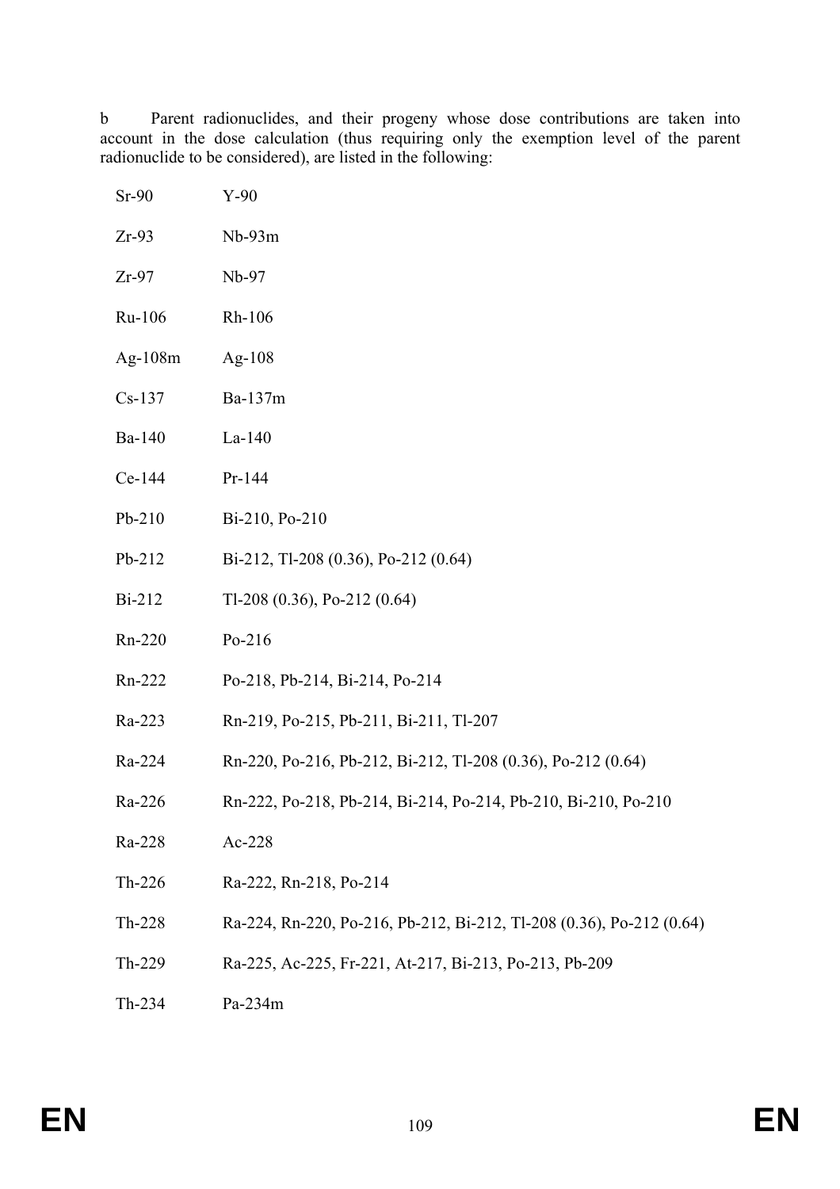b Parent radionuclides, and their progeny whose dose contributions are taken into account in the dose calculation (thus requiring only the exemption level of the parent radionuclide to be considered), are listed in the following:

| | |
|---|---|
| Sr-90 | Y-90 |
| Zr-93 | Nb-93m |
| Zr-97 | Nb-97 |
| Ru-106 | Rh-106 |
| Ag-108m | Ag-108 |
| Cs-137 | Ba-137m |
| Ba-140 | La-140 |
| Ce-144 | Pr-144 |
| Pb-210 | Bi-210, Po-210 |
| Pb-212 | Bi-212, Tl-208 (0.36), Po-212 (0.64) |
| Bi-212 | Tl-208 (0.36), Po-212 (0.64) |
| Rn-220 | Po-216 |
| Rn-222 | Po-218, Pb-214, Bi-214, Po-214 |
| Ra-223 | Rn-219, Po-215, Pb-211, Bi-211, Tl-207 |
| Ra-224 | Rn-220, Po-216, Pb-212, Bi-212, Tl-208 (0.36), Po-212 (0.64) |
| Ra-226 | Rn-222, Po-218, Pb-214, Bi-214, Po-214, Pb-210, Bi-210, Po-210 |
| Ra-228 | Ac-228 |
| Th-226 | Ra-222, Rn-218, Po-214 |
| Th-228 | Ra-224, Rn-220, Po-216, Pb-212, Bi-212, Tl-208 (0.36), Po-212 (0.64) |
| Th-229 | Ra-225, Ac-225, Fr-221, At-217, Bi-213, Po-213, Pb-209 |
| Th-234 | Pa-234m |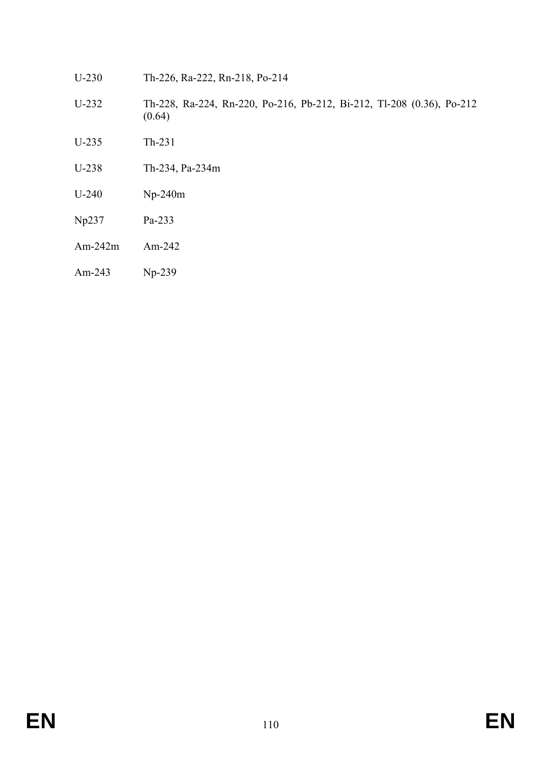| | |
|---|---|
| U-230 | Th-226, Ra-222, Rn-218, Po-214 |
| U-232 | Th-228, Ra-224, Rn-220, Po-216, Pb-212, Bi-212, Tl-208 (0.36), Po-212 (0.64) |
| U-235 | Th-231 |
| U-238 | Th-234, Pa-234m |
| U-240 | Np-240m |
| Np237 | Pa-233 |
| Am-242m | Am-242 |
| Am-243 | Np-239 |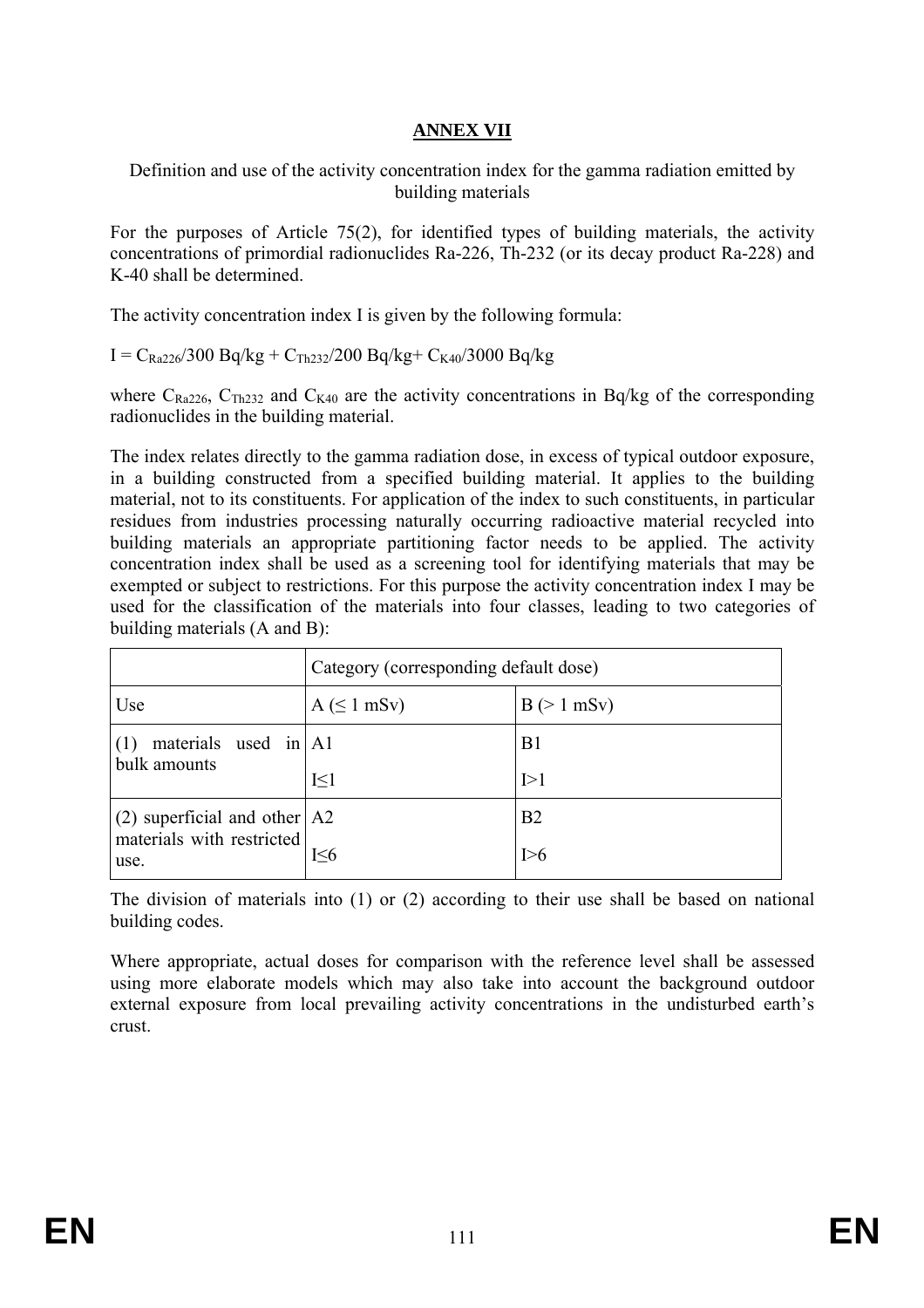## ANNEX VII

Definition and use of the activity concentration index for the gamma radiation emitted by building materials

For the purposes of Article 75(2), for identified types of building materials, the activity concentrations of primordial radionuclides Ra-226, Th-232 (or its decay product Ra-228) and K-40 shall be determined.

The activity concentration index I is given by the following formula:

$I = C_{Ra226}/300\ Bq/kg + C_{Th232}/200\ Bq/kg + C_{K40}/3000\ Bq/kg$

where $C_{Ra226}$, $C_{Th232}$ and $C_{K40}$ are the activity concentrations in Bq/kg of the corresponding radionuclides in the building material.

The index relates directly to the gamma radiation dose, in excess of typical outdoor exposure, in a building constructed from a specified building material. It applies to the building material, not to its constituents. For application of the index to such constituents, in particular residues from industries processing naturally occurring radioactive material recycled into building materials an appropriate partitioning factor needs to be applied. The activity concentration index shall be used as a screening tool for identifying materials that may be exempted or subject to restrictions. For this purpose the activity concentration index I may be used for the classification of the materials into four classes, leading to two categories of building materials (A and B):

| | Category (corresponding default dose) | |
|---|---|---|
| Use | A (≤ 1 mSv) | B (> 1 mSv) |
| (1) materials used in bulk amounts | A1<br>$I \leq 1$ | B1<br>$I > 1$ |
| (2) superficial and other materials with restricted use. | A2<br>$I \leq 6$ | B2<br>$I > 6$ |

The division of materials into (1) or (2) according to their use shall be based on national building codes.

Where appropriate, actual doses for comparison with the reference level shall be assessed using more elaborate models which may also take into account the background outdoor external exposure from local prevailing activity concentrations in the undisturbed earth's crust.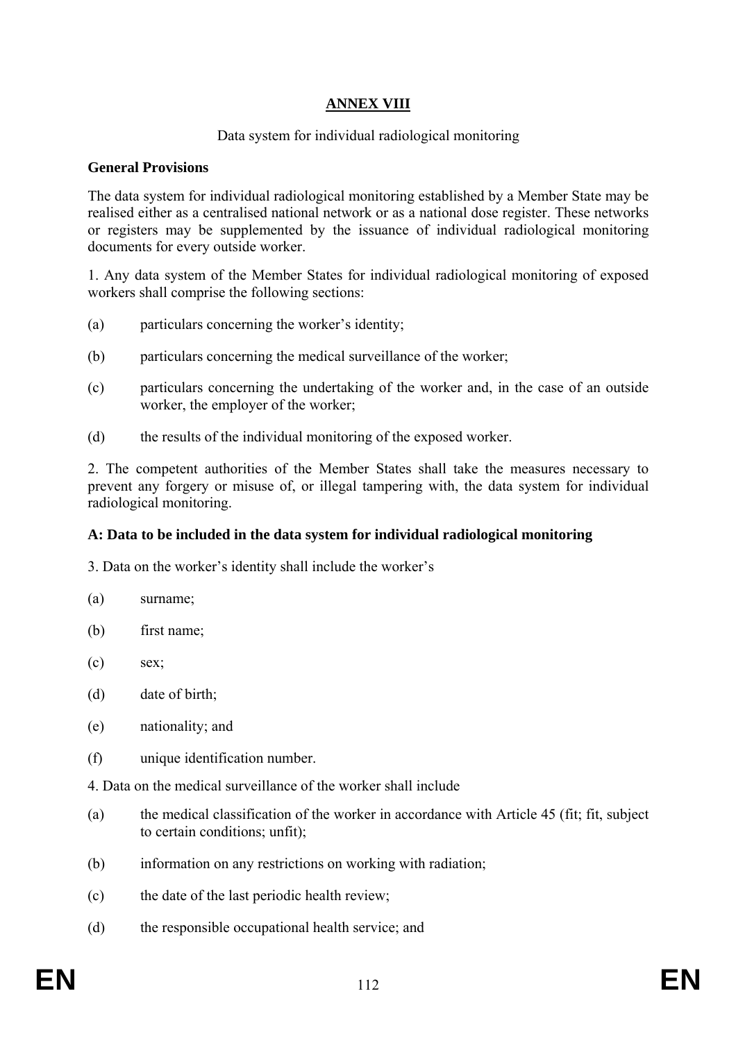## ANNEX VIII

Data system for individual radiological monitoring

**General Provisions**

The data system for individual radiological monitoring established by a Member State may be realised either as a centralised national network or as a national dose register. These networks or registers may be supplemented by the issuance of individual radiological monitoring documents for every outside worker.

1. Any data system of the Member States for individual radiological monitoring of exposed workers shall comprise the following sections:

(a) particulars concerning the worker's identity;

(b) particulars concerning the medical surveillance of the worker;

(c) particulars concerning the undertaking of the worker and, in the case of an outside worker, the employer of the worker;

(d) the results of the individual monitoring of the exposed worker.

2. The competent authorities of the Member States shall take the measures necessary to prevent any forgery or misuse of, or illegal tampering with, the data system for individual radiological monitoring.

**A: Data to be included in the data system for individual radiological monitoring**

3. Data on the worker's identity shall include the worker's

(a) surname;

(b) first name;

(c) sex;

(d) date of birth;

(e) nationality; and

(f) unique identification number.

4. Data on the medical surveillance of the worker shall include

(a) the medical classification of the worker in accordance with Article 45 (fit; fit, subject to certain conditions; unfit);

(b) information on any restrictions on working with radiation;

(c) the date of the last periodic health review;

(d) the responsible occupational health service; and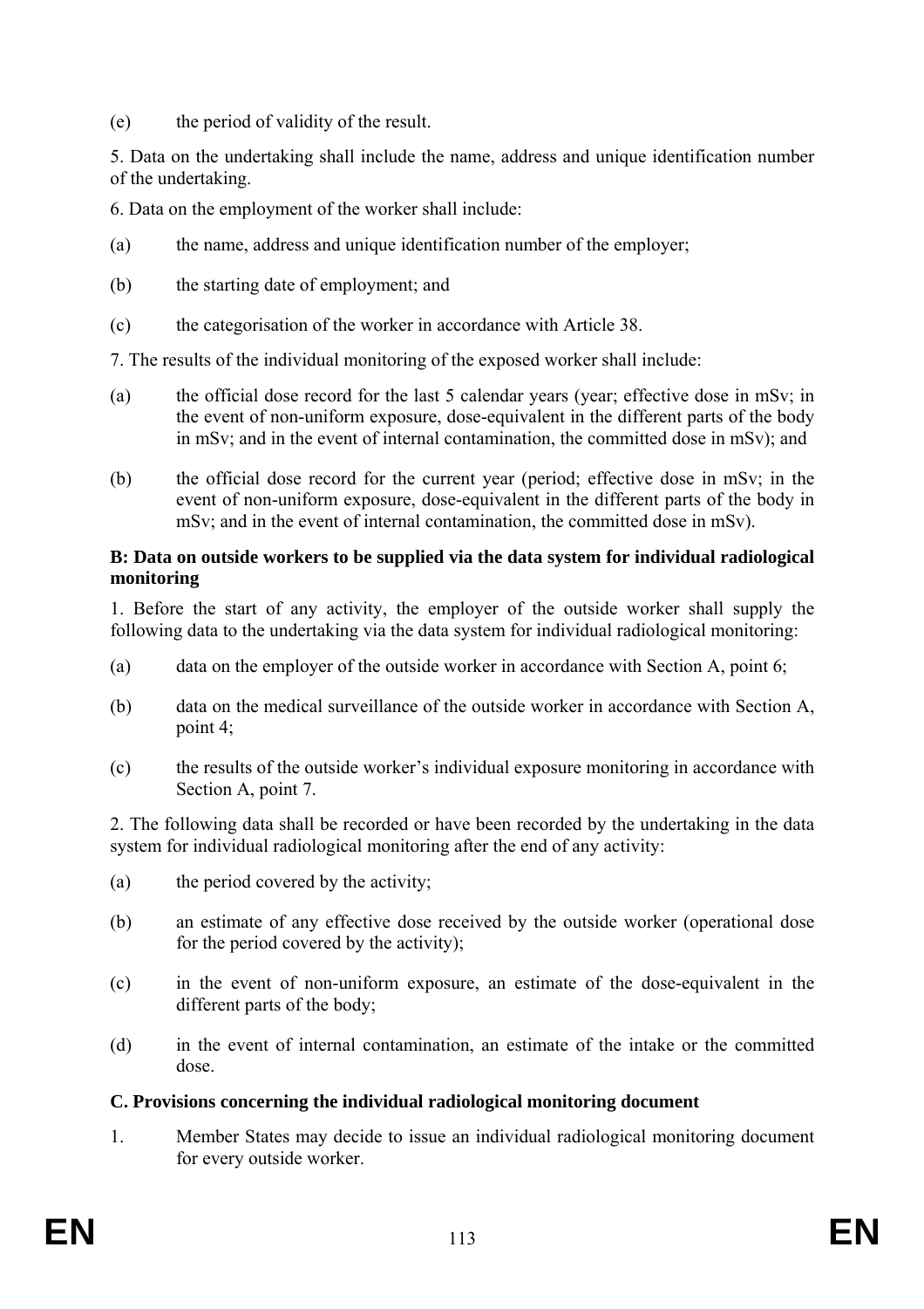(e) the period of validity of the result.

5. Data on the undertaking shall include the name, address and unique identification number of the undertaking.

6. Data on the employment of the worker shall include:

(a) the name, address and unique identification number of the employer;

(b) the starting date of employment; and

(c) the categorisation of the worker in accordance with Article 38.

7. The results of the individual monitoring of the exposed worker shall include:

(a) the official dose record for the last 5 calendar years (year; effective dose in mSv; in the event of non-uniform exposure, dose-equivalent in the different parts of the body in mSv; and in the event of internal contamination, the committed dose in mSv); and

(b) the official dose record for the current year (period; effective dose in mSv; in the event of non-uniform exposure, dose-equivalent in the different parts of the body in mSv; and in the event of internal contamination, the committed dose in mSv).

**B: Data on outside workers to be supplied via the data system for individual radiological monitoring**

1. Before the start of any activity, the employer of the outside worker shall supply the following data to the undertaking via the data system for individual radiological monitoring:

(a) data on the employer of the outside worker in accordance with Section A, point 6;

(b) data on the medical surveillance of the outside worker in accordance with Section A, point 4;

(c) the results of the outside worker's individual exposure monitoring in accordance with Section A, point 7.

2. The following data shall be recorded or have been recorded by the undertaking in the data system for individual radiological monitoring after the end of any activity:

(a) the period covered by the activity;

(b) an estimate of any effective dose received by the outside worker (operational dose for the period covered by the activity);

(c) in the event of non-uniform exposure, an estimate of the dose-equivalent in the different parts of the body;

(d) in the event of internal contamination, an estimate of the intake or the committed dose.

**C. Provisions concerning the individual radiological monitoring document**

1. Member States may decide to issue an individual radiological monitoring document for every outside worker.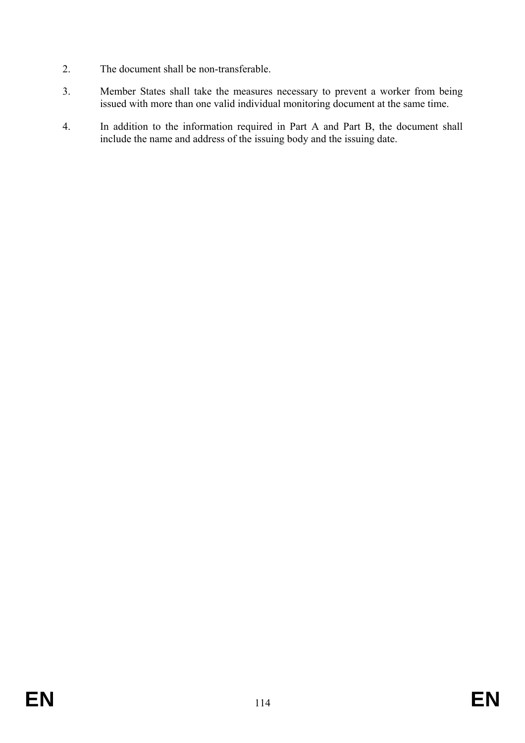2. The document shall be non-transferable.

3. Member States shall take the measures necessary to prevent a worker from being issued with more than one valid individual monitoring document at the same time.

4. In addition to the information required in Part A and Part B, the document shall include the name and address of the issuing body and the issuing date.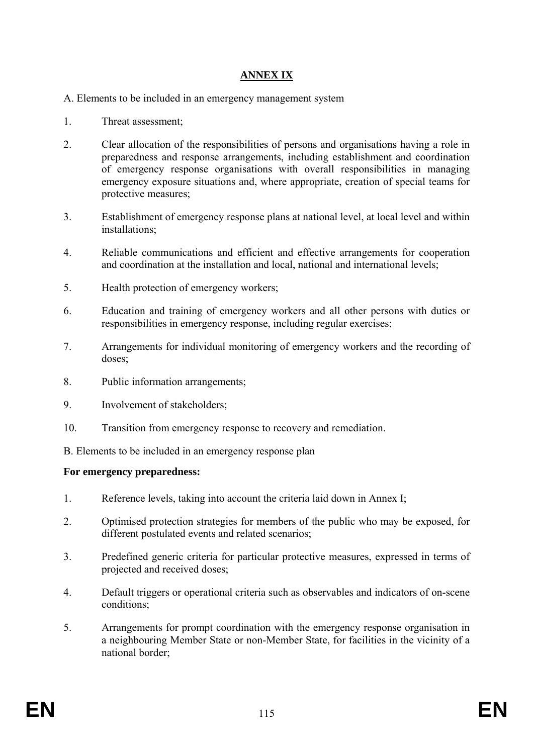# ANNEX IX

A. Elements to be included in an emergency management system

1. Threat assessment;
2. Clear allocation of the responsibilities of persons and organisations having a role in preparedness and response arrangements, including establishment and coordination of emergency response organisations with overall responsibilities in managing emergency exposure situations and, where appropriate, creation of special teams for protective measures;
3. Establishment of emergency response plans at national level, at local level and within installations;
4. Reliable communications and efficient and effective arrangements for cooperation and coordination at the installation and local, national and international levels;
5. Health protection of emergency workers;
6. Education and training of emergency workers and all other persons with duties or responsibilities in emergency response, including regular exercises;
7. Arrangements for individual monitoring of emergency workers and the recording of doses;
8. Public information arrangements;
9. Involvement of stakeholders;
10. Transition from emergency response to recovery and remediation.

B. Elements to be included in an emergency response plan

**For emergency preparedness:**

1. Reference levels, taking into account the criteria laid down in Annex I;
2. Optimised protection strategies for members of the public who may be exposed, for different postulated events and related scenarios;
3. Predefined generic criteria for particular protective measures, expressed in terms of projected and received doses;
4. Default triggers or operational criteria such as observables and indicators of on-scene conditions;
5. Arrangements for prompt coordination with the emergency response organisation in a neighbouring Member State or non-Member State, for facilities in the vicinity of a national border;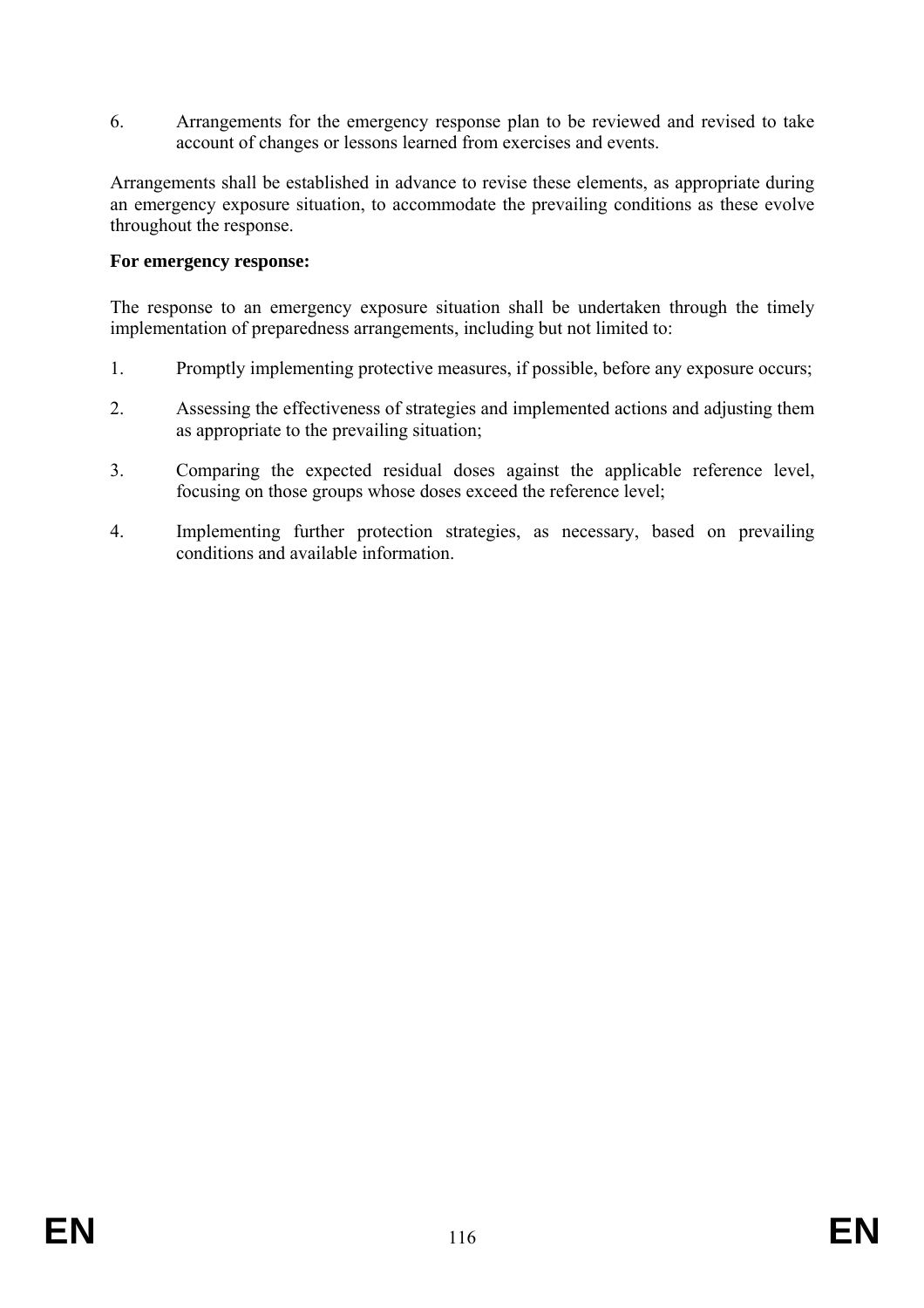6. Arrangements for the emergency response plan to be reviewed and revised to take account of changes or lessons learned from exercises and events.

Arrangements shall be established in advance to revise these elements, as appropriate during an emergency exposure situation, to accommodate the prevailing conditions as these evolve throughout the response.

**For emergency response:**

The response to an emergency exposure situation shall be undertaken through the timely implementation of preparedness arrangements, including but not limited to:

1. Promptly implementing protective measures, if possible, before any exposure occurs;

2. Assessing the effectiveness of strategies and implemented actions and adjusting them as appropriate to the prevailing situation;

3. Comparing the expected residual doses against the applicable reference level, focusing on those groups whose doses exceed the reference level;

4. Implementing further protection strategies, as necessary, based on prevailing conditions and available information.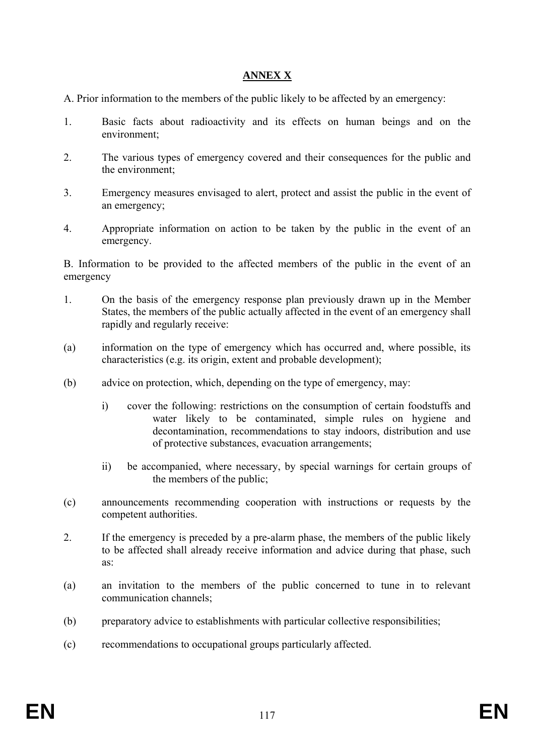## ANNEX X

A. Prior information to the members of the public likely to be affected by an emergency:

1. Basic facts about radioactivity and its effects on human beings and on the environment;

2. The various types of emergency covered and their consequences for the public and the environment;

3. Emergency measures envisaged to alert, protect and assist the public in the event of an emergency;

4. Appropriate information on action to be taken by the public in the event of an emergency.

B. Information to be provided to the affected members of the public in the event of an emergency

1. On the basis of the emergency response plan previously drawn up in the Member States, the members of the public actually affected in the event of an emergency shall rapidly and regularly receive:

(a) information on the type of emergency which has occurred and, where possible, its characteristics (e.g. its origin, extent and probable development);

(b) advice on protection, which, depending on the type of emergency, may:

   i) cover the following: restrictions on the consumption of certain foodstuffs and water likely to be contaminated, simple rules on hygiene and decontamination, recommendations to stay indoors, distribution and use of protective substances, evacuation arrangements;

   ii) be accompanied, where necessary, by special warnings for certain groups of the members of the public;

(c) announcements recommending cooperation with instructions or requests by the competent authorities.

2. If the emergency is preceded by a pre-alarm phase, the members of the public likely to be affected shall already receive information and advice during that phase, such as:

(a) an invitation to the members of the public concerned to tune in to relevant communication channels;

(b) preparatory advice to establishments with particular collective responsibilities;

(c) recommendations to occupational groups particularly affected.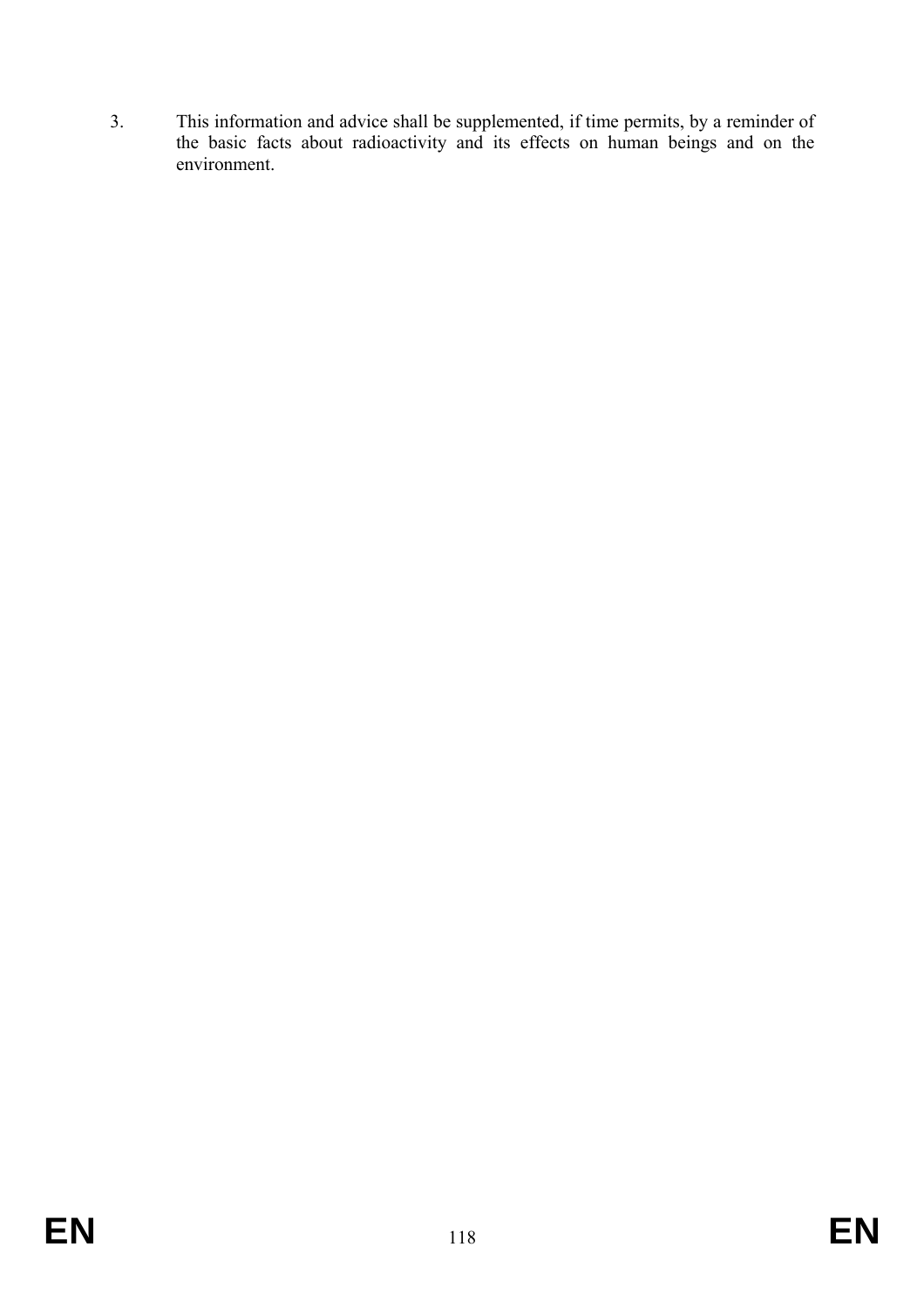3. This information and advice shall be supplemented, if time permits, by a reminder of the basic facts about radioactivity and its effects on human beings and on the environment.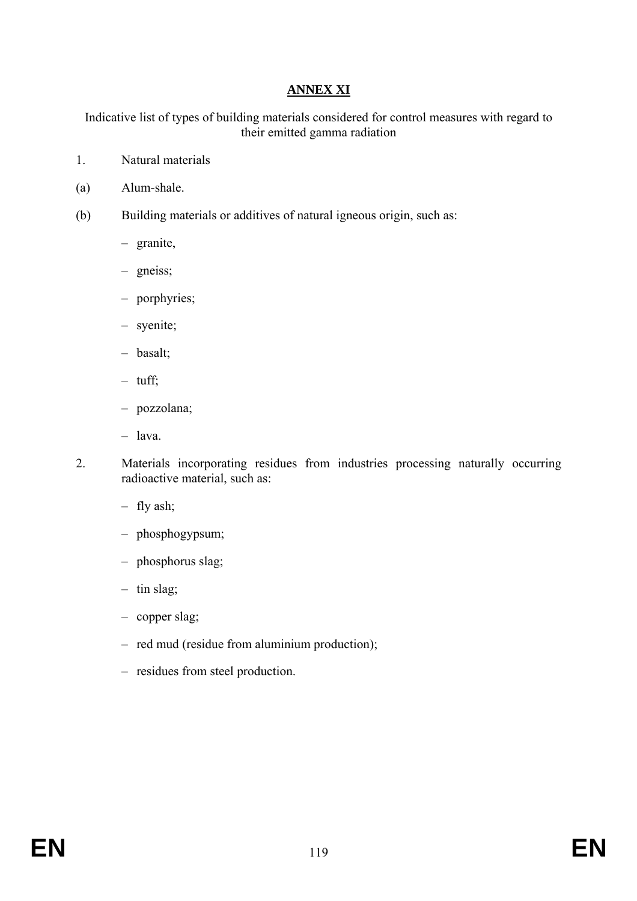## **ANNEX XI**

Indicative list of types of building materials considered for control measures with regard to their emitted gamma radiation

1. Natural materials

(a) Alum-shale.

(b) Building materials or additives of natural igneous origin, such as:

- granite,
- gneiss;
- porphyries;
- syenite;
- basalt;
- tuff;
- pozzolana;
- lava.

2. Materials incorporating residues from industries processing naturally occurring radioactive material, such as:

- fly ash;
- phosphogypsum;
- phosphorus slag;
- tin slag;
- copper slag;
- red mud (residue from aluminium production);
- residues from steel production.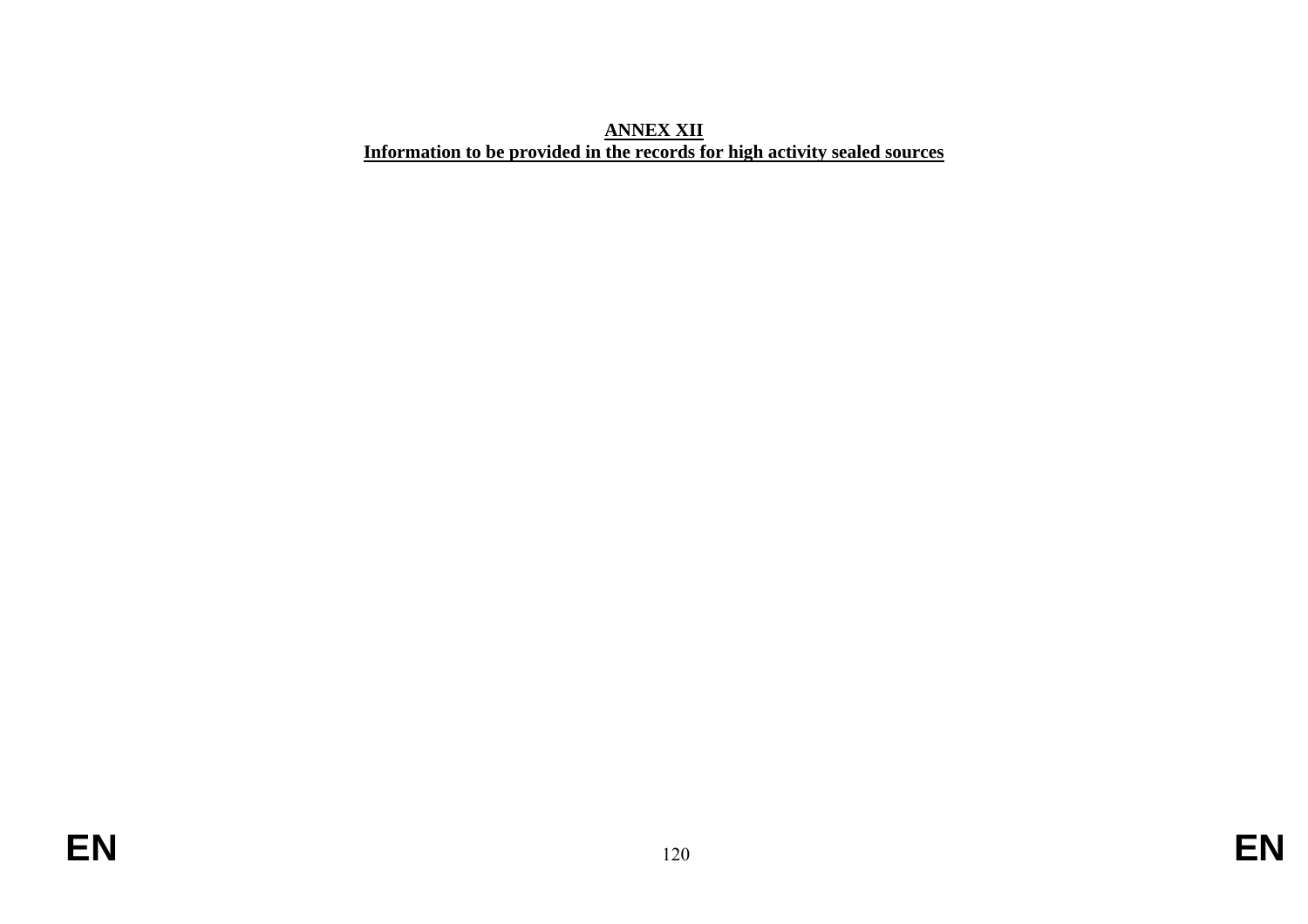# ANNEX XII

## Information to be provided in the records for high activity sealed sources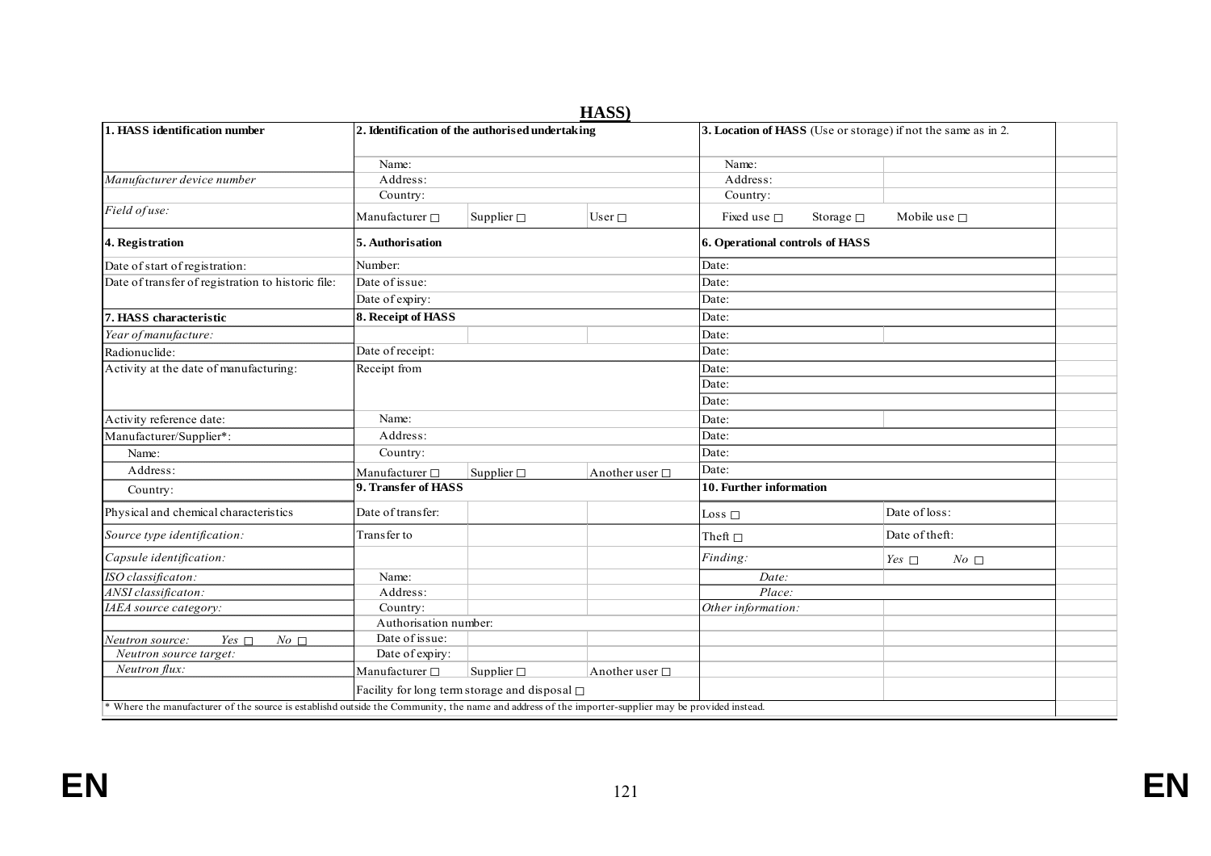**HASS)**

| 1. HASS identification number | 2. Identification of the authorised undertaking | | | 3. Location of HASS (Use or storage) if not the same as in 2. | | |
|---|---|---|---|---|---|---|
| | Name: | | | Name: | | |
| *Manufacturer device number* | Address: | | | Address: | | |
| | Country: | | | Country: | | |
| *Field of use:* | Manufacturer □ | Supplier □ | User □ | Fixed use □ | Storage □ | Mobile use □ |
| **4. Registration** | **5. Authorisation** | | | **6. Operational controls of HASS** | | |
| Date of start of registration: | Number: | | | Date: | | |
| Date of transfer of registration to historic file: | Date of issue: | | | Date: | | |
| | Date of expiry: | | | Date: | | |
| **7. HASS characteristic** | **8. Receipt of HASS** | | | Date: | | |
| *Year of manufacture:* | | | | Date: | | |
| Radionuclide: | Date of receipt: | | | Date: | | |
| Activity at the date of manufacturing: | Receipt from | | | Date: | | |
| | | | | Date: | | |
| | | | | Date: | | |
| Activity reference date: | Name: | | | Date: | | |
| Manufacturer/Supplier*: | Address: | | | Date: | | |
| Name: | Country: | | | Date: | | |
| Address: | Manufacturer □ | Supplier □ | Another user □ | Date: | | |
| Country: | **9. Transfer of HASS** | | | **10. Further information** | | |
| Physical and chemical characteristics | Date of transfer: | | | Loss □ | Date of loss: | |
| *Source type identification:* | Transfer to | | | Theft □ | Date of theft: | |
| *Capsule identification:* | | | | *Finding:* | *Yes* □ *No* □ | |
| *ISO classificaton:* | Name: | | | *Date:* | | |
| *ANSI classificaton:* | Address: | | | *Place:* | | |
| *IAEA source category:* | Country: | | | *Other information:* | | |
| | Authorisation number: | | | | | |
| *Neutron source: Yes* □ *No* □ | Date of issue: | | | | | |
| *Neutron source target:* | Date of expiry: | | | | | |
| *Neutron flux:* | Manufacturer □ | Supplier □ | Another user □ | | | |
| | Facility for long term storage and disposal □ | | | | | |

\* Where the manufacturer of the source is establishd outside the Community, the name and address of the importer-supplier may be provided instead.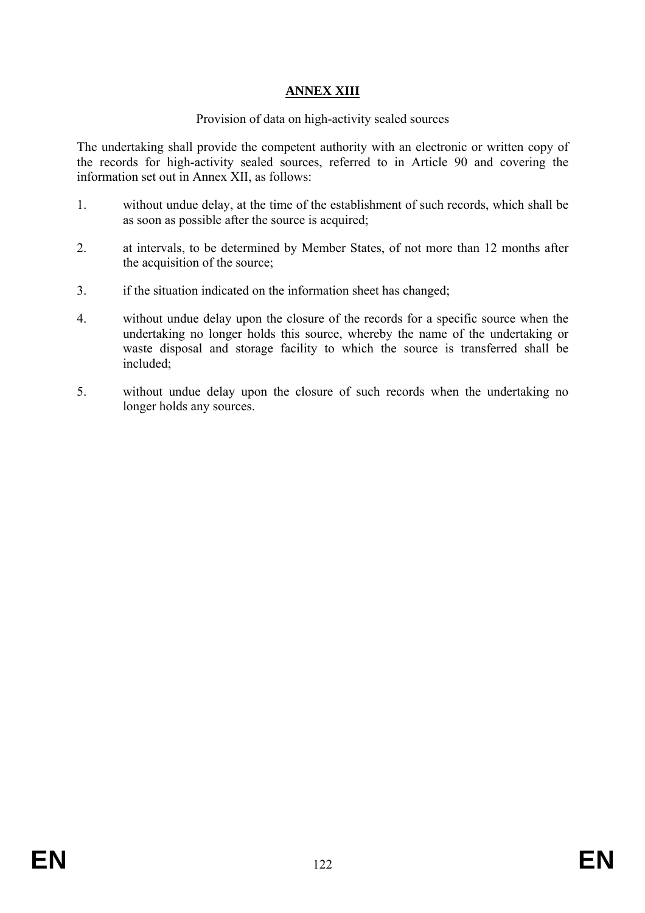# ANNEX XIII

Provision of data on high-activity sealed sources

The undertaking shall provide the competent authority with an electronic or written copy of the records for high-activity sealed sources, referred to in Article 90 and covering the information set out in Annex XII, as follows:

1. without undue delay, at the time of the establishment of such records, which shall be as soon as possible after the source is acquired;

2. at intervals, to be determined by Member States, of not more than 12 months after the acquisition of the source;

3. if the situation indicated on the information sheet has changed;

4. without undue delay upon the closure of the records for a specific source when the undertaking no longer holds this source, whereby the name of the undertaking or waste disposal and storage facility to which the source is transferred shall be included;

5. without undue delay upon the closure of such records when the undertaking no longer holds any sources.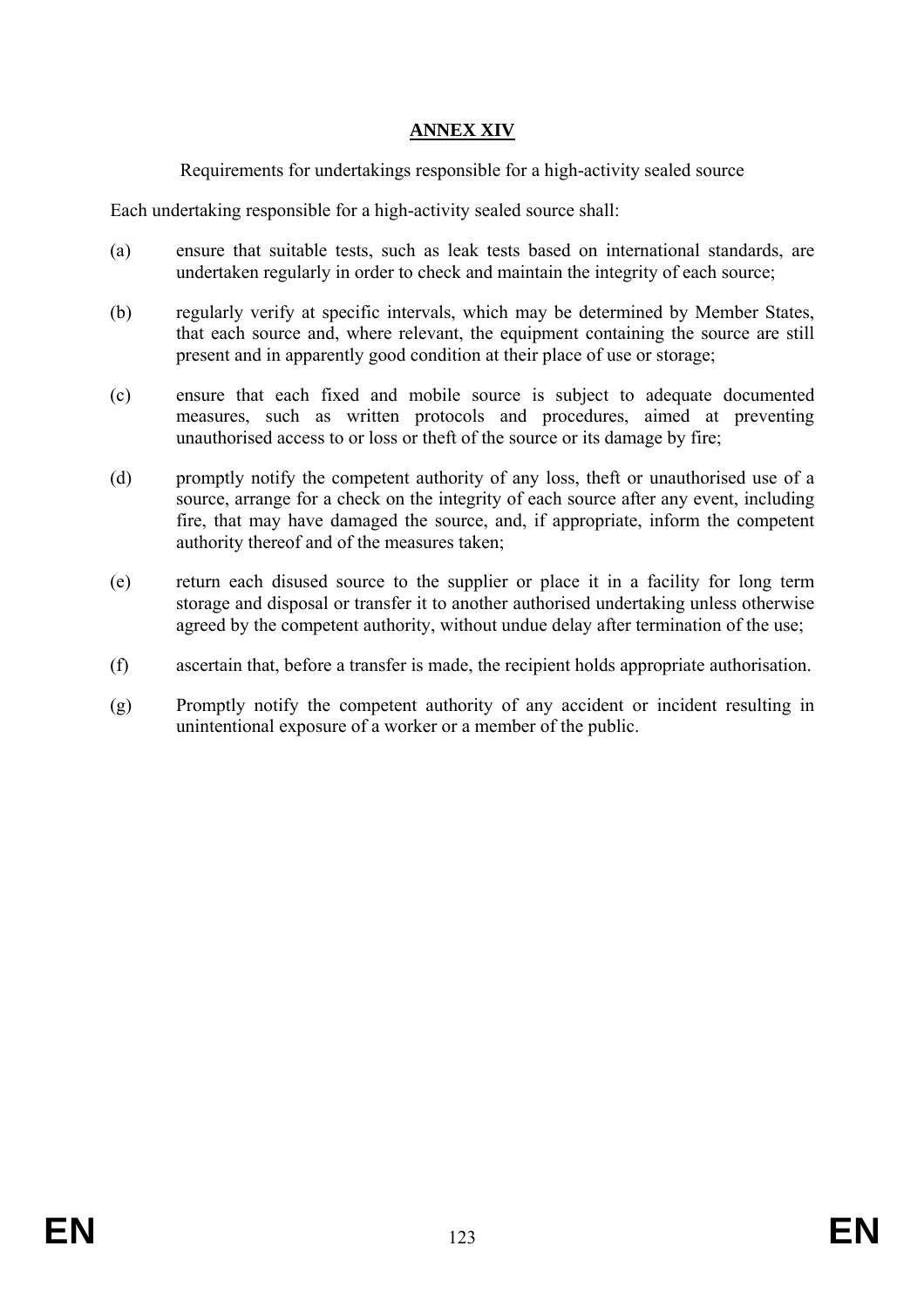# ANNEX XIV

Requirements for undertakings responsible for a high-activity sealed source

Each undertaking responsible for a high-activity sealed source shall:

(a) ensure that suitable tests, such as leak tests based on international standards, are undertaken regularly in order to check and maintain the integrity of each source;

(b) regularly verify at specific intervals, which may be determined by Member States, that each source and, where relevant, the equipment containing the source are still present and in apparently good condition at their place of use or storage;

(c) ensure that each fixed and mobile source is subject to adequate documented measures, such as written protocols and procedures, aimed at preventing unauthorised access to or loss or theft of the source or its damage by fire;

(d) promptly notify the competent authority of any loss, theft or unauthorised use of a source, arrange for a check on the integrity of each source after any event, including fire, that may have damaged the source, and, if appropriate, inform the competent authority thereof and of the measures taken;

(e) return each disused source to the supplier or place it in a facility for long term storage and disposal or transfer it to another authorised undertaking unless otherwise agreed by the competent authority, without undue delay after termination of the use;

(f) ascertain that, before a transfer is made, the recipient holds appropriate authorisation.

(g) Promptly notify the competent authority of any accident or incident resulting in unintentional exposure of a worker or a member of the public.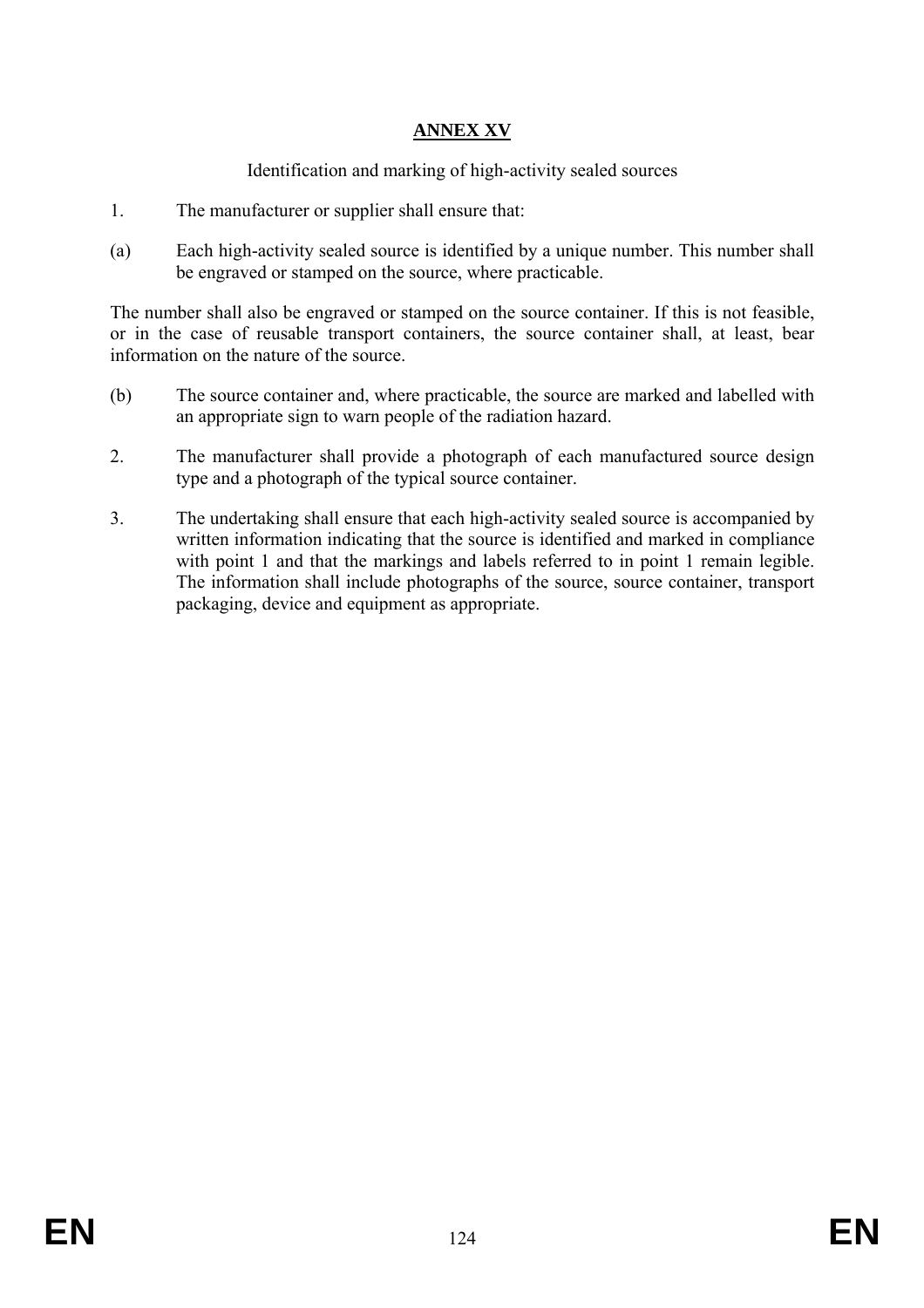# ANNEX XV

Identification and marking of high-activity sealed sources

1. The manufacturer or supplier shall ensure that:

(a) Each high-activity sealed source is identified by a unique number. This number shall be engraved or stamped on the source, where practicable.

The number shall also be engraved or stamped on the source container. If this is not feasible, or in the case of reusable transport containers, the source container shall, at least, bear information on the nature of the source.

(b) The source container and, where practicable, the source are marked and labelled with an appropriate sign to warn people of the radiation hazard.

2. The manufacturer shall provide a photograph of each manufactured source design type and a photograph of the typical source container.

3. The undertaking shall ensure that each high-activity sealed source is accompanied by written information indicating that the source is identified and marked in compliance with point 1 and that the markings and labels referred to in point 1 remain legible. The information shall include photographs of the source, source container, transport packaging, device and equipment as appropriate.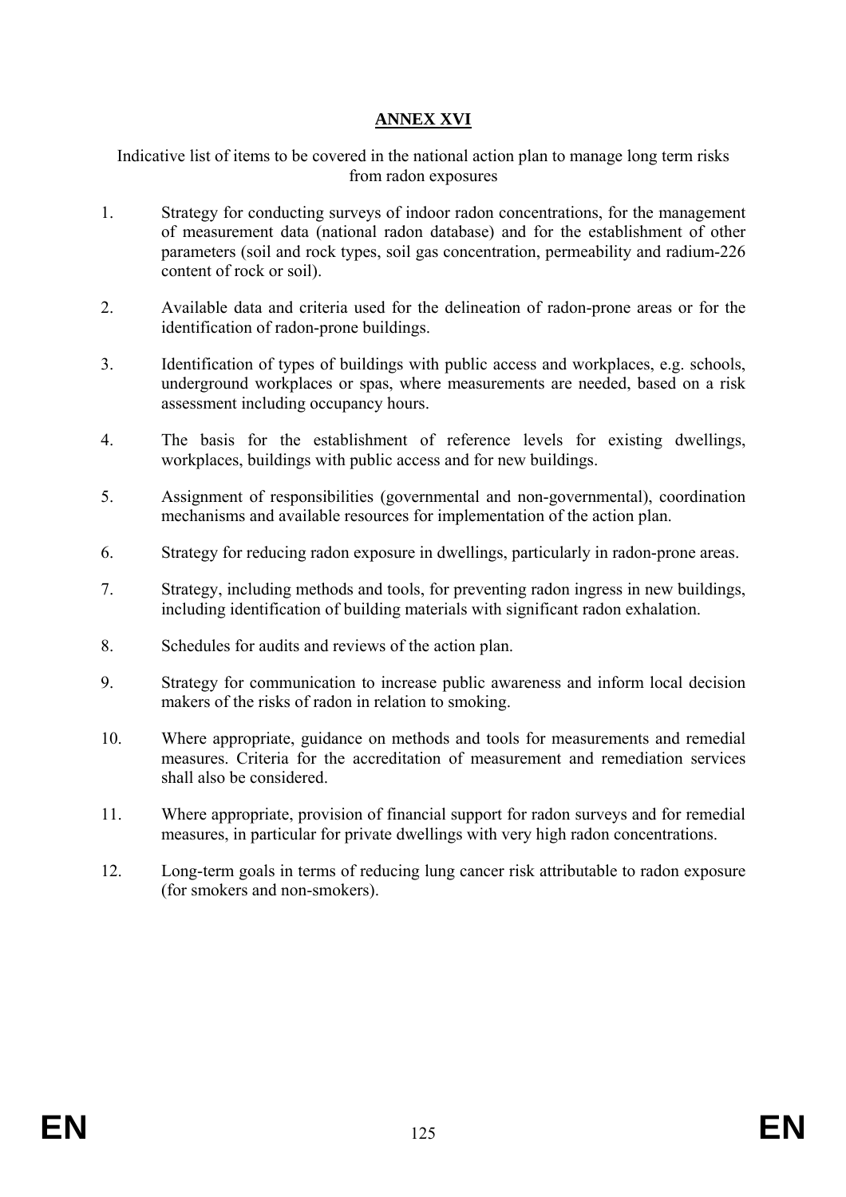# ANNEX XVI

Indicative list of items to be covered in the national action plan to manage long term risks from radon exposures

1. Strategy for conducting surveys of indoor radon concentrations, for the management of measurement data (national radon database) and for the establishment of other parameters (soil and rock types, soil gas concentration, permeability and radium-226 content of rock or soil).

2. Available data and criteria used for the delineation of radon-prone areas or for the identification of radon-prone buildings.

3. Identification of types of buildings with public access and workplaces, e.g. schools, underground workplaces or spas, where measurements are needed, based on a risk assessment including occupancy hours.

4. The basis for the establishment of reference levels for existing dwellings, workplaces, buildings with public access and for new buildings.

5. Assignment of responsibilities (governmental and non-governmental), coordination mechanisms and available resources for implementation of the action plan.

6. Strategy for reducing radon exposure in dwellings, particularly in radon-prone areas.

7. Strategy, including methods and tools, for preventing radon ingress in new buildings, including identification of building materials with significant radon exhalation.

8. Schedules for audits and reviews of the action plan.

9. Strategy for communication to increase public awareness and inform local decision makers of the risks of radon in relation to smoking.

10. Where appropriate, guidance on methods and tools for measurements and remedial measures. Criteria for the accreditation of measurement and remediation services shall also be considered.

11. Where appropriate, provision of financial support for radon surveys and for remedial measures, in particular for private dwellings with very high radon concentrations.

12. Long-term goals in terms of reducing lung cancer risk attributable to radon exposure (for smokers and non-smokers).